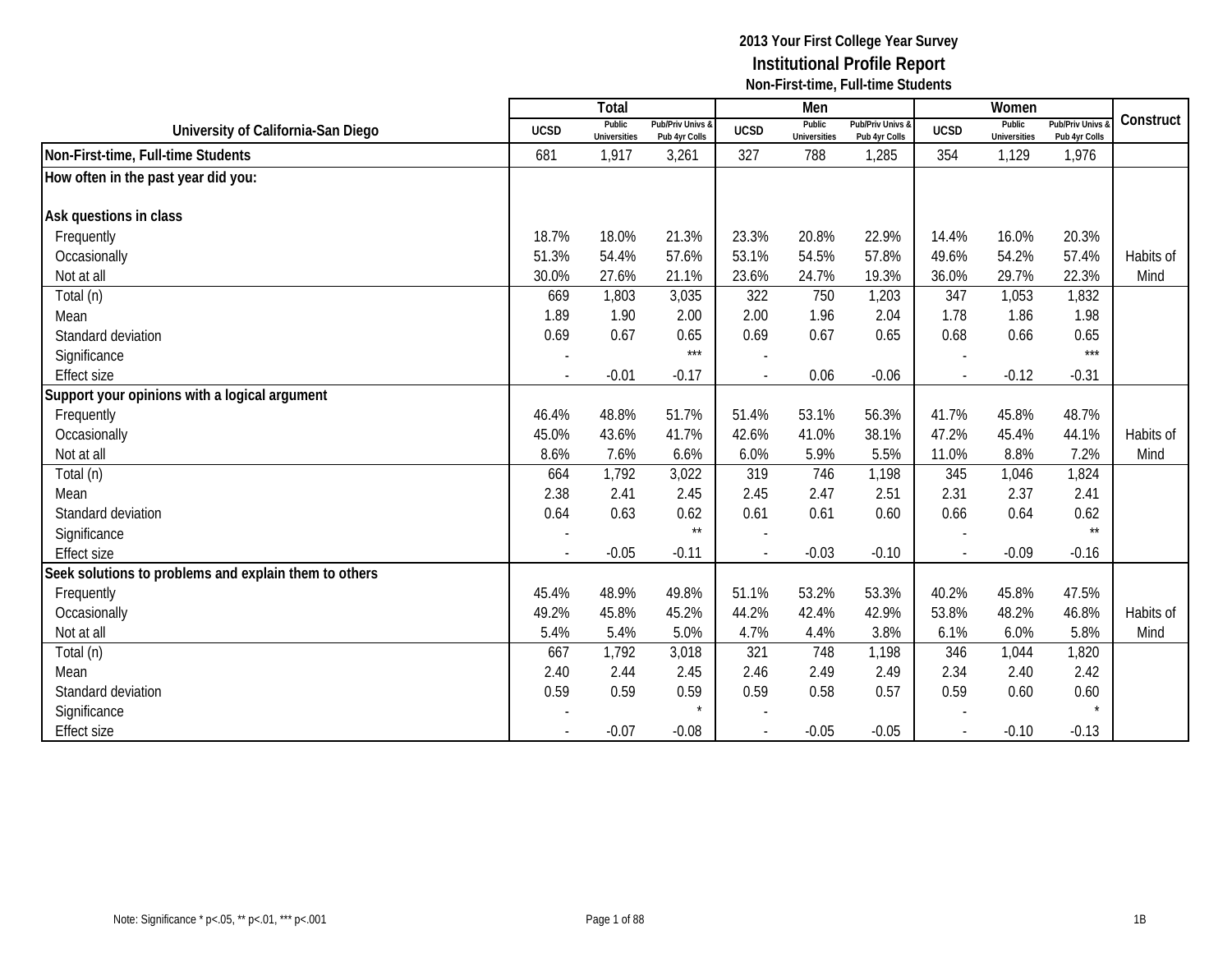# 2013 Your First College Year Survey

## Institutional Profile Report

### Non-First-time, Full-time Students

| University of California-San Diego | Total | | | Men | | | Women | | | Construct |
|---|---|---|---|---|---|---|---|---|---|---|
| | UCSD | Public Universities | Pub/Priv Univs & Pub 4yr Colls | UCSD | Public Universities | Pub/Priv Univs & Pub 4yr Colls | UCSD | Public Universities | Pub/Priv Univs & Pub 4yr Colls | |
| **Non-First-time, Full-time Students** | 681 | 1,917 | 3,261 | 327 | 788 | 1,285 | 354 | 1,129 | 1,976 | |
| **How often in the past year did you:** | | | | | | | | | | |
| **Ask questions in class** | | | | | | | | | | |
| Frequently | 18.7% | 18.0% | 21.3% | 23.3% | 20.8% | 22.9% | 14.4% | 16.0% | 20.3% | |
| Occasionally | 51.3% | 54.4% | 57.6% | 53.1% | 54.5% | 57.8% | 49.6% | 54.2% | 57.4% | Habits of Mind |
| Not at all | 30.0% | 27.6% | 21.1% | 23.6% | 24.7% | 19.3% | 36.0% | 29.7% | 22.3% | |
| Total (n) | 669 | 1,803 | 3,035 | 322 | 750 | 1,203 | 347 | 1,053 | 1,832 | |
| Mean | 1.89 | 1.90 | 2.00 | 2.00 | 1.96 | 2.04 | 1.78 | 1.86 | 1.98 | |
| Standard deviation | 0.69 | 0.67 | 0.65 | 0.69 | 0.67 | 0.65 | 0.68 | 0.66 | 0.65 | |
| Significance | - | | *** | - | | | - | | *** | |
| Effect size | - | -0.01 | -0.17 | - | 0.06 | -0.06 | - | -0.12 | -0.31 | |
| **Support your opinions with a logical argument** | | | | | | | | | | |
| Frequently | 46.4% | 48.8% | 51.7% | 51.4% | 53.1% | 56.3% | 41.7% | 45.8% | 48.7% | |
| Occasionally | 45.0% | 43.6% | 41.7% | 42.6% | 41.0% | 38.1% | 47.2% | 45.4% | 44.1% | Habits of Mind |
| Not at all | 8.6% | 7.6% | 6.6% | 6.0% | 5.9% | 5.5% | 11.0% | 8.8% | 7.2% | |
| Total (n) | 664 | 1,792 | 3,022 | 319 | 746 | 1,198 | 345 | 1,046 | 1,824 | |
| Mean | 2.38 | 2.41 | 2.45 | 2.45 | 2.47 | 2.51 | 2.31 | 2.37 | 2.41 | |
| Standard deviation | 0.64 | 0.63 | 0.62 | 0.61 | 0.61 | 0.60 | 0.66 | 0.64 | 0.62 | |
| Significance | - | | ** | - | | | - | | ** | |
| Effect size | - | -0.05 | -0.11 | - | -0.03 | -0.10 | - | -0.09 | -0.16 | |
| **Seek solutions to problems and explain them to others** | | | | | | | | | | |
| Frequently | 45.4% | 48.9% | 49.8% | 51.1% | 53.2% | 53.3% | 40.2% | 45.8% | 47.5% | |
| Occasionally | 49.2% | 45.8% | 45.2% | 44.2% | 42.4% | 42.9% | 53.8% | 48.2% | 46.8% | Habits of Mind |
| Not at all | 5.4% | 5.4% | 5.0% | 4.7% | 4.4% | 3.8% | 6.1% | 6.0% | 5.8% | |
| Total (n) | 667 | 1,792 | 3,018 | 321 | 748 | 1,198 | 346 | 1,044 | 1,820 | |
| Mean | 2.40 | 2.44 | 2.45 | 2.46 | 2.49 | 2.49 | 2.34 | 2.40 | 2.42 | |
| Standard deviation | 0.59 | 0.59 | 0.59 | 0.59 | 0.58 | 0.57 | 0.59 | 0.60 | 0.60 | |
| Significance | - | | * | - | | | - | | * | |
| Effect size | - | -0.07 | -0.08 | - | -0.05 | -0.05 | - | -0.10 | -0.13 | |

Note: Significance * p<.05, ** p<.01, *** p<.001

1B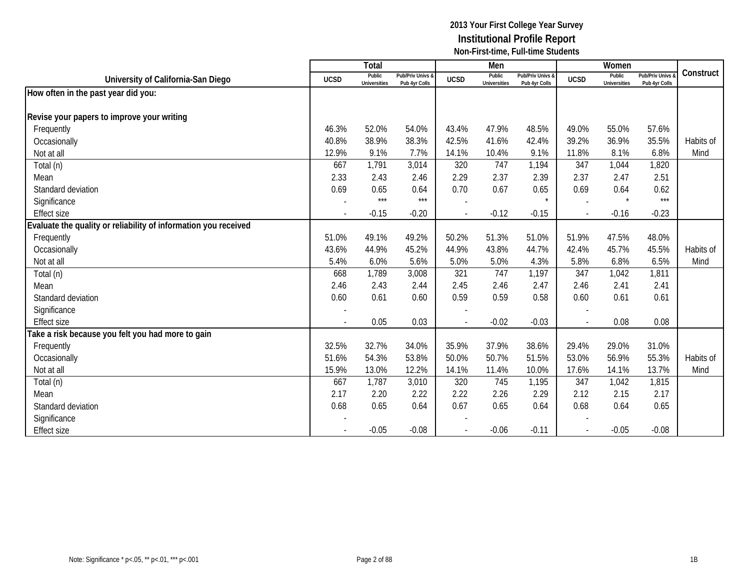## 2013 Your First College Year Survey
## Institutional Profile Report
### Non-First-time, Full-time Students

| University of California-San Diego | Total | | | Men | | | Women | | | Construct |
|---|---|---|---|---|---|---|---|---|---|---|
| | UCSD | Public Universities | Pub/Priv Univs & Pub 4yr Colls | UCSD | Public Universities | Pub/Priv Univs & Pub 4yr Colls | UCSD | Public Universities | Pub/Priv Univs & Pub 4yr Colls | |
| **How often in the past year did you:** | | | | | | | | | | |
| **Revise your papers to improve your writing** | | | | | | | | | | |
| Frequently | 46.3% | 52.0% | 54.0% | 43.4% | 47.9% | 48.5% | 49.0% | 55.0% | 57.6% | |
| Occasionally | 40.8% | 38.9% | 38.3% | 42.5% | 41.6% | 42.4% | 39.2% | 36.9% | 35.5% | Habits of |
| Not at all | 12.9% | 9.1% | 7.7% | 14.1% | 10.4% | 9.1% | 11.8% | 8.1% | 6.8% | Mind |
| Total (n) | 667 | 1,791 | 3,014 | 320 | 747 | 1,194 | 347 | 1,044 | 1,820 | |
| Mean | 2.33 | 2.43 | 2.46 | 2.29 | 2.37 | 2.39 | 2.37 | 2.47 | 2.51 | |
| Standard deviation | 0.69 | 0.65 | 0.64 | 0.70 | 0.67 | 0.65 | 0.69 | 0.64 | 0.62 | |
| Significance | - | *** | *** | - | | * | - | * | *** | |
| Effect size | - | -0.15 | -0.20 | - | -0.12 | -0.15 | - | -0.16 | -0.23 | |
| **Evaluate the quality or reliability of information you received** | | | | | | | | | | |
| Frequently | 51.0% | 49.1% | 49.2% | 50.2% | 51.3% | 51.0% | 51.9% | 47.5% | 48.0% | |
| Occasionally | 43.6% | 44.9% | 45.2% | 44.9% | 43.8% | 44.7% | 42.4% | 45.7% | 45.5% | Habits of |
| Not at all | 5.4% | 6.0% | 5.6% | 5.0% | 5.0% | 4.3% | 5.8% | 6.8% | 6.5% | Mind |
| Total (n) | 668 | 1,789 | 3,008 | 321 | 747 | 1,197 | 347 | 1,042 | 1,811 | |
| Mean | 2.46 | 2.43 | 2.44 | 2.45 | 2.46 | 2.47 | 2.46 | 2.41 | 2.41 | |
| Standard deviation | 0.60 | 0.61 | 0.60 | 0.59 | 0.59 | 0.58 | 0.60 | 0.61 | 0.61 | |
| Significance | - | | | - | | | - | | | |
| Effect size | - | 0.05 | 0.03 | - | -0.02 | -0.03 | - | 0.08 | 0.08 | |
| **Take a risk because you felt you had more to gain** | | | | | | | | | | |
| Frequently | 32.5% | 32.7% | 34.0% | 35.9% | 37.9% | 38.6% | 29.4% | 29.0% | 31.0% | |
| Occasionally | 51.6% | 54.3% | 53.8% | 50.0% | 50.7% | 51.5% | 53.0% | 56.9% | 55.3% | Habits of |
| Not at all | 15.9% | 13.0% | 12.2% | 14.1% | 11.4% | 10.0% | 17.6% | 14.1% | 13.7% | Mind |
| Total (n) | 667 | 1,787 | 3,010 | 320 | 745 | 1,195 | 347 | 1,042 | 1,815 | |
| Mean | 2.17 | 2.20 | 2.22 | 2.22 | 2.26 | 2.29 | 2.12 | 2.15 | 2.17 | |
| Standard deviation | 0.68 | 0.65 | 0.64 | 0.67 | 0.65 | 0.64 | 0.68 | 0.64 | 0.65 | |
| Significance | - | | | - | | | - | | | |
| Effect size | - | -0.05 | -0.08 | - | -0.06 | -0.11 | - | -0.05 | -0.08 | |

Note: Significance * p<.05, ** p<.01, *** p<.001

1B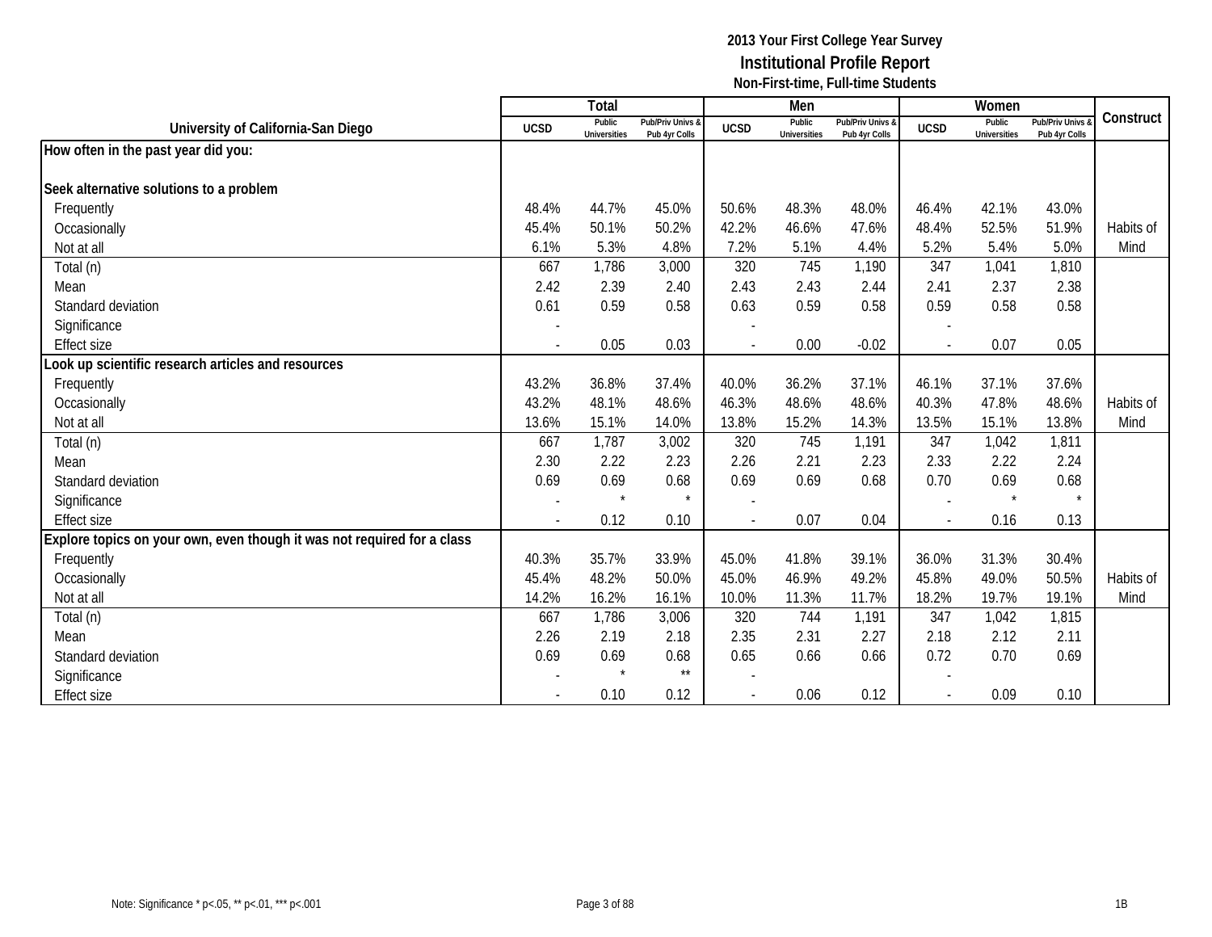**2013 Your First College Year Survey**
**Institutional Profile Report**
**Non-First-time, Full-time Students**

| University of California-San Diego | Total | | | Men | | | Women | | | Construct |
|---|---|---|---|---|---|---|---|---|---|---|
| | UCSD | Public Universities | Pub/Priv Univs & Pub 4yr Colls | UCSD | Public Universities | Pub/Priv Univs & Pub 4yr Colls | UCSD | Public Universities | Pub/Priv Univs & Pub 4yr Colls | |
| **How often in the past year did you:** | | | | | | | | | | |
| **Seek alternative solutions to a problem** | | | | | | | | | | |
| Frequently | 48.4% | 44.7% | 45.0% | 50.6% | 48.3% | 48.0% | 46.4% | 42.1% | 43.0% | |
| Occasionally | 45.4% | 50.1% | 50.2% | 42.2% | 46.6% | 47.6% | 48.4% | 52.5% | 51.9% | Habits of Mind |
| Not at all | 6.1% | 5.3% | 4.8% | 7.2% | 5.1% | 4.4% | 5.2% | 5.4% | 5.0% | |
| Total (n) | 667 | 1,786 | 3,000 | 320 | 745 | 1,190 | 347 | 1,041 | 1,810 | |
| Mean | 2.42 | 2.39 | 2.40 | 2.43 | 2.43 | 2.44 | 2.41 | 2.37 | 2.38 | |
| Standard deviation | 0.61 | 0.59 | 0.58 | 0.63 | 0.59 | 0.58 | 0.59 | 0.58 | 0.58 | |
| Significance | - | | | - | | | - | | | |
| Effect size | - | 0.05 | 0.03 | - | 0.00 | -0.02 | - | 0.07 | 0.05 | |
| **Look up scientific research articles and resources** | | | | | | | | | | |
| Frequently | 43.2% | 36.8% | 37.4% | 40.0% | 36.2% | 37.1% | 46.1% | 37.1% | 37.6% | |
| Occasionally | 43.2% | 48.1% | 48.6% | 46.3% | 48.6% | 48.6% | 40.3% | 47.8% | 48.6% | Habits of Mind |
| Not at all | 13.6% | 15.1% | 14.0% | 13.8% | 15.2% | 14.3% | 13.5% | 15.1% | 13.8% | |
| Total (n) | 667 | 1,787 | 3,002 | 320 | 745 | 1,191 | 347 | 1,042 | 1,811 | |
| Mean | 2.30 | 2.22 | 2.23 | 2.26 | 2.21 | 2.23 | 2.33 | 2.22 | 2.24 | |
| Standard deviation | 0.69 | 0.69 | 0.68 | 0.69 | 0.69 | 0.68 | 0.70 | 0.69 | 0.68 | |
| Significance | - | * | * | - | | | - | * | * | |
| Effect size | - | 0.12 | 0.10 | - | 0.07 | 0.04 | - | 0.16 | 0.13 | |
| **Explore topics on your own, even though it was not required for a class** | | | | | | | | | | |
| Frequently | 40.3% | 35.7% | 33.9% | 45.0% | 41.8% | 39.1% | 36.0% | 31.3% | 30.4% | |
| Occasionally | 45.4% | 48.2% | 50.0% | 45.0% | 46.9% | 49.2% | 45.8% | 49.0% | 50.5% | Habits of Mind |
| Not at all | 14.2% | 16.2% | 16.1% | 10.0% | 11.3% | 11.7% | 18.2% | 19.7% | 19.1% | |
| Total (n) | 667 | 1,786 | 3,006 | 320 | 744 | 1,191 | 347 | 1,042 | 1,815 | |
| Mean | 2.26 | 2.19 | 2.18 | 2.35 | 2.31 | 2.27 | 2.18 | 2.12 | 2.11 | |
| Standard deviation | 0.69 | 0.69 | 0.68 | 0.65 | 0.66 | 0.66 | 0.72 | 0.70 | 0.69 | |
| Significance | - | * | ** | - | | | - | | | |
| Effect size | - | 0.10 | 0.12 | - | 0.06 | 0.12 | - | 0.09 | 0.10 | |

Note: Significance * p<.05, ** p<.01, *** p<.001

1B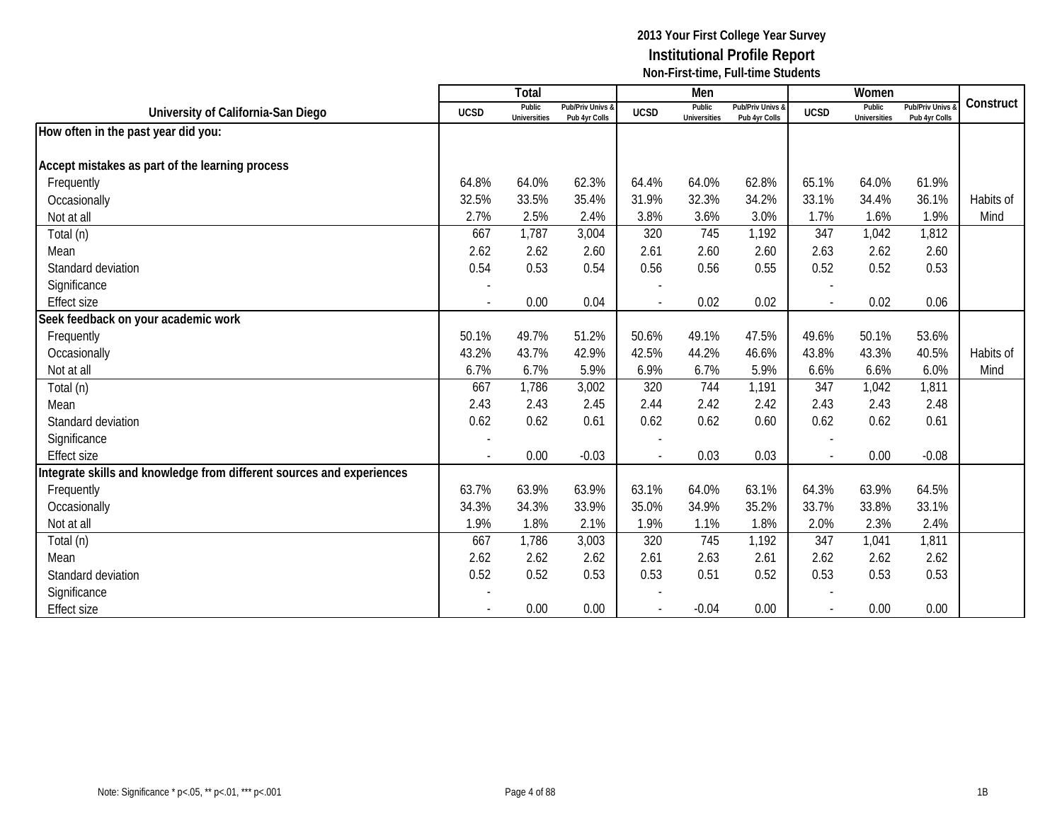# 2013 Your First College Year Survey
## Institutional Profile Report
### Non-First-time, Full-time Students

| University of California-San Diego | Total | | | Men | | | Women | | | Construct |
|---|---|---|---|---|---|---|---|---|---|---|
| | UCSD | Public Universities | Pub/Priv Univs & Pub 4yr Colls | UCSD | Public Universities | Pub/Priv Univs & Pub 4yr Colls | UCSD | Public Universities | Pub/Priv Univs & Pub 4yr Colls | |
| **How often in the past year did you:** | | | | | | | | | | |
| **Accept mistakes as part of the learning process** | | | | | | | | | | |
| Frequently | 64.8% | 64.0% | 62.3% | 64.4% | 64.0% | 62.8% | 65.1% | 64.0% | 61.9% | |
| Occasionally | 32.5% | 33.5% | 35.4% | 31.9% | 32.3% | 34.2% | 33.1% | 34.4% | 36.1% | Habits of |
| Not at all | 2.7% | 2.5% | 2.4% | 3.8% | 3.6% | 3.0% | 1.7% | 1.6% | 1.9% | Mind |
| Total (n) | 667 | 1,787 | 3,004 | 320 | 745 | 1,192 | 347 | 1,042 | 1,812 | |
| Mean | 2.62 | 2.62 | 2.60 | 2.61 | 2.60 | 2.60 | 2.63 | 2.62 | 2.60 | |
| Standard deviation | 0.54 | 0.53 | 0.54 | 0.56 | 0.56 | 0.55 | 0.52 | 0.52 | 0.53 | |
| Significance | - | | | - | | | - | | | |
| Effect size | - | 0.00 | 0.04 | - | 0.02 | 0.02 | - | 0.02 | 0.06 | |
| **Seek feedback on your academic work** | | | | | | | | | | |
| Frequently | 50.1% | 49.7% | 51.2% | 50.6% | 49.1% | 47.5% | 49.6% | 50.1% | 53.6% | |
| Occasionally | 43.2% | 43.7% | 42.9% | 42.5% | 44.2% | 46.6% | 43.8% | 43.3% | 40.5% | Habits of |
| Not at all | 6.7% | 6.7% | 5.9% | 6.9% | 6.7% | 5.9% | 6.6% | 6.6% | 6.0% | Mind |
| Total (n) | 667 | 1,786 | 3,002 | 320 | 744 | 1,191 | 347 | 1,042 | 1,811 | |
| Mean | 2.43 | 2.43 | 2.45 | 2.44 | 2.42 | 2.42 | 2.43 | 2.43 | 2.48 | |
| Standard deviation | 0.62 | 0.62 | 0.61 | 0.62 | 0.62 | 0.60 | 0.62 | 0.62 | 0.61 | |
| Significance | - | | | - | | | - | | | |
| Effect size | - | 0.00 | -0.03 | - | 0.03 | 0.03 | - | 0.00 | -0.08 | |
| **Integrate skills and knowledge from different sources and experiences** | | | | | | | | | | |
| Frequently | 63.7% | 63.9% | 63.9% | 63.1% | 64.0% | 63.1% | 64.3% | 63.9% | 64.5% | |
| Occasionally | 34.3% | 34.3% | 33.9% | 35.0% | 34.9% | 35.2% | 33.7% | 33.8% | 33.1% | |
| Not at all | 1.9% | 1.8% | 2.1% | 1.9% | 1.1% | 1.8% | 2.0% | 2.3% | 2.4% | |
| Total (n) | 667 | 1,786 | 3,003 | 320 | 745 | 1,192 | 347 | 1,041 | 1,811 | |
| Mean | 2.62 | 2.62 | 2.62 | 2.61 | 2.63 | 2.61 | 2.62 | 2.62 | 2.62 | |
| Standard deviation | 0.52 | 0.52 | 0.53 | 0.53 | 0.51 | 0.52 | 0.53 | 0.53 | 0.53 | |
| Significance | - | | | - | | | - | | | |
| Effect size | - | 0.00 | 0.00 | - | -0.04 | 0.00 | - | 0.00 | 0.00 | |

Note: Significance * p<.05, ** p<.01, *** p<.001

1B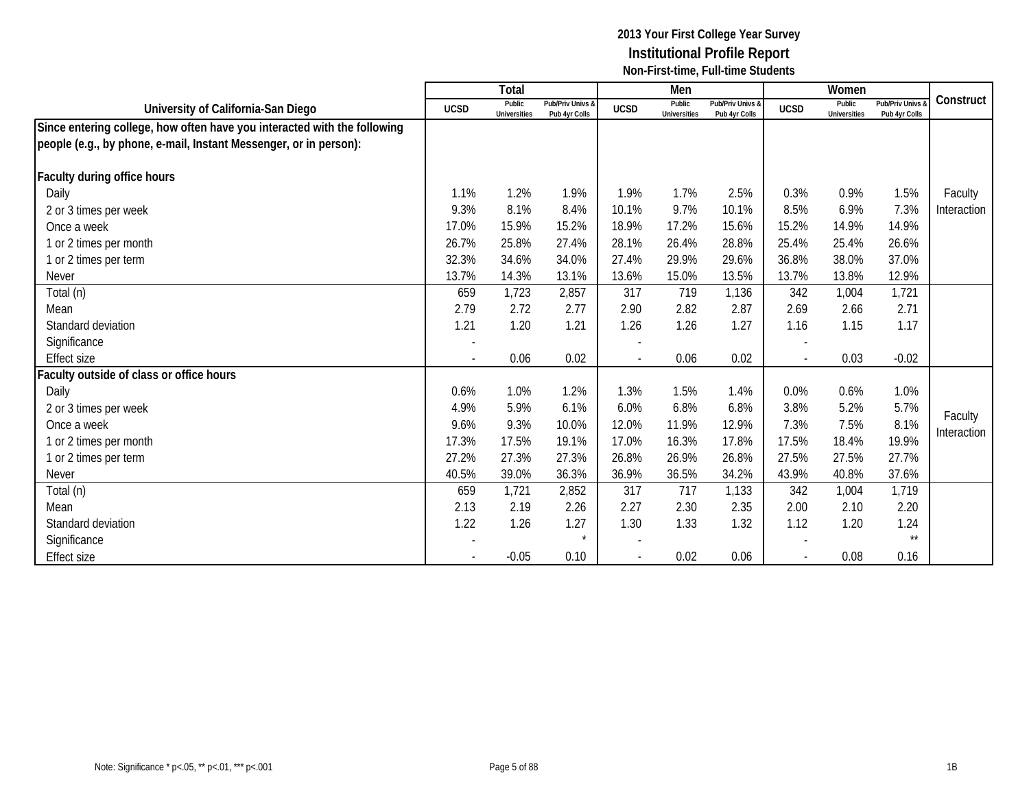# 2013 Your First College Year Survey
## Institutional Profile Report
### Non-First-time, Full-time Students

| University of California-San Diego | Total | | | Men | | | Women | | | Construct |
|---|---|---|---|---|---|---|---|---|---|---|
| | UCSD | Public Universities | Pub/Priv Univs & Pub 4yr Colls | UCSD | Public Universities | Pub/Priv Univs & Pub 4yr Colls | UCSD | Public Universities | Pub/Priv Univs & Pub 4yr Colls | |
| **Since entering college, how often have you interacted with the following people (e.g., by phone, e-mail, Instant Messenger, or in person):** | | | | | | | | | | |
| **Faculty during office hours** | | | | | | | | | | |
| Daily | 1.1% | 1.2% | 1.9% | 1.9% | 1.7% | 2.5% | 0.3% | 0.9% | 1.5% | Faculty Interaction |
| 2 or 3 times per week | 9.3% | 8.1% | 8.4% | 10.1% | 9.7% | 10.1% | 8.5% | 6.9% | 7.3% | |
| Once a week | 17.0% | 15.9% | 15.2% | 18.9% | 17.2% | 15.6% | 15.2% | 14.9% | 14.9% | |
| 1 or 2 times per month | 26.7% | 25.8% | 27.4% | 28.1% | 26.4% | 28.8% | 25.4% | 25.4% | 26.6% | |
| 1 or 2 times per term | 32.3% | 34.6% | 34.0% | 27.4% | 29.9% | 29.6% | 36.8% | 38.0% | 37.0% | |
| Never | 13.7% | 14.3% | 13.1% | 13.6% | 15.0% | 13.5% | 13.7% | 13.8% | 12.9% | |
| Total (n) | 659 | 1,723 | 2,857 | 317 | 719 | 1,136 | 342 | 1,004 | 1,721 | |
| Mean | 2.79 | 2.72 | 2.77 | 2.90 | 2.82 | 2.87 | 2.69 | 2.66 | 2.71 | |
| Standard deviation | 1.21 | 1.20 | 1.21 | 1.26 | 1.26 | 1.27 | 1.16 | 1.15 | 1.17 | |
| Significance | - | | | - | | | - | | | |
| Effect size | - | 0.06 | 0.02 | - | 0.06 | 0.02 | - | 0.03 | -0.02 | |
| **Faculty outside of class or office hours** | | | | | | | | | | |
| Daily | 0.6% | 1.0% | 1.2% | 1.3% | 1.5% | 1.4% | 0.0% | 0.6% | 1.0% | Faculty Interaction |
| 2 or 3 times per week | 4.9% | 5.9% | 6.1% | 6.0% | 6.8% | 6.8% | 3.8% | 5.2% | 5.7% | |
| Once a week | 9.6% | 9.3% | 10.0% | 12.0% | 11.9% | 12.9% | 7.3% | 7.5% | 8.1% | |
| 1 or 2 times per month | 17.3% | 17.5% | 19.1% | 17.0% | 16.3% | 17.8% | 17.5% | 18.4% | 19.9% | |
| 1 or 2 times per term | 27.2% | 27.3% | 27.3% | 26.8% | 26.9% | 26.8% | 27.5% | 27.5% | 27.7% | |
| Never | 40.5% | 39.0% | 36.3% | 36.9% | 36.5% | 34.2% | 43.9% | 40.8% | 37.6% | |
| Total (n) | 659 | 1,721 | 2,852 | 317 | 717 | 1,133 | 342 | 1,004 | 1,719 | |
| Mean | 2.13 | 2.19 | 2.26 | 2.27 | 2.30 | 2.35 | 2.00 | 2.10 | 2.20 | |
| Standard deviation | 1.22 | 1.26 | 1.27 | 1.30 | 1.33 | 1.32 | 1.12 | 1.20 | 1.24 | |
| Significance | - | | * | - | | | - | | ** | |
| Effect size | - | -0.05 | 0.10 | - | 0.02 | 0.06 | - | 0.08 | 0.16 | |

Note: Significance * p<.05, ** p<.01, *** p<.001

1B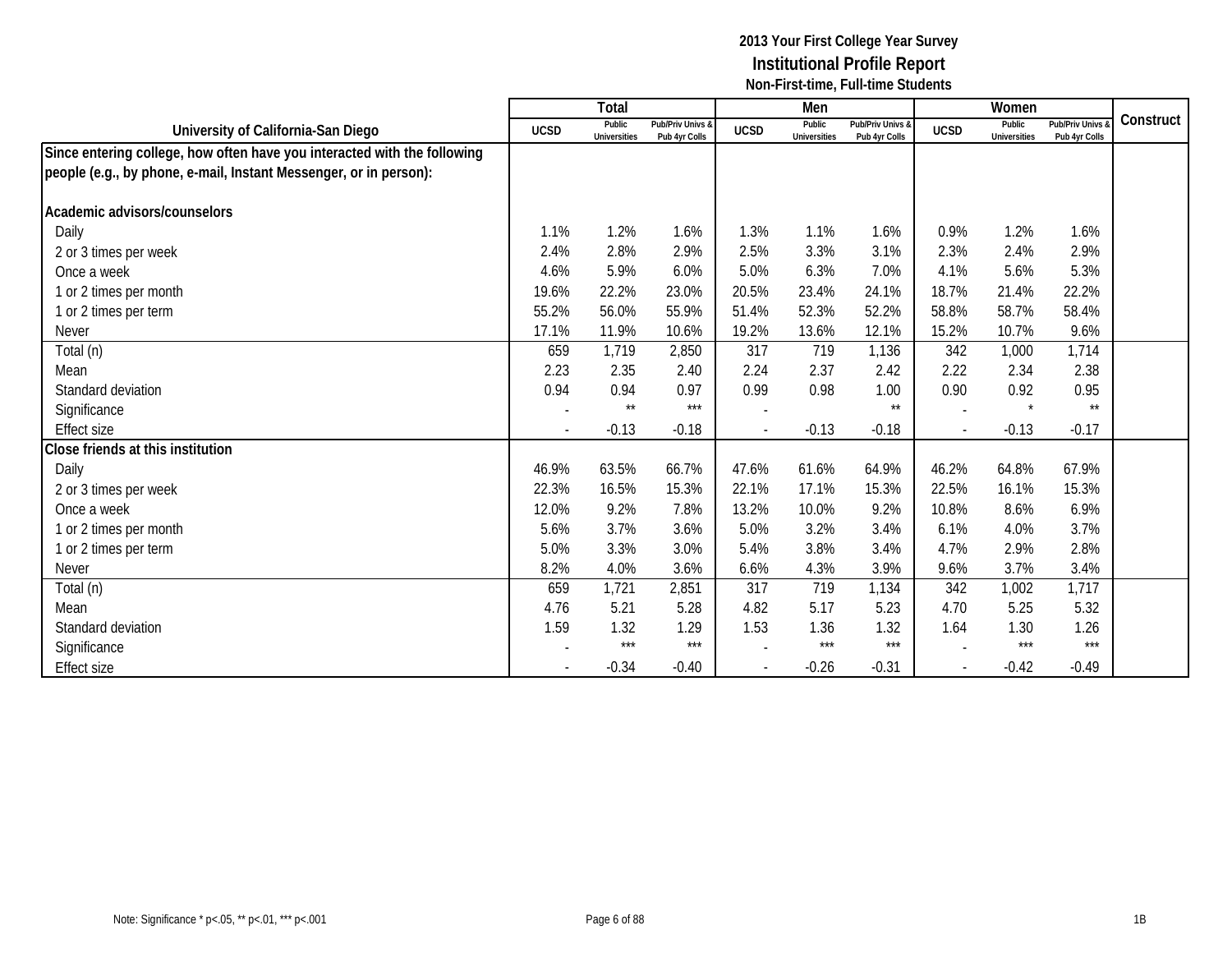# 2013 Your First College Year Survey
## Institutional Profile Report
### Non-First-time, Full-time Students

| University of California-San Diego | Total | | | Men | | | Women | | | Construct |
|---|---|---|---|---|---|---|---|---|---|---|
| | UCSD | Public Universities | Pub/Priv Univs & Pub 4yr Colls | UCSD | Public Universities | Pub/Priv Univs & Pub 4yr Colls | UCSD | Public Universities | Pub/Priv Univs & Pub 4yr Colls | |
| **Since entering college, how often have you interacted with the following people (e.g., by phone, e-mail, Instant Messenger, or in person):** | | | | | | | | | | |
| **Academic advisors/counselors** | | | | | | | | | | |
| Daily | 1.1% | 1.2% | 1.6% | 1.3% | 1.1% | 1.6% | 0.9% | 1.2% | 1.6% | |
| 2 or 3 times per week | 2.4% | 2.8% | 2.9% | 2.5% | 3.3% | 3.1% | 2.3% | 2.4% | 2.9% | |
| Once a week | 4.6% | 5.9% | 6.0% | 5.0% | 6.3% | 7.0% | 4.1% | 5.6% | 5.3% | |
| 1 or 2 times per month | 19.6% | 22.2% | 23.0% | 20.5% | 23.4% | 24.1% | 18.7% | 21.4% | 22.2% | |
| 1 or 2 times per term | 55.2% | 56.0% | 55.9% | 51.4% | 52.3% | 52.2% | 58.8% | 58.7% | 58.4% | |
| Never | 17.1% | 11.9% | 10.6% | 19.2% | 13.6% | 12.1% | 15.2% | 10.7% | 9.6% | |
| Total (n) | 659 | 1,719 | 2,850 | 317 | 719 | 1,136 | 342 | 1,000 | 1,714 | |
| Mean | 2.23 | 2.35 | 2.40 | 2.24 | 2.37 | 2.42 | 2.22 | 2.34 | 2.38 | |
| Standard deviation | 0.94 | 0.94 | 0.97 | 0.99 | 0.98 | 1.00 | 0.90 | 0.92 | 0.95 | |
| Significance | - | ** | *** | - | | ** | - | * | ** | |
| Effect size | - | -0.13 | -0.18 | - | -0.13 | -0.18 | - | -0.13 | -0.17 | |
| **Close friends at this institution** | | | | | | | | | | |
| Daily | 46.9% | 63.5% | 66.7% | 47.6% | 61.6% | 64.9% | 46.2% | 64.8% | 67.9% | |
| 2 or 3 times per week | 22.3% | 16.5% | 15.3% | 22.1% | 17.1% | 15.3% | 22.5% | 16.1% | 15.3% | |
| Once a week | 12.0% | 9.2% | 7.8% | 13.2% | 10.0% | 9.2% | 10.8% | 8.6% | 6.9% | |
| 1 or 2 times per month | 5.6% | 3.7% | 3.6% | 5.0% | 3.2% | 3.4% | 6.1% | 4.0% | 3.7% | |
| 1 or 2 times per term | 5.0% | 3.3% | 3.0% | 5.4% | 3.8% | 3.4% | 4.7% | 2.9% | 2.8% | |
| Never | 8.2% | 4.0% | 3.6% | 6.6% | 4.3% | 3.9% | 9.6% | 3.7% | 3.4% | |
| Total (n) | 659 | 1,721 | 2,851 | 317 | 719 | 1,134 | 342 | 1,002 | 1,717 | |
| Mean | 4.76 | 5.21 | 5.28 | 4.82 | 5.17 | 5.23 | 4.70 | 5.25 | 5.32 | |
| Standard deviation | 1.59 | 1.32 | 1.29 | 1.53 | 1.36 | 1.32 | 1.64 | 1.30 | 1.26 | |
| Significance | - | *** | *** | - | *** | *** | - | *** | *** | |
| Effect size | - | -0.34 | -0.40 | - | -0.26 | -0.31 | - | -0.42 | -0.49 | |

Note: Significance * p<.05, ** p<.01, *** p<.001

1B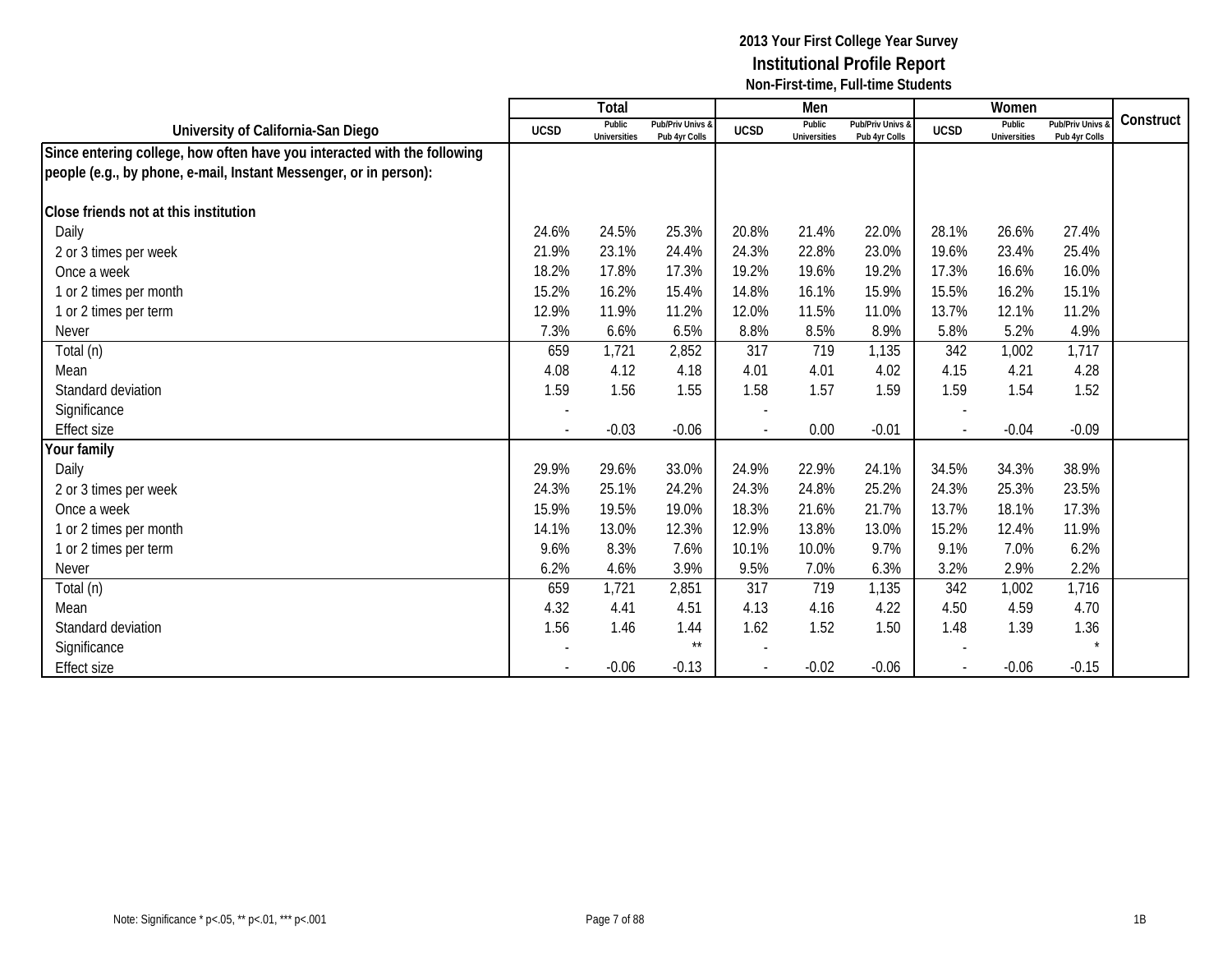**2013 Your First College Year Survey**
**Institutional Profile Report**
**Non-First-time, Full-time Students**

| University of California-San Diego | Total | | | Men | | | Women | | | Construct |
|---|---|---|---|---|---|---|---|---|---|---|
| | UCSD | Public Universities | Pub/Priv Univs & Pub 4yr Colls | UCSD | Public Universities | Pub/Priv Univs & Pub 4yr Colls | UCSD | Public Universities | Pub/Priv Univs & Pub 4yr Colls | |
| **Since entering college, how often have you interacted with the following people (e.g., by phone, e-mail, Instant Messenger, or in person):** | | | | | | | | | | |
| **Close friends not at this institution** | | | | | | | | | | |
| Daily | 24.6% | 24.5% | 25.3% | 20.8% | 21.4% | 22.0% | 28.1% | 26.6% | 27.4% | |
| 2 or 3 times per week | 21.9% | 23.1% | 24.4% | 24.3% | 22.8% | 23.0% | 19.6% | 23.4% | 25.4% | |
| Once a week | 18.2% | 17.8% | 17.3% | 19.2% | 19.6% | 19.2% | 17.3% | 16.6% | 16.0% | |
| 1 or 2 times per month | 15.2% | 16.2% | 15.4% | 14.8% | 16.1% | 15.9% | 15.5% | 16.2% | 15.1% | |
| 1 or 2 times per term | 12.9% | 11.9% | 11.2% | 12.0% | 11.5% | 11.0% | 13.7% | 12.1% | 11.2% | |
| Never | 7.3% | 6.6% | 6.5% | 8.8% | 8.5% | 8.9% | 5.8% | 5.2% | 4.9% | |
| Total (n) | 659 | 1,721 | 2,852 | 317 | 719 | 1,135 | 342 | 1,002 | 1,717 | |
| Mean | 4.08 | 4.12 | 4.18 | 4.01 | 4.01 | 4.02 | 4.15 | 4.21 | 4.28 | |
| Standard deviation | 1.59 | 1.56 | 1.55 | 1.58 | 1.57 | 1.59 | 1.59 | 1.54 | 1.52 | |
| Significance | - | | | - | | | - | | | |
| Effect size | - | -0.03 | -0.06 | - | 0.00 | -0.01 | - | -0.04 | -0.09 | |
| **Your family** | | | | | | | | | | |
| Daily | 29.9% | 29.6% | 33.0% | 24.9% | 22.9% | 24.1% | 34.5% | 34.3% | 38.9% | |
| 2 or 3 times per week | 24.3% | 25.1% | 24.2% | 24.3% | 24.8% | 25.2% | 24.3% | 25.3% | 23.5% | |
| Once a week | 15.9% | 19.5% | 19.0% | 18.3% | 21.6% | 21.7% | 13.7% | 18.1% | 17.3% | |
| 1 or 2 times per month | 14.1% | 13.0% | 12.3% | 12.9% | 13.8% | 13.0% | 15.2% | 12.4% | 11.9% | |
| 1 or 2 times per term | 9.6% | 8.3% | 7.6% | 10.1% | 10.0% | 9.7% | 9.1% | 7.0% | 6.2% | |
| Never | 6.2% | 4.6% | 3.9% | 9.5% | 7.0% | 6.3% | 3.2% | 2.9% | 2.2% | |
| Total (n) | 659 | 1,721 | 2,851 | 317 | 719 | 1,135 | 342 | 1,002 | 1,716 | |
| Mean | 4.32 | 4.41 | 4.51 | 4.13 | 4.16 | 4.22 | 4.50 | 4.59 | 4.70 | |
| Standard deviation | 1.56 | 1.46 | 1.44 | 1.62 | 1.52 | 1.50 | 1.48 | 1.39 | 1.36 | |
| Significance | - | | ** | - | | | - | | * | |
| Effect size | - | -0.06 | -0.13 | - | -0.02 | -0.06 | - | -0.06 | -0.15 | |

Note: Significance * p<.05, ** p<.01, *** p<.001

1B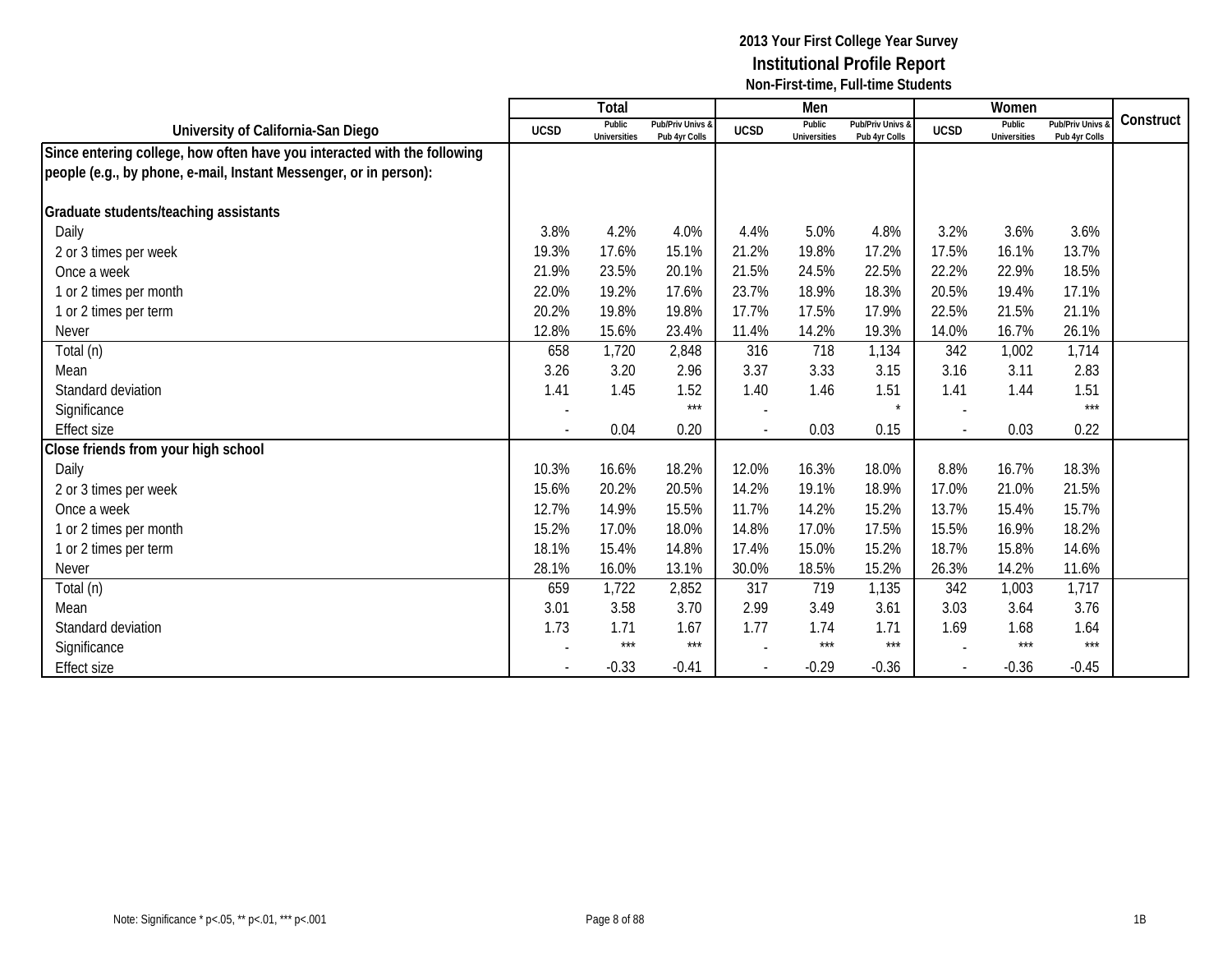# 2013 Your First College Year Survey
## Institutional Profile Report
### Non-First-time, Full-time Students

| University of California-San Diego | Total | | | Men | | | Women | | | Construct |
|---|---|---|---|---|---|---|---|---|---|---|
| | UCSD | Public Universities | Pub/Priv Univs & Pub 4yr Colls | UCSD | Public Universities | Pub/Priv Univs & Pub 4yr Colls | UCSD | Public Universities | Pub/Priv Univs & Pub 4yr Colls | |
| **Since entering college, how often have you interacted with the following people (e.g., by phone, e-mail, Instant Messenger, or in person):** | | | | | | | | | | |
| **Graduate students/teaching assistants** | | | | | | | | | | |
| Daily | 3.8% | 4.2% | 4.0% | 4.4% | 5.0% | 4.8% | 3.2% | 3.6% | 3.6% | |
| 2 or 3 times per week | 19.3% | 17.6% | 15.1% | 21.2% | 19.8% | 17.2% | 17.5% | 16.1% | 13.7% | |
| Once a week | 21.9% | 23.5% | 20.1% | 21.5% | 24.5% | 22.5% | 22.2% | 22.9% | 18.5% | |
| 1 or 2 times per month | 22.0% | 19.2% | 17.6% | 23.7% | 18.9% | 18.3% | 20.5% | 19.4% | 17.1% | |
| 1 or 2 times per term | 20.2% | 19.8% | 19.8% | 17.7% | 17.5% | 17.9% | 22.5% | 21.5% | 21.1% | |
| Never | 12.8% | 15.6% | 23.4% | 11.4% | 14.2% | 19.3% | 14.0% | 16.7% | 26.1% | |
| Total (n) | 658 | 1,720 | 2,848 | 316 | 718 | 1,134 | 342 | 1,002 | 1,714 | |
| Mean | 3.26 | 3.20 | 2.96 | 3.37 | 3.33 | 3.15 | 3.16 | 3.11 | 2.83 | |
| Standard deviation | 1.41 | 1.45 | 1.52 | 1.40 | 1.46 | 1.51 | 1.41 | 1.44 | 1.51 | |
| Significance | - | | *** | - | | * | - | | *** | |
| Effect size | - | 0.04 | 0.20 | - | 0.03 | 0.15 | - | 0.03 | 0.22 | |
| **Close friends from your high school** | | | | | | | | | | |
| Daily | 10.3% | 16.6% | 18.2% | 12.0% | 16.3% | 18.0% | 8.8% | 16.7% | 18.3% | |
| 2 or 3 times per week | 15.6% | 20.2% | 20.5% | 14.2% | 19.1% | 18.9% | 17.0% | 21.0% | 21.5% | |
| Once a week | 12.7% | 14.9% | 15.5% | 11.7% | 14.2% | 15.2% | 13.7% | 15.4% | 15.7% | |
| 1 or 2 times per month | 15.2% | 17.0% | 18.0% | 14.8% | 17.0% | 17.5% | 15.5% | 16.9% | 18.2% | |
| 1 or 2 times per term | 18.1% | 15.4% | 14.8% | 17.4% | 15.0% | 15.2% | 18.7% | 15.8% | 14.6% | |
| Never | 28.1% | 16.0% | 13.1% | 30.0% | 18.5% | 15.2% | 26.3% | 14.2% | 11.6% | |
| Total (n) | 659 | 1,722 | 2,852 | 317 | 719 | 1,135 | 342 | 1,003 | 1,717 | |
| Mean | 3.01 | 3.58 | 3.70 | 2.99 | 3.49 | 3.61 | 3.03 | 3.64 | 3.76 | |
| Standard deviation | 1.73 | 1.71 | 1.67 | 1.77 | 1.74 | 1.71 | 1.69 | 1.68 | 1.64 | |
| Significance | - | *** | *** | - | *** | *** | - | *** | *** | |
| Effect size | - | -0.33 | -0.41 | - | -0.29 | -0.36 | - | -0.36 | -0.45 | |

Note: Significance * p<.05, ** p<.01, *** p<.001

1B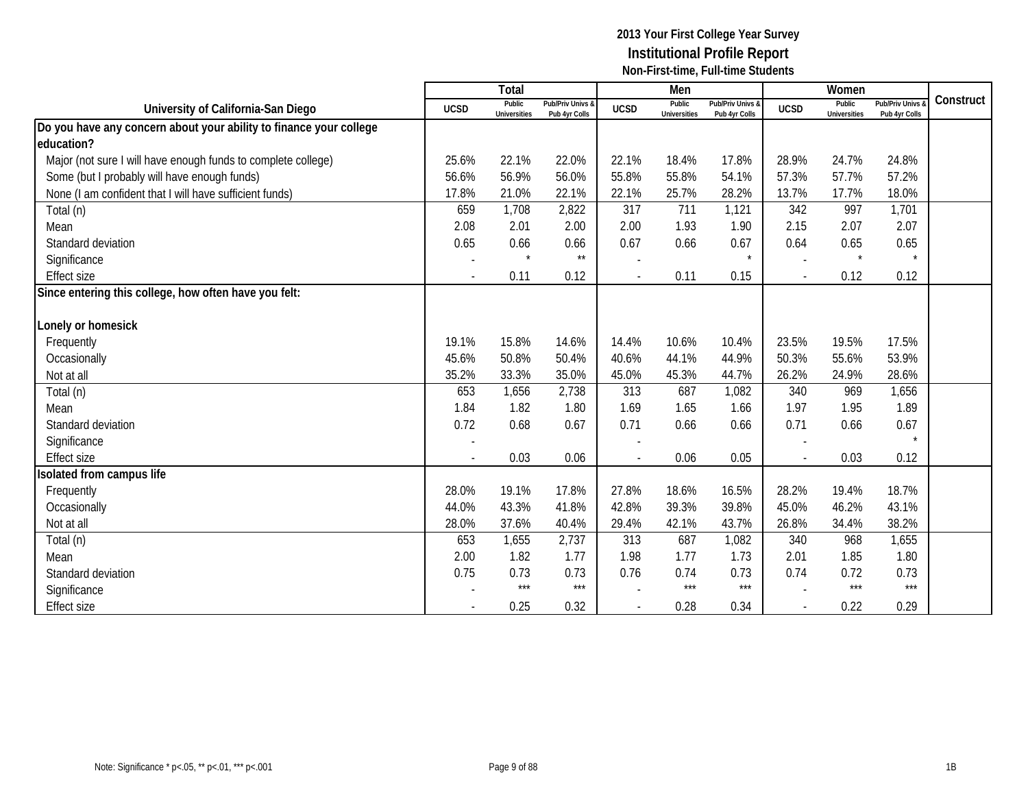**2013 Your First College Year Survey**
**Institutional Profile Report**
**Non-First-time, Full-time Students**

| University of California-San Diego | Total | | | Men | | | Women | | | Construct |
|---|---|---|---|---|---|---|---|---|---|---|
| | UCSD | Public Universities | Pub/Priv Univs & Pub 4yr Colls | UCSD | Public Universities | Pub/Priv Univs & Pub 4yr Colls | UCSD | Public Universities | Pub/Priv Univs & Pub 4yr Colls | |
| **Do you have any concern about your ability to finance your college education?** | | | | | | | | | | |
| Major (not sure I will have enough funds to complete college) | 25.6% | 22.1% | 22.0% | 22.1% | 18.4% | 17.8% | 28.9% | 24.7% | 24.8% | |
| Some (but I probably will have enough funds) | 56.6% | 56.9% | 56.0% | 55.8% | 55.8% | 54.1% | 57.3% | 57.7% | 57.2% | |
| None (I am confident that I will have sufficient funds) | 17.8% | 21.0% | 22.1% | 22.1% | 25.7% | 28.2% | 13.7% | 17.7% | 18.0% | |
| Total (n) | 659 | 1,708 | 2,822 | 317 | 711 | 1,121 | 342 | 997 | 1,701 | |
| Mean | 2.08 | 2.01 | 2.00 | 2.00 | 1.93 | 1.90 | 2.15 | 2.07 | 2.07 | |
| Standard deviation | 0.65 | 0.66 | 0.66 | 0.67 | 0.66 | 0.67 | 0.64 | 0.65 | 0.65 | |
| Significance | - | * | ** | - | | * | - | * | * | |
| Effect size | - | 0.11 | 0.12 | - | 0.11 | 0.15 | - | 0.12 | 0.12 | |
| **Since entering this college, how often have you felt:** | | | | | | | | | | |
| **Lonely or homesick** | | | | | | | | | | |
| Frequently | 19.1% | 15.8% | 14.6% | 14.4% | 10.6% | 10.4% | 23.5% | 19.5% | 17.5% | |
| Occasionally | 45.6% | 50.8% | 50.4% | 40.6% | 44.1% | 44.9% | 50.3% | 55.6% | 53.9% | |
| Not at all | 35.2% | 33.3% | 35.0% | 45.0% | 45.3% | 44.7% | 26.2% | 24.9% | 28.6% | |
| Total (n) | 653 | 1,656 | 2,738 | 313 | 687 | 1,082 | 340 | 969 | 1,656 | |
| Mean | 1.84 | 1.82 | 1.80 | 1.69 | 1.65 | 1.66 | 1.97 | 1.95 | 1.89 | |
| Standard deviation | 0.72 | 0.68 | 0.67 | 0.71 | 0.66 | 0.66 | 0.71 | 0.66 | 0.67 | |
| Significance | - | | | - | | | - | | * | |
| Effect size | - | 0.03 | 0.06 | - | 0.06 | 0.05 | - | 0.03 | 0.12 | |
| **Isolated from campus life** | | | | | | | | | | |
| Frequently | 28.0% | 19.1% | 17.8% | 27.8% | 18.6% | 16.5% | 28.2% | 19.4% | 18.7% | |
| Occasionally | 44.0% | 43.3% | 41.8% | 42.8% | 39.3% | 39.8% | 45.0% | 46.2% | 43.1% | |
| Not at all | 28.0% | 37.6% | 40.4% | 29.4% | 42.1% | 43.7% | 26.8% | 34.4% | 38.2% | |
| Total (n) | 653 | 1,655 | 2,737 | 313 | 687 | 1,082 | 340 | 968 | 1,655 | |
| Mean | 2.00 | 1.82 | 1.77 | 1.98 | 1.77 | 1.73 | 2.01 | 1.85 | 1.80 | |
| Standard deviation | 0.75 | 0.73 | 0.73 | 0.76 | 0.74 | 0.73 | 0.74 | 0.72 | 0.73 | |
| Significance | - | *** | *** | - | *** | *** | - | *** | *** | |
| Effect size | - | 0.25 | 0.32 | - | 0.28 | 0.34 | - | 0.22 | 0.29 | |

Note: Significance * p<.05, ** p<.01, *** p<.001

1B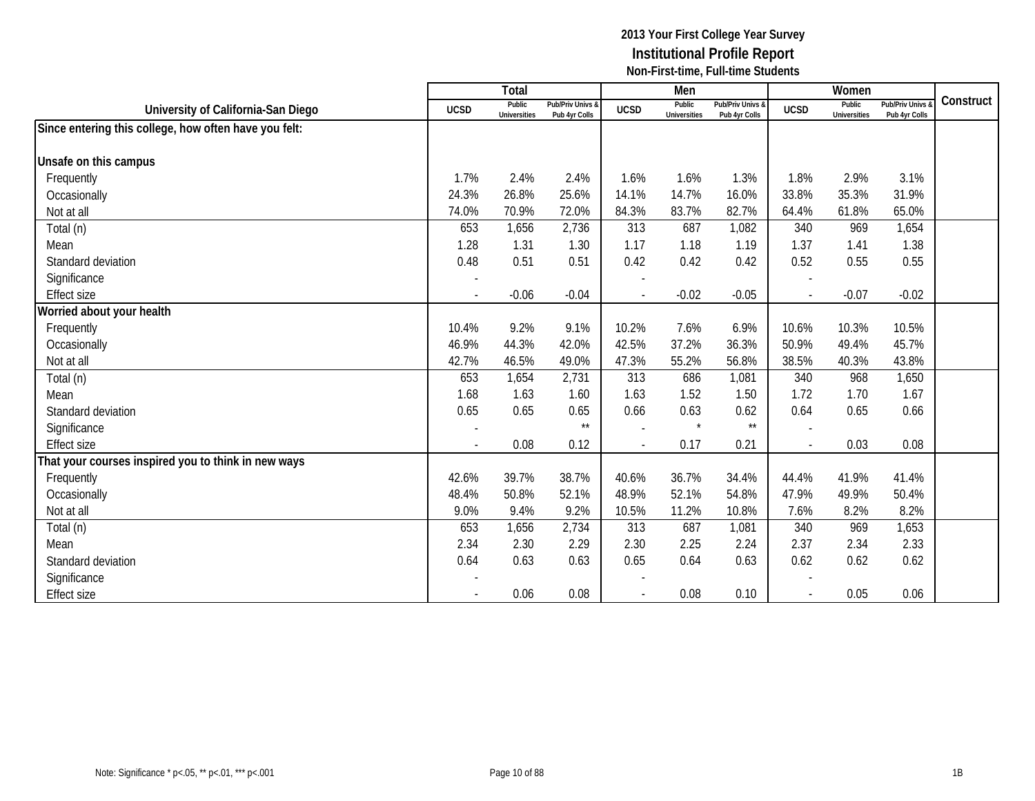# 2013 Your First College Year Survey
## Institutional Profile Report
### Non-First-time, Full-time Students

| University of California-San Diego | Total | | | Men | | | Women | | | Construct |
|---|---|---|---|---|---|---|---|---|---|---|
| | UCSD | Public Universities | Pub/Priv Univs & Pub 4yr Colls | UCSD | Public Universities | Pub/Priv Univs & Pub 4yr Colls | UCSD | Public Universities | Pub/Priv Univs & Pub 4yr Colls | |
| **Since entering this college, how often have you felt:** | | | | | | | | | | |
| **Unsafe on this campus** | | | | | | | | | | |
| Frequently | 1.7% | 2.4% | 2.4% | 1.6% | 1.6% | 1.3% | 1.8% | 2.9% | 3.1% | |
| Occasionally | 24.3% | 26.8% | 25.6% | 14.1% | 14.7% | 16.0% | 33.8% | 35.3% | 31.9% | |
| Not at all | 74.0% | 70.9% | 72.0% | 84.3% | 83.7% | 82.7% | 64.4% | 61.8% | 65.0% | |
| Total (n) | 653 | 1,656 | 2,736 | 313 | 687 | 1,082 | 340 | 969 | 1,654 | |
| Mean | 1.28 | 1.31 | 1.30 | 1.17 | 1.18 | 1.19 | 1.37 | 1.41 | 1.38 | |
| Standard deviation | 0.48 | 0.51 | 0.51 | 0.42 | 0.42 | 0.42 | 0.52 | 0.55 | 0.55 | |
| Significance | - | | | - | | | - | | | |
| Effect size | - | -0.06 | -0.04 | - | -0.02 | -0.05 | - | -0.07 | -0.02 | |
| **Worried about your health** | | | | | | | | | | |
| Frequently | 10.4% | 9.2% | 9.1% | 10.2% | 7.6% | 6.9% | 10.6% | 10.3% | 10.5% | |
| Occasionally | 46.9% | 44.3% | 42.0% | 42.5% | 37.2% | 36.3% | 50.9% | 49.4% | 45.7% | |
| Not at all | 42.7% | 46.5% | 49.0% | 47.3% | 55.2% | 56.8% | 38.5% | 40.3% | 43.8% | |
| Total (n) | 653 | 1,654 | 2,731 | 313 | 686 | 1,081 | 340 | 968 | 1,650 | |
| Mean | 1.68 | 1.63 | 1.60 | 1.63 | 1.52 | 1.50 | 1.72 | 1.70 | 1.67 | |
| Standard deviation | 0.65 | 0.65 | 0.65 | 0.66 | 0.63 | 0.62 | 0.64 | 0.65 | 0.66 | |
| Significance | - | | ** | - | * | ** | - | | | |
| Effect size | - | 0.08 | 0.12 | - | 0.17 | 0.21 | - | 0.03 | 0.08 | |
| **That your courses inspired you to think in new ways** | | | | | | | | | | |
| Frequently | 42.6% | 39.7% | 38.7% | 40.6% | 36.7% | 34.4% | 44.4% | 41.9% | 41.4% | |
| Occasionally | 48.4% | 50.8% | 52.1% | 48.9% | 52.1% | 54.8% | 47.9% | 49.9% | 50.4% | |
| Not at all | 9.0% | 9.4% | 9.2% | 10.5% | 11.2% | 10.8% | 7.6% | 8.2% | 8.2% | |
| Total (n) | 653 | 1,656 | 2,734 | 313 | 687 | 1,081 | 340 | 969 | 1,653 | |
| Mean | 2.34 | 2.30 | 2.29 | 2.30 | 2.25 | 2.24 | 2.37 | 2.34 | 2.33 | |
| Standard deviation | 0.64 | 0.63 | 0.63 | 0.65 | 0.64 | 0.63 | 0.62 | 0.62 | 0.62 | |
| Significance | - | | | - | | | - | | | |
| Effect size | - | 0.06 | 0.08 | - | 0.08 | 0.10 | - | 0.05 | 0.06 | |

Note: Significance * p<.05, ** p<.01, *** p<.001

1B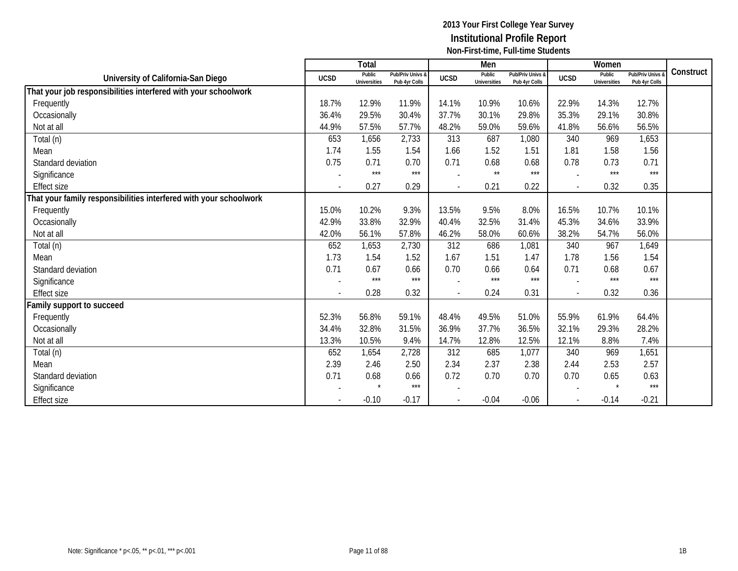**2013 Your First College Year Survey**
**Institutional Profile Report**
**Non-First-time, Full-time Students**

| University of California-San Diego | Total | | | Men | | | Women | | | Construct |
|---|---|---|---|---|---|---|---|---|---|---|
| | UCSD | Public Universities | Pub/Priv Univs & Pub 4yr Colls | UCSD | Public Universities | Pub/Priv Univs & Pub 4yr Colls | UCSD | Public Universities | Pub/Priv Univs & Pub 4yr Colls | |
| **That your job responsibilities interfered with your schoolwork** | | | | | | | | | | |
| Frequently | 18.7% | 12.9% | 11.9% | 14.1% | 10.9% | 10.6% | 22.9% | 14.3% | 12.7% | |
| Occasionally | 36.4% | 29.5% | 30.4% | 37.7% | 30.1% | 29.8% | 35.3% | 29.1% | 30.8% | |
| Not at all | 44.9% | 57.5% | 57.7% | 48.2% | 59.0% | 59.6% | 41.8% | 56.6% | 56.5% | |
| Total (n) | 653 | 1,656 | 2,733 | 313 | 687 | 1,080 | 340 | 969 | 1,653 | |
| Mean | 1.74 | 1.55 | 1.54 | 1.66 | 1.52 | 1.51 | 1.81 | 1.58 | 1.56 | |
| Standard deviation | 0.75 | 0.71 | 0.70 | 0.71 | 0.68 | 0.68 | 0.78 | 0.73 | 0.71 | |
| Significance | - | *** | *** | - | ** | *** | - | *** | *** | |
| Effect size | - | 0.27 | 0.29 | - | 0.21 | 0.22 | - | 0.32 | 0.35 | |
| **That your family responsibilities interfered with your schoolwork** | | | | | | | | | | |
| Frequently | 15.0% | 10.2% | 9.3% | 13.5% | 9.5% | 8.0% | 16.5% | 10.7% | 10.1% | |
| Occasionally | 42.9% | 33.8% | 32.9% | 40.4% | 32.5% | 31.4% | 45.3% | 34.6% | 33.9% | |
| Not at all | 42.0% | 56.1% | 57.8% | 46.2% | 58.0% | 60.6% | 38.2% | 54.7% | 56.0% | |
| Total (n) | 652 | 1,653 | 2,730 | 312 | 686 | 1,081 | 340 | 967 | 1,649 | |
| Mean | 1.73 | 1.54 | 1.52 | 1.67 | 1.51 | 1.47 | 1.78 | 1.56 | 1.54 | |
| Standard deviation | 0.71 | 0.67 | 0.66 | 0.70 | 0.66 | 0.64 | 0.71 | 0.68 | 0.67 | |
| Significance | - | *** | *** | - | *** | *** | - | *** | *** | |
| Effect size | - | 0.28 | 0.32 | - | 0.24 | 0.31 | - | 0.32 | 0.36 | |
| **Family support to succeed** | | | | | | | | | | |
| Frequently | 52.3% | 56.8% | 59.1% | 48.4% | 49.5% | 51.0% | 55.9% | 61.9% | 64.4% | |
| Occasionally | 34.4% | 32.8% | 31.5% | 36.9% | 37.7% | 36.5% | 32.1% | 29.3% | 28.2% | |
| Not at all | 13.3% | 10.5% | 9.4% | 14.7% | 12.8% | 12.5% | 12.1% | 8.8% | 7.4% | |
| Total (n) | 652 | 1,654 | 2,728 | 312 | 685 | 1,077 | 340 | 969 | 1,651 | |
| Mean | 2.39 | 2.46 | 2.50 | 2.34 | 2.37 | 2.38 | 2.44 | 2.53 | 2.57 | |
| Standard deviation | 0.71 | 0.68 | 0.66 | 0.72 | 0.70 | 0.70 | 0.70 | 0.65 | 0.63 | |
| Significance | - | * | *** | - | | | - | * | *** | |
| Effect size | - | -0.10 | -0.17 | - | -0.04 | -0.06 | - | -0.14 | -0.21 | |

Note: Significance * p<.05, ** p<.01, *** p<.001

1B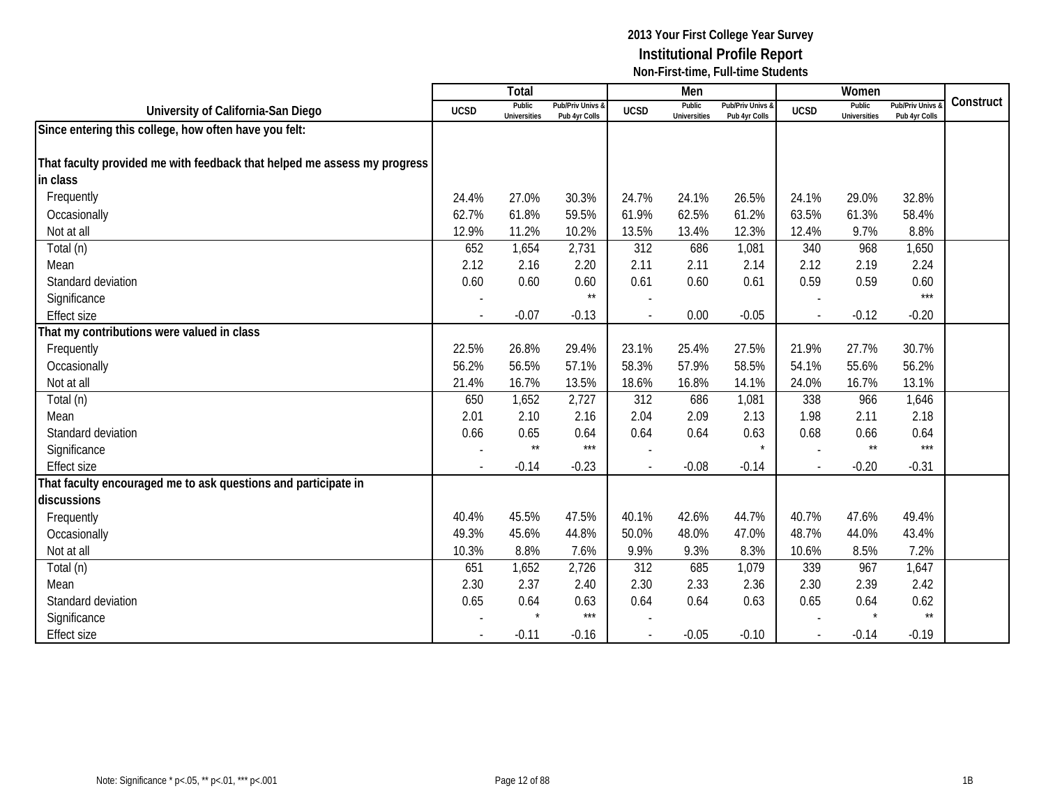**2013 Your First College Year Survey**
**Institutional Profile Report**
**Non-First-time, Full-time Students**

| University of California-San Diego | Total | | | Men | | | Women | | | Construct |
|---|---|---|---|---|---|---|---|---|---|---|
| | UCSD | Public Universities | Pub/Priv Univs & Pub 4yr Colls | UCSD | Public Universities | Pub/Priv Univs & Pub 4yr Colls | UCSD | Public Universities | Pub/Priv Univs & Pub 4yr Colls | |
| **Since entering this college, how often have you felt:** | | | | | | | | | | |
| **That faculty provided me with feedback that helped me assess my progress in class** | | | | | | | | | | |
| Frequently | 24.4% | 27.0% | 30.3% | 24.7% | 24.1% | 26.5% | 24.1% | 29.0% | 32.8% | |
| Occasionally | 62.7% | 61.8% | 59.5% | 61.9% | 62.5% | 61.2% | 63.5% | 61.3% | 58.4% | |
| Not at all | 12.9% | 11.2% | 10.2% | 13.5% | 13.4% | 12.3% | 12.4% | 9.7% | 8.8% | |
| Total (n) | 652 | 1,654 | 2,731 | 312 | 686 | 1,081 | 340 | 968 | 1,650 | |
| Mean | 2.12 | 2.16 | 2.20 | 2.11 | 2.11 | 2.14 | 2.12 | 2.19 | 2.24 | |
| Standard deviation | 0.60 | 0.60 | 0.60 | 0.61 | 0.60 | 0.61 | 0.59 | 0.59 | 0.60 | |
| Significance | - | | ** | - | | | - | | *** | |
| Effect size | - | -0.07 | -0.13 | - | 0.00 | -0.05 | - | -0.12 | -0.20 | |
| **That my contributions were valued in class** | | | | | | | | | | |
| Frequently | 22.5% | 26.8% | 29.4% | 23.1% | 25.4% | 27.5% | 21.9% | 27.7% | 30.7% | |
| Occasionally | 56.2% | 56.5% | 57.1% | 58.3% | 57.9% | 58.5% | 54.1% | 55.6% | 56.2% | |
| Not at all | 21.4% | 16.7% | 13.5% | 18.6% | 16.8% | 14.1% | 24.0% | 16.7% | 13.1% | |
| Total (n) | 650 | 1,652 | 2,727 | 312 | 686 | 1,081 | 338 | 966 | 1,646 | |
| Mean | 2.01 | 2.10 | 2.16 | 2.04 | 2.09 | 2.13 | 1.98 | 2.11 | 2.18 | |
| Standard deviation | 0.66 | 0.65 | 0.64 | 0.64 | 0.64 | 0.63 | 0.68 | 0.66 | 0.64 | |
| Significance | - | ** | *** | - | | * | - | ** | *** | |
| Effect size | - | -0.14 | -0.23 | - | -0.08 | -0.14 | - | -0.20 | -0.31 | |
| **That faculty encouraged me to ask questions and participate in discussions** | | | | | | | | | | |
| Frequently | 40.4% | 45.5% | 47.5% | 40.1% | 42.6% | 44.7% | 40.7% | 47.6% | 49.4% | |
| Occasionally | 49.3% | 45.6% | 44.8% | 50.0% | 48.0% | 47.0% | 48.7% | 44.0% | 43.4% | |
| Not at all | 10.3% | 8.8% | 7.6% | 9.9% | 9.3% | 8.3% | 10.6% | 8.5% | 7.2% | |
| Total (n) | 651 | 1,652 | 2,726 | 312 | 685 | 1,079 | 339 | 967 | 1,647 | |
| Mean | 2.30 | 2.37 | 2.40 | 2.30 | 2.33 | 2.36 | 2.30 | 2.39 | 2.42 | |
| Standard deviation | 0.65 | 0.64 | 0.63 | 0.64 | 0.64 | 0.63 | 0.65 | 0.64 | 0.62 | |
| Significance | - | * | *** | - | | | - | * | ** | |
| Effect size | - | -0.11 | -0.16 | - | -0.05 | -0.10 | - | -0.14 | -0.19 | |

Note: Significance * p<.05, ** p<.01, *** p<.001

1B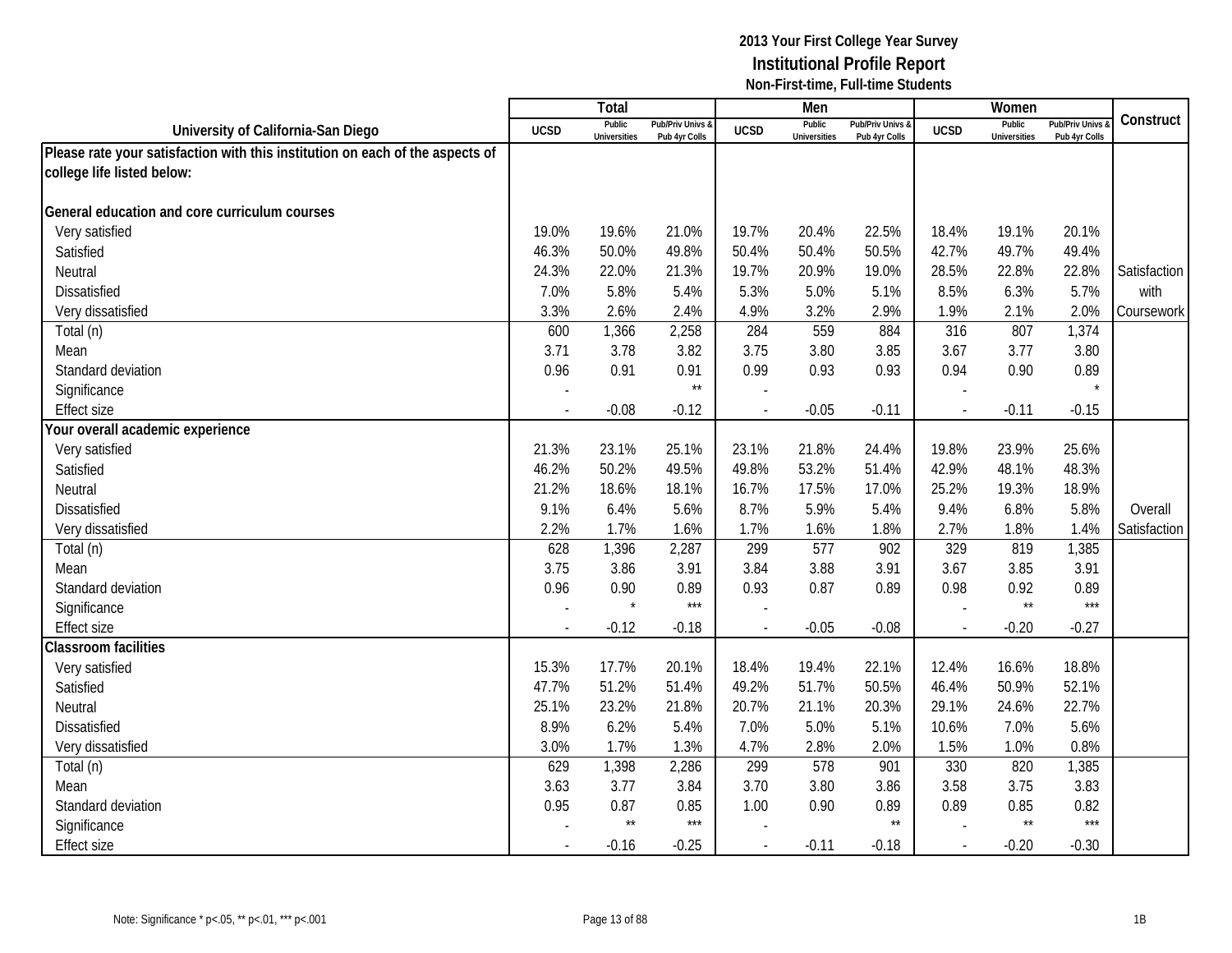# 2013 Your First College Year Survey
## Institutional Profile Report
### Non-First-time, Full-time Students

| University of California-San Diego | Total | | | Men | | | Women | | | Construct |
|---|---|---|---|---|---|---|---|---|---|---|
| | UCSD | Public Universities | Pub/Priv Univs & Pub 4yr Colls | UCSD | Public Universities | Pub/Priv Univs & Pub 4yr Colls | UCSD | Public Universities | Pub/Priv Univs & Pub 4yr Colls | |
| **Please rate your satisfaction with this institution on each of the aspects of college life listed below:** | | | | | | | | | | |
| **General education and core curriculum courses** | | | | | | | | | | |
| Very satisfied | 19.0% | 19.6% | 21.0% | 19.7% | 20.4% | 22.5% | 18.4% | 19.1% | 20.1% | |
| Satisfied | 46.3% | 50.0% | 49.8% | 50.4% | 50.4% | 50.5% | 42.7% | 49.7% | 49.4% | |
| Neutral | 24.3% | 22.0% | 21.3% | 19.7% | 20.9% | 19.0% | 28.5% | 22.8% | 22.8% | Satisfaction |
| Dissatisfied | 7.0% | 5.8% | 5.4% | 5.3% | 5.0% | 5.1% | 8.5% | 6.3% | 5.7% | with |
| Very dissatisfied | 3.3% | 2.6% | 2.4% | 4.9% | 3.2% | 2.9% | 1.9% | 2.1% | 2.0% | Coursework |
| Total (n) | 600 | 1,366 | 2,258 | 284 | 559 | 884 | 316 | 807 | 1,374 | |
| Mean | 3.71 | 3.78 | 3.82 | 3.75 | 3.80 | 3.85 | 3.67 | 3.77 | 3.80 | |
| Standard deviation | 0.96 | 0.91 | 0.91 | 0.99 | 0.93 | 0.93 | 0.94 | 0.90 | 0.89 | |
| Significance | - | | ** | - | | | - | | * | |
| Effect size | - | -0.08 | -0.12 | - | -0.05 | -0.11 | - | -0.11 | -0.15 | |
| **Your overall academic experience** | | | | | | | | | | |
| Very satisfied | 21.3% | 23.1% | 25.1% | 23.1% | 21.8% | 24.4% | 19.8% | 23.9% | 25.6% | |
| Satisfied | 46.2% | 50.2% | 49.5% | 49.8% | 53.2% | 51.4% | 42.9% | 48.1% | 48.3% | |
| Neutral | 21.2% | 18.6% | 18.1% | 16.7% | 17.5% | 17.0% | 25.2% | 19.3% | 18.9% | |
| Dissatisfied | 9.1% | 6.4% | 5.6% | 8.7% | 5.9% | 5.4% | 9.4% | 6.8% | 5.8% | Overall |
| Very dissatisfied | 2.2% | 1.7% | 1.6% | 1.7% | 1.6% | 1.8% | 2.7% | 1.8% | 1.4% | Satisfaction |
| Total (n) | 628 | 1,396 | 2,287 | 299 | 577 | 902 | 329 | 819 | 1,385 | |
| Mean | 3.75 | 3.86 | 3.91 | 3.84 | 3.88 | 3.91 | 3.67 | 3.85 | 3.91 | |
| Standard deviation | 0.96 | 0.90 | 0.89 | 0.93 | 0.87 | 0.89 | 0.98 | 0.92 | 0.89 | |
| Significance | - | * | *** | - | | | - | ** | *** | |
| Effect size | - | -0.12 | -0.18 | - | -0.05 | -0.08 | - | -0.20 | -0.27 | |
| **Classroom facilities** | | | | | | | | | | |
| Very satisfied | 15.3% | 17.7% | 20.1% | 18.4% | 19.4% | 22.1% | 12.4% | 16.6% | 18.8% | |
| Satisfied | 47.7% | 51.2% | 51.4% | 49.2% | 51.7% | 50.5% | 46.4% | 50.9% | 52.1% | |
| Neutral | 25.1% | 23.2% | 21.8% | 20.7% | 21.1% | 20.3% | 29.1% | 24.6% | 22.7% | |
| Dissatisfied | 8.9% | 6.2% | 5.4% | 7.0% | 5.0% | 5.1% | 10.6% | 7.0% | 5.6% | |
| Very dissatisfied | 3.0% | 1.7% | 1.3% | 4.7% | 2.8% | 2.0% | 1.5% | 1.0% | 0.8% | |
| Total (n) | 629 | 1,398 | 2,286 | 299 | 578 | 901 | 330 | 820 | 1,385 | |
| Mean | 3.63 | 3.77 | 3.84 | 3.70 | 3.80 | 3.86 | 3.58 | 3.75 | 3.83 | |
| Standard deviation | 0.95 | 0.87 | 0.85 | 1.00 | 0.90 | 0.89 | 0.89 | 0.85 | 0.82 | |
| Significance | - | ** | *** | - | | ** | - | ** | *** | |
| Effect size | - | -0.16 | -0.25 | - | -0.11 | -0.18 | - | -0.20 | -0.30 | |

Note: Significance * p<.05, ** p<.01, *** p<.001

1B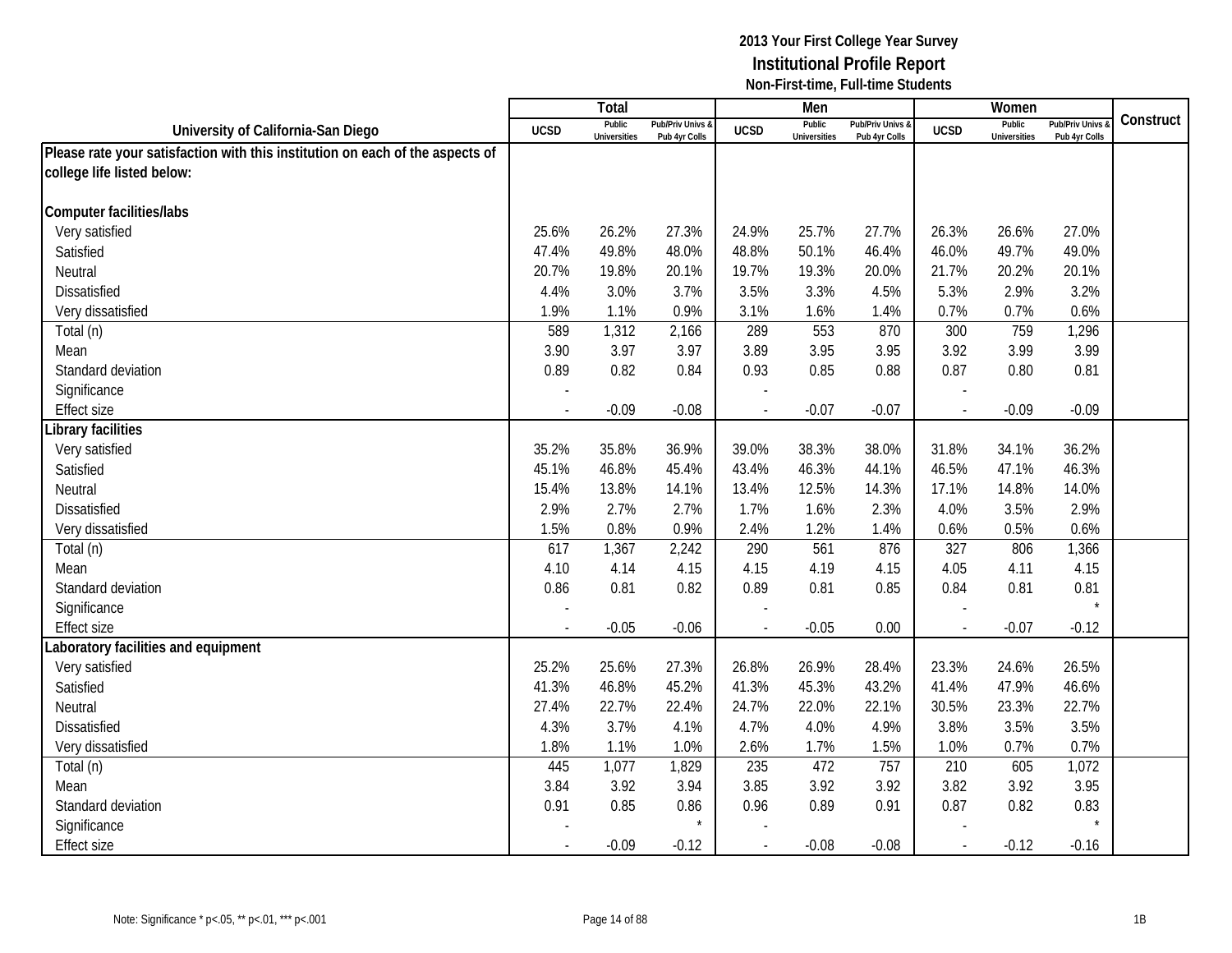# 2013 Your First College Year Survey
## Institutional Profile Report
### Non-First-time, Full-time Students

| University of California-San Diego | Total | | | Men | | | Women | | | Construct |
|---|---|---|---|---|---|---|---|---|---|---|
| | UCSD | Public Universities | Pub/Priv Univs & Pub 4yr Colls | UCSD | Public Universities | Pub/Priv Univs & Pub 4yr Colls | UCSD | Public Universities | Pub/Priv Univs & Pub 4yr Colls | |
| **Please rate your satisfaction with this institution on each of the aspects of college life listed below:** | | | | | | | | | | |
| **Computer facilities/labs** | | | | | | | | | | |
| Very satisfied | 25.6% | 26.2% | 27.3% | 24.9% | 25.7% | 27.7% | 26.3% | 26.6% | 27.0% | |
| Satisfied | 47.4% | 49.8% | 48.0% | 48.8% | 50.1% | 46.4% | 46.0% | 49.7% | 49.0% | |
| Neutral | 20.7% | 19.8% | 20.1% | 19.7% | 19.3% | 20.0% | 21.7% | 20.2% | 20.1% | |
| Dissatisfied | 4.4% | 3.0% | 3.7% | 3.5% | 3.3% | 4.5% | 5.3% | 2.9% | 3.2% | |
| Very dissatisfied | 1.9% | 1.1% | 0.9% | 3.1% | 1.6% | 1.4% | 0.7% | 0.7% | 0.6% | |
| Total (n) | 589 | 1,312 | 2,166 | 289 | 553 | 870 | 300 | 759 | 1,296 | |
| Mean | 3.90 | 3.97 | 3.97 | 3.89 | 3.95 | 3.95 | 3.92 | 3.99 | 3.99 | |
| Standard deviation | 0.89 | 0.82 | 0.84 | 0.93 | 0.85 | 0.88 | 0.87 | 0.80 | 0.81 | |
| Significance | - | | | - | | | - | | | |
| Effect size | - | -0.09 | -0.08 | - | -0.07 | -0.07 | - | -0.09 | -0.09 | |
| **Library facilities** | | | | | | | | | | |
| Very satisfied | 35.2% | 35.8% | 36.9% | 39.0% | 38.3% | 38.0% | 31.8% | 34.1% | 36.2% | |
| Satisfied | 45.1% | 46.8% | 45.4% | 43.4% | 46.3% | 44.1% | 46.5% | 47.1% | 46.3% | |
| Neutral | 15.4% | 13.8% | 14.1% | 13.4% | 12.5% | 14.3% | 17.1% | 14.8% | 14.0% | |
| Dissatisfied | 2.9% | 2.7% | 2.7% | 1.7% | 1.6% | 2.3% | 4.0% | 3.5% | 2.9% | |
| Very dissatisfied | 1.5% | 0.8% | 0.9% | 2.4% | 1.2% | 1.4% | 0.6% | 0.5% | 0.6% | |
| Total (n) | 617 | 1,367 | 2,242 | 290 | 561 | 876 | 327 | 806 | 1,366 | |
| Mean | 4.10 | 4.14 | 4.15 | 4.15 | 4.19 | 4.15 | 4.05 | 4.11 | 4.15 | |
| Standard deviation | 0.86 | 0.81 | 0.82 | 0.89 | 0.81 | 0.85 | 0.84 | 0.81 | 0.81 | |
| Significance | - | | | - | | | - | | * | |
| Effect size | - | -0.05 | -0.06 | - | -0.05 | 0.00 | - | -0.07 | -0.12 | |
| **Laboratory facilities and equipment** | | | | | | | | | | |
| Very satisfied | 25.2% | 25.6% | 27.3% | 26.8% | 26.9% | 28.4% | 23.3% | 24.6% | 26.5% | |
| Satisfied | 41.3% | 46.8% | 45.2% | 41.3% | 45.3% | 43.2% | 41.4% | 47.9% | 46.6% | |
| Neutral | 27.4% | 22.7% | 22.4% | 24.7% | 22.0% | 22.1% | 30.5% | 23.3% | 22.7% | |
| Dissatisfied | 4.3% | 3.7% | 4.1% | 4.7% | 4.0% | 4.9% | 3.8% | 3.5% | 3.5% | |
| Very dissatisfied | 1.8% | 1.1% | 1.0% | 2.6% | 1.7% | 1.5% | 1.0% | 0.7% | 0.7% | |
| Total (n) | 445 | 1,077 | 1,829 | 235 | 472 | 757 | 210 | 605 | 1,072 | |
| Mean | 3.84 | 3.92 | 3.94 | 3.85 | 3.92 | 3.92 | 3.82 | 3.92 | 3.95 | |
| Standard deviation | 0.91 | 0.85 | 0.86 | 0.96 | 0.89 | 0.91 | 0.87 | 0.82 | 0.83 | |
| Significance | - | | * | - | | | - | | * | |
| Effect size | - | -0.09 | -0.12 | - | -0.08 | -0.08 | - | -0.12 | -0.16 | |

Note: Significance * p<.05, ** p<.01, *** p<.001

1B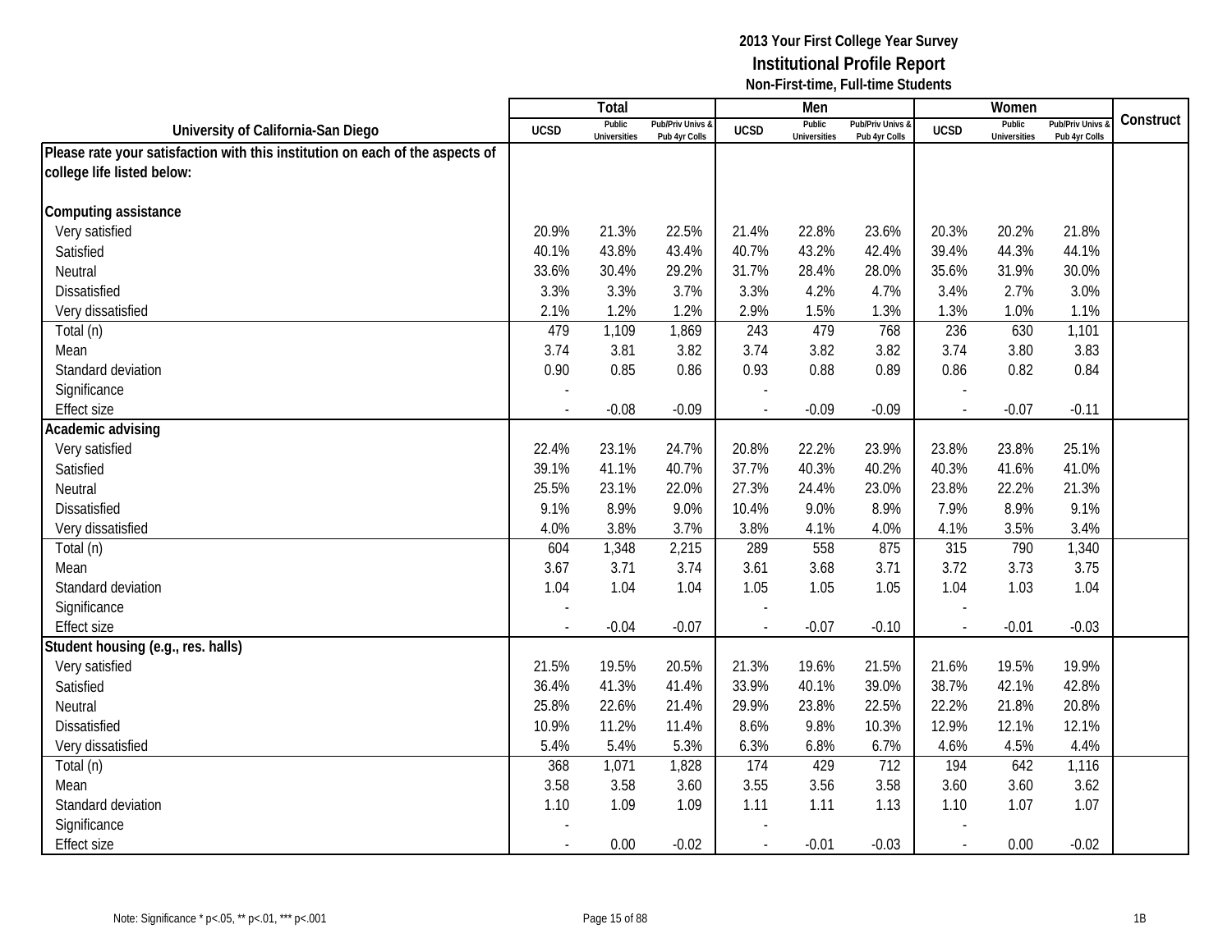# 2013 Your First College Year Survey
## Institutional Profile Report
### Non-First-time, Full-time Students

| University of California-San Diego | Total | | | Men | | | Women | | | Construct |
|---|---|---|---|---|---|---|---|---|---|---|
| | UCSD | Public Universities | Pub/Priv Univs & Pub 4yr Colls | UCSD | Public Universities | Pub/Priv Univs & Pub 4yr Colls | UCSD | Public Universities | Pub/Priv Univs & Pub 4yr Colls | |
| **Please rate your satisfaction with this institution on each of the aspects of college life listed below:** | | | | | | | | | | |
| **Computing assistance** | | | | | | | | | | |
| Very satisfied | 20.9% | 21.3% | 22.5% | 21.4% | 22.8% | 23.6% | 20.3% | 20.2% | 21.8% | |
| Satisfied | 40.1% | 43.8% | 43.4% | 40.7% | 43.2% | 42.4% | 39.4% | 44.3% | 44.1% | |
| Neutral | 33.6% | 30.4% | 29.2% | 31.7% | 28.4% | 28.0% | 35.6% | 31.9% | 30.0% | |
| Dissatisfied | 3.3% | 3.3% | 3.7% | 3.3% | 4.2% | 4.7% | 3.4% | 2.7% | 3.0% | |
| Very dissatisfied | 2.1% | 1.2% | 1.2% | 2.9% | 1.5% | 1.3% | 1.3% | 1.0% | 1.1% | |
| Total (n) | 479 | 1,109 | 1,869 | 243 | 479 | 768 | 236 | 630 | 1,101 | |
| Mean | 3.74 | 3.81 | 3.82 | 3.74 | 3.82 | 3.82 | 3.74 | 3.80 | 3.83 | |
| Standard deviation | 0.90 | 0.85 | 0.86 | 0.93 | 0.88 | 0.89 | 0.86 | 0.82 | 0.84 | |
| Significance | - | | | - | | | - | | | |
| Effect size | - | -0.08 | -0.09 | - | -0.09 | -0.09 | - | -0.07 | -0.11 | |
| **Academic advising** | | | | | | | | | | |
| Very satisfied | 22.4% | 23.1% | 24.7% | 20.8% | 22.2% | 23.9% | 23.8% | 23.8% | 25.1% | |
| Satisfied | 39.1% | 41.1% | 40.7% | 37.7% | 40.3% | 40.2% | 40.3% | 41.6% | 41.0% | |
| Neutral | 25.5% | 23.1% | 22.0% | 27.3% | 24.4% | 23.0% | 23.8% | 22.2% | 21.3% | |
| Dissatisfied | 9.1% | 8.9% | 9.0% | 10.4% | 9.0% | 8.9% | 7.9% | 8.9% | 9.1% | |
| Very dissatisfied | 4.0% | 3.8% | 3.7% | 3.8% | 4.1% | 4.0% | 4.1% | 3.5% | 3.4% | |
| Total (n) | 604 | 1,348 | 2,215 | 289 | 558 | 875 | 315 | 790 | 1,340 | |
| Mean | 3.67 | 3.71 | 3.74 | 3.61 | 3.68 | 3.71 | 3.72 | 3.73 | 3.75 | |
| Standard deviation | 1.04 | 1.04 | 1.04 | 1.05 | 1.05 | 1.05 | 1.04 | 1.03 | 1.04 | |
| Significance | - | | | - | | | - | | | |
| Effect size | - | -0.04 | -0.07 | - | -0.07 | -0.10 | - | -0.01 | -0.03 | |
| **Student housing (e.g., res. halls)** | | | | | | | | | | |
| Very satisfied | 21.5% | 19.5% | 20.5% | 21.3% | 19.6% | 21.5% | 21.6% | 19.5% | 19.9% | |
| Satisfied | 36.4% | 41.3% | 41.4% | 33.9% | 40.1% | 39.0% | 38.7% | 42.1% | 42.8% | |
| Neutral | 25.8% | 22.6% | 21.4% | 29.9% | 23.8% | 22.5% | 22.2% | 21.8% | 20.8% | |
| Dissatisfied | 10.9% | 11.2% | 11.4% | 8.6% | 9.8% | 10.3% | 12.9% | 12.1% | 12.1% | |
| Very dissatisfied | 5.4% | 5.4% | 5.3% | 6.3% | 6.8% | 6.7% | 4.6% | 4.5% | 4.4% | |
| Total (n) | 368 | 1,071 | 1,828 | 174 | 429 | 712 | 194 | 642 | 1,116 | |
| Mean | 3.58 | 3.58 | 3.60 | 3.55 | 3.56 | 3.58 | 3.60 | 3.60 | 3.62 | |
| Standard deviation | 1.10 | 1.09 | 1.09 | 1.11 | 1.11 | 1.13 | 1.10 | 1.07 | 1.07 | |
| Significance | - | | | - | | | - | | | |
| Effect size | - | 0.00 | -0.02 | - | -0.01 | -0.03 | - | 0.00 | -0.02 | |

Note: Significance * p<.05, ** p<.01, *** p<.001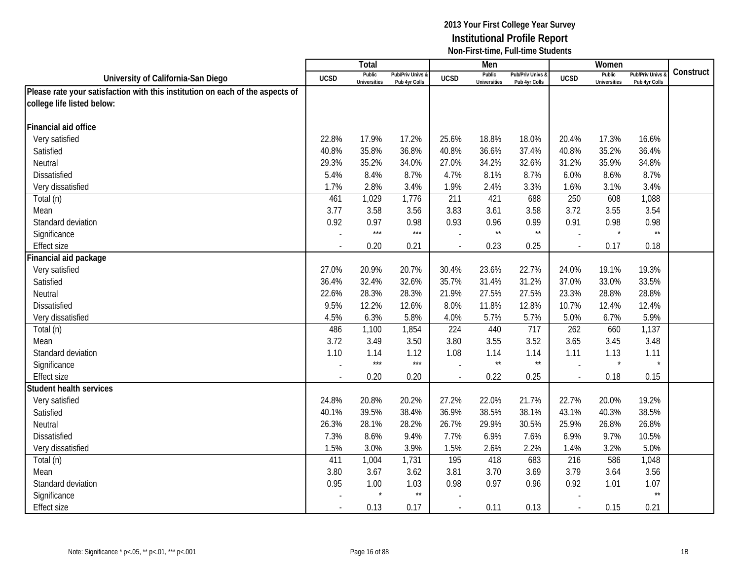**2013 Your First College Year Survey**
**Institutional Profile Report**
**Non-First-time, Full-time Students**

| University of California-San Diego | Total | | | Men | | | Women | | | Construct |
|---|---|---|---|---|---|---|---|---|---|---|
| | UCSD | Public Universities | Pub/Priv Univs & Pub 4yr Colls | UCSD | Public Universities | Pub/Priv Univs & Pub 4yr Colls | UCSD | Public Universities | Pub/Priv Univs & Pub 4yr Colls | |
| **Please rate your satisfaction with this institution on each of the aspects of college life listed below:** | | | | | | | | | | |
| **Financial aid office** | | | | | | | | | | |
| Very satisfied | 22.8% | 17.9% | 17.2% | 25.6% | 18.8% | 18.0% | 20.4% | 17.3% | 16.6% | |
| Satisfied | 40.8% | 35.8% | 36.8% | 40.8% | 36.6% | 37.4% | 40.8% | 35.2% | 36.4% | |
| Neutral | 29.3% | 35.2% | 34.0% | 27.0% | 34.2% | 32.6% | 31.2% | 35.9% | 34.8% | |
| Dissatisfied | 5.4% | 8.4% | 8.7% | 4.7% | 8.1% | 8.7% | 6.0% | 8.6% | 8.7% | |
| Very dissatisfied | 1.7% | 2.8% | 3.4% | 1.9% | 2.4% | 3.3% | 1.6% | 3.1% | 3.4% | |
| Total (n) | 461 | 1,029 | 1,776 | 211 | 421 | 688 | 250 | 608 | 1,088 | |
| Mean | 3.77 | 3.58 | 3.56 | 3.83 | 3.61 | 3.58 | 3.72 | 3.55 | 3.54 | |
| Standard deviation | 0.92 | 0.97 | 0.98 | 0.93 | 0.96 | 0.99 | 0.91 | 0.98 | 0.98 | |
| Significance | - | *** | *** | - | ** | ** | - | * | ** | |
| Effect size | - | 0.20 | 0.21 | - | 0.23 | 0.25 | - | 0.17 | 0.18 | |
| **Financial aid package** | | | | | | | | | | |
| Very satisfied | 27.0% | 20.9% | 20.7% | 30.4% | 23.6% | 22.7% | 24.0% | 19.1% | 19.3% | |
| Satisfied | 36.4% | 32.4% | 32.6% | 35.7% | 31.4% | 31.2% | 37.0% | 33.0% | 33.5% | |
| Neutral | 22.6% | 28.3% | 28.3% | 21.9% | 27.5% | 27.5% | 23.3% | 28.8% | 28.8% | |
| Dissatisfied | 9.5% | 12.2% | 12.6% | 8.0% | 11.8% | 12.8% | 10.7% | 12.4% | 12.4% | |
| Very dissatisfied | 4.5% | 6.3% | 5.8% | 4.0% | 5.7% | 5.7% | 5.0% | 6.7% | 5.9% | |
| Total (n) | 486 | 1,100 | 1,854 | 224 | 440 | 717 | 262 | 660 | 1,137 | |
| Mean | 3.72 | 3.49 | 3.50 | 3.80 | 3.55 | 3.52 | 3.65 | 3.45 | 3.48 | |
| Standard deviation | 1.10 | 1.14 | 1.12 | 1.08 | 1.14 | 1.14 | 1.11 | 1.13 | 1.11 | |
| Significance | - | *** | *** | - | ** | ** | - | * | * | |
| Effect size | - | 0.20 | 0.20 | - | 0.22 | 0.25 | - | 0.18 | 0.15 | |
| **Student health services** | | | | | | | | | | |
| Very satisfied | 24.8% | 20.8% | 20.2% | 27.2% | 22.0% | 21.7% | 22.7% | 20.0% | 19.2% | |
| Satisfied | 40.1% | 39.5% | 38.4% | 36.9% | 38.5% | 38.1% | 43.1% | 40.3% | 38.5% | |
| Neutral | 26.3% | 28.1% | 28.2% | 26.7% | 29.9% | 30.5% | 25.9% | 26.8% | 26.8% | |
| Dissatisfied | 7.3% | 8.6% | 9.4% | 7.7% | 6.9% | 7.6% | 6.9% | 9.7% | 10.5% | |
| Very dissatisfied | 1.5% | 3.0% | 3.9% | 1.5% | 2.6% | 2.2% | 1.4% | 3.2% | 5.0% | |
| Total (n) | 411 | 1,004 | 1,731 | 195 | 418 | 683 | 216 | 586 | 1,048 | |
| Mean | 3.80 | 3.67 | 3.62 | 3.81 | 3.70 | 3.69 | 3.79 | 3.64 | 3.56 | |
| Standard deviation | 0.95 | 1.00 | 1.03 | 0.98 | 0.97 | 0.96 | 0.92 | 1.01 | 1.07 | |
| Significance | - | * | ** | - | | | - | | ** | |
| Effect size | - | 0.13 | 0.17 | - | 0.11 | 0.13 | - | 0.15 | 0.21 | |

Note: Significance * p<.05, ** p<.01, *** p<.001

1B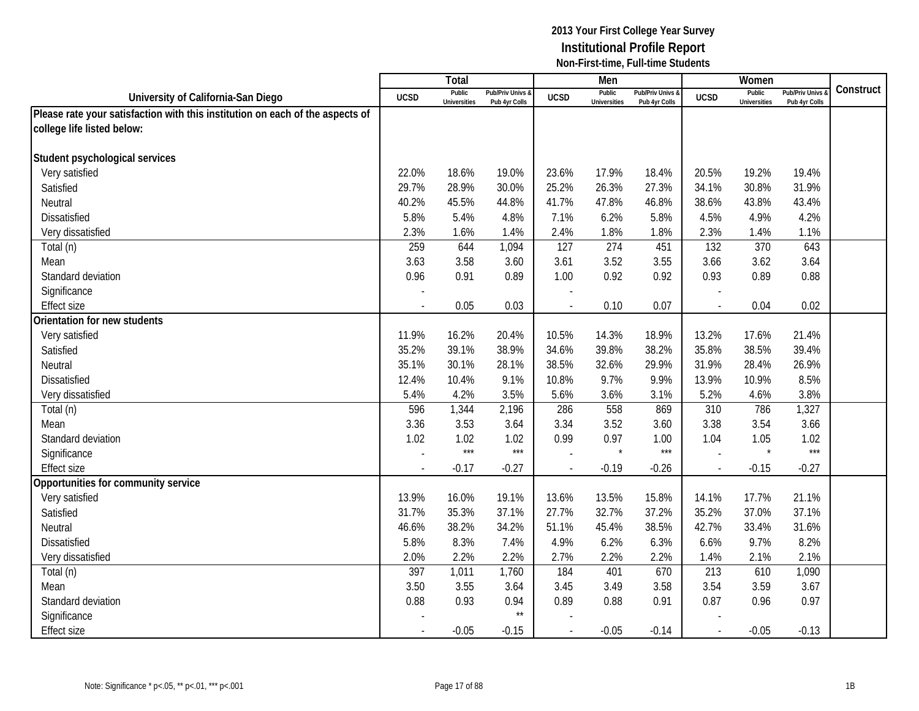**2013 Your First College Year Survey**
**Institutional Profile Report**
**Non-First-time, Full-time Students**

| University of California-San Diego | Total | | | Men | | | Women | | | Construct |
|---|---|---|---|---|---|---|---|---|---|---|
| | UCSD | Public Universities | Pub/Priv Univs & Pub 4yr Colls | UCSD | Public Universities | Pub/Priv Univs & Pub 4yr Colls | UCSD | Public Universities | Pub/Priv Univs & Pub 4yr Colls | |
| **Please rate your satisfaction with this institution on each of the aspects of college life listed below:** | | | | | | | | | | |
| **Student psychological services** | | | | | | | | | | |
| Very satisfied | 22.0% | 18.6% | 19.0% | 23.6% | 17.9% | 18.4% | 20.5% | 19.2% | 19.4% | |
| Satisfied | 29.7% | 28.9% | 30.0% | 25.2% | 26.3% | 27.3% | 34.1% | 30.8% | 31.9% | |
| Neutral | 40.2% | 45.5% | 44.8% | 41.7% | 47.8% | 46.8% | 38.6% | 43.8% | 43.4% | |
| Dissatisfied | 5.8% | 5.4% | 4.8% | 7.1% | 6.2% | 5.8% | 4.5% | 4.9% | 4.2% | |
| Very dissatisfied | 2.3% | 1.6% | 1.4% | 2.4% | 1.8% | 1.8% | 2.3% | 1.4% | 1.1% | |
| Total (n) | 259 | 644 | 1,094 | 127 | 274 | 451 | 132 | 370 | 643 | |
| Mean | 3.63 | 3.58 | 3.60 | 3.61 | 3.52 | 3.55 | 3.66 | 3.62 | 3.64 | |
| Standard deviation | 0.96 | 0.91 | 0.89 | 1.00 | 0.92 | 0.92 | 0.93 | 0.89 | 0.88 | |
| Significance | - | | | - | | | - | | | |
| Effect size | - | 0.05 | 0.03 | - | 0.10 | 0.07 | - | 0.04 | 0.02 | |
| **Orientation for new students** | | | | | | | | | | |
| Very satisfied | 11.9% | 16.2% | 20.4% | 10.5% | 14.3% | 18.9% | 13.2% | 17.6% | 21.4% | |
| Satisfied | 35.2% | 39.1% | 38.9% | 34.6% | 39.8% | 38.2% | 35.8% | 38.5% | 39.4% | |
| Neutral | 35.1% | 30.1% | 28.1% | 38.5% | 32.6% | 29.9% | 31.9% | 28.4% | 26.9% | |
| Dissatisfied | 12.4% | 10.4% | 9.1% | 10.8% | 9.7% | 9.9% | 13.9% | 10.9% | 8.5% | |
| Very dissatisfied | 5.4% | 4.2% | 3.5% | 5.6% | 3.6% | 3.1% | 5.2% | 4.6% | 3.8% | |
| Total (n) | 596 | 1,344 | 2,196 | 286 | 558 | 869 | 310 | 786 | 1,327 | |
| Mean | 3.36 | 3.53 | 3.64 | 3.34 | 3.52 | 3.60 | 3.38 | 3.54 | 3.66 | |
| Standard deviation | 1.02 | 1.02 | 1.02 | 0.99 | 0.97 | 1.00 | 1.04 | 1.05 | 1.02 | |
| Significance | - | *** | *** | - | * | *** | - | * | *** | |
| Effect size | - | -0.17 | -0.27 | - | -0.19 | -0.26 | - | -0.15 | -0.27 | |
| **Opportunities for community service** | | | | | | | | | | |
| Very satisfied | 13.9% | 16.0% | 19.1% | 13.6% | 13.5% | 15.8% | 14.1% | 17.7% | 21.1% | |
| Satisfied | 31.7% | 35.3% | 37.1% | 27.7% | 32.7% | 37.2% | 35.2% | 37.0% | 37.1% | |
| Neutral | 46.6% | 38.2% | 34.2% | 51.1% | 45.4% | 38.5% | 42.7% | 33.4% | 31.6% | |
| Dissatisfied | 5.8% | 8.3% | 7.4% | 4.9% | 6.2% | 6.3% | 6.6% | 9.7% | 8.2% | |
| Very dissatisfied | 2.0% | 2.2% | 2.2% | 2.7% | 2.2% | 2.2% | 1.4% | 2.1% | 2.1% | |
| Total (n) | 397 | 1,011 | 1,760 | 184 | 401 | 670 | 213 | 610 | 1,090 | |
| Mean | 3.50 | 3.55 | 3.64 | 3.45 | 3.49 | 3.58 | 3.54 | 3.59 | 3.67 | |
| Standard deviation | 0.88 | 0.93 | 0.94 | 0.89 | 0.88 | 0.91 | 0.87 | 0.96 | 0.97 | |
| Significance | - | | ** | - | | | - | | | |
| Effect size | - | -0.05 | -0.15 | - | -0.05 | -0.14 | - | -0.05 | -0.13 | |

Note: Significance * p<.05, ** p<.01, *** p<.001

1B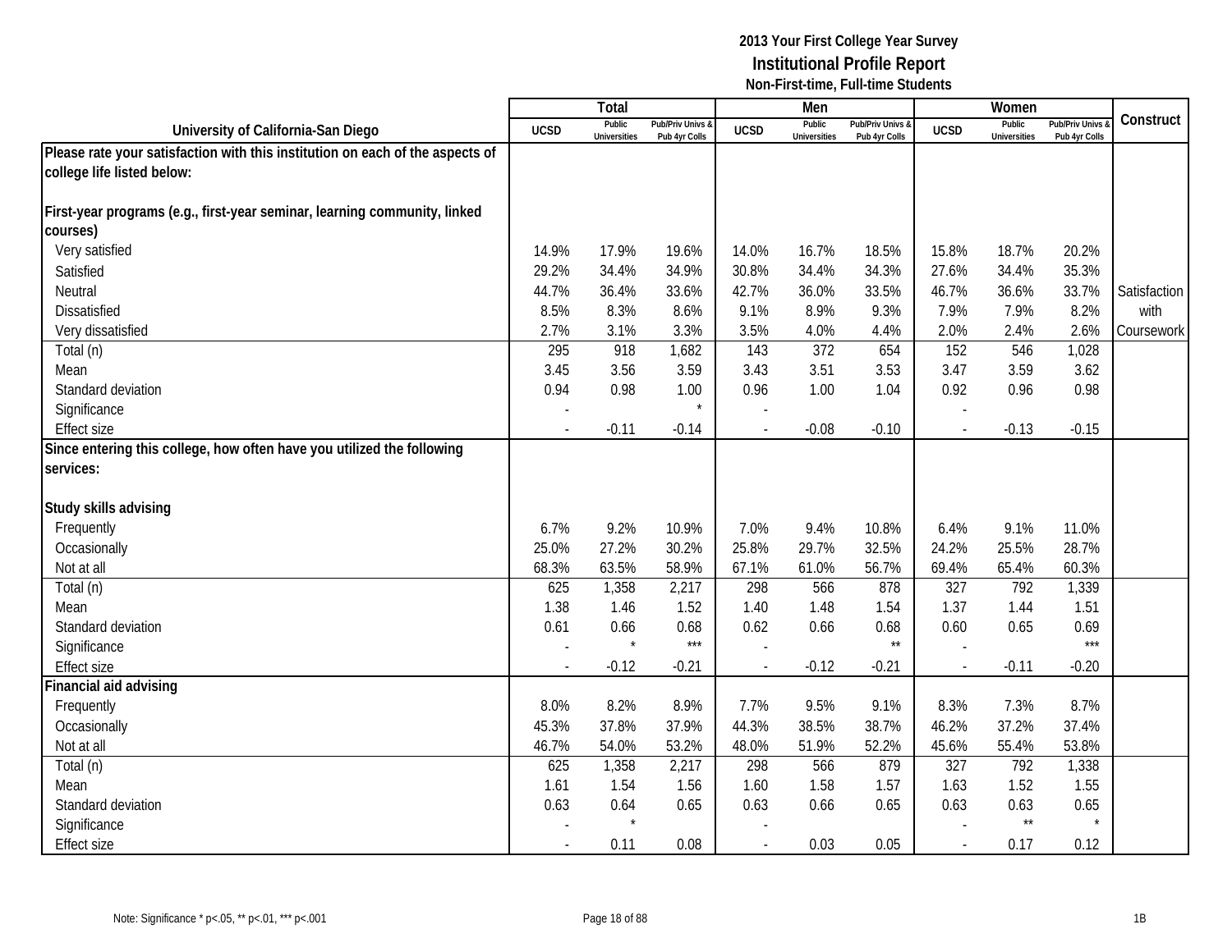# 2013 Your First College Year Survey
## Institutional Profile Report
### Non-First-time, Full-time Students

| University of California-San Diego | Total | | | Men | | | Women | | | Construct |
|---|---|---|---|---|---|---|---|---|---|---|
| | UCSD | Public Universities | Pub/Priv Univs & Pub 4yr Colls | UCSD | Public Universities | Pub/Priv Univs & Pub 4yr Colls | UCSD | Public Universities | Pub/Priv Univs & Pub 4yr Colls | |
| **Please rate your satisfaction with this institution on each of the aspects of college life listed below:** | | | | | | | | | | |
| **First-year programs (e.g., first-year seminar, learning community, linked courses)** | | | | | | | | | | |
| Very satisfied | 14.9% | 17.9% | 19.6% | 14.0% | 16.7% | 18.5% | 15.8% | 18.7% | 20.2% | |
| Satisfied | 29.2% | 34.4% | 34.9% | 30.8% | 34.4% | 34.3% | 27.6% | 34.4% | 35.3% | |
| Neutral | 44.7% | 36.4% | 33.6% | 42.7% | 36.0% | 33.5% | 46.7% | 36.6% | 33.7% | Satisfaction with Coursework |
| Dissatisfied | 8.5% | 8.3% | 8.6% | 9.1% | 8.9% | 9.3% | 7.9% | 7.9% | 8.2% | |
| Very dissatisfied | 2.7% | 3.1% | 3.3% | 3.5% | 4.0% | 4.4% | 2.0% | 2.4% | 2.6% | |
| Total (n) | 295 | 918 | 1,682 | 143 | 372 | 654 | 152 | 546 | 1,028 | |
| Mean | 3.45 | 3.56 | 3.59 | 3.43 | 3.51 | 3.53 | 3.47 | 3.59 | 3.62 | |
| Standard deviation | 0.94 | 0.98 | 1.00 | 0.96 | 1.00 | 1.04 | 0.92 | 0.96 | 0.98 | |
| Significance | - | | * | - | | | - | | | |
| Effect size | - | -0.11 | -0.14 | - | -0.08 | -0.10 | - | -0.13 | -0.15 | |
| **Since entering this college, how often have you utilized the following services:** | | | | | | | | | | |
| **Study skills advising** | | | | | | | | | | |
| Frequently | 6.7% | 9.2% | 10.9% | 7.0% | 9.4% | 10.8% | 6.4% | 9.1% | 11.0% | |
| Occasionally | 25.0% | 27.2% | 30.2% | 25.8% | 29.7% | 32.5% | 24.2% | 25.5% | 28.7% | |
| Not at all | 68.3% | 63.5% | 58.9% | 67.1% | 61.0% | 56.7% | 69.4% | 65.4% | 60.3% | |
| Total (n) | 625 | 1,358 | 2,217 | 298 | 566 | 878 | 327 | 792 | 1,339 | |
| Mean | 1.38 | 1.46 | 1.52 | 1.40 | 1.48 | 1.54 | 1.37 | 1.44 | 1.51 | |
| Standard deviation | 0.61 | 0.66 | 0.68 | 0.62 | 0.66 | 0.68 | 0.60 | 0.65 | 0.69 | |
| Significance | - | * | *** | - | | ** | - | | *** | |
| Effect size | - | -0.12 | -0.21 | - | -0.12 | -0.21 | - | -0.11 | -0.20 | |
| **Financial aid advising** | | | | | | | | | | |
| Frequently | 8.0% | 8.2% | 8.9% | 7.7% | 9.5% | 9.1% | 8.3% | 7.3% | 8.7% | |
| Occasionally | 45.3% | 37.8% | 37.9% | 44.3% | 38.5% | 38.7% | 46.2% | 37.2% | 37.4% | |
| Not at all | 46.7% | 54.0% | 53.2% | 48.0% | 51.9% | 52.2% | 45.6% | 55.4% | 53.8% | |
| Total (n) | 625 | 1,358 | 2,217 | 298 | 566 | 879 | 327 | 792 | 1,338 | |
| Mean | 1.61 | 1.54 | 1.56 | 1.60 | 1.58 | 1.57 | 1.63 | 1.52 | 1.55 | |
| Standard deviation | 0.63 | 0.64 | 0.65 | 0.63 | 0.66 | 0.65 | 0.63 | 0.63 | 0.65 | |
| Significance | - | * | | - | | | - | ** | * | |
| Effect size | - | 0.11 | 0.08 | - | 0.03 | 0.05 | - | 0.17 | 0.12 | |

Note: Significance * p<.05, ** p<.01, *** p<.001

1B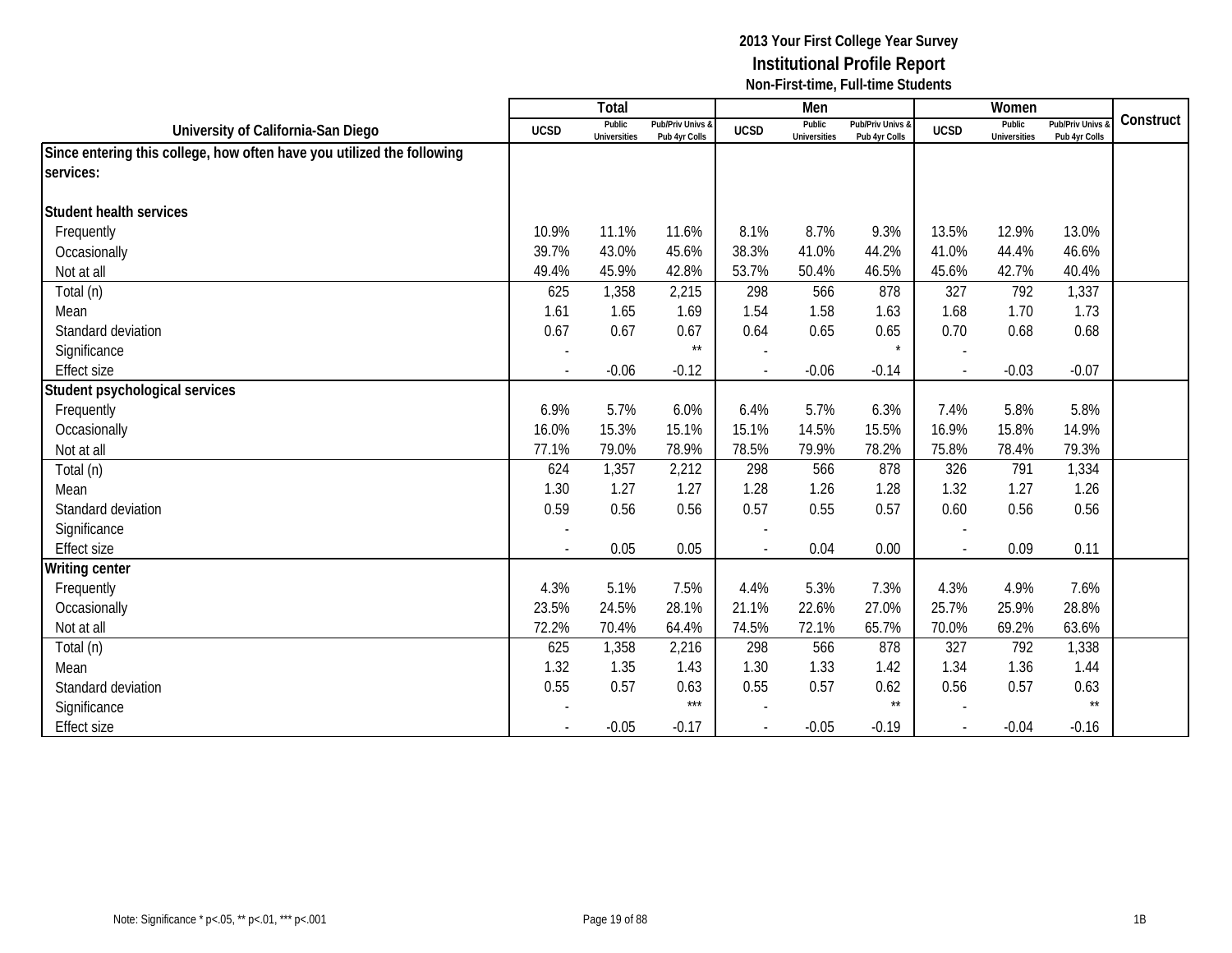# 2013 Your First College Year Survey

## Institutional Profile Report

### Non-First-time, Full-time Students

| University of California-San Diego | Total | | | Men | | | Women | | | Construct |
|---|---|---|---|---|---|---|---|---|---|---|
| | UCSD | Public Universities | Pub/Priv Univs & Pub 4yr Colls | UCSD | Public Universities | Pub/Priv Univs & Pub 4yr Colls | UCSD | Public Universities | Pub/Priv Univs & Pub 4yr Colls | |
| **Since entering this college, how often have you utilized the following services:** | | | | | | | | | | |
| **Student health services** | | | | | | | | | | |
| Frequently | 10.9% | 11.1% | 11.6% | 8.1% | 8.7% | 9.3% | 13.5% | 12.9% | 13.0% | |
| Occasionally | 39.7% | 43.0% | 45.6% | 38.3% | 41.0% | 44.2% | 41.0% | 44.4% | 46.6% | |
| Not at all | 49.4% | 45.9% | 42.8% | 53.7% | 50.4% | 46.5% | 45.6% | 42.7% | 40.4% | |
| Total (n) | 625 | 1,358 | 2,215 | 298 | 566 | 878 | 327 | 792 | 1,337 | |
| Mean | 1.61 | 1.65 | 1.69 | 1.54 | 1.58 | 1.63 | 1.68 | 1.70 | 1.73 | |
| Standard deviation | 0.67 | 0.67 | 0.67 | 0.64 | 0.65 | 0.65 | 0.70 | 0.68 | 0.68 | |
| Significance | - | | ** | - | | * | - | | | |
| Effect size | - | -0.06 | -0.12 | - | -0.06 | -0.14 | - | -0.03 | -0.07 | |
| **Student psychological services** | | | | | | | | | | |
| Frequently | 6.9% | 5.7% | 6.0% | 6.4% | 5.7% | 6.3% | 7.4% | 5.8% | 5.8% | |
| Occasionally | 16.0% | 15.3% | 15.1% | 15.1% | 14.5% | 15.5% | 16.9% | 15.8% | 14.9% | |
| Not at all | 77.1% | 79.0% | 78.9% | 78.5% | 79.9% | 78.2% | 75.8% | 78.4% | 79.3% | |
| Total (n) | 624 | 1,357 | 2,212 | 298 | 566 | 878 | 326 | 791 | 1,334 | |
| Mean | 1.30 | 1.27 | 1.27 | 1.28 | 1.26 | 1.28 | 1.32 | 1.27 | 1.26 | |
| Standard deviation | 0.59 | 0.56 | 0.56 | 0.57 | 0.55 | 0.57 | 0.60 | 0.56 | 0.56 | |
| Significance | - | | | - | | | - | | | |
| Effect size | - | 0.05 | 0.05 | - | 0.04 | 0.00 | - | 0.09 | 0.11 | |
| **Writing center** | | | | | | | | | | |
| Frequently | 4.3% | 5.1% | 7.5% | 4.4% | 5.3% | 7.3% | 4.3% | 4.9% | 7.6% | |
| Occasionally | 23.5% | 24.5% | 28.1% | 21.1% | 22.6% | 27.0% | 25.7% | 25.9% | 28.8% | |
| Not at all | 72.2% | 70.4% | 64.4% | 74.5% | 72.1% | 65.7% | 70.0% | 69.2% | 63.6% | |
| Total (n) | 625 | 1,358 | 2,216 | 298 | 566 | 878 | 327 | 792 | 1,338 | |
| Mean | 1.32 | 1.35 | 1.43 | 1.30 | 1.33 | 1.42 | 1.34 | 1.36 | 1.44 | |
| Standard deviation | 0.55 | 0.57 | 0.63 | 0.55 | 0.57 | 0.62 | 0.56 | 0.57 | 0.63 | |
| Significance | - | | *** | - | | ** | - | | ** | |
| Effect size | - | -0.05 | -0.17 | - | -0.05 | -0.19 | - | -0.04 | -0.16 | |

Note: Significance * p<.05, ** p<.01, *** p<.001

1B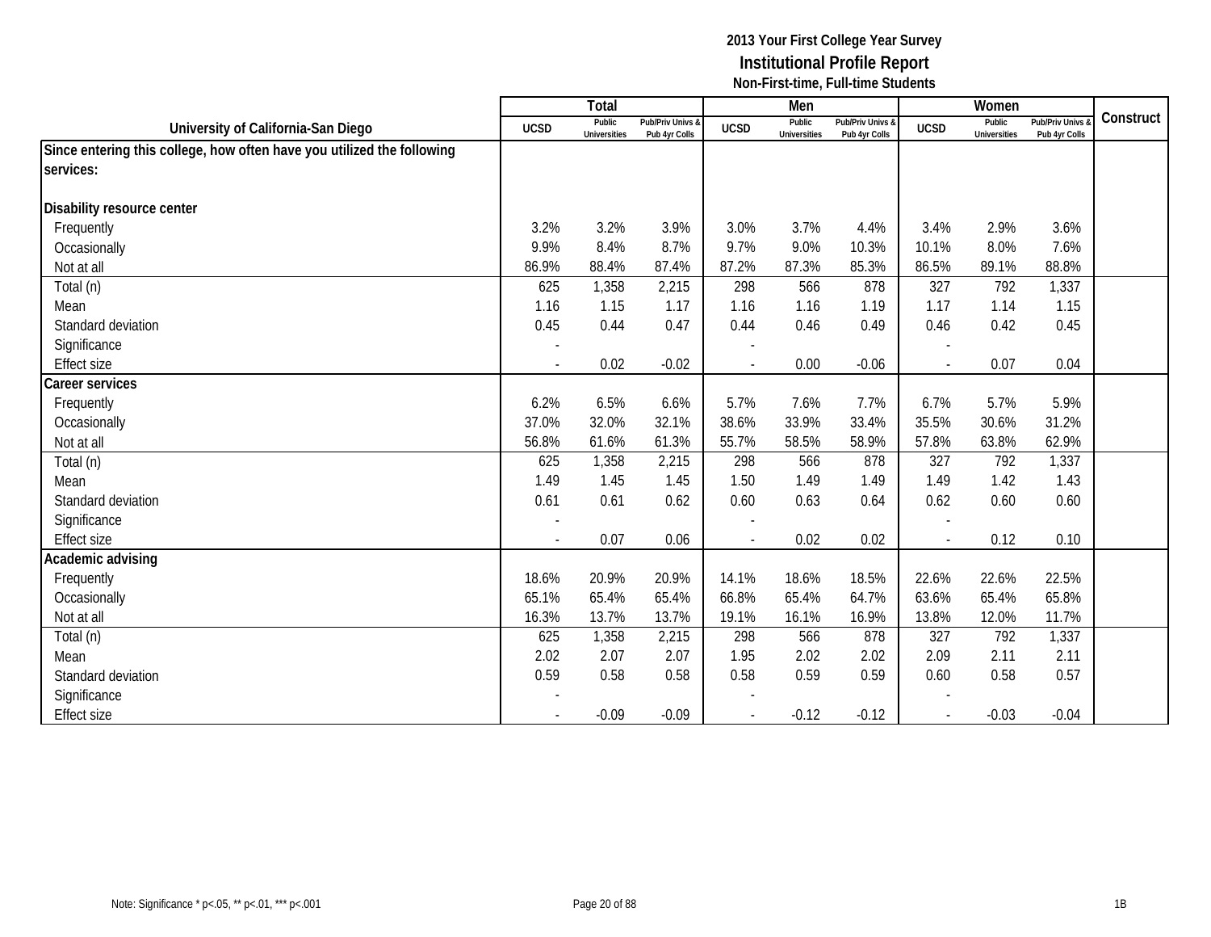# 2013 Your First College Year Survey
## Institutional Profile Report
### Non-First-time, Full-time Students

| University of California-San Diego | Total | | | Men | | | Women | | | Construct |
|---|---|---|---|---|---|---|---|---|---|---|
| | UCSD | Public Universities | Pub/Priv Univs & Pub 4yr Colls | UCSD | Public Universities | Pub/Priv Univs & Pub 4yr Colls | UCSD | Public Universities | Pub/Priv Univs & Pub 4yr Colls | |
| **Since entering this college, how often have you utilized the following services:** | | | | | | | | | | |
| **Disability resource center** | | | | | | | | | | |
| Frequently | 3.2% | 3.2% | 3.9% | 3.0% | 3.7% | 4.4% | 3.4% | 2.9% | 3.6% | |
| Occasionally | 9.9% | 8.4% | 8.7% | 9.7% | 9.0% | 10.3% | 10.1% | 8.0% | 7.6% | |
| Not at all | 86.9% | 88.4% | 87.4% | 87.2% | 87.3% | 85.3% | 86.5% | 89.1% | 88.8% | |
| Total (n) | 625 | 1,358 | 2,215 | 298 | 566 | 878 | 327 | 792 | 1,337 | |
| Mean | 1.16 | 1.15 | 1.17 | 1.16 | 1.16 | 1.19 | 1.17 | 1.14 | 1.15 | |
| Standard deviation | 0.45 | 0.44 | 0.47 | 0.44 | 0.46 | 0.49 | 0.46 | 0.42 | 0.45 | |
| Significance | - | | | - | | | - | | | |
| Effect size | - | 0.02 | -0.02 | - | 0.00 | -0.06 | - | 0.07 | 0.04 | |
| **Career services** | | | | | | | | | | |
| Frequently | 6.2% | 6.5% | 6.6% | 5.7% | 7.6% | 7.7% | 6.7% | 5.7% | 5.9% | |
| Occasionally | 37.0% | 32.0% | 32.1% | 38.6% | 33.9% | 33.4% | 35.5% | 30.6% | 31.2% | |
| Not at all | 56.8% | 61.6% | 61.3% | 55.7% | 58.5% | 58.9% | 57.8% | 63.8% | 62.9% | |
| Total (n) | 625 | 1,358 | 2,215 | 298 | 566 | 878 | 327 | 792 | 1,337 | |
| Mean | 1.49 | 1.45 | 1.45 | 1.50 | 1.49 | 1.49 | 1.49 | 1.42 | 1.43 | |
| Standard deviation | 0.61 | 0.61 | 0.62 | 0.60 | 0.63 | 0.64 | 0.62 | 0.60 | 0.60 | |
| Significance | - | | | - | | | - | | | |
| Effect size | - | 0.07 | 0.06 | - | 0.02 | 0.02 | - | 0.12 | 0.10 | |
| **Academic advising** | | | | | | | | | | |
| Frequently | 18.6% | 20.9% | 20.9% | 14.1% | 18.6% | 18.5% | 22.6% | 22.6% | 22.5% | |
| Occasionally | 65.1% | 65.4% | 65.4% | 66.8% | 65.4% | 64.7% | 63.6% | 65.4% | 65.8% | |
| Not at all | 16.3% | 13.7% | 13.7% | 19.1% | 16.1% | 16.9% | 13.8% | 12.0% | 11.7% | |
| Total (n) | 625 | 1,358 | 2,215 | 298 | 566 | 878 | 327 | 792 | 1,337 | |
| Mean | 2.02 | 2.07 | 2.07 | 1.95 | 2.02 | 2.02 | 2.09 | 2.11 | 2.11 | |
| Standard deviation | 0.59 | 0.58 | 0.58 | 0.58 | 0.59 | 0.59 | 0.60 | 0.58 | 0.57 | |
| Significance | - | | | - | | | - | | | |
| Effect size | - | -0.09 | -0.09 | - | -0.12 | -0.12 | - | -0.03 | -0.04 | |

Note: Significance * p<.05, ** p<.01, *** p<.001

1B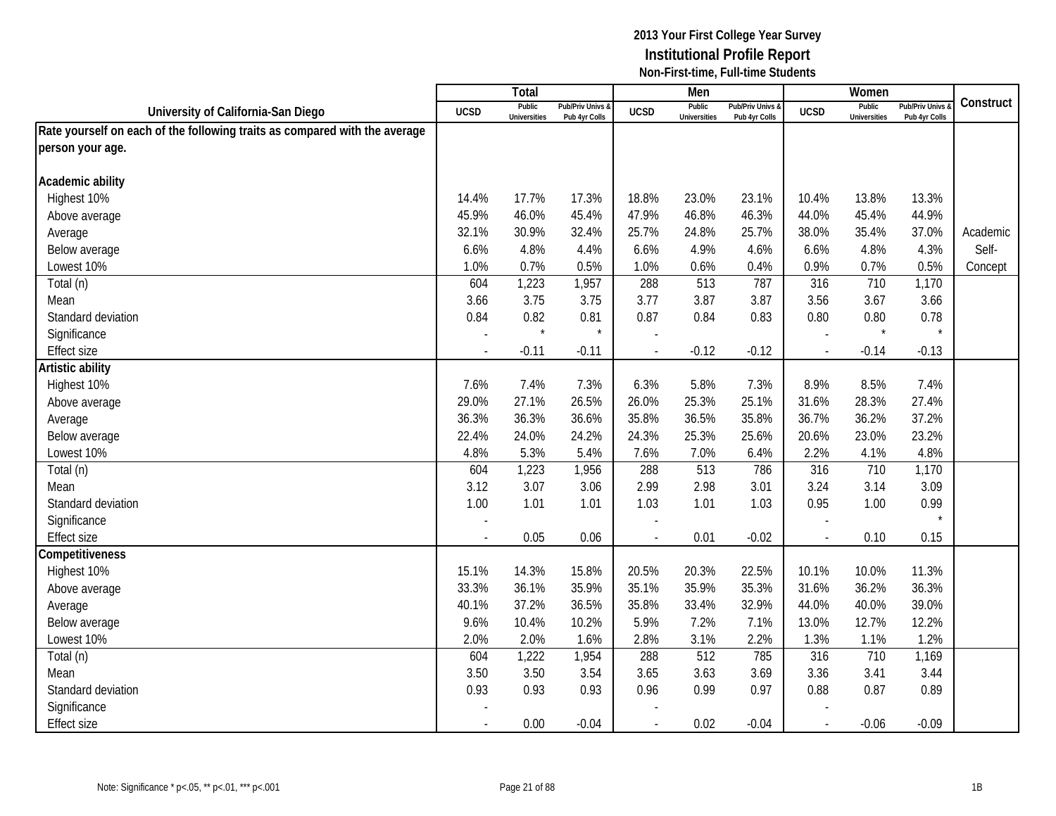**2013 Your First College Year Survey**
**Institutional Profile Report**
**Non-First-time, Full-time Students**

| University of California-San Diego | Total | | | Men | | | Women | | | Construct |
|---|---|---|---|---|---|---|---|---|---|---|
| | UCSD | Public Universities | Pub/Priv Univs & Pub 4yr Colls | UCSD | Public Universities | Pub/Priv Univs & Pub 4yr Colls | UCSD | Public Universities | Pub/Priv Univs & Pub 4yr Colls | |
| **Rate yourself on each of the following traits as compared with the average person your age.** | | | | | | | | | | |
| **Academic ability** | | | | | | | | | | |
| Highest 10% | 14.4% | 17.7% | 17.3% | 18.8% | 23.0% | 23.1% | 10.4% | 13.8% | 13.3% | |
| Above average | 45.9% | 46.0% | 45.4% | 47.9% | 46.8% | 46.3% | 44.0% | 45.4% | 44.9% | |
| Average | 32.1% | 30.9% | 32.4% | 25.7% | 24.8% | 25.7% | 38.0% | 35.4% | 37.0% | Academic |
| Below average | 6.6% | 4.8% | 4.4% | 6.6% | 4.9% | 4.6% | 6.6% | 4.8% | 4.3% | Self- |
| Lowest 10% | 1.0% | 0.7% | 0.5% | 1.0% | 0.6% | 0.4% | 0.9% | 0.7% | 0.5% | Concept |
| Total (n) | 604 | 1,223 | 1,957 | 288 | 513 | 787 | 316 | 710 | 1,170 | |
| Mean | 3.66 | 3.75 | 3.75 | 3.77 | 3.87 | 3.87 | 3.56 | 3.67 | 3.66 | |
| Standard deviation | 0.84 | 0.82 | 0.81 | 0.87 | 0.84 | 0.83 | 0.80 | 0.80 | 0.78 | |
| Significance | - | * | * | - | | | - | * | * | |
| Effect size | - | -0.11 | -0.11 | - | -0.12 | -0.12 | - | -0.14 | -0.13 | |
| **Artistic ability** | | | | | | | | | | |
| Highest 10% | 7.6% | 7.4% | 7.3% | 6.3% | 5.8% | 7.3% | 8.9% | 8.5% | 7.4% | |
| Above average | 29.0% | 27.1% | 26.5% | 26.0% | 25.3% | 25.1% | 31.6% | 28.3% | 27.4% | |
| Average | 36.3% | 36.3% | 36.6% | 35.8% | 36.5% | 35.8% | 36.7% | 36.2% | 37.2% | |
| Below average | 22.4% | 24.0% | 24.2% | 24.3% | 25.3% | 25.6% | 20.6% | 23.0% | 23.2% | |
| Lowest 10% | 4.8% | 5.3% | 5.4% | 7.6% | 7.0% | 6.4% | 2.2% | 4.1% | 4.8% | |
| Total (n) | 604 | 1,223 | 1,956 | 288 | 513 | 786 | 316 | 710 | 1,170 | |
| Mean | 3.12 | 3.07 | 3.06 | 2.99 | 2.98 | 3.01 | 3.24 | 3.14 | 3.09 | |
| Standard deviation | 1.00 | 1.01 | 1.01 | 1.03 | 1.01 | 1.03 | 0.95 | 1.00 | 0.99 | |
| Significance | - | | | - | | | - | | * | |
| Effect size | - | 0.05 | 0.06 | - | 0.01 | -0.02 | - | 0.10 | 0.15 | |
| **Competitiveness** | | | | | | | | | | |
| Highest 10% | 15.1% | 14.3% | 15.8% | 20.5% | 20.3% | 22.5% | 10.1% | 10.0% | 11.3% | |
| Above average | 33.3% | 36.1% | 35.9% | 35.1% | 35.9% | 35.3% | 31.6% | 36.2% | 36.3% | |
| Average | 40.1% | 37.2% | 36.5% | 35.8% | 33.4% | 32.9% | 44.0% | 40.0% | 39.0% | |
| Below average | 9.6% | 10.4% | 10.2% | 5.9% | 7.2% | 7.1% | 13.0% | 12.7% | 12.2% | |
| Lowest 10% | 2.0% | 2.0% | 1.6% | 2.8% | 3.1% | 2.2% | 1.3% | 1.1% | 1.2% | |
| Total (n) | 604 | 1,222 | 1,954 | 288 | 512 | 785 | 316 | 710 | 1,169 | |
| Mean | 3.50 | 3.50 | 3.54 | 3.65 | 3.63 | 3.69 | 3.36 | 3.41 | 3.44 | |
| Standard deviation | 0.93 | 0.93 | 0.93 | 0.96 | 0.99 | 0.97 | 0.88 | 0.87 | 0.89 | |
| Significance | - | | | - | | | - | | | |
| Effect size | - | 0.00 | -0.04 | - | 0.02 | -0.04 | - | -0.06 | -0.09 | |

Note: Significance * p<.05, ** p<.01, *** p<.001

1B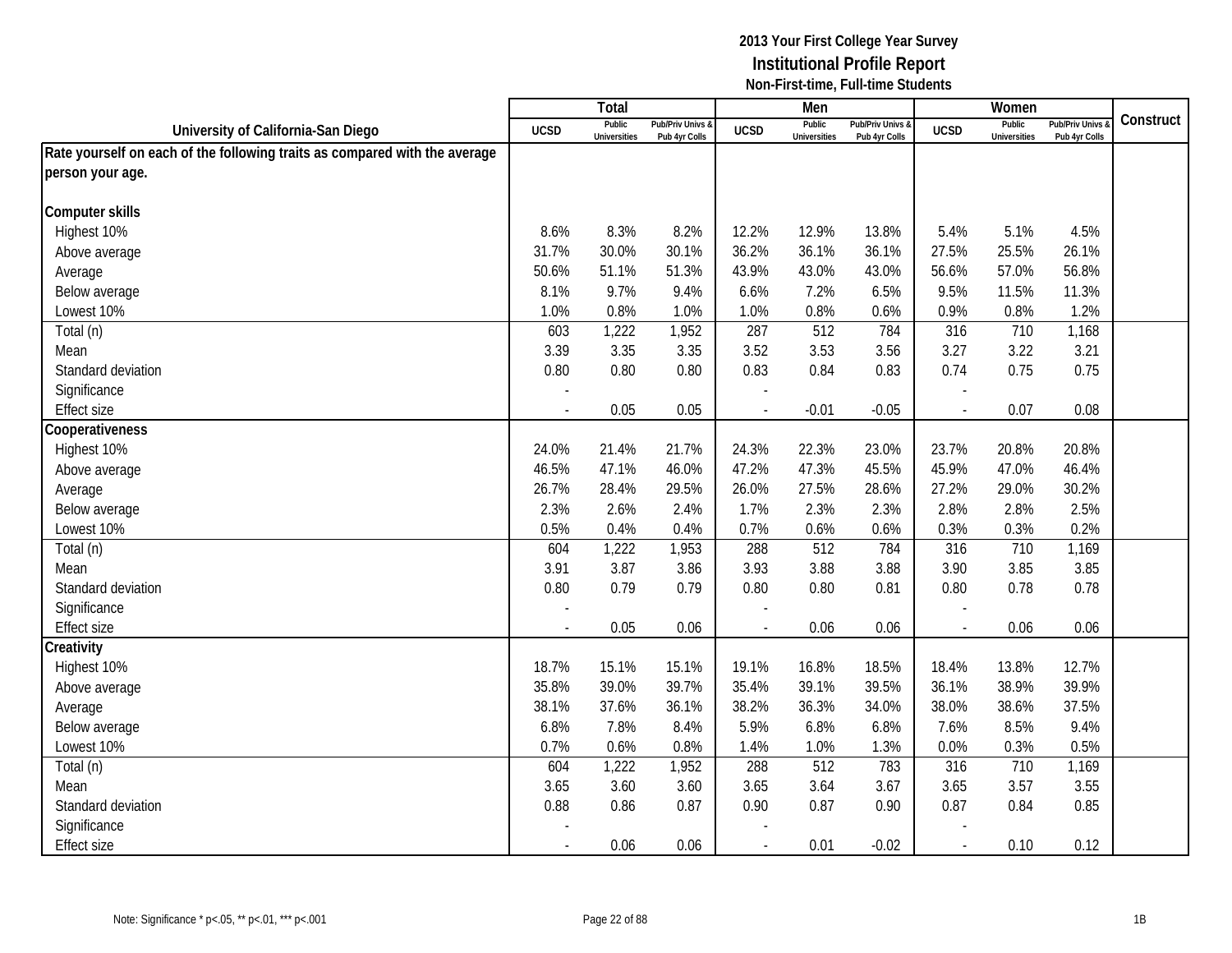# 2013 Your First College Year Survey
## Institutional Profile Report
### Non-First-time, Full-time Students

| University of California-San Diego | Total | | | Men | | | Women | | | Construct |
|---|---|---|---|---|---|---|---|---|---|---|
| | UCSD | Public Universities | Pub/Priv Univs & Pub 4yr Colls | UCSD | Public Universities | Pub/Priv Univs & Pub 4yr Colls | UCSD | Public Universities | Pub/Priv Univs & Pub 4yr Colls | |
| **Rate yourself on each of the following traits as compared with the average person your age.** | | | | | | | | | | |
| **Computer skills** | | | | | | | | | | |
| Highest 10% | 8.6% | 8.3% | 8.2% | 12.2% | 12.9% | 13.8% | 5.4% | 5.1% | 4.5% | |
| Above average | 31.7% | 30.0% | 30.1% | 36.2% | 36.1% | 36.1% | 27.5% | 25.5% | 26.1% | |
| Average | 50.6% | 51.1% | 51.3% | 43.9% | 43.0% | 43.0% | 56.6% | 57.0% | 56.8% | |
| Below average | 8.1% | 9.7% | 9.4% | 6.6% | 7.2% | 6.5% | 9.5% | 11.5% | 11.3% | |
| Lowest 10% | 1.0% | 0.8% | 1.0% | 1.0% | 0.8% | 0.6% | 0.9% | 0.8% | 1.2% | |
| Total (n) | 603 | 1,222 | 1,952 | 287 | 512 | 784 | 316 | 710 | 1,168 | |
| Mean | 3.39 | 3.35 | 3.35 | 3.52 | 3.53 | 3.56 | 3.27 | 3.22 | 3.21 | |
| Standard deviation | 0.80 | 0.80 | 0.80 | 0.83 | 0.84 | 0.83 | 0.74 | 0.75 | 0.75 | |
| Significance | - | | | - | | | - | | | |
| Effect size | - | 0.05 | 0.05 | - | -0.01 | -0.05 | - | 0.07 | 0.08 | |
| **Cooperativeness** | | | | | | | | | | |
| Highest 10% | 24.0% | 21.4% | 21.7% | 24.3% | 22.3% | 23.0% | 23.7% | 20.8% | 20.8% | |
| Above average | 46.5% | 47.1% | 46.0% | 47.2% | 47.3% | 45.5% | 45.9% | 47.0% | 46.4% | |
| Average | 26.7% | 28.4% | 29.5% | 26.0% | 27.5% | 28.6% | 27.2% | 29.0% | 30.2% | |
| Below average | 2.3% | 2.6% | 2.4% | 1.7% | 2.3% | 2.3% | 2.8% | 2.8% | 2.5% | |
| Lowest 10% | 0.5% | 0.4% | 0.4% | 0.7% | 0.6% | 0.6% | 0.3% | 0.3% | 0.2% | |
| Total (n) | 604 | 1,222 | 1,953 | 288 | 512 | 784 | 316 | 710 | 1,169 | |
| Mean | 3.91 | 3.87 | 3.86 | 3.93 | 3.88 | 3.88 | 3.90 | 3.85 | 3.85 | |
| Standard deviation | 0.80 | 0.79 | 0.79 | 0.80 | 0.80 | 0.81 | 0.80 | 0.78 | 0.78 | |
| Significance | - | | | - | | | - | | | |
| Effect size | - | 0.05 | 0.06 | - | 0.06 | 0.06 | - | 0.06 | 0.06 | |
| **Creativity** | | | | | | | | | | |
| Highest 10% | 18.7% | 15.1% | 15.1% | 19.1% | 16.8% | 18.5% | 18.4% | 13.8% | 12.7% | |
| Above average | 35.8% | 39.0% | 39.7% | 35.4% | 39.1% | 39.5% | 36.1% | 38.9% | 39.9% | |
| Average | 38.1% | 37.6% | 36.1% | 38.2% | 36.3% | 34.0% | 38.0% | 38.6% | 37.5% | |
| Below average | 6.8% | 7.8% | 8.4% | 5.9% | 6.8% | 6.8% | 7.6% | 8.5% | 9.4% | |
| Lowest 10% | 0.7% | 0.6% | 0.8% | 1.4% | 1.0% | 1.3% | 0.0% | 0.3% | 0.5% | |
| Total (n) | 604 | 1,222 | 1,952 | 288 | 512 | 783 | 316 | 710 | 1,169 | |
| Mean | 3.65 | 3.60 | 3.60 | 3.65 | 3.64 | 3.67 | 3.65 | 3.57 | 3.55 | |
| Standard deviation | 0.88 | 0.86 | 0.87 | 0.90 | 0.87 | 0.90 | 0.87 | 0.84 | 0.85 | |
| Significance | - | | | - | | | - | | | |
| Effect size | - | 0.06 | 0.06 | - | 0.01 | -0.02 | - | 0.10 | 0.12 | |

Note: Significance * p<.05, ** p<.01, *** p<.001

1B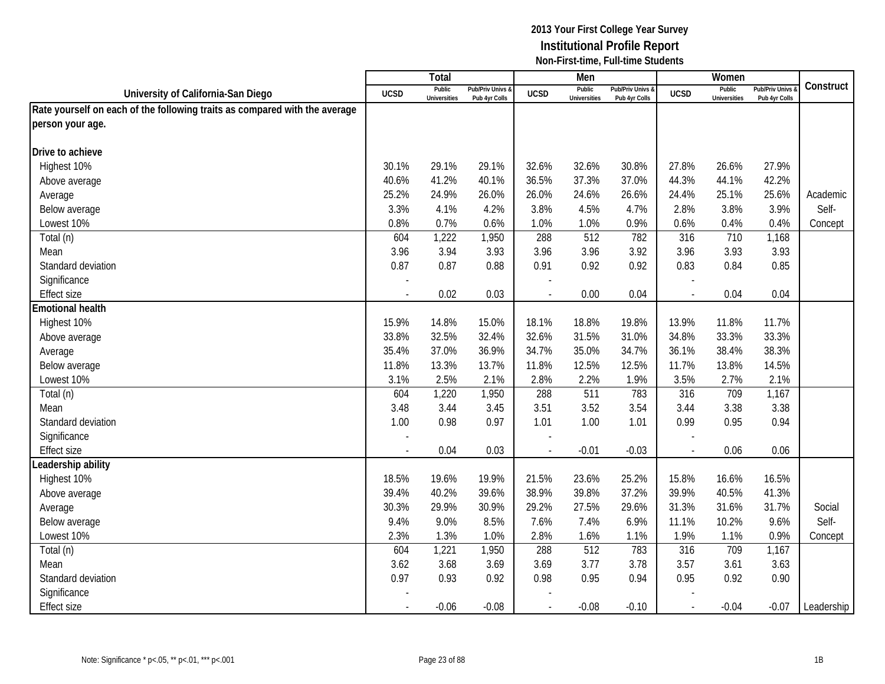**2013 Your First College Year Survey**
**Institutional Profile Report**
**Non-First-time, Full-time Students**

| University of California-San Diego | Total | | | Men | | | Women | | | Construct |
|---|---|---|---|---|---|---|---|---|---|---|
| | UCSD | Public Universities | Pub/Priv Univs & Pub 4yr Colls | UCSD | Public Universities | Pub/Priv Univs & Pub 4yr Colls | UCSD | Public Universities | Pub/Priv Univs & Pub 4yr Colls | |
| **Rate yourself on each of the following traits as compared with the average person your age.** | | | | | | | | | | |
| **Drive to achieve** | | | | | | | | | | |
| Highest 10% | 30.1% | 29.1% | 29.1% | 32.6% | 32.6% | 30.8% | 27.8% | 26.6% | 27.9% | |
| Above average | 40.6% | 41.2% | 40.1% | 36.5% | 37.3% | 37.0% | 44.3% | 44.1% | 42.2% | |
| Average | 25.2% | 24.9% | 26.0% | 26.0% | 24.6% | 26.6% | 24.4% | 25.1% | 25.6% | Academic |
| Below average | 3.3% | 4.1% | 4.2% | 3.8% | 4.5% | 4.7% | 2.8% | 3.8% | 3.9% | Self- |
| Lowest 10% | 0.8% | 0.7% | 0.6% | 1.0% | 1.0% | 0.9% | 0.6% | 0.4% | 0.4% | Concept |
| Total (n) | 604 | 1,222 | 1,950 | 288 | 512 | 782 | 316 | 710 | 1,168 | |
| Mean | 3.96 | 3.94 | 3.93 | 3.96 | 3.96 | 3.92 | 3.96 | 3.93 | 3.93 | |
| Standard deviation | 0.87 | 0.87 | 0.88 | 0.91 | 0.92 | 0.92 | 0.83 | 0.84 | 0.85 | |
| Significance | - | | | - | | | - | | | |
| Effect size | - | 0.02 | 0.03 | - | 0.00 | 0.04 | - | 0.04 | 0.04 | |
| **Emotional health** | | | | | | | | | | |
| Highest 10% | 15.9% | 14.8% | 15.0% | 18.1% | 18.8% | 19.8% | 13.9% | 11.8% | 11.7% | |
| Above average | 33.8% | 32.5% | 32.4% | 32.6% | 31.5% | 31.0% | 34.8% | 33.3% | 33.3% | |
| Average | 35.4% | 37.0% | 36.9% | 34.7% | 35.0% | 34.7% | 36.1% | 38.4% | 38.3% | |
| Below average | 11.8% | 13.3% | 13.7% | 11.8% | 12.5% | 12.5% | 11.7% | 13.8% | 14.5% | |
| Lowest 10% | 3.1% | 2.5% | 2.1% | 2.8% | 2.2% | 1.9% | 3.5% | 2.7% | 2.1% | |
| Total (n) | 604 | 1,220 | 1,950 | 288 | 511 | 783 | 316 | 709 | 1,167 | |
| Mean | 3.48 | 3.44 | 3.45 | 3.51 | 3.52 | 3.54 | 3.44 | 3.38 | 3.38 | |
| Standard deviation | 1.00 | 0.98 | 0.97 | 1.01 | 1.00 | 1.01 | 0.99 | 0.95 | 0.94 | |
| Significance | - | | | - | | | - | | | |
| Effect size | - | 0.04 | 0.03 | - | -0.01 | -0.03 | - | 0.06 | 0.06 | |
| **Leadership ability** | | | | | | | | | | |
| Highest 10% | 18.5% | 19.6% | 19.9% | 21.5% | 23.6% | 25.2% | 15.8% | 16.6% | 16.5% | |
| Above average | 39.4% | 40.2% | 39.6% | 38.9% | 39.8% | 37.2% | 39.9% | 40.5% | 41.3% | |
| Average | 30.3% | 29.9% | 30.9% | 29.2% | 27.5% | 29.6% | 31.3% | 31.6% | 31.7% | Social |
| Below average | 9.4% | 9.0% | 8.5% | 7.6% | 7.4% | 6.9% | 11.1% | 10.2% | 9.6% | Self- |
| Lowest 10% | 2.3% | 1.3% | 1.0% | 2.8% | 1.6% | 1.1% | 1.9% | 1.1% | 0.9% | Concept |
| Total (n) | 604 | 1,221 | 1,950 | 288 | 512 | 783 | 316 | 709 | 1,167 | |
| Mean | 3.62 | 3.68 | 3.69 | 3.69 | 3.77 | 3.78 | 3.57 | 3.61 | 3.63 | |
| Standard deviation | 0.97 | 0.93 | 0.92 | 0.98 | 0.95 | 0.94 | 0.95 | 0.92 | 0.90 | |
| Significance | - | | | - | | | - | | | |
| Effect size | - | -0.06 | -0.08 | - | -0.08 | -0.10 | - | -0.04 | -0.07 | Leadership |

Note: Significance * p<.05, ** p<.01, *** p<.001

1B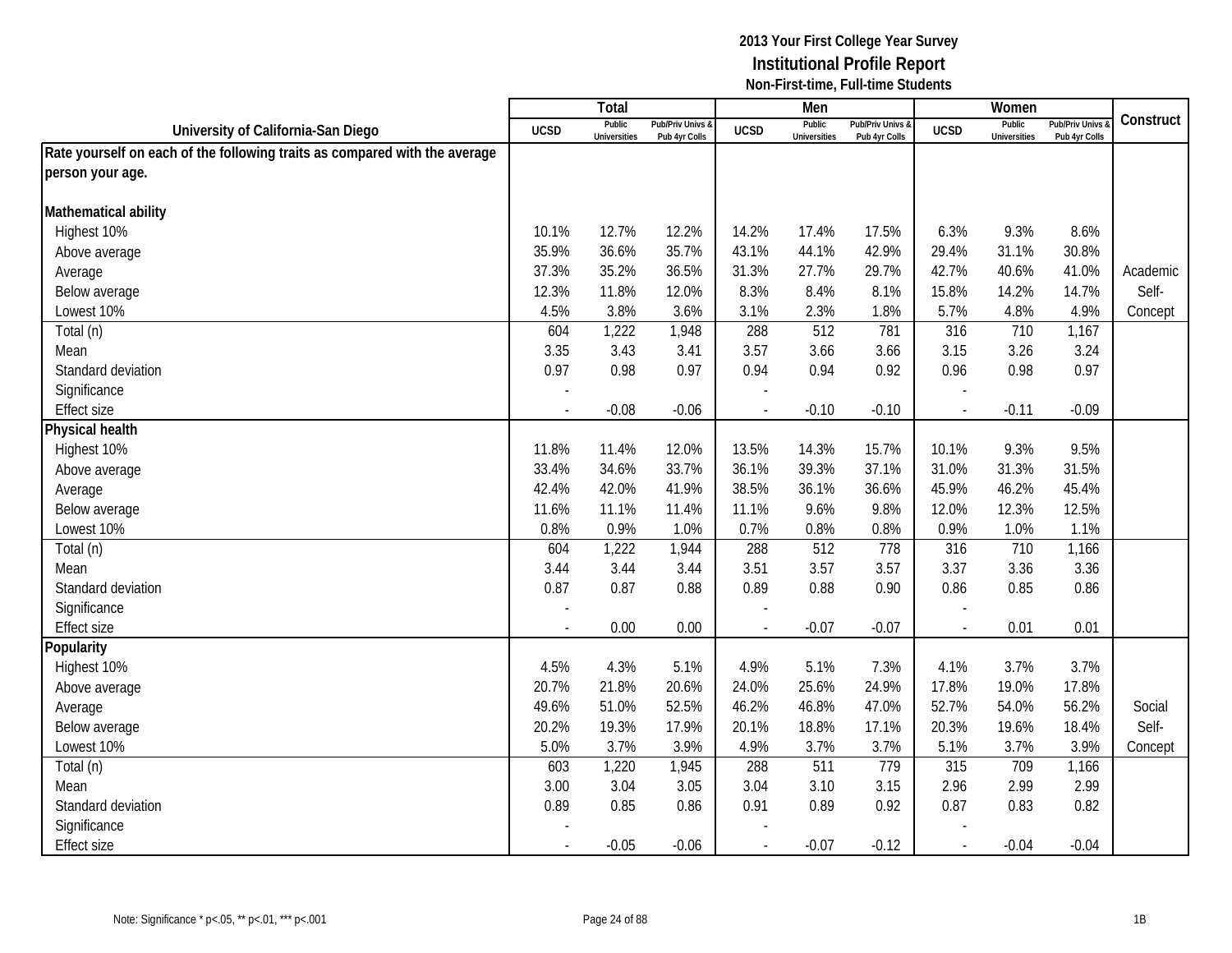**2013 Your First College Year Survey**
**Institutional Profile Report**
**Non-First-time, Full-time Students**

| University of California-San Diego | Total | | | Men | | | Women | | | Construct |
|---|---|---|---|---|---|---|---|---|---|---|
| | UCSD | Public Universities | Pub/Priv Univs & Pub 4yr Colls | UCSD | Public Universities | Pub/Priv Univs & Pub 4yr Colls | UCSD | Public Universities | Pub/Priv Univs & Pub 4yr Colls | |
| **Rate yourself on each of the following traits as compared with the average person your age.** | | | | | | | | | | |
| **Mathematical ability** | | | | | | | | | | |
| Highest 10% | 10.1% | 12.7% | 12.2% | 14.2% | 17.4% | 17.5% | 6.3% | 9.3% | 8.6% | |
| Above average | 35.9% | 36.6% | 35.7% | 43.1% | 44.1% | 42.9% | 29.4% | 31.1% | 30.8% | |
| Average | 37.3% | 35.2% | 36.5% | 31.3% | 27.7% | 29.7% | 42.7% | 40.6% | 41.0% | Academic |
| Below average | 12.3% | 11.8% | 12.0% | 8.3% | 8.4% | 8.1% | 15.8% | 14.2% | 14.7% | Self- |
| Lowest 10% | 4.5% | 3.8% | 3.6% | 3.1% | 2.3% | 1.8% | 5.7% | 4.8% | 4.9% | Concept |
| Total (n) | 604 | 1,222 | 1,948 | 288 | 512 | 781 | 316 | 710 | 1,167 | |
| Mean | 3.35 | 3.43 | 3.41 | 3.57 | 3.66 | 3.66 | 3.15 | 3.26 | 3.24 | |
| Standard deviation | 0.97 | 0.98 | 0.97 | 0.94 | 0.94 | 0.92 | 0.96 | 0.98 | 0.97 | |
| Significance | - | | | - | | | - | | | |
| Effect size | - | -0.08 | -0.06 | - | -0.10 | -0.10 | - | -0.11 | -0.09 | |
| **Physical health** | | | | | | | | | | |
| Highest 10% | 11.8% | 11.4% | 12.0% | 13.5% | 14.3% | 15.7% | 10.1% | 9.3% | 9.5% | |
| Above average | 33.4% | 34.6% | 33.7% | 36.1% | 39.3% | 37.1% | 31.0% | 31.3% | 31.5% | |
| Average | 42.4% | 42.0% | 41.9% | 38.5% | 36.1% | 36.6% | 45.9% | 46.2% | 45.4% | |
| Below average | 11.6% | 11.1% | 11.4% | 11.1% | 9.6% | 9.8% | 12.0% | 12.3% | 12.5% | |
| Lowest 10% | 0.8% | 0.9% | 1.0% | 0.7% | 0.8% | 0.8% | 0.9% | 1.0% | 1.1% | |
| Total (n) | 604 | 1,222 | 1,944 | 288 | 512 | 778 | 316 | 710 | 1,166 | |
| Mean | 3.44 | 3.44 | 3.44 | 3.51 | 3.57 | 3.57 | 3.37 | 3.36 | 3.36 | |
| Standard deviation | 0.87 | 0.87 | 0.88 | 0.89 | 0.88 | 0.90 | 0.86 | 0.85 | 0.86 | |
| Significance | - | | | - | | | - | | | |
| Effect size | - | 0.00 | 0.00 | - | -0.07 | -0.07 | - | 0.01 | 0.01 | |
| **Popularity** | | | | | | | | | | |
| Highest 10% | 4.5% | 4.3% | 5.1% | 4.9% | 5.1% | 7.3% | 4.1% | 3.7% | 3.7% | |
| Above average | 20.7% | 21.8% | 20.6% | 24.0% | 25.6% | 24.9% | 17.8% | 19.0% | 17.8% | |
| Average | 49.6% | 51.0% | 52.5% | 46.2% | 46.8% | 47.0% | 52.7% | 54.0% | 56.2% | Social |
| Below average | 20.2% | 19.3% | 17.9% | 20.1% | 18.8% | 17.1% | 20.3% | 19.6% | 18.4% | Self- |
| Lowest 10% | 5.0% | 3.7% | 3.9% | 4.9% | 3.7% | 3.7% | 5.1% | 3.7% | 3.9% | Concept |
| Total (n) | 603 | 1,220 | 1,945 | 288 | 511 | 779 | 315 | 709 | 1,166 | |
| Mean | 3.00 | 3.04 | 3.05 | 3.04 | 3.10 | 3.15 | 2.96 | 2.99 | 2.99 | |
| Standard deviation | 0.89 | 0.85 | 0.86 | 0.91 | 0.89 | 0.92 | 0.87 | 0.83 | 0.82 | |
| Significance | - | | | - | | | - | | | |
| Effect size | - | -0.05 | -0.06 | - | -0.07 | -0.12 | - | -0.04 | -0.04 | |

Note: Significance * p<.05, ** p<.01, *** p<.001

1B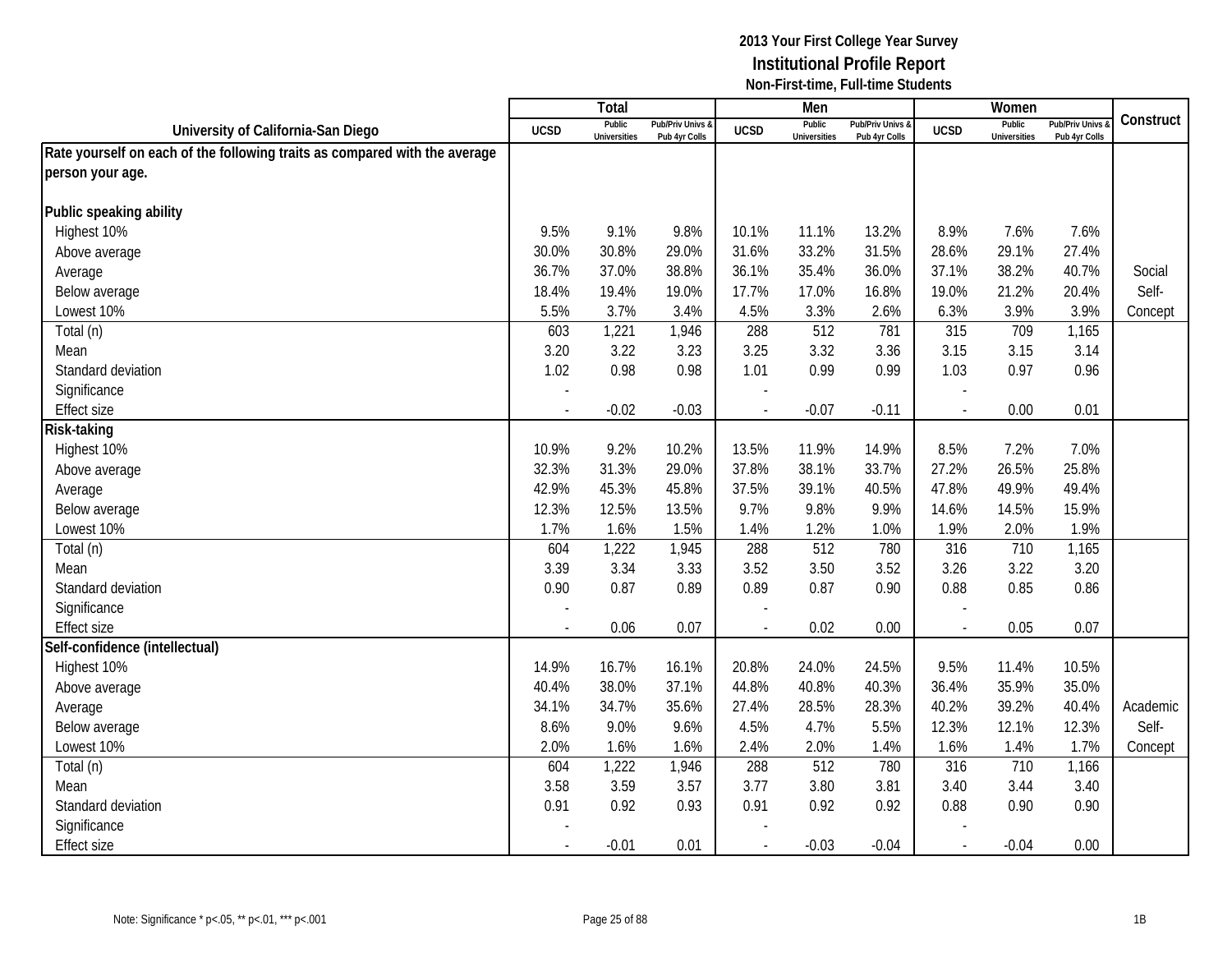**2013 Your First College Year Survey**
**Institutional Profile Report**
**Non-First-time, Full-time Students**

| University of California-San Diego | Total | | | Men | | | Women | | | Construct |
|---|---|---|---|---|---|---|---|---|---|---|
| | UCSD | Public Universities | Pub/Priv Univs & Pub 4yr Colls | UCSD | Public Universities | Pub/Priv Univs & Pub 4yr Colls | UCSD | Public Universities | Pub/Priv Univs & Pub 4yr Colls | |
| **Rate yourself on each of the following traits as compared with the average person your age.** | | | | | | | | | | |
| **Public speaking ability** | | | | | | | | | | |
| Highest 10% | 9.5% | 9.1% | 9.8% | 10.1% | 11.1% | 13.2% | 8.9% | 7.6% | 7.6% | |
| Above average | 30.0% | 30.8% | 29.0% | 31.6% | 33.2% | 31.5% | 28.6% | 29.1% | 27.4% | |
| Average | 36.7% | 37.0% | 38.8% | 36.1% | 35.4% | 36.0% | 37.1% | 38.2% | 40.7% | Social Self-Concept |
| Below average | 18.4% | 19.4% | 19.0% | 17.7% | 17.0% | 16.8% | 19.0% | 21.2% | 20.4% | |
| Lowest 10% | 5.5% | 3.7% | 3.4% | 4.5% | 3.3% | 2.6% | 6.3% | 3.9% | 3.9% | |
| Total (n) | 603 | 1,221 | 1,946 | 288 | 512 | 781 | 315 | 709 | 1,165 | |
| Mean | 3.20 | 3.22 | 3.23 | 3.25 | 3.32 | 3.36 | 3.15 | 3.15 | 3.14 | |
| Standard deviation | 1.02 | 0.98 | 0.98 | 1.01 | 0.99 | 0.99 | 1.03 | 0.97 | 0.96 | |
| Significance | - | | | - | | | - | | | |
| Effect size | - | -0.02 | -0.03 | - | -0.07 | -0.11 | - | 0.00 | 0.01 | |
| **Risk-taking** | | | | | | | | | | |
| Highest 10% | 10.9% | 9.2% | 10.2% | 13.5% | 11.9% | 14.9% | 8.5% | 7.2% | 7.0% | |
| Above average | 32.3% | 31.3% | 29.0% | 37.8% | 38.1% | 33.7% | 27.2% | 26.5% | 25.8% | |
| Average | 42.9% | 45.3% | 45.8% | 37.5% | 39.1% | 40.5% | 47.8% | 49.9% | 49.4% | |
| Below average | 12.3% | 12.5% | 13.5% | 9.7% | 9.8% | 9.9% | 14.6% | 14.5% | 15.9% | |
| Lowest 10% | 1.7% | 1.6% | 1.5% | 1.4% | 1.2% | 1.0% | 1.9% | 2.0% | 1.9% | |
| Total (n) | 604 | 1,222 | 1,945 | 288 | 512 | 780 | 316 | 710 | 1,165 | |
| Mean | 3.39 | 3.34 | 3.33 | 3.52 | 3.50 | 3.52 | 3.26 | 3.22 | 3.20 | |
| Standard deviation | 0.90 | 0.87 | 0.89 | 0.89 | 0.87 | 0.90 | 0.88 | 0.85 | 0.86 | |
| Significance | - | | | - | | | - | | | |
| Effect size | - | 0.06 | 0.07 | - | 0.02 | 0.00 | - | 0.05 | 0.07 | |
| **Self-confidence (intellectual)** | | | | | | | | | | |
| Highest 10% | 14.9% | 16.7% | 16.1% | 20.8% | 24.0% | 24.5% | 9.5% | 11.4% | 10.5% | |
| Above average | 40.4% | 38.0% | 37.1% | 44.8% | 40.8% | 40.3% | 36.4% | 35.9% | 35.0% | |
| Average | 34.1% | 34.7% | 35.6% | 27.4% | 28.5% | 28.3% | 40.2% | 39.2% | 40.4% | Academic Self-Concept |
| Below average | 8.6% | 9.0% | 9.6% | 4.5% | 4.7% | 5.5% | 12.3% | 12.1% | 12.3% | |
| Lowest 10% | 2.0% | 1.6% | 1.6% | 2.4% | 2.0% | 1.4% | 1.6% | 1.4% | 1.7% | |
| Total (n) | 604 | 1,222 | 1,946 | 288 | 512 | 780 | 316 | 710 | 1,166 | |
| Mean | 3.58 | 3.59 | 3.57 | 3.77 | 3.80 | 3.81 | 3.40 | 3.44 | 3.40 | |
| Standard deviation | 0.91 | 0.92 | 0.93 | 0.91 | 0.92 | 0.92 | 0.88 | 0.90 | 0.90 | |
| Significance | - | | | - | | | - | | | |
| Effect size | - | -0.01 | 0.01 | - | -0.03 | -0.04 | - | -0.04 | 0.00 | |

Note: Significance * p<.05, ** p<.01, *** p<.001

1B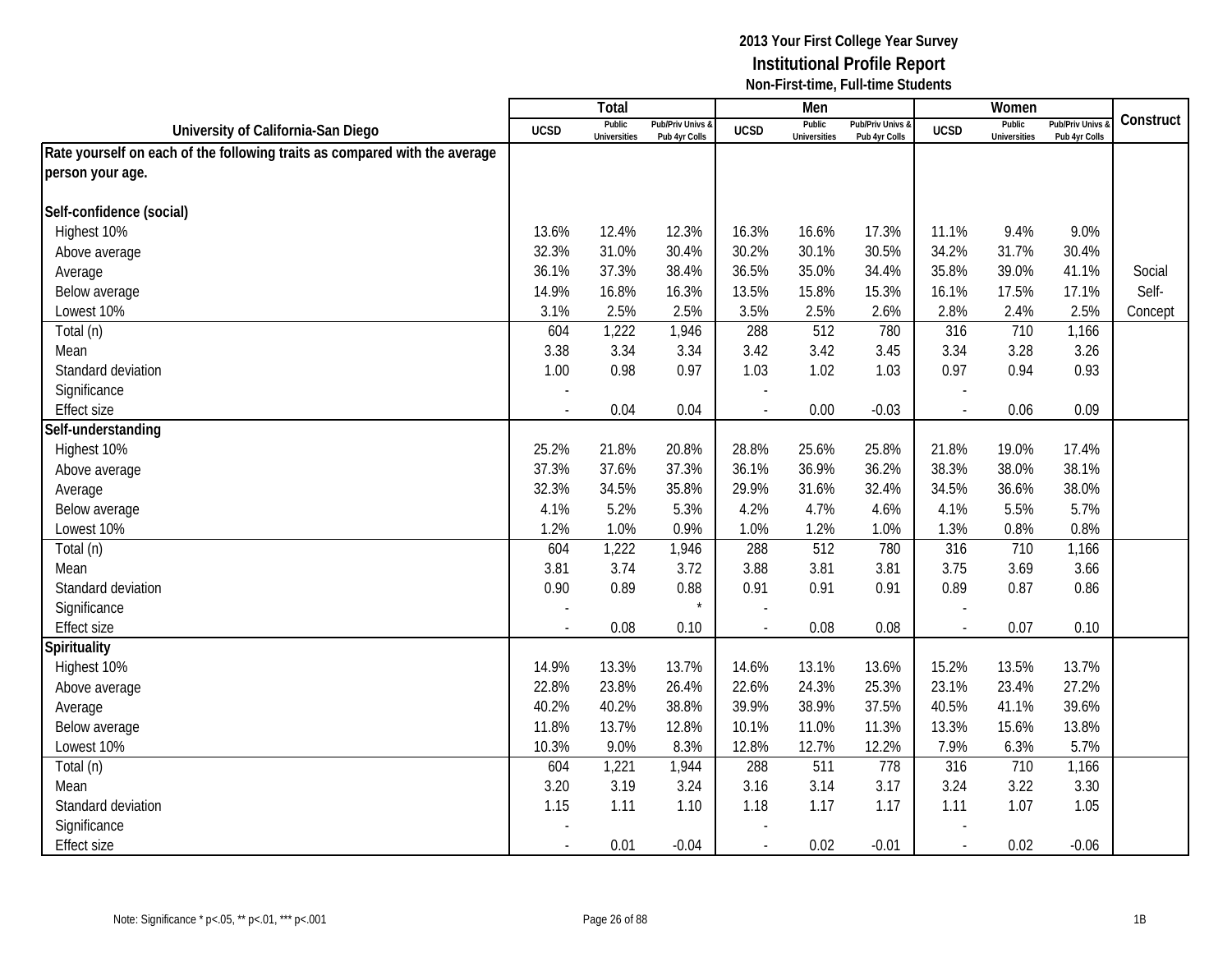# 2013 Your First College Year Survey
## Institutional Profile Report
### Non-First-time, Full-time Students

| University of California-San Diego | Total | | | Men | | | Women | | | Construct |
|---|---|---|---|---|---|---|---|---|---|---|
| | UCSD | Public Universities | Pub/Priv Univs & Pub 4yr Colls | UCSD | Public Universities | Pub/Priv Univs & Pub 4yr Colls | UCSD | Public Universities | Pub/Priv Univs & Pub 4yr Colls | |
| **Rate yourself on each of the following traits as compared with the average person your age.** | | | | | | | | | | |
| **Self-confidence (social)** | | | | | | | | | | |
| Highest 10% | 13.6% | 12.4% | 12.3% | 16.3% | 16.6% | 17.3% | 11.1% | 9.4% | 9.0% | |
| Above average | 32.3% | 31.0% | 30.4% | 30.2% | 30.1% | 30.5% | 34.2% | 31.7% | 30.4% | |
| Average | 36.1% | 37.3% | 38.4% | 36.5% | 35.0% | 34.4% | 35.8% | 39.0% | 41.1% | Social |
| Below average | 14.9% | 16.8% | 16.3% | 13.5% | 15.8% | 15.3% | 16.1% | 17.5% | 17.1% | Self- |
| Lowest 10% | 3.1% | 2.5% | 2.5% | 3.5% | 2.5% | 2.6% | 2.8% | 2.4% | 2.5% | Concept |
| Total (n) | 604 | 1,222 | 1,946 | 288 | 512 | 780 | 316 | 710 | 1,166 | |
| Mean | 3.38 | 3.34 | 3.34 | 3.42 | 3.42 | 3.45 | 3.34 | 3.28 | 3.26 | |
| Standard deviation | 1.00 | 0.98 | 0.97 | 1.03 | 1.02 | 1.03 | 0.97 | 0.94 | 0.93 | |
| Significance | - | | | - | | | - | | | |
| Effect size | - | 0.04 | 0.04 | - | 0.00 | -0.03 | - | 0.06 | 0.09 | |
| **Self-understanding** | | | | | | | | | | |
| Highest 10% | 25.2% | 21.8% | 20.8% | 28.8% | 25.6% | 25.8% | 21.8% | 19.0% | 17.4% | |
| Above average | 37.3% | 37.6% | 37.3% | 36.1% | 36.9% | 36.2% | 38.3% | 38.0% | 38.1% | |
| Average | 32.3% | 34.5% | 35.8% | 29.9% | 31.6% | 32.4% | 34.5% | 36.6% | 38.0% | |
| Below average | 4.1% | 5.2% | 5.3% | 4.2% | 4.7% | 4.6% | 4.1% | 5.5% | 5.7% | |
| Lowest 10% | 1.2% | 1.0% | 0.9% | 1.0% | 1.2% | 1.0% | 1.3% | 0.8% | 0.8% | |
| Total (n) | 604 | 1,222 | 1,946 | 288 | 512 | 780 | 316 | 710 | 1,166 | |
| Mean | 3.81 | 3.74 | 3.72 | 3.88 | 3.81 | 3.81 | 3.75 | 3.69 | 3.66 | |
| Standard deviation | 0.90 | 0.89 | 0.88 | 0.91 | 0.91 | 0.91 | 0.89 | 0.87 | 0.86 | |
| Significance | - | | * | - | | | - | | | |
| Effect size | - | 0.08 | 0.10 | - | 0.08 | 0.08 | - | 0.07 | 0.10 | |
| **Spirituality** | | | | | | | | | | |
| Highest 10% | 14.9% | 13.3% | 13.7% | 14.6% | 13.1% | 13.6% | 15.2% | 13.5% | 13.7% | |
| Above average | 22.8% | 23.8% | 26.4% | 22.6% | 24.3% | 25.3% | 23.1% | 23.4% | 27.2% | |
| Average | 40.2% | 40.2% | 38.8% | 39.9% | 38.9% | 37.5% | 40.5% | 41.1% | 39.6% | |
| Below average | 11.8% | 13.7% | 12.8% | 10.1% | 11.0% | 11.3% | 13.3% | 15.6% | 13.8% | |
| Lowest 10% | 10.3% | 9.0% | 8.3% | 12.8% | 12.7% | 12.2% | 7.9% | 6.3% | 5.7% | |
| Total (n) | 604 | 1,221 | 1,944 | 288 | 511 | 778 | 316 | 710 | 1,166 | |
| Mean | 3.20 | 3.19 | 3.24 | 3.16 | 3.14 | 3.17 | 3.24 | 3.22 | 3.30 | |
| Standard deviation | 1.15 | 1.11 | 1.10 | 1.18 | 1.17 | 1.17 | 1.11 | 1.07 | 1.05 | |
| Significance | - | | | - | | | - | | | |
| Effect size | - | 0.01 | -0.04 | - | 0.02 | -0.01 | - | 0.02 | -0.06 | |

Note: Significance * p<.05, ** p<.01, *** p<.001

1B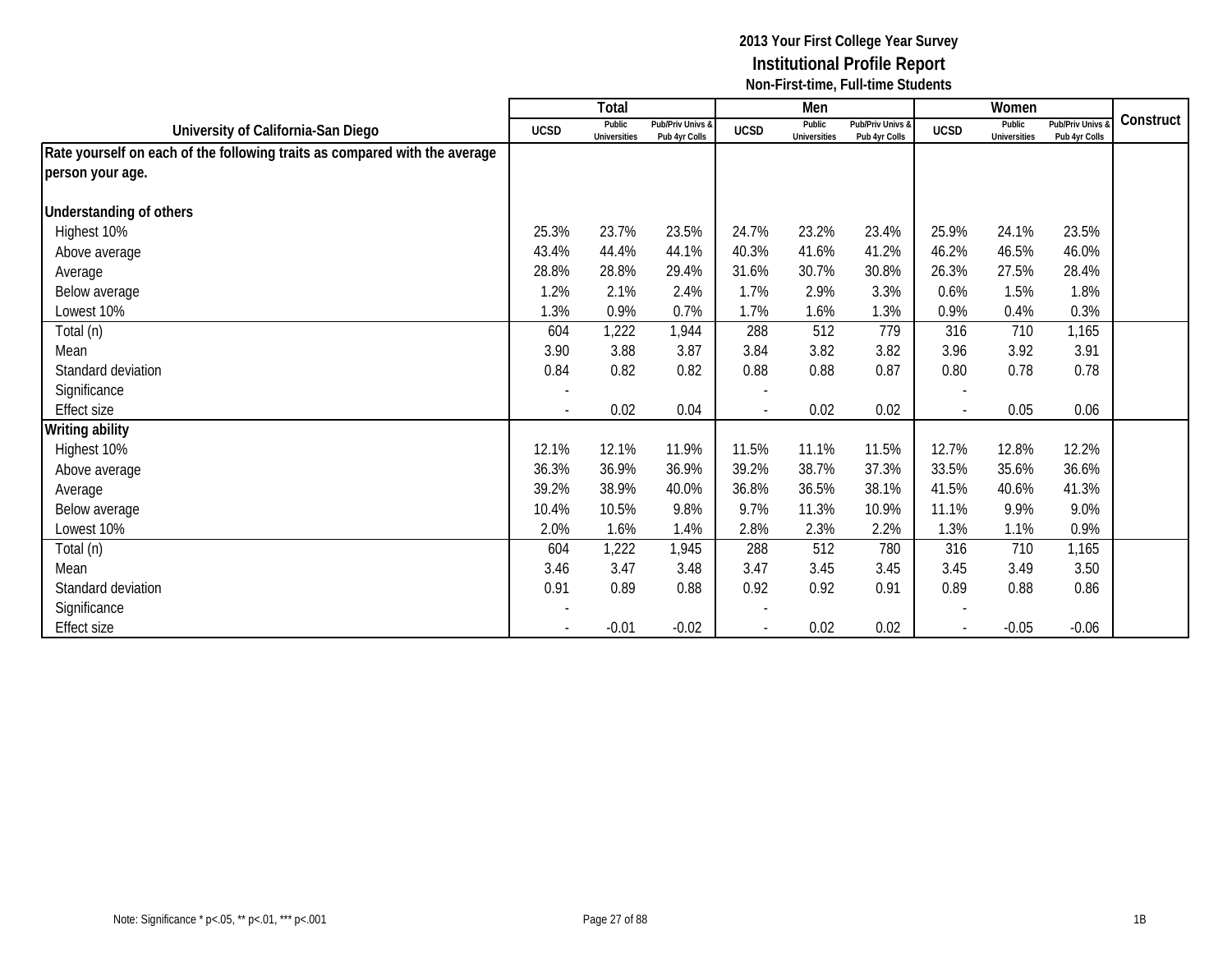**2013 Your First College Year Survey**
**Institutional Profile Report**
**Non-First-time, Full-time Students**

| University of California-San Diego | Total | | | Men | | | Women | | | Construct |
|---|---|---|---|---|---|---|---|---|---|---|
| | UCSD | Public Universities | Pub/Priv Univs & Pub 4yr Colls | UCSD | Public Universities | Pub/Priv Univs & Pub 4yr Colls | UCSD | Public Universities | Pub/Priv Univs & Pub 4yr Colls | |
| **Rate yourself on each of the following traits as compared with the average person your age.** | | | | | | | | | | |
| **Understanding of others** | | | | | | | | | | |
| Highest 10% | 25.3% | 23.7% | 23.5% | 24.7% | 23.2% | 23.4% | 25.9% | 24.1% | 23.5% | |
| Above average | 43.4% | 44.4% | 44.1% | 40.3% | 41.6% | 41.2% | 46.2% | 46.5% | 46.0% | |
| Average | 28.8% | 28.8% | 29.4% | 31.6% | 30.7% | 30.8% | 26.3% | 27.5% | 28.4% | |
| Below average | 1.2% | 2.1% | 2.4% | 1.7% | 2.9% | 3.3% | 0.6% | 1.5% | 1.8% | |
| Lowest 10% | 1.3% | 0.9% | 0.7% | 1.7% | 1.6% | 1.3% | 0.9% | 0.4% | 0.3% | |
| Total (n) | 604 | 1,222 | 1,944 | 288 | 512 | 779 | 316 | 710 | 1,165 | |
| Mean | 3.90 | 3.88 | 3.87 | 3.84 | 3.82 | 3.82 | 3.96 | 3.92 | 3.91 | |
| Standard deviation | 0.84 | 0.82 | 0.82 | 0.88 | 0.88 | 0.87 | 0.80 | 0.78 | 0.78 | |
| Significance | - | | | - | | | - | | | |
| Effect size | - | 0.02 | 0.04 | - | 0.02 | 0.02 | - | 0.05 | 0.06 | |
| **Writing ability** | | | | | | | | | | |
| Highest 10% | 12.1% | 12.1% | 11.9% | 11.5% | 11.1% | 11.5% | 12.7% | 12.8% | 12.2% | |
| Above average | 36.3% | 36.9% | 36.9% | 39.2% | 38.7% | 37.3% | 33.5% | 35.6% | 36.6% | |
| Average | 39.2% | 38.9% | 40.0% | 36.8% | 36.5% | 38.1% | 41.5% | 40.6% | 41.3% | |
| Below average | 10.4% | 10.5% | 9.8% | 9.7% | 11.3% | 10.9% | 11.1% | 9.9% | 9.0% | |
| Lowest 10% | 2.0% | 1.6% | 1.4% | 2.8% | 2.3% | 2.2% | 1.3% | 1.1% | 0.9% | |
| Total (n) | 604 | 1,222 | 1,945 | 288 | 512 | 780 | 316 | 710 | 1,165 | |
| Mean | 3.46 | 3.47 | 3.48 | 3.47 | 3.45 | 3.45 | 3.45 | 3.49 | 3.50 | |
| Standard deviation | 0.91 | 0.89 | 0.88 | 0.92 | 0.92 | 0.91 | 0.89 | 0.88 | 0.86 | |
| Significance | - | | | - | | | - | | | |
| Effect size | - | -0.01 | -0.02 | - | 0.02 | 0.02 | - | -0.05 | -0.06 | |

Note: Significance * p<.05, ** p<.01, *** p<.001

1B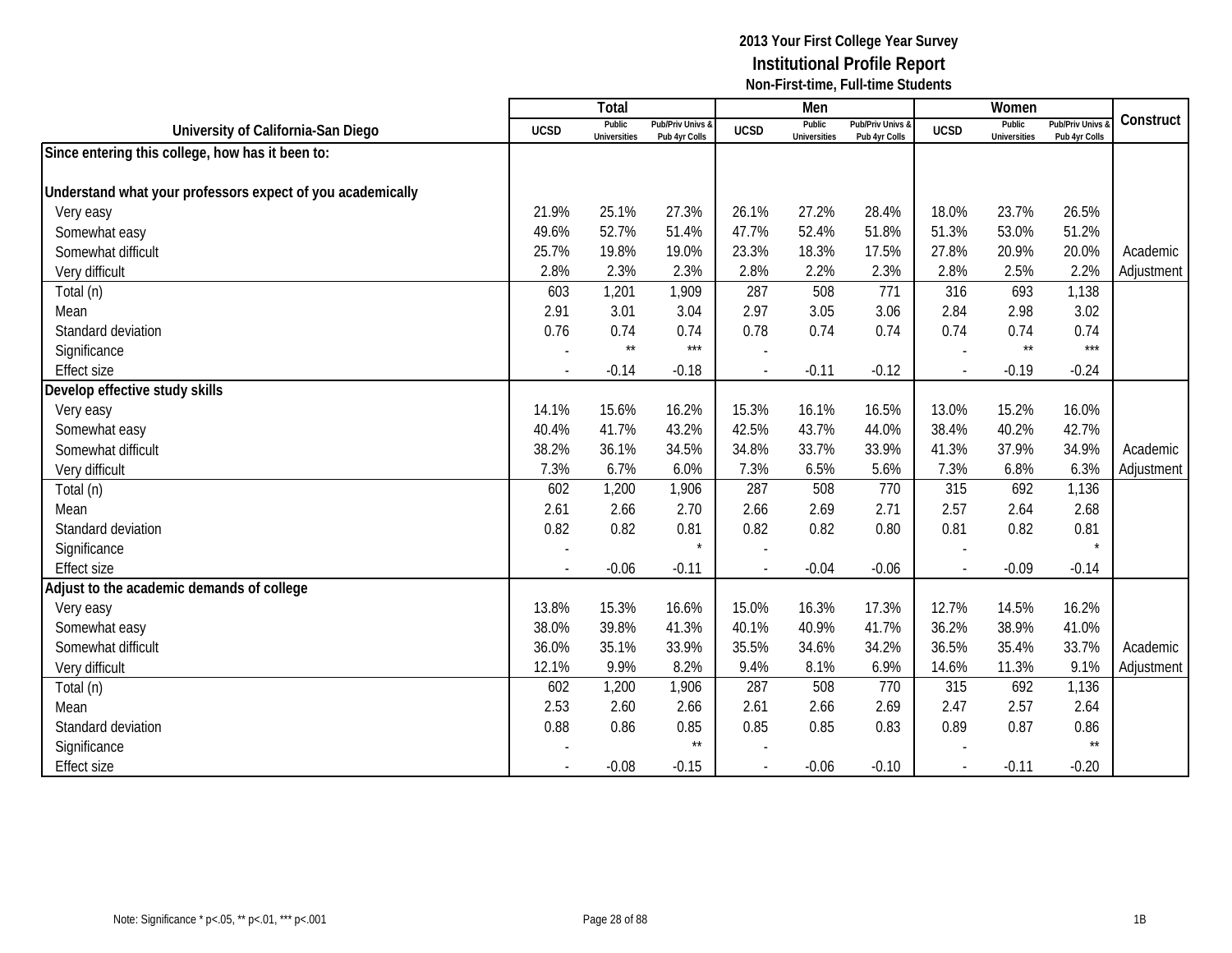**2013 Your First College Year Survey**
**Institutional Profile Report**
**Non-First-time, Full-time Students**

| University of California-San Diego | Total | | | Men | | | Women | | | Construct |
|---|---|---|---|---|---|---|---|---|---|---|
| | UCSD | Public Universities | Pub/Priv Univs & Pub 4yr Colls | UCSD | Public Universities | Pub/Priv Univs & Pub 4yr Colls | UCSD | Public Universities | Pub/Priv Univs & Pub 4yr Colls | |
| **Since entering this college, how has it been to:** | | | | | | | | | | |
| **Understand what your professors expect of you academically** | | | | | | | | | | |
| Very easy | 21.9% | 25.1% | 27.3% | 26.1% | 27.2% | 28.4% | 18.0% | 23.7% | 26.5% | |
| Somewhat easy | 49.6% | 52.7% | 51.4% | 47.7% | 52.4% | 51.8% | 51.3% | 53.0% | 51.2% | |
| Somewhat difficult | 25.7% | 19.8% | 19.0% | 23.3% | 18.3% | 17.5% | 27.8% | 20.9% | 20.0% | Academic |
| Very difficult | 2.8% | 2.3% | 2.3% | 2.8% | 2.2% | 2.3% | 2.8% | 2.5% | 2.2% | Adjustment |
| Total (n) | 603 | 1,201 | 1,909 | 287 | 508 | 771 | 316 | 693 | 1,138 | |
| Mean | 2.91 | 3.01 | 3.04 | 2.97 | 3.05 | 3.06 | 2.84 | 2.98 | 3.02 | |
| Standard deviation | 0.76 | 0.74 | 0.74 | 0.78 | 0.74 | 0.74 | 0.74 | 0.74 | 0.74 | |
| Significance | - | ** | *** | - | | | - | ** | *** | |
| Effect size | - | -0.14 | -0.18 | - | -0.11 | -0.12 | - | -0.19 | -0.24 | |
| **Develop effective study skills** | | | | | | | | | | |
| Very easy | 14.1% | 15.6% | 16.2% | 15.3% | 16.1% | 16.5% | 13.0% | 15.2% | 16.0% | |
| Somewhat easy | 40.4% | 41.7% | 43.2% | 42.5% | 43.7% | 44.0% | 38.4% | 40.2% | 42.7% | |
| Somewhat difficult | 38.2% | 36.1% | 34.5% | 34.8% | 33.7% | 33.9% | 41.3% | 37.9% | 34.9% | Academic |
| Very difficult | 7.3% | 6.7% | 6.0% | 7.3% | 6.5% | 5.6% | 7.3% | 6.8% | 6.3% | Adjustment |
| Total (n) | 602 | 1,200 | 1,906 | 287 | 508 | 770 | 315 | 692 | 1,136 | |
| Mean | 2.61 | 2.66 | 2.70 | 2.66 | 2.69 | 2.71 | 2.57 | 2.64 | 2.68 | |
| Standard deviation | 0.82 | 0.82 | 0.81 | 0.82 | 0.82 | 0.80 | 0.81 | 0.82 | 0.81 | |
| Significance | - | | * | - | | | - | | * | |
| Effect size | - | -0.06 | -0.11 | - | -0.04 | -0.06 | - | -0.09 | -0.14 | |
| **Adjust to the academic demands of college** | | | | | | | | | | |
| Very easy | 13.8% | 15.3% | 16.6% | 15.0% | 16.3% | 17.3% | 12.7% | 14.5% | 16.2% | |
| Somewhat easy | 38.0% | 39.8% | 41.3% | 40.1% | 40.9% | 41.7% | 36.2% | 38.9% | 41.0% | |
| Somewhat difficult | 36.0% | 35.1% | 33.9% | 35.5% | 34.6% | 34.2% | 36.5% | 35.4% | 33.7% | Academic |
| Very difficult | 12.1% | 9.9% | 8.2% | 9.4% | 8.1% | 6.9% | 14.6% | 11.3% | 9.1% | Adjustment |
| Total (n) | 602 | 1,200 | 1,906 | 287 | 508 | 770 | 315 | 692 | 1,136 | |
| Mean | 2.53 | 2.60 | 2.66 | 2.61 | 2.66 | 2.69 | 2.47 | 2.57 | 2.64 | |
| Standard deviation | 0.88 | 0.86 | 0.85 | 0.85 | 0.85 | 0.83 | 0.89 | 0.87 | 0.86 | |
| Significance | - | | ** | - | | | - | | ** | |
| Effect size | - | -0.08 | -0.15 | - | -0.06 | -0.10 | - | -0.11 | -0.20 | |

Note: Significance * p<.05, ** p<.01, *** p<.001

1B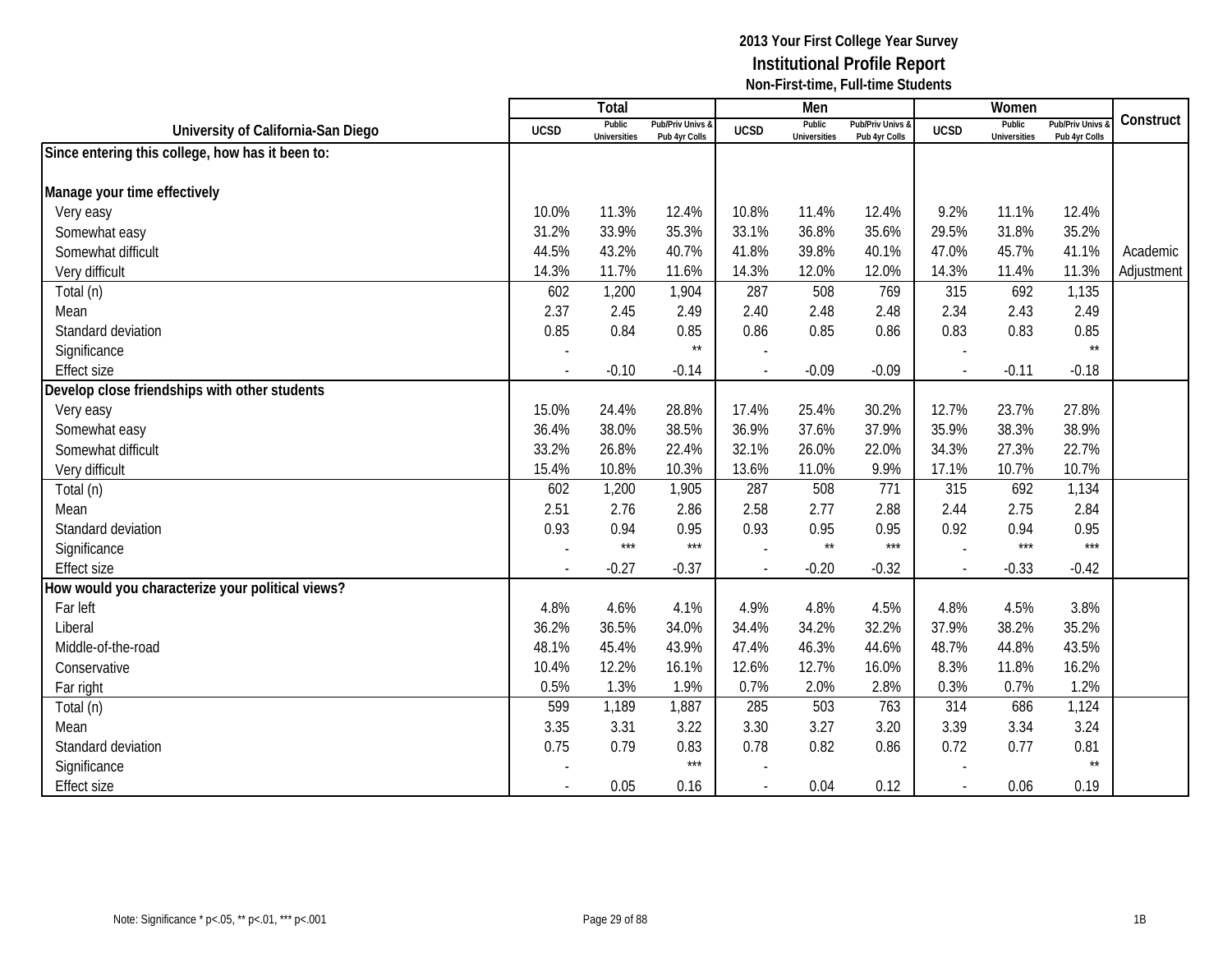# 2013 Your First College Year Survey
## Institutional Profile Report
### Non-First-time, Full-time Students

| University of California-San Diego | Total | | | Men | | | Women | | | Construct |
|---|---|---|---|---|---|---|---|---|---|---|
| | UCSD | Public Universities | Pub/Priv Univs & Pub 4yr Colls | UCSD | Public Universities | Pub/Priv Univs & Pub 4yr Colls | UCSD | Public Universities | Pub/Priv Univs & Pub 4yr Colls | |
| **Since entering this college, how has it been to:** | | | | | | | | | | |
| **Manage your time effectively** | | | | | | | | | | |
| Very easy | 10.0% | 11.3% | 12.4% | 10.8% | 11.4% | 12.4% | 9.2% | 11.1% | 12.4% | |
| Somewhat easy | 31.2% | 33.9% | 35.3% | 33.1% | 36.8% | 35.6% | 29.5% | 31.8% | 35.2% | |
| Somewhat difficult | 44.5% | 43.2% | 40.7% | 41.8% | 39.8% | 40.1% | 47.0% | 45.7% | 41.1% | Academic |
| Very difficult | 14.3% | 11.7% | 11.6% | 14.3% | 12.0% | 12.0% | 14.3% | 11.4% | 11.3% | Adjustment |
| Total (n) | 602 | 1,200 | 1,904 | 287 | 508 | 769 | 315 | 692 | 1,135 | |
| Mean | 2.37 | 2.45 | 2.49 | 2.40 | 2.48 | 2.48 | 2.34 | 2.43 | 2.49 | |
| Standard deviation | 0.85 | 0.84 | 0.85 | 0.86 | 0.85 | 0.86 | 0.83 | 0.83 | 0.85 | |
| Significance | - | | ** | - | | | - | | ** | |
| Effect size | - | -0.10 | -0.14 | - | -0.09 | -0.09 | - | -0.11 | -0.18 | |
| **Develop close friendships with other students** | | | | | | | | | | |
| Very easy | 15.0% | 24.4% | 28.8% | 17.4% | 25.4% | 30.2% | 12.7% | 23.7% | 27.8% | |
| Somewhat easy | 36.4% | 38.0% | 38.5% | 36.9% | 37.6% | 37.9% | 35.9% | 38.3% | 38.9% | |
| Somewhat difficult | 33.2% | 26.8% | 22.4% | 32.1% | 26.0% | 22.0% | 34.3% | 27.3% | 22.7% | |
| Very difficult | 15.4% | 10.8% | 10.3% | 13.6% | 11.0% | 9.9% | 17.1% | 10.7% | 10.7% | |
| Total (n) | 602 | 1,200 | 1,905 | 287 | 508 | 771 | 315 | 692 | 1,134 | |
| Mean | 2.51 | 2.76 | 2.86 | 2.58 | 2.77 | 2.88 | 2.44 | 2.75 | 2.84 | |
| Standard deviation | 0.93 | 0.94 | 0.95 | 0.93 | 0.95 | 0.95 | 0.92 | 0.94 | 0.95 | |
| Significance | - | *** | *** | - | ** | *** | - | *** | *** | |
| Effect size | - | -0.27 | -0.37 | - | -0.20 | -0.32 | - | -0.33 | -0.42 | |
| **How would you characterize your political views?** | | | | | | | | | | |
| Far left | 4.8% | 4.6% | 4.1% | 4.9% | 4.8% | 4.5% | 4.8% | 4.5% | 3.8% | |
| Liberal | 36.2% | 36.5% | 34.0% | 34.4% | 34.2% | 32.2% | 37.9% | 38.2% | 35.2% | |
| Middle-of-the-road | 48.1% | 45.4% | 43.9% | 47.4% | 46.3% | 44.6% | 48.7% | 44.8% | 43.5% | |
| Conservative | 10.4% | 12.2% | 16.1% | 12.6% | 12.7% | 16.0% | 8.3% | 11.8% | 16.2% | |
| Far right | 0.5% | 1.3% | 1.9% | 0.7% | 2.0% | 2.8% | 0.3% | 0.7% | 1.2% | |
| Total (n) | 599 | 1,189 | 1,887 | 285 | 503 | 763 | 314 | 686 | 1,124 | |
| Mean | 3.35 | 3.31 | 3.22 | 3.30 | 3.27 | 3.20 | 3.39 | 3.34 | 3.24 | |
| Standard deviation | 0.75 | 0.79 | 0.83 | 0.78 | 0.82 | 0.86 | 0.72 | 0.77 | 0.81 | |
| Significance | - | | *** | - | | | - | | ** | |
| Effect size | - | 0.05 | 0.16 | - | 0.04 | 0.12 | - | 0.06 | 0.19 | |

Note: Significance * p<.05, ** p<.01, *** p<.001

1B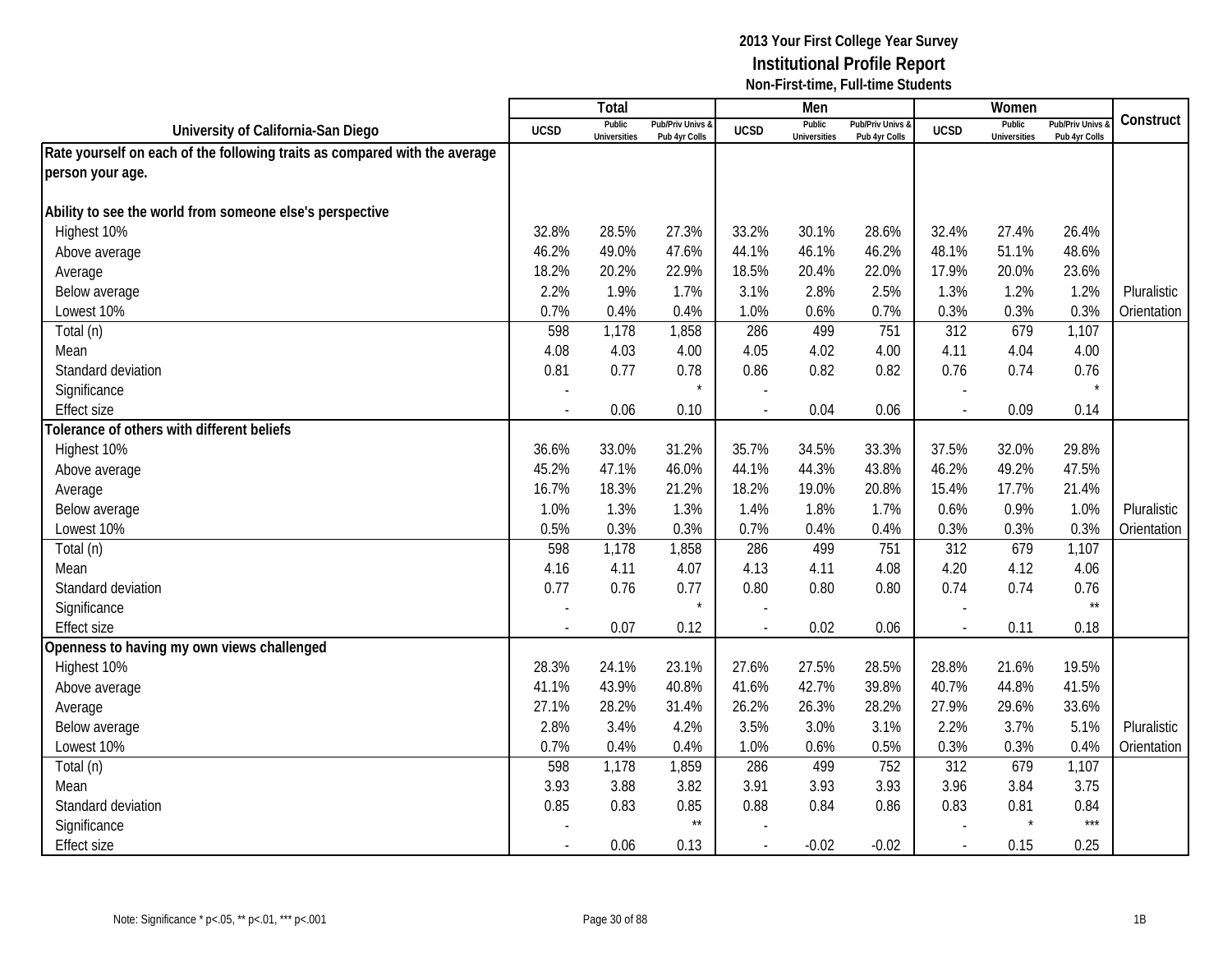**2013 Your First College Year Survey**
**Institutional Profile Report**
**Non-First-time, Full-time Students**

| University of California-San Diego | Total | | | Men | | | Women | | | Construct |
|---|---|---|---|---|---|---|---|---|---|---|
| | UCSD | Public Universities | Pub/Priv Univs & Pub 4yr Colls | UCSD | Public Universities | Pub/Priv Univs & Pub 4yr Colls | UCSD | Public Universities | Pub/Priv Univs & Pub 4yr Colls | |
| **Rate yourself on each of the following traits as compared with the average person your age.** | | | | | | | | | | |
| **Ability to see the world from someone else's perspective** | | | | | | | | | | |
| Highest 10% | 32.8% | 28.5% | 27.3% | 33.2% | 30.1% | 28.6% | 32.4% | 27.4% | 26.4% | |
| Above average | 46.2% | 49.0% | 47.6% | 44.1% | 46.1% | 46.2% | 48.1% | 51.1% | 48.6% | |
| Average | 18.2% | 20.2% | 22.9% | 18.5% | 20.4% | 22.0% | 17.9% | 20.0% | 23.6% | |
| Below average | 2.2% | 1.9% | 1.7% | 3.1% | 2.8% | 2.5% | 1.3% | 1.2% | 1.2% | Pluralistic |
| Lowest 10% | 0.7% | 0.4% | 0.4% | 1.0% | 0.6% | 0.7% | 0.3% | 0.3% | 0.3% | Orientation |
| Total (n) | 598 | 1,178 | 1,858 | 286 | 499 | 751 | 312 | 679 | 1,107 | |
| Mean | 4.08 | 4.03 | 4.00 | 4.05 | 4.02 | 4.00 | 4.11 | 4.04 | 4.00 | |
| Standard deviation | 0.81 | 0.77 | 0.78 | 0.86 | 0.82 | 0.82 | 0.76 | 0.74 | 0.76 | |
| Significance | - | | * | - | | | - | | * | |
| Effect size | - | 0.06 | 0.10 | - | 0.04 | 0.06 | - | 0.09 | 0.14 | |
| **Tolerance of others with different beliefs** | | | | | | | | | | |
| Highest 10% | 36.6% | 33.0% | 31.2% | 35.7% | 34.5% | 33.3% | 37.5% | 32.0% | 29.8% | |
| Above average | 45.2% | 47.1% | 46.0% | 44.1% | 44.3% | 43.8% | 46.2% | 49.2% | 47.5% | |
| Average | 16.7% | 18.3% | 21.2% | 18.2% | 19.0% | 20.8% | 15.4% | 17.7% | 21.4% | |
| Below average | 1.0% | 1.3% | 1.3% | 1.4% | 1.8% | 1.7% | 0.6% | 0.9% | 1.0% | Pluralistic |
| Lowest 10% | 0.5% | 0.3% | 0.3% | 0.7% | 0.4% | 0.4% | 0.3% | 0.3% | 0.3% | Orientation |
| Total (n) | 598 | 1,178 | 1,858 | 286 | 499 | 751 | 312 | 679 | 1,107 | |
| Mean | 4.16 | 4.11 | 4.07 | 4.13 | 4.11 | 4.08 | 4.20 | 4.12 | 4.06 | |
| Standard deviation | 0.77 | 0.76 | 0.77 | 0.80 | 0.80 | 0.80 | 0.74 | 0.74 | 0.76 | |
| Significance | - | | * | - | | | - | | ** | |
| Effect size | - | 0.07 | 0.12 | - | 0.02 | 0.06 | - | 0.11 | 0.18 | |
| **Openness to having my own views challenged** | | | | | | | | | | |
| Highest 10% | 28.3% | 24.1% | 23.1% | 27.6% | 27.5% | 28.5% | 28.8% | 21.6% | 19.5% | |
| Above average | 41.1% | 43.9% | 40.8% | 41.6% | 42.7% | 39.8% | 40.7% | 44.8% | 41.5% | |
| Average | 27.1% | 28.2% | 31.4% | 26.2% | 26.3% | 28.2% | 27.9% | 29.6% | 33.6% | |
| Below average | 2.8% | 3.4% | 4.2% | 3.5% | 3.0% | 3.1% | 2.2% | 3.7% | 5.1% | Pluralistic |
| Lowest 10% | 0.7% | 0.4% | 0.4% | 1.0% | 0.6% | 0.5% | 0.3% | 0.3% | 0.4% | Orientation |
| Total (n) | 598 | 1,178 | 1,859 | 286 | 499 | 752 | 312 | 679 | 1,107 | |
| Mean | 3.93 | 3.88 | 3.82 | 3.91 | 3.93 | 3.93 | 3.96 | 3.84 | 3.75 | |
| Standard deviation | 0.85 | 0.83 | 0.85 | 0.88 | 0.84 | 0.86 | 0.83 | 0.81 | 0.84 | |
| Significance | - | | ** | - | | | - | * | *** | |
| Effect size | - | 0.06 | 0.13 | - | -0.02 | -0.02 | - | 0.15 | 0.25 | |

Note: Significance * p<.05, ** p<.01, *** p<.001

1B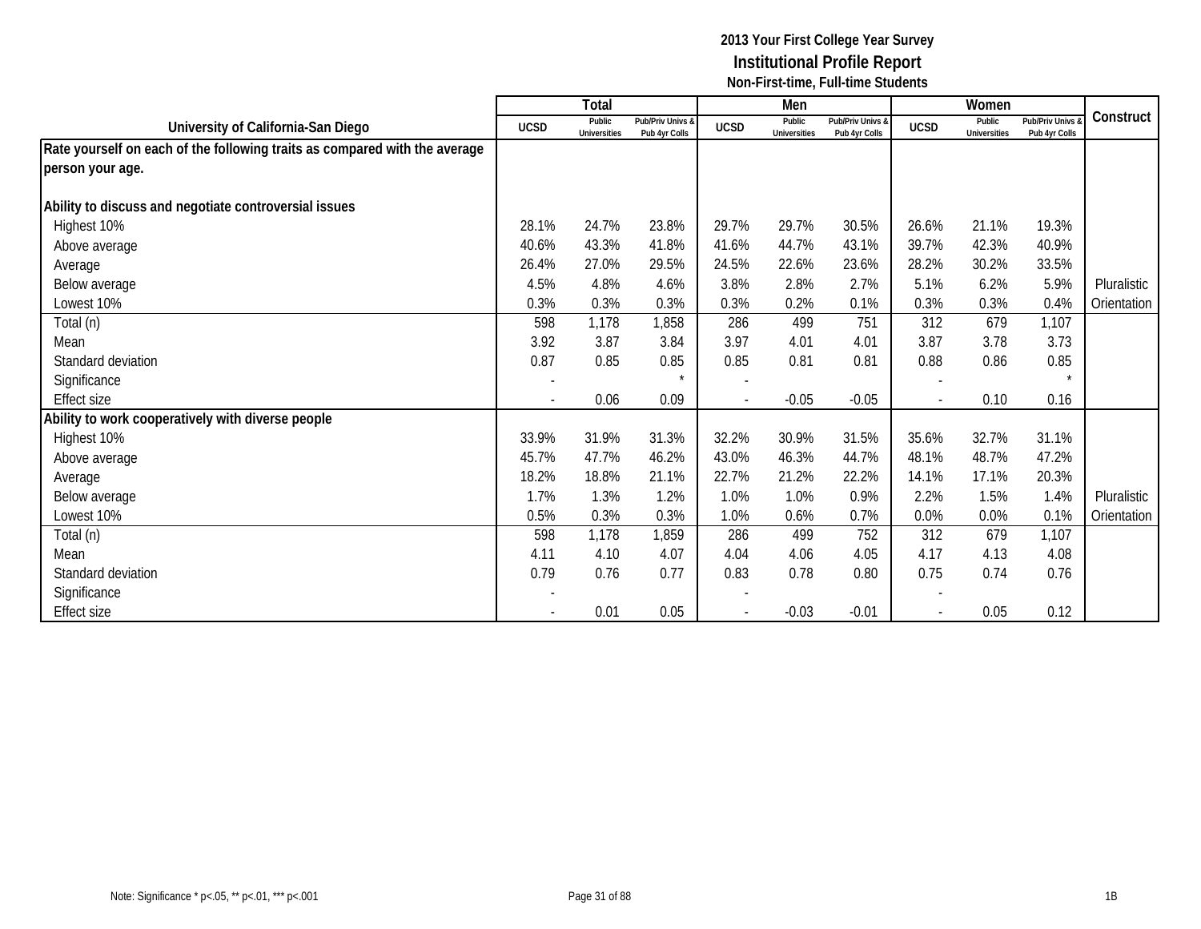# 2013 Your First College Year Survey
## Institutional Profile Report
### Non-First-time, Full-time Students

| University of California-San Diego | Total | | | Men | | | Women | | | Construct |
|---|---|---|---|---|---|---|---|---|---|---|
| | UCSD | Public Universities | Pub/Priv Univs & Pub 4yr Colls | UCSD | Public Universities | Pub/Priv Univs & Pub 4yr Colls | UCSD | Public Universities | Pub/Priv Univs & Pub 4yr Colls | |
| **Rate yourself on each of the following traits as compared with the average person your age.** | | | | | | | | | | |
| **Ability to discuss and negotiate controversial issues** | | | | | | | | | | |
| Highest 10% | 28.1% | 24.7% | 23.8% | 29.7% | 29.7% | 30.5% | 26.6% | 21.1% | 19.3% | |
| Above average | 40.6% | 43.3% | 41.8% | 41.6% | 44.7% | 43.1% | 39.7% | 42.3% | 40.9% | |
| Average | 26.4% | 27.0% | 29.5% | 24.5% | 22.6% | 23.6% | 28.2% | 30.2% | 33.5% | |
| Below average | 4.5% | 4.8% | 4.6% | 3.8% | 2.8% | 2.7% | 5.1% | 6.2% | 5.9% | Pluralistic |
| Lowest 10% | 0.3% | 0.3% | 0.3% | 0.3% | 0.2% | 0.1% | 0.3% | 0.3% | 0.4% | Orientation |
| Total (n) | 598 | 1,178 | 1,858 | 286 | 499 | 751 | 312 | 679 | 1,107 | |
| Mean | 3.92 | 3.87 | 3.84 | 3.97 | 4.01 | 4.01 | 3.87 | 3.78 | 3.73 | |
| Standard deviation | 0.87 | 0.85 | 0.85 | 0.85 | 0.81 | 0.81 | 0.88 | 0.86 | 0.85 | |
| Significance | - | | * | - | | | - | | * | |
| Effect size | - | 0.06 | 0.09 | - | -0.05 | -0.05 | - | 0.10 | 0.16 | |
| **Ability to work cooperatively with diverse people** | | | | | | | | | | |
| Highest 10% | 33.9% | 31.9% | 31.3% | 32.2% | 30.9% | 31.5% | 35.6% | 32.7% | 31.1% | |
| Above average | 45.7% | 47.7% | 46.2% | 43.0% | 46.3% | 44.7% | 48.1% | 48.7% | 47.2% | |
| Average | 18.2% | 18.8% | 21.1% | 22.7% | 21.2% | 22.2% | 14.1% | 17.1% | 20.3% | |
| Below average | 1.7% | 1.3% | 1.2% | 1.0% | 1.0% | 0.9% | 2.2% | 1.5% | 1.4% | Pluralistic |
| Lowest 10% | 0.5% | 0.3% | 0.3% | 1.0% | 0.6% | 0.7% | 0.0% | 0.0% | 0.1% | Orientation |
| Total (n) | 598 | 1,178 | 1,859 | 286 | 499 | 752 | 312 | 679 | 1,107 | |
| Mean | 4.11 | 4.10 | 4.07 | 4.04 | 4.06 | 4.05 | 4.17 | 4.13 | 4.08 | |
| Standard deviation | 0.79 | 0.76 | 0.77 | 0.83 | 0.78 | 0.80 | 0.75 | 0.74 | 0.76 | |
| Significance | - | | | - | | | - | | | |
| Effect size | - | 0.01 | 0.05 | - | -0.03 | -0.01 | - | 0.05 | 0.12 | |

Note: Significance * p<.05, ** p<.01, *** p<.001

1B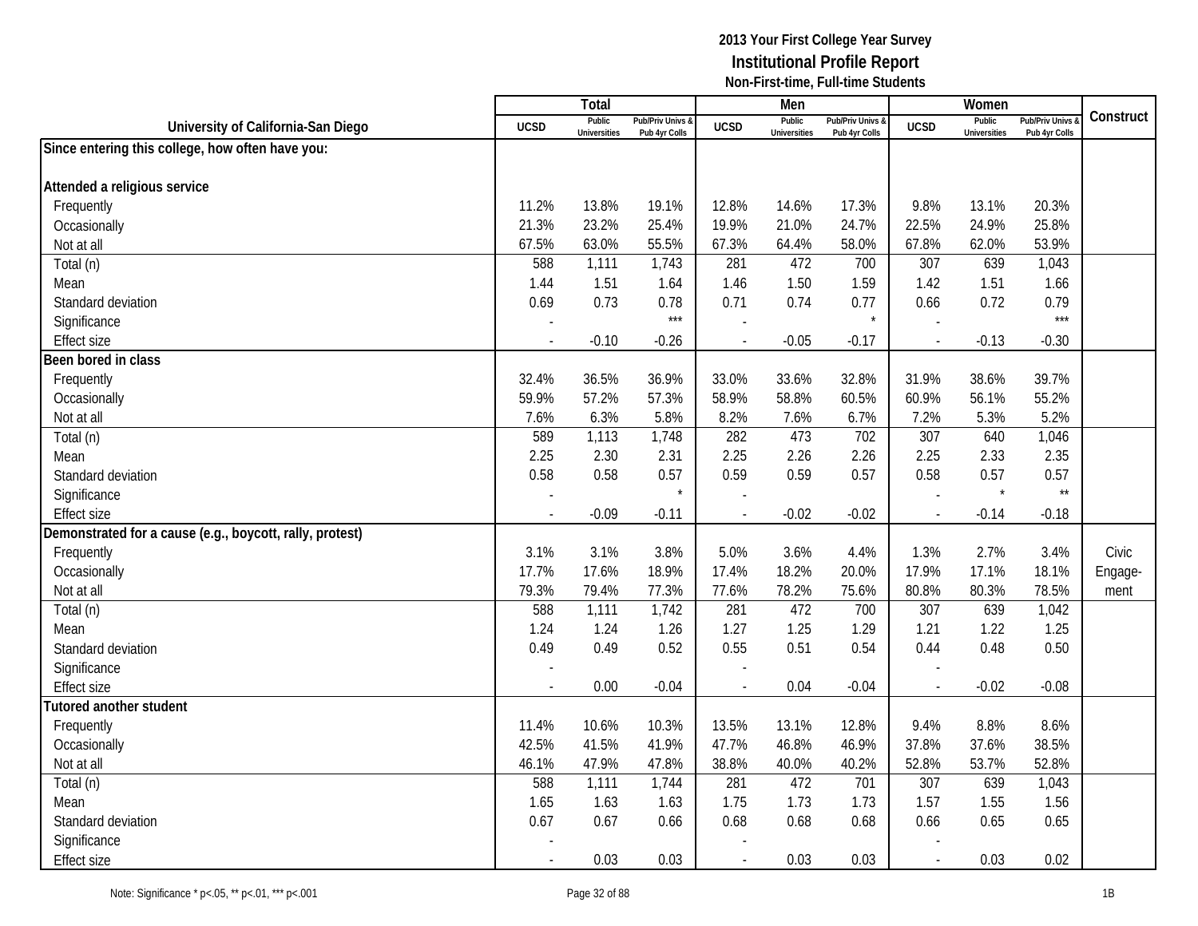**2013 Your First College Year Survey**
**Institutional Profile Report**
**Non-First-time, Full-time Students**

| University of California-San Diego | Total | | | Men | | | Women | | | Construct |
|---|---|---|---|---|---|---|---|---|---|---|
| | UCSD | Public Universities | Pub/Priv Univs & Pub 4yr Colls | UCSD | Public Universities | Pub/Priv Univs & Pub 4yr Colls | UCSD | Public Universities | Pub/Priv Univs & Pub 4yr Colls | |
| **Since entering this college, how often have you:** | | | | | | | | | | |
| **Attended a religious service** | | | | | | | | | | |
| Frequently | 11.2% | 13.8% | 19.1% | 12.8% | 14.6% | 17.3% | 9.8% | 13.1% | 20.3% | |
| Occasionally | 21.3% | 23.2% | 25.4% | 19.9% | 21.0% | 24.7% | 22.5% | 24.9% | 25.8% | |
| Not at all | 67.5% | 63.0% | 55.5% | 67.3% | 64.4% | 58.0% | 67.8% | 62.0% | 53.9% | |
| Total (n) | 588 | 1,111 | 1,743 | 281 | 472 | 700 | 307 | 639 | 1,043 | |
| Mean | 1.44 | 1.51 | 1.64 | 1.46 | 1.50 | 1.59 | 1.42 | 1.51 | 1.66 | |
| Standard deviation | 0.69 | 0.73 | 0.78 | 0.71 | 0.74 | 0.77 | 0.66 | 0.72 | 0.79 | |
| Significance | - | | *** | - | | * | - | | *** | |
| Effect size | - | -0.10 | -0.26 | - | -0.05 | -0.17 | - | -0.13 | -0.30 | |
| **Been bored in class** | | | | | | | | | | |
| Frequently | 32.4% | 36.5% | 36.9% | 33.0% | 33.6% | 32.8% | 31.9% | 38.6% | 39.7% | |
| Occasionally | 59.9% | 57.2% | 57.3% | 58.9% | 58.8% | 60.5% | 60.9% | 56.1% | 55.2% | |
| Not at all | 7.6% | 6.3% | 5.8% | 8.2% | 7.6% | 6.7% | 7.2% | 5.3% | 5.2% | |
| Total (n) | 589 | 1,113 | 1,748 | 282 | 473 | 702 | 307 | 640 | 1,046 | |
| Mean | 2.25 | 2.30 | 2.31 | 2.25 | 2.26 | 2.26 | 2.25 | 2.33 | 2.35 | |
| Standard deviation | 0.58 | 0.58 | 0.57 | 0.59 | 0.59 | 0.57 | 0.58 | 0.57 | 0.57 | |
| Significance | - | | * | - | | | - | * | ** | |
| Effect size | - | -0.09 | -0.11 | - | -0.02 | -0.02 | - | -0.14 | -0.18 | |
| **Demonstrated for a cause (e.g., boycott, rally, protest)** | | | | | | | | | | |
| Frequently | 3.1% | 3.1% | 3.8% | 5.0% | 3.6% | 4.4% | 1.3% | 2.7% | 3.4% | Civic |
| Occasionally | 17.7% | 17.6% | 18.9% | 17.4% | 18.2% | 20.0% | 17.9% | 17.1% | 18.1% | Engage- |
| Not at all | 79.3% | 79.4% | 77.3% | 77.6% | 78.2% | 75.6% | 80.8% | 80.3% | 78.5% | ment |
| Total (n) | 588 | 1,111 | 1,742 | 281 | 472 | 700 | 307 | 639 | 1,042 | |
| Mean | 1.24 | 1.24 | 1.26 | 1.27 | 1.25 | 1.29 | 1.21 | 1.22 | 1.25 | |
| Standard deviation | 0.49 | 0.49 | 0.52 | 0.55 | 0.51 | 0.54 | 0.44 | 0.48 | 0.50 | |
| Significance | - | | | - | | | - | | | |
| Effect size | - | 0.00 | -0.04 | - | 0.04 | -0.04 | - | -0.02 | -0.08 | |
| **Tutored another student** | | | | | | | | | | |
| Frequently | 11.4% | 10.6% | 10.3% | 13.5% | 13.1% | 12.8% | 9.4% | 8.8% | 8.6% | |
| Occasionally | 42.5% | 41.5% | 41.9% | 47.7% | 46.8% | 46.9% | 37.8% | 37.6% | 38.5% | |
| Not at all | 46.1% | 47.9% | 47.8% | 38.8% | 40.0% | 40.2% | 52.8% | 53.7% | 52.8% | |
| Total (n) | 588 | 1,111 | 1,744 | 281 | 472 | 701 | 307 | 639 | 1,043 | |
| Mean | 1.65 | 1.63 | 1.63 | 1.75 | 1.73 | 1.73 | 1.57 | 1.55 | 1.56 | |
| Standard deviation | 0.67 | 0.67 | 0.66 | 0.68 | 0.68 | 0.68 | 0.66 | 0.65 | 0.65 | |
| Significance | - | | | - | | | - | | | |
| Effect size | - | 0.03 | 0.03 | - | 0.03 | 0.03 | - | 0.03 | 0.02 | |

Note: Significance * p<.05, ** p<.01, *** p<.001

1B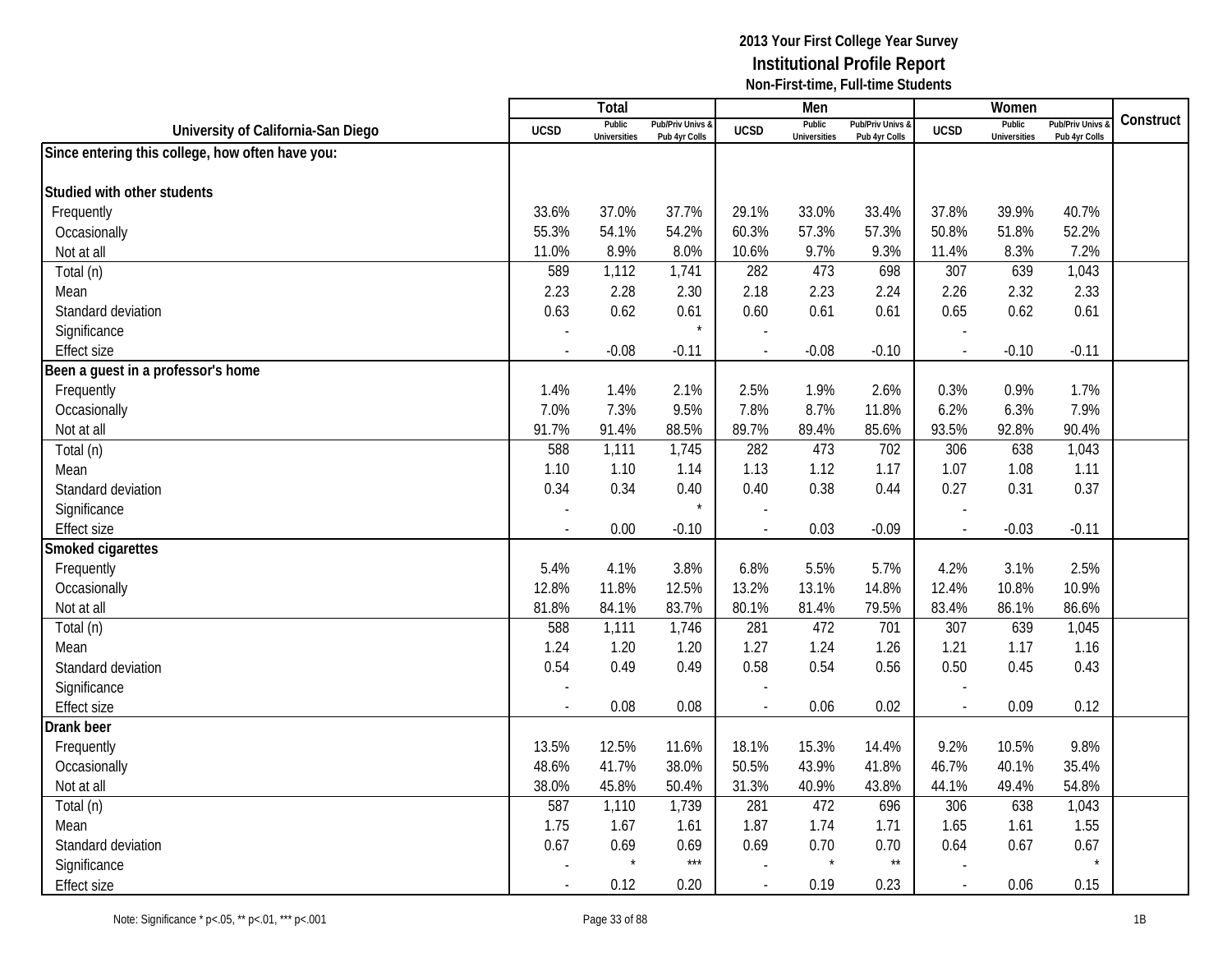**2013 Your First College Year Survey**
**Institutional Profile Report**
**Non-First-time, Full-time Students**

| University of California-San Diego | Total | | | Men | | | Women | | | Construct |
|---|---|---|---|---|---|---|---|---|---|---|
| | UCSD | Public Universities | Pub/Priv Univs & Pub 4yr Colls | UCSD | Public Universities | Pub/Priv Univs & Pub 4yr Colls | UCSD | Public Universities | Pub/Priv Univs & Pub 4yr Colls | |
| **Since entering this college, how often have you:** | | | | | | | | | | |
| **Studied with other students** | | | | | | | | | | |
| Frequently | 33.6% | 37.0% | 37.7% | 29.1% | 33.0% | 33.4% | 37.8% | 39.9% | 40.7% | |
| Occasionally | 55.3% | 54.1% | 54.2% | 60.3% | 57.3% | 57.3% | 50.8% | 51.8% | 52.2% | |
| Not at all | 11.0% | 8.9% | 8.0% | 10.6% | 9.7% | 9.3% | 11.4% | 8.3% | 7.2% | |
| Total (n) | 589 | 1,112 | 1,741 | 282 | 473 | 698 | 307 | 639 | 1,043 | |
| Mean | 2.23 | 2.28 | 2.30 | 2.18 | 2.23 | 2.24 | 2.26 | 2.32 | 2.33 | |
| Standard deviation | 0.63 | 0.62 | 0.61 | 0.60 | 0.61 | 0.61 | 0.65 | 0.62 | 0.61 | |
| Significance | - | | * | - | | | - | | | |
| Effect size | - | -0.08 | -0.11 | - | -0.08 | -0.10 | - | -0.10 | -0.11 | |
| **Been a guest in a professor's home** | | | | | | | | | | |
| Frequently | 1.4% | 1.4% | 2.1% | 2.5% | 1.9% | 2.6% | 0.3% | 0.9% | 1.7% | |
| Occasionally | 7.0% | 7.3% | 9.5% | 7.8% | 8.7% | 11.8% | 6.2% | 6.3% | 7.9% | |
| Not at all | 91.7% | 91.4% | 88.5% | 89.7% | 89.4% | 85.6% | 93.5% | 92.8% | 90.4% | |
| Total (n) | 588 | 1,111 | 1,745 | 282 | 473 | 702 | 306 | 638 | 1,043 | |
| Mean | 1.10 | 1.10 | 1.14 | 1.13 | 1.12 | 1.17 | 1.07 | 1.08 | 1.11 | |
| Standard deviation | 0.34 | 0.34 | 0.40 | 0.40 | 0.38 | 0.44 | 0.27 | 0.31 | 0.37 | |
| Significance | - | | * | - | | | - | | | |
| Effect size | - | 0.00 | -0.10 | - | 0.03 | -0.09 | - | -0.03 | -0.11 | |
| **Smoked cigarettes** | | | | | | | | | | |
| Frequently | 5.4% | 4.1% | 3.8% | 6.8% | 5.5% | 5.7% | 4.2% | 3.1% | 2.5% | |
| Occasionally | 12.8% | 11.8% | 12.5% | 13.2% | 13.1% | 14.8% | 12.4% | 10.8% | 10.9% | |
| Not at all | 81.8% | 84.1% | 83.7% | 80.1% | 81.4% | 79.5% | 83.4% | 86.1% | 86.6% | |
| Total (n) | 588 | 1,111 | 1,746 | 281 | 472 | 701 | 307 | 639 | 1,045 | |
| Mean | 1.24 | 1.20 | 1.20 | 1.27 | 1.24 | 1.26 | 1.21 | 1.17 | 1.16 | |
| Standard deviation | 0.54 | 0.49 | 0.49 | 0.58 | 0.54 | 0.56 | 0.50 | 0.45 | 0.43 | |
| Significance | - | | | - | | | - | | | |
| Effect size | - | 0.08 | 0.08 | - | 0.06 | 0.02 | - | 0.09 | 0.12 | |
| **Drank beer** | | | | | | | | | | |
| Frequently | 13.5% | 12.5% | 11.6% | 18.1% | 15.3% | 14.4% | 9.2% | 10.5% | 9.8% | |
| Occasionally | 48.6% | 41.7% | 38.0% | 50.5% | 43.9% | 41.8% | 46.7% | 40.1% | 35.4% | |
| Not at all | 38.0% | 45.8% | 50.4% | 31.3% | 40.9% | 43.8% | 44.1% | 49.4% | 54.8% | |
| Total (n) | 587 | 1,110 | 1,739 | 281 | 472 | 696 | 306 | 638 | 1,043 | |
| Mean | 1.75 | 1.67 | 1.61 | 1.87 | 1.74 | 1.71 | 1.65 | 1.61 | 1.55 | |
| Standard deviation | 0.67 | 0.69 | 0.69 | 0.69 | 0.70 | 0.70 | 0.64 | 0.67 | 0.67 | |
| Significance | - | * | *** | - | * | ** | - | | * | |
| Effect size | - | 0.12 | 0.20 | - | 0.19 | 0.23 | - | 0.06 | 0.15 | |

Note: Significance * p<.05, ** p<.01, *** p<.001

1B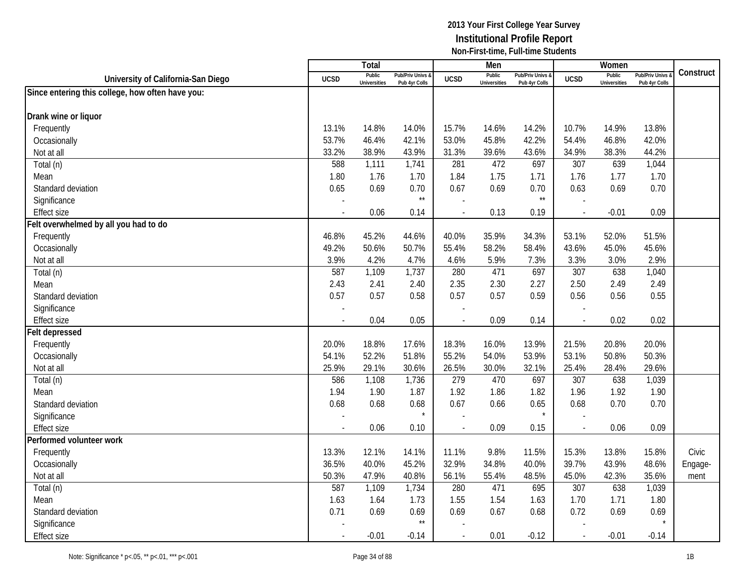# 2013 Your First College Year Survey

## Institutional Profile Report

### Non-First-time, Full-time Students

| University of California-San Diego | Total | | | Men | | | Women | | | Construct |
|---|---|---|---|---|---|---|---|---|---|---|
| | UCSD | Public Universities | Pub/Priv Univs & Pub 4yr Colls | UCSD | Public Universities | Pub/Priv Univs & Pub 4yr Colls | UCSD | Public Universities | Pub/Priv Univs & Pub 4yr Colls | |
| **Since entering this college, how often have you:** | | | | | | | | | | |
| **Drank wine or liquor** | | | | | | | | | | |
| Frequently | 13.1% | 14.8% | 14.0% | 15.7% | 14.6% | 14.2% | 10.7% | 14.9% | 13.8% | |
| Occasionally | 53.7% | 46.4% | 42.1% | 53.0% | 45.8% | 42.2% | 54.4% | 46.8% | 42.0% | |
| Not at all | 33.2% | 38.9% | 43.9% | 31.3% | 39.6% | 43.6% | 34.9% | 38.3% | 44.2% | |
| Total (n) | 588 | 1,111 | 1,741 | 281 | 472 | 697 | 307 | 639 | 1,044 | |
| Mean | 1.80 | 1.76 | 1.70 | 1.84 | 1.75 | 1.71 | 1.76 | 1.77 | 1.70 | |
| Standard deviation | 0.65 | 0.69 | 0.70 | 0.67 | 0.69 | 0.70 | 0.63 | 0.69 | 0.70 | |
| Significance | - | | ** | - | | ** | - | | | |
| Effect size | - | 0.06 | 0.14 | - | 0.13 | 0.19 | - | -0.01 | 0.09 | |
| **Felt overwhelmed by all you had to do** | | | | | | | | | | |
| Frequently | 46.8% | 45.2% | 44.6% | 40.0% | 35.9% | 34.3% | 53.1% | 52.0% | 51.5% | |
| Occasionally | 49.2% | 50.6% | 50.7% | 55.4% | 58.2% | 58.4% | 43.6% | 45.0% | 45.6% | |
| Not at all | 3.9% | 4.2% | 4.7% | 4.6% | 5.9% | 7.3% | 3.3% | 3.0% | 2.9% | |
| Total (n) | 587 | 1,109 | 1,737 | 280 | 471 | 697 | 307 | 638 | 1,040 | |
| Mean | 2.43 | 2.41 | 2.40 | 2.35 | 2.30 | 2.27 | 2.50 | 2.49 | 2.49 | |
| Standard deviation | 0.57 | 0.57 | 0.58 | 0.57 | 0.57 | 0.59 | 0.56 | 0.56 | 0.55 | |
| Significance | - | | | - | | | - | | | |
| Effect size | - | 0.04 | 0.05 | - | 0.09 | 0.14 | - | 0.02 | 0.02 | |
| **Felt depressed** | | | | | | | | | | |
| Frequently | 20.0% | 18.8% | 17.6% | 18.3% | 16.0% | 13.9% | 21.5% | 20.8% | 20.0% | |
| Occasionally | 54.1% | 52.2% | 51.8% | 55.2% | 54.0% | 53.9% | 53.1% | 50.8% | 50.3% | |
| Not at all | 25.9% | 29.1% | 30.6% | 26.5% | 30.0% | 32.1% | 25.4% | 28.4% | 29.6% | |
| Total (n) | 586 | 1,108 | 1,736 | 279 | 470 | 697 | 307 | 638 | 1,039 | |
| Mean | 1.94 | 1.90 | 1.87 | 1.92 | 1.86 | 1.82 | 1.96 | 1.92 | 1.90 | |
| Standard deviation | 0.68 | 0.68 | 0.68 | 0.67 | 0.66 | 0.65 | 0.68 | 0.70 | 0.70 | |
| Significance | - | | * | - | | * | - | | | |
| Effect size | - | 0.06 | 0.10 | - | 0.09 | 0.15 | - | 0.06 | 0.09 | |
| **Performed volunteer work** | | | | | | | | | | |
| Frequently | 13.3% | 12.1% | 14.1% | 11.1% | 9.8% | 11.5% | 15.3% | 13.8% | 15.8% | Civic Engage-ment |
| Occasionally | 36.5% | 40.0% | 45.2% | 32.9% | 34.8% | 40.0% | 39.7% | 43.9% | 48.6% | |
| Not at all | 50.3% | 47.9% | 40.8% | 56.1% | 55.4% | 48.5% | 45.0% | 42.3% | 35.6% | |
| Total (n) | 587 | 1,109 | 1,734 | 280 | 471 | 695 | 307 | 638 | 1,039 | |
| Mean | 1.63 | 1.64 | 1.73 | 1.55 | 1.54 | 1.63 | 1.70 | 1.71 | 1.80 | |
| Standard deviation | 0.71 | 0.69 | 0.69 | 0.69 | 0.67 | 0.68 | 0.72 | 0.69 | 0.69 | |
| Significance | - | | ** | - | | | - | | * | |
| Effect size | - | -0.01 | -0.14 | - | 0.01 | -0.12 | - | -0.01 | -0.14 | |

Note: Significance * p<.05, ** p<.01, *** p<.001

1B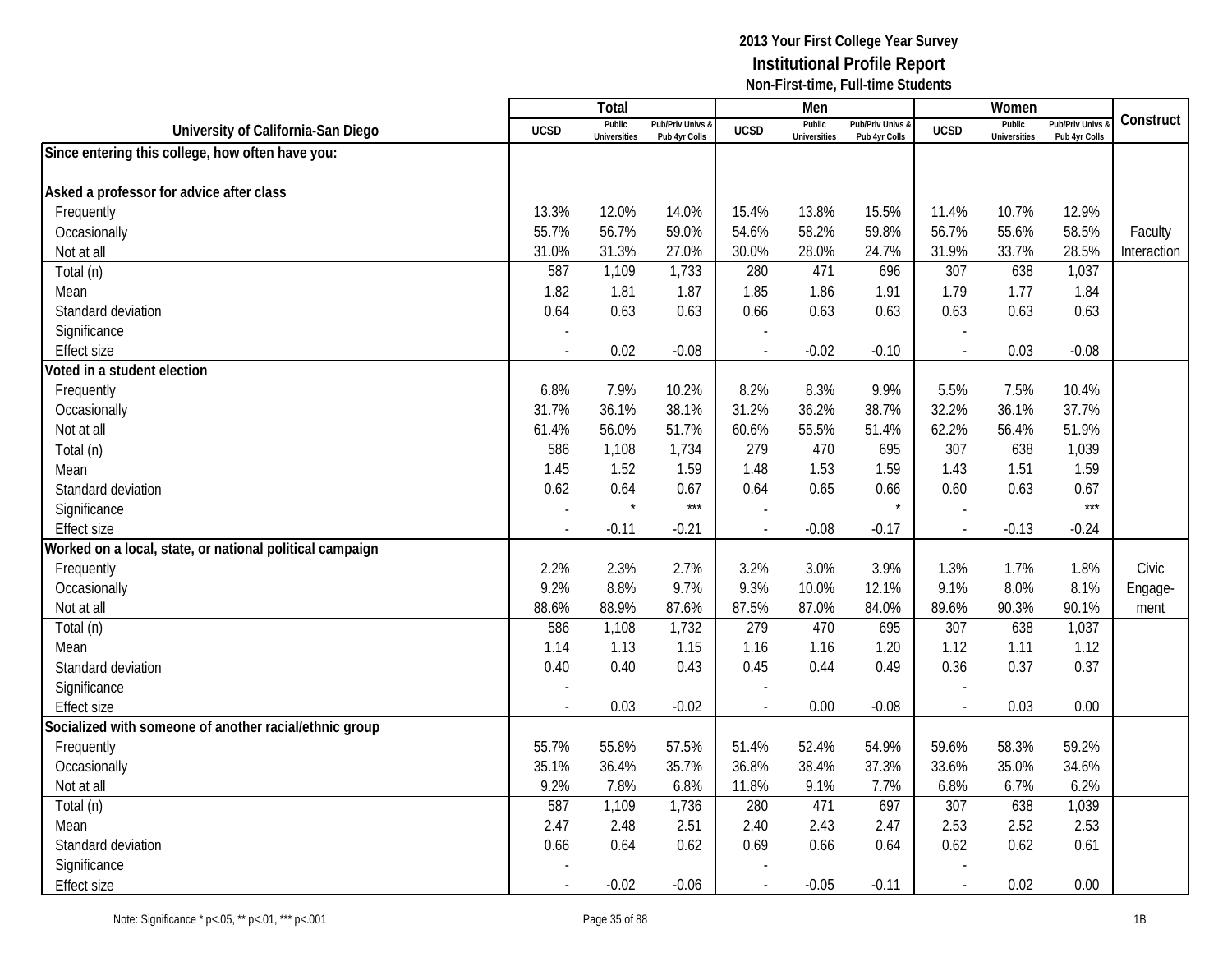# 2013 Your First College Year Survey
## Institutional Profile Report
### Non-First-time, Full-time Students

| University of California-San Diego | Total | | | Men | | | Women | | | Construct |
|---|---|---|---|---|---|---|---|---|---|---|
| | UCSD | Public Universities | Pub/Priv Univs & Pub 4yr Colls | UCSD | Public Universities | Pub/Priv Univs & Pub 4yr Colls | UCSD | Public Universities | Pub/Priv Univs & Pub 4yr Colls | |
| **Since entering this college, how often have you:** | | | | | | | | | | |
| **Asked a professor for advice after class** | | | | | | | | | | |
| Frequently | 13.3% | 12.0% | 14.0% | 15.4% | 13.8% | 15.5% | 11.4% | 10.7% | 12.9% | |
| Occasionally | 55.7% | 56.7% | 59.0% | 54.6% | 58.2% | 59.8% | 56.7% | 55.6% | 58.5% | Faculty |
| Not at all | 31.0% | 31.3% | 27.0% | 30.0% | 28.0% | 24.7% | 31.9% | 33.7% | 28.5% | Interaction |
| Total (n) | 587 | 1,109 | 1,733 | 280 | 471 | 696 | 307 | 638 | 1,037 | |
| Mean | 1.82 | 1.81 | 1.87 | 1.85 | 1.86 | 1.91 | 1.79 | 1.77 | 1.84 | |
| Standard deviation | 0.64 | 0.63 | 0.63 | 0.66 | 0.63 | 0.63 | 0.63 | 0.63 | 0.63 | |
| Significance | - | | | - | | | - | | | |
| Effect size | - | 0.02 | -0.08 | - | -0.02 | -0.10 | - | 0.03 | -0.08 | |
| **Voted in a student election** | | | | | | | | | | |
| Frequently | 6.8% | 7.9% | 10.2% | 8.2% | 8.3% | 9.9% | 5.5% | 7.5% | 10.4% | |
| Occasionally | 31.7% | 36.1% | 38.1% | 31.2% | 36.2% | 38.7% | 32.2% | 36.1% | 37.7% | |
| Not at all | 61.4% | 56.0% | 51.7% | 60.6% | 55.5% | 51.4% | 62.2% | 56.4% | 51.9% | |
| Total (n) | 586 | 1,108 | 1,734 | 279 | 470 | 695 | 307 | 638 | 1,039 | |
| Mean | 1.45 | 1.52 | 1.59 | 1.48 | 1.53 | 1.59 | 1.43 | 1.51 | 1.59 | |
| Standard deviation | 0.62 | 0.64 | 0.67 | 0.64 | 0.65 | 0.66 | 0.60 | 0.63 | 0.67 | |
| Significance | - | * | *** | - | | * | - | | *** | |
| Effect size | - | -0.11 | -0.21 | - | -0.08 | -0.17 | - | -0.13 | -0.24 | |
| **Worked on a local, state, or national political campaign** | | | | | | | | | | |
| Frequently | 2.2% | 2.3% | 2.7% | 3.2% | 3.0% | 3.9% | 1.3% | 1.7% | 1.8% | Civic |
| Occasionally | 9.2% | 8.8% | 9.7% | 9.3% | 10.0% | 12.1% | 9.1% | 8.0% | 8.1% | Engage- |
| Not at all | 88.6% | 88.9% | 87.6% | 87.5% | 87.0% | 84.0% | 89.6% | 90.3% | 90.1% | ment |
| Total (n) | 586 | 1,108 | 1,732 | 279 | 470 | 695 | 307 | 638 | 1,037 | |
| Mean | 1.14 | 1.13 | 1.15 | 1.16 | 1.16 | 1.20 | 1.12 | 1.11 | 1.12 | |
| Standard deviation | 0.40 | 0.40 | 0.43 | 0.45 | 0.44 | 0.49 | 0.36 | 0.37 | 0.37 | |
| Significance | - | | | - | | | - | | | |
| Effect size | - | 0.03 | -0.02 | - | 0.00 | -0.08 | - | 0.03 | 0.00 | |
| **Socialized with someone of another racial/ethnic group** | | | | | | | | | | |
| Frequently | 55.7% | 55.8% | 57.5% | 51.4% | 52.4% | 54.9% | 59.6% | 58.3% | 59.2% | |
| Occasionally | 35.1% | 36.4% | 35.7% | 36.8% | 38.4% | 37.3% | 33.6% | 35.0% | 34.6% | |
| Not at all | 9.2% | 7.8% | 6.8% | 11.8% | 9.1% | 7.7% | 6.8% | 6.7% | 6.2% | |
| Total (n) | 587 | 1,109 | 1,736 | 280 | 471 | 697 | 307 | 638 | 1,039 | |
| Mean | 2.47 | 2.48 | 2.51 | 2.40 | 2.43 | 2.47 | 2.53 | 2.52 | 2.53 | |
| Standard deviation | 0.66 | 0.64 | 0.62 | 0.69 | 0.66 | 0.64 | 0.62 | 0.62 | 0.61 | |
| Significance | - | | | - | | | - | | | |
| Effect size | - | -0.02 | -0.06 | - | -0.05 | -0.11 | - | 0.02 | 0.00 | |

Note: Significance * p<.05, ** p<.01, *** p<.001

1B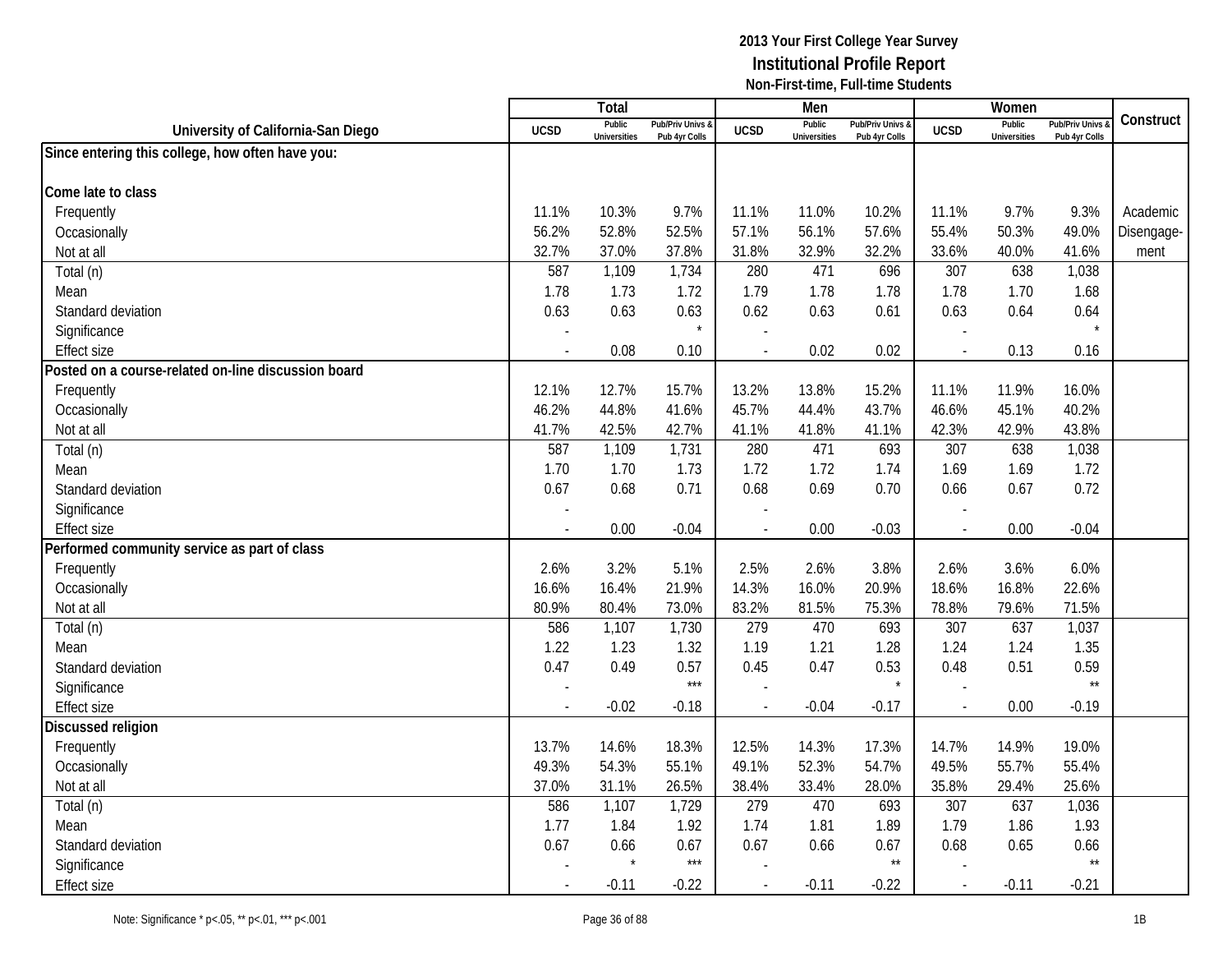**2013 Your First College Year Survey**
**Institutional Profile Report**
**Non-First-time, Full-time Students**

| University of California-San Diego | Total | | | Men | | | Women | | | Construct |
|---|---|---|---|---|---|---|---|---|---|---|
| | UCSD | Public Universities | Pub/Priv Univs & Pub 4yr Colls | UCSD | Public Universities | Pub/Priv Univs & Pub 4yr Colls | UCSD | Public Universities | Pub/Priv Univs & Pub 4yr Colls | |
| **Since entering this college, how often have you:** | | | | | | | | | | |
| **Come late to class** | | | | | | | | | | |
| Frequently | 11.1% | 10.3% | 9.7% | 11.1% | 11.0% | 10.2% | 11.1% | 9.7% | 9.3% | Academic Disengagement |
| Occasionally | 56.2% | 52.8% | 52.5% | 57.1% | 56.1% | 57.6% | 55.4% | 50.3% | 49.0% | |
| Not at all | 32.7% | 37.0% | 37.8% | 31.8% | 32.9% | 32.2% | 33.6% | 40.0% | 41.6% | |
| Total (n) | 587 | 1,109 | 1,734 | 280 | 471 | 696 | 307 | 638 | 1,038 | |
| Mean | 1.78 | 1.73 | 1.72 | 1.79 | 1.78 | 1.78 | 1.78 | 1.70 | 1.68 | |
| Standard deviation | 0.63 | 0.63 | 0.63 | 0.62 | 0.63 | 0.61 | 0.63 | 0.64 | 0.64 | |
| Significance | - | | * | - | | | - | | * | |
| Effect size | - | 0.08 | 0.10 | - | 0.02 | 0.02 | - | 0.13 | 0.16 | |
| **Posted on a course-related on-line discussion board** | | | | | | | | | | |
| Frequently | 12.1% | 12.7% | 15.7% | 13.2% | 13.8% | 15.2% | 11.1% | 11.9% | 16.0% | |
| Occasionally | 46.2% | 44.8% | 41.6% | 45.7% | 44.4% | 43.7% | 46.6% | 45.1% | 40.2% | |
| Not at all | 41.7% | 42.5% | 42.7% | 41.1% | 41.8% | 41.1% | 42.3% | 42.9% | 43.8% | |
| Total (n) | 587 | 1,109 | 1,731 | 280 | 471 | 693 | 307 | 638 | 1,038 | |
| Mean | 1.70 | 1.70 | 1.73 | 1.72 | 1.72 | 1.74 | 1.69 | 1.69 | 1.72 | |
| Standard deviation | 0.67 | 0.68 | 0.71 | 0.68 | 0.69 | 0.70 | 0.66 | 0.67 | 0.72 | |
| Significance | - | | | - | | | - | | | |
| Effect size | - | 0.00 | -0.04 | - | 0.00 | -0.03 | - | 0.00 | -0.04 | |
| **Performed community service as part of class** | | | | | | | | | | |
| Frequently | 2.6% | 3.2% | 5.1% | 2.5% | 2.6% | 3.8% | 2.6% | 3.6% | 6.0% | |
| Occasionally | 16.6% | 16.4% | 21.9% | 14.3% | 16.0% | 20.9% | 18.6% | 16.8% | 22.6% | |
| Not at all | 80.9% | 80.4% | 73.0% | 83.2% | 81.5% | 75.3% | 78.8% | 79.6% | 71.5% | |
| Total (n) | 586 | 1,107 | 1,730 | 279 | 470 | 693 | 307 | 637 | 1,037 | |
| Mean | 1.22 | 1.23 | 1.32 | 1.19 | 1.21 | 1.28 | 1.24 | 1.24 | 1.35 | |
| Standard deviation | 0.47 | 0.49 | 0.57 | 0.45 | 0.47 | 0.53 | 0.48 | 0.51 | 0.59 | |
| Significance | - | | *** | - | | * | - | | ** | |
| Effect size | - | -0.02 | -0.18 | - | -0.04 | -0.17 | - | 0.00 | -0.19 | |
| **Discussed religion** | | | | | | | | | | |
| Frequently | 13.7% | 14.6% | 18.3% | 12.5% | 14.3% | 17.3% | 14.7% | 14.9% | 19.0% | |
| Occasionally | 49.3% | 54.3% | 55.1% | 49.1% | 52.3% | 54.7% | 49.5% | 55.7% | 55.4% | |
| Not at all | 37.0% | 31.1% | 26.5% | 38.4% | 33.4% | 28.0% | 35.8% | 29.4% | 25.6% | |
| Total (n) | 586 | 1,107 | 1,729 | 279 | 470 | 693 | 307 | 637 | 1,036 | |
| Mean | 1.77 | 1.84 | 1.92 | 1.74 | 1.81 | 1.89 | 1.79 | 1.86 | 1.93 | |
| Standard deviation | 0.67 | 0.66 | 0.67 | 0.67 | 0.66 | 0.67 | 0.68 | 0.65 | 0.66 | |
| Significance | - | * | *** | - | | ** | - | | ** | |
| Effect size | - | -0.11 | -0.22 | - | -0.11 | -0.22 | - | -0.11 | -0.21 | |

Note: Significance * p<.05, ** p<.01, *** p<.001

1B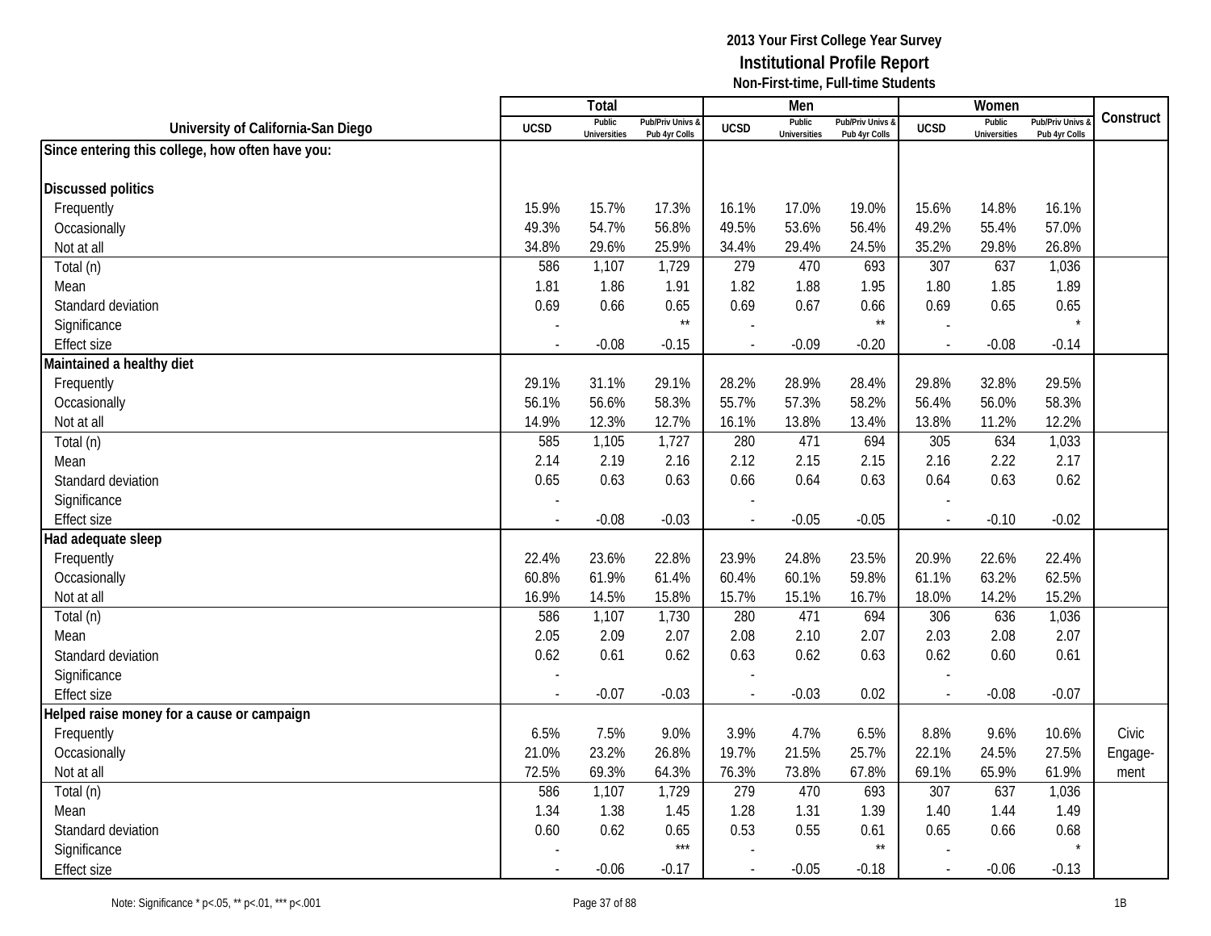**2013 Your First College Year Survey**
**Institutional Profile Report**
**Non-First-time, Full-time Students**

| University of California-San Diego | Total | | | Men | | | Women | | | Construct |
|---|---|---|---|---|---|---|---|---|---|---|
| | UCSD | Public Universities | Pub/Priv Univs & Pub 4yr Colls | UCSD | Public Universities | Pub/Priv Univs & Pub 4yr Colls | UCSD | Public Universities | Pub/Priv Univs & Pub 4yr Colls | |
| **Since entering this college, how often have you:** | | | | | | | | | | |
| **Discussed politics** | | | | | | | | | | |
| Frequently | 15.9% | 15.7% | 17.3% | 16.1% | 17.0% | 19.0% | 15.6% | 14.8% | 16.1% | |
| Occasionally | 49.3% | 54.7% | 56.8% | 49.5% | 53.6% | 56.4% | 49.2% | 55.4% | 57.0% | |
| Not at all | 34.8% | 29.6% | 25.9% | 34.4% | 29.4% | 24.5% | 35.2% | 29.8% | 26.8% | |
| Total (n) | 586 | 1,107 | 1,729 | 279 | 470 | 693 | 307 | 637 | 1,036 | |
| Mean | 1.81 | 1.86 | 1.91 | 1.82 | 1.88 | 1.95 | 1.80 | 1.85 | 1.89 | |
| Standard deviation | 0.69 | 0.66 | 0.65 | 0.69 | 0.67 | 0.66 | 0.69 | 0.65 | 0.65 | |
| Significance | - | | ** | - | | ** | - | | * | |
| Effect size | - | -0.08 | -0.15 | - | -0.09 | -0.20 | - | -0.08 | -0.14 | |
| **Maintained a healthy diet** | | | | | | | | | | |
| Frequently | 29.1% | 31.1% | 29.1% | 28.2% | 28.9% | 28.4% | 29.8% | 32.8% | 29.5% | |
| Occasionally | 56.1% | 56.6% | 58.3% | 55.7% | 57.3% | 58.2% | 56.4% | 56.0% | 58.3% | |
| Not at all | 14.9% | 12.3% | 12.7% | 16.1% | 13.8% | 13.4% | 13.8% | 11.2% | 12.2% | |
| Total (n) | 585 | 1,105 | 1,727 | 280 | 471 | 694 | 305 | 634 | 1,033 | |
| Mean | 2.14 | 2.19 | 2.16 | 2.12 | 2.15 | 2.15 | 2.16 | 2.22 | 2.17 | |
| Standard deviation | 0.65 | 0.63 | 0.63 | 0.66 | 0.64 | 0.63 | 0.64 | 0.63 | 0.62 | |
| Significance | - | | | - | | | - | | | |
| Effect size | - | -0.08 | -0.03 | - | -0.05 | -0.05 | - | -0.10 | -0.02 | |
| **Had adequate sleep** | | | | | | | | | | |
| Frequently | 22.4% | 23.6% | 22.8% | 23.9% | 24.8% | 23.5% | 20.9% | 22.6% | 22.4% | |
| Occasionally | 60.8% | 61.9% | 61.4% | 60.4% | 60.1% | 59.8% | 61.1% | 63.2% | 62.5% | |
| Not at all | 16.9% | 14.5% | 15.8% | 15.7% | 15.1% | 16.7% | 18.0% | 14.2% | 15.2% | |
| Total (n) | 586 | 1,107 | 1,730 | 280 | 471 | 694 | 306 | 636 | 1,036 | |
| Mean | 2.05 | 2.09 | 2.07 | 2.08 | 2.10 | 2.07 | 2.03 | 2.08 | 2.07 | |
| Standard deviation | 0.62 | 0.61 | 0.62 | 0.63 | 0.62 | 0.63 | 0.62 | 0.60 | 0.61 | |
| Significance | - | | | - | | | - | | | |
| Effect size | - | -0.07 | -0.03 | - | -0.03 | 0.02 | - | -0.08 | -0.07 | |
| **Helped raise money for a cause or campaign** | | | | | | | | | | |
| Frequently | 6.5% | 7.5% | 9.0% | 3.9% | 4.7% | 6.5% | 8.8% | 9.6% | 10.6% | Civic |
| Occasionally | 21.0% | 23.2% | 26.8% | 19.7% | 21.5% | 25.7% | 22.1% | 24.5% | 27.5% | Engage- |
| Not at all | 72.5% | 69.3% | 64.3% | 76.3% | 73.8% | 67.8% | 69.1% | 65.9% | 61.9% | ment |
| Total (n) | 586 | 1,107 | 1,729 | 279 | 470 | 693 | 307 | 637 | 1,036 | |
| Mean | 1.34 | 1.38 | 1.45 | 1.28 | 1.31 | 1.39 | 1.40 | 1.44 | 1.49 | |
| Standard deviation | 0.60 | 0.62 | 0.65 | 0.53 | 0.55 | 0.61 | 0.65 | 0.66 | 0.68 | |
| Significance | - | | *** | - | | ** | - | | * | |
| Effect size | - | -0.06 | -0.17 | - | -0.05 | -0.18 | - | -0.06 | -0.13 | |

Note: Significance * p<.05, ** p<.01, *** p<.001

1B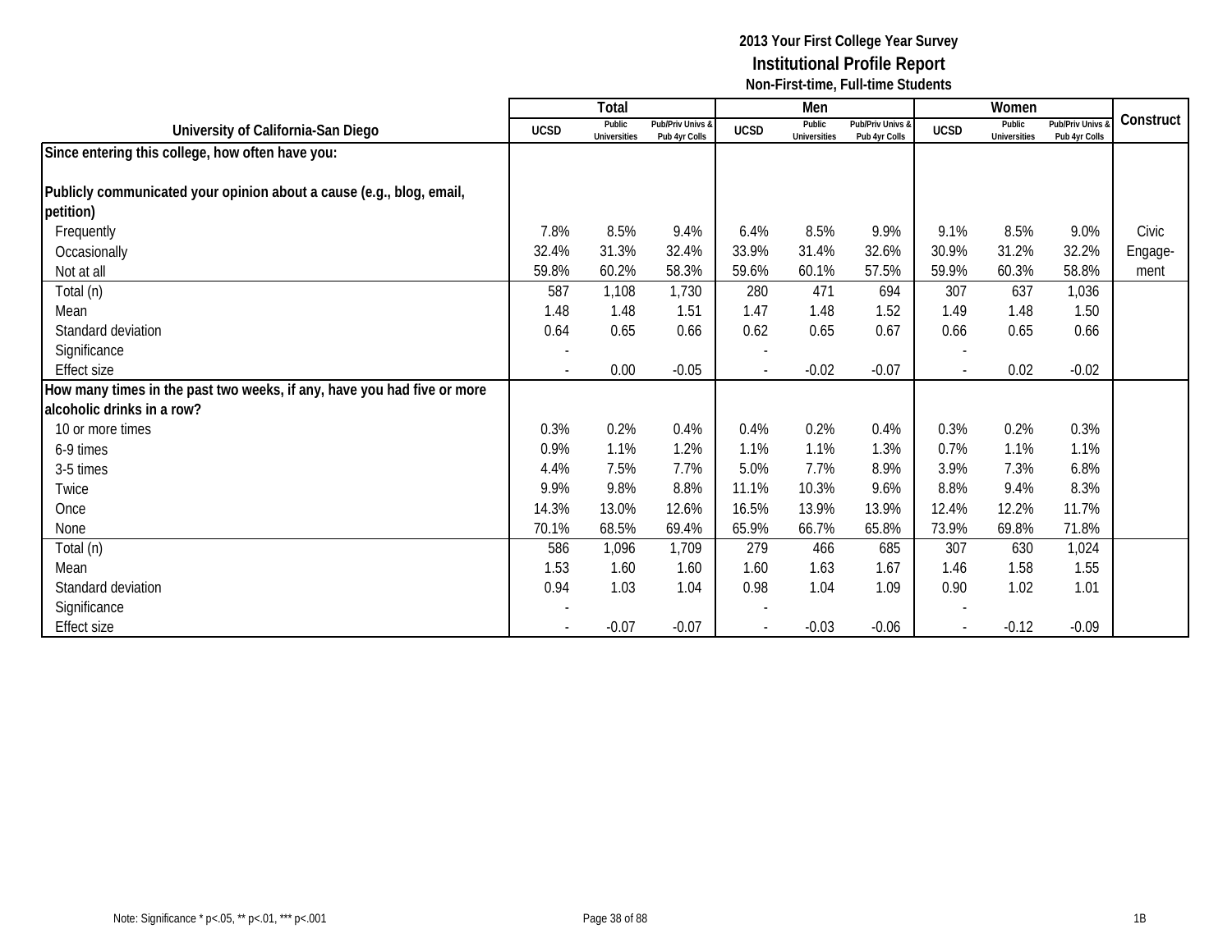# 2013 Your First College Year Survey
## Institutional Profile Report
### Non-First-time, Full-time Students

| University of California-San Diego | Total | | | Men | | | Women | | | Construct |
|---|---|---|---|---|---|---|---|---|---|---|
| | UCSD | Public Universities | Pub/Priv Univs & Pub 4yr Colls | UCSD | Public Universities | Pub/Priv Univs & Pub 4yr Colls | UCSD | Public Universities | Pub/Priv Univs & Pub 4yr Colls | |
| **Since entering this college, how often have you:** | | | | | | | | | | |
| **Publicly communicated your opinion about a cause (e.g., blog, email, petition)** | | | | | | | | | | |
| Frequently | 7.8% | 8.5% | 9.4% | 6.4% | 8.5% | 9.9% | 9.1% | 8.5% | 9.0% | Civic Engage-ment |
| Occasionally | 32.4% | 31.3% | 32.4% | 33.9% | 31.4% | 32.6% | 30.9% | 31.2% | 32.2% | |
| Not at all | 59.8% | 60.2% | 58.3% | 59.6% | 60.1% | 57.5% | 59.9% | 60.3% | 58.8% | |
| Total (n) | 587 | 1,108 | 1,730 | 280 | 471 | 694 | 307 | 637 | 1,036 | |
| Mean | 1.48 | 1.48 | 1.51 | 1.47 | 1.48 | 1.52 | 1.49 | 1.48 | 1.50 | |
| Standard deviation | 0.64 | 0.65 | 0.66 | 0.62 | 0.65 | 0.67 | 0.66 | 0.65 | 0.66 | |
| Significance | - | | | - | | | - | | | |
| Effect size | - | 0.00 | -0.05 | - | -0.02 | -0.07 | - | 0.02 | -0.02 | |
| **How many times in the past two weeks, if any, have you had five or more alcoholic drinks in a row?** | | | | | | | | | | |
| 10 or more times | 0.3% | 0.2% | 0.4% | 0.4% | 0.2% | 0.4% | 0.3% | 0.2% | 0.3% | |
| 6-9 times | 0.9% | 1.1% | 1.2% | 1.1% | 1.1% | 1.3% | 0.7% | 1.1% | 1.1% | |
| 3-5 times | 4.4% | 7.5% | 7.7% | 5.0% | 7.7% | 8.9% | 3.9% | 7.3% | 6.8% | |
| Twice | 9.9% | 9.8% | 8.8% | 11.1% | 10.3% | 9.6% | 8.8% | 9.4% | 8.3% | |
| Once | 14.3% | 13.0% | 12.6% | 16.5% | 13.9% | 13.9% | 12.4% | 12.2% | 11.7% | |
| None | 70.1% | 68.5% | 69.4% | 65.9% | 66.7% | 65.8% | 73.9% | 69.8% | 71.8% | |
| Total (n) | 586 | 1,096 | 1,709 | 279 | 466 | 685 | 307 | 630 | 1,024 | |
| Mean | 1.53 | 1.60 | 1.60 | 1.60 | 1.63 | 1.67 | 1.46 | 1.58 | 1.55 | |
| Standard deviation | 0.94 | 1.03 | 1.04 | 0.98 | 1.04 | 1.09 | 0.90 | 1.02 | 1.01 | |
| Significance | - | | | - | | | - | | | |
| Effect size | - | -0.07 | -0.07 | - | -0.03 | -0.06 | - | -0.12 | -0.09 | |

Note: Significance * p<.05, ** p<.01, *** p<.001

1B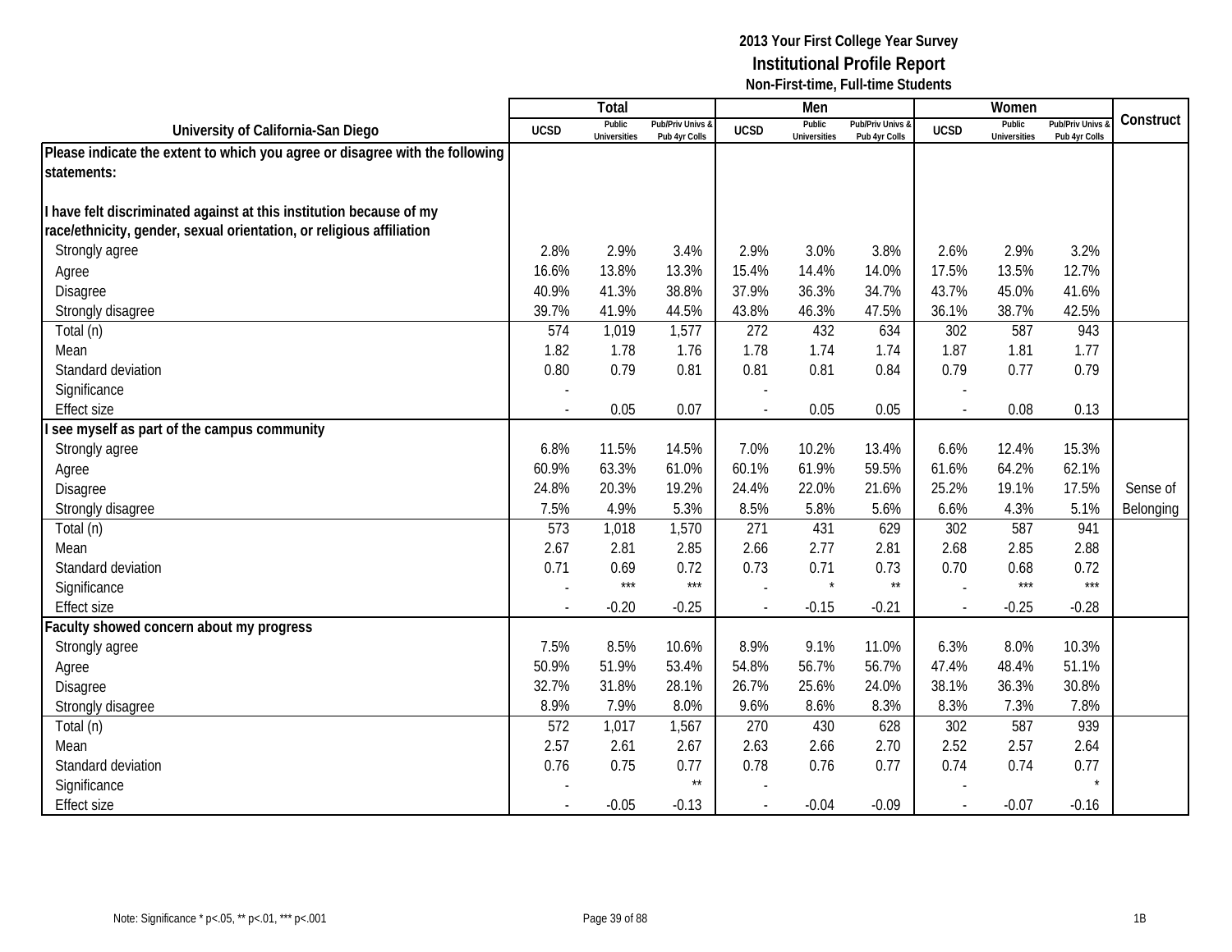**2013 Your First College Year Survey**
**Institutional Profile Report**
**Non-First-time, Full-time Students**

| University of California-San Diego | Total | | | Men | | | Women | | | Construct |
|---|---|---|---|---|---|---|---|---|---|---|
| | UCSD | Public Universities | Pub/Priv Univs & Pub 4yr Colls | UCSD | Public Universities | Pub/Priv Univs & Pub 4yr Colls | UCSD | Public Universities | Pub/Priv Univs & Pub 4yr Colls | |
| **Please indicate the extent to which you agree or disagree with the following statements:** | | | | | | | | | | |
| **I have felt discriminated against at this institution because of my race/ethnicity, gender, sexual orientation, or religious affiliation** | | | | | | | | | | |
| Strongly agree | 2.8% | 2.9% | 3.4% | 2.9% | 3.0% | 3.8% | 2.6% | 2.9% | 3.2% | |
| Agree | 16.6% | 13.8% | 13.3% | 15.4% | 14.4% | 14.0% | 17.5% | 13.5% | 12.7% | |
| Disagree | 40.9% | 41.3% | 38.8% | 37.9% | 36.3% | 34.7% | 43.7% | 45.0% | 41.6% | |
| Strongly disagree | 39.7% | 41.9% | 44.5% | 43.8% | 46.3% | 47.5% | 36.1% | 38.7% | 42.5% | |
| Total (n) | 574 | 1,019 | 1,577 | 272 | 432 | 634 | 302 | 587 | 943 | |
| Mean | 1.82 | 1.78 | 1.76 | 1.78 | 1.74 | 1.74 | 1.87 | 1.81 | 1.77 | |
| Standard deviation | 0.80 | 0.79 | 0.81 | 0.81 | 0.81 | 0.84 | 0.79 | 0.77 | 0.79 | |
| Significance | - | | | - | | | - | | | |
| Effect size | - | 0.05 | 0.07 | - | 0.05 | 0.05 | - | 0.08 | 0.13 | |
| **I see myself as part of the campus community** | | | | | | | | | | |
| Strongly agree | 6.8% | 11.5% | 14.5% | 7.0% | 10.2% | 13.4% | 6.6% | 12.4% | 15.3% | |
| Agree | 60.9% | 63.3% | 61.0% | 60.1% | 61.9% | 59.5% | 61.6% | 64.2% | 62.1% | |
| Disagree | 24.8% | 20.3% | 19.2% | 24.4% | 22.0% | 21.6% | 25.2% | 19.1% | 17.5% | Sense of |
| Strongly disagree | 7.5% | 4.9% | 5.3% | 8.5% | 5.8% | 5.6% | 6.6% | 4.3% | 5.1% | Belonging |
| Total (n) | 573 | 1,018 | 1,570 | 271 | 431 | 629 | 302 | 587 | 941 | |
| Mean | 2.67 | 2.81 | 2.85 | 2.66 | 2.77 | 2.81 | 2.68 | 2.85 | 2.88 | |
| Standard deviation | 0.71 | 0.69 | 0.72 | 0.73 | 0.71 | 0.73 | 0.70 | 0.68 | 0.72 | |
| Significance | - | *** | *** | - | * | ** | - | *** | *** | |
| Effect size | - | -0.20 | -0.25 | - | -0.15 | -0.21 | - | -0.25 | -0.28 | |
| **Faculty showed concern about my progress** | | | | | | | | | | |
| Strongly agree | 7.5% | 8.5% | 10.6% | 8.9% | 9.1% | 11.0% | 6.3% | 8.0% | 10.3% | |
| Agree | 50.9% | 51.9% | 53.4% | 54.8% | 56.7% | 56.7% | 47.4% | 48.4% | 51.1% | |
| Disagree | 32.7% | 31.8% | 28.1% | 26.7% | 25.6% | 24.0% | 38.1% | 36.3% | 30.8% | |
| Strongly disagree | 8.9% | 7.9% | 8.0% | 9.6% | 8.6% | 8.3% | 8.3% | 7.3% | 7.8% | |
| Total (n) | 572 | 1,017 | 1,567 | 270 | 430 | 628 | 302 | 587 | 939 | |
| Mean | 2.57 | 2.61 | 2.67 | 2.63 | 2.66 | 2.70 | 2.52 | 2.57 | 2.64 | |
| Standard deviation | 0.76 | 0.75 | 0.77 | 0.78 | 0.76 | 0.77 | 0.74 | 0.74 | 0.77 | |
| Significance | - | | ** | - | | | - | | * | |
| Effect size | - | -0.05 | -0.13 | - | -0.04 | -0.09 | - | -0.07 | -0.16 | |

Note: Significance * p<.05, ** p<.01, *** p<.001

1B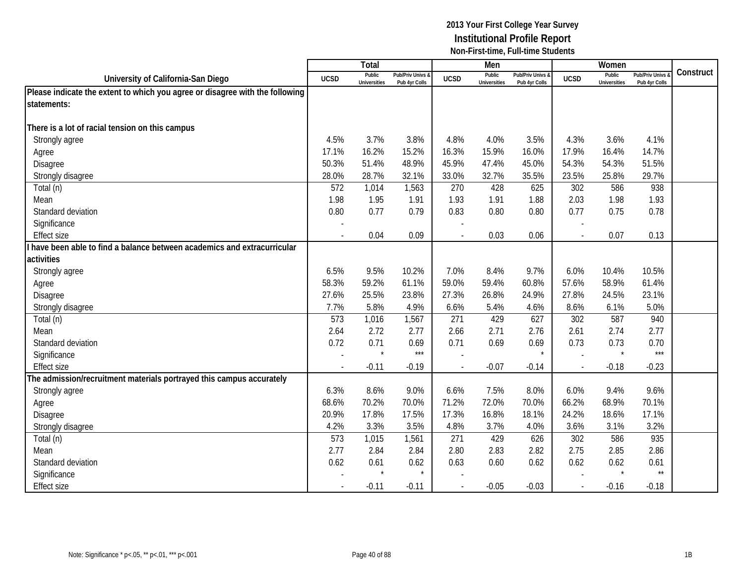# 2013 Your First College Year Survey
## Institutional Profile Report
### Non-First-time, Full-time Students

| University of California-San Diego | Total | | | Men | | | Women | | | Construct |
|---|---|---|---|---|---|---|---|---|---|---|
| | UCSD | Public Universities | Pub/Priv Univs & Pub 4yr Colls | UCSD | Public Universities | Pub/Priv Univs & Pub 4yr Colls | UCSD | Public Universities | Pub/Priv Univs & Pub 4yr Colls | |
| **Please indicate the extent to which you agree or disagree with the following statements:** | | | | | | | | | | |
| **There is a lot of racial tension on this campus** | | | | | | | | | | |
| Strongly agree | 4.5% | 3.7% | 3.8% | 4.8% | 4.0% | 3.5% | 4.3% | 3.6% | 4.1% | |
| Agree | 17.1% | 16.2% | 15.2% | 16.3% | 15.9% | 16.0% | 17.9% | 16.4% | 14.7% | |
| Disagree | 50.3% | 51.4% | 48.9% | 45.9% | 47.4% | 45.0% | 54.3% | 54.3% | 51.5% | |
| Strongly disagree | 28.0% | 28.7% | 32.1% | 33.0% | 32.7% | 35.5% | 23.5% | 25.8% | 29.7% | |
| Total (n) | 572 | 1,014 | 1,563 | 270 | 428 | 625 | 302 | 586 | 938 | |
| Mean | 1.98 | 1.95 | 1.91 | 1.93 | 1.91 | 1.88 | 2.03 | 1.98 | 1.93 | |
| Standard deviation | 0.80 | 0.77 | 0.79 | 0.83 | 0.80 | 0.80 | 0.77 | 0.75 | 0.78 | |
| Significance | - | | | - | | | - | | | |
| Effect size | - | 0.04 | 0.09 | - | 0.03 | 0.06 | - | 0.07 | 0.13 | |
| **I have been able to find a balance between academics and extracurricular activities** | | | | | | | | | | |
| Strongly agree | 6.5% | 9.5% | 10.2% | 7.0% | 8.4% | 9.7% | 6.0% | 10.4% | 10.5% | |
| Agree | 58.3% | 59.2% | 61.1% | 59.0% | 59.4% | 60.8% | 57.6% | 58.9% | 61.4% | |
| Disagree | 27.6% | 25.5% | 23.8% | 27.3% | 26.8% | 24.9% | 27.8% | 24.5% | 23.1% | |
| Strongly disagree | 7.7% | 5.8% | 4.9% | 6.6% | 5.4% | 4.6% | 8.6% | 6.1% | 5.0% | |
| Total (n) | 573 | 1,016 | 1,567 | 271 | 429 | 627 | 302 | 587 | 940 | |
| Mean | 2.64 | 2.72 | 2.77 | 2.66 | 2.71 | 2.76 | 2.61 | 2.74 | 2.77 | |
| Standard deviation | 0.72 | 0.71 | 0.69 | 0.71 | 0.69 | 0.69 | 0.73 | 0.73 | 0.70 | |
| Significance | - | * | *** | - | | * | - | * | *** | |
| Effect size | - | -0.11 | -0.19 | - | -0.07 | -0.14 | - | -0.18 | -0.23 | |
| **The admission/recruitment materials portrayed this campus accurately** | | | | | | | | | | |
| Strongly agree | 6.3% | 8.6% | 9.0% | 6.6% | 7.5% | 8.0% | 6.0% | 9.4% | 9.6% | |
| Agree | 68.6% | 70.2% | 70.0% | 71.2% | 72.0% | 70.0% | 66.2% | 68.9% | 70.1% | |
| Disagree | 20.9% | 17.8% | 17.5% | 17.3% | 16.8% | 18.1% | 24.2% | 18.6% | 17.1% | |
| Strongly disagree | 4.2% | 3.3% | 3.5% | 4.8% | 3.7% | 4.0% | 3.6% | 3.1% | 3.2% | |
| Total (n) | 573 | 1,015 | 1,561 | 271 | 429 | 626 | 302 | 586 | 935 | |
| Mean | 2.77 | 2.84 | 2.84 | 2.80 | 2.83 | 2.82 | 2.75 | 2.85 | 2.86 | |
| Standard deviation | 0.62 | 0.61 | 0.62 | 0.63 | 0.60 | 0.62 | 0.62 | 0.62 | 0.61 | |
| Significance | - | * | * | - | | | - | * | ** | |
| Effect size | - | -0.11 | -0.11 | - | -0.05 | -0.03 | - | -0.16 | -0.18 | |

Note: Significance * p<.05, ** p<.01, *** p<.001

1B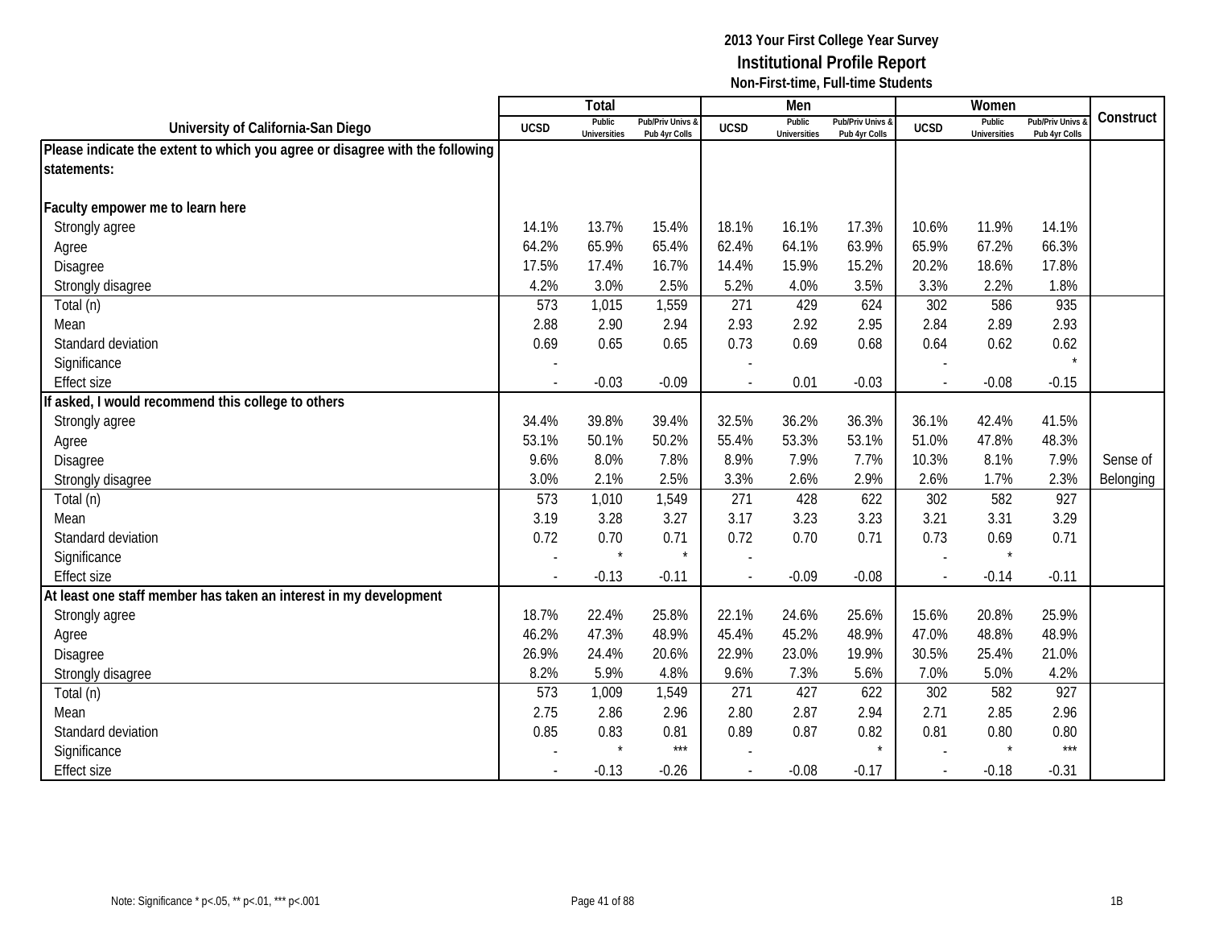# 2013 Your First College Year Survey
## Institutional Profile Report
### Non-First-time, Full-time Students

| University of California-San Diego | Total | | | Men | | | Women | | | Construct |
|---|---|---|---|---|---|---|---|---|---|---|
| | UCSD | Public Universities | Pub/Priv Univs & Pub 4yr Colls | UCSD | Public Universities | Pub/Priv Univs & Pub 4yr Colls | UCSD | Public Universities | Pub/Priv Univs & Pub 4yr Colls | |
| **Please indicate the extent to which you agree or disagree with the following statements:** | | | | | | | | | | |
| **Faculty empower me to learn here** | | | | | | | | | | |
| Strongly agree | 14.1% | 13.7% | 15.4% | 18.1% | 16.1% | 17.3% | 10.6% | 11.9% | 14.1% | |
| Agree | 64.2% | 65.9% | 65.4% | 62.4% | 64.1% | 63.9% | 65.9% | 67.2% | 66.3% | |
| Disagree | 17.5% | 17.4% | 16.7% | 14.4% | 15.9% | 15.2% | 20.2% | 18.6% | 17.8% | |
| Strongly disagree | 4.2% | 3.0% | 2.5% | 5.2% | 4.0% | 3.5% | 3.3% | 2.2% | 1.8% | |
| Total (n) | 573 | 1,015 | 1,559 | 271 | 429 | 624 | 302 | 586 | 935 | |
| Mean | 2.88 | 2.90 | 2.94 | 2.93 | 2.92 | 2.95 | 2.84 | 2.89 | 2.93 | |
| Standard deviation | 0.69 | 0.65 | 0.65 | 0.73 | 0.69 | 0.68 | 0.64 | 0.62 | 0.62 | |
| Significance | - | | | - | | | - | | * | |
| Effect size | - | -0.03 | -0.09 | - | 0.01 | -0.03 | - | -0.08 | -0.15 | |
| **If asked, I would recommend this college to others** | | | | | | | | | | |
| Strongly agree | 34.4% | 39.8% | 39.4% | 32.5% | 36.2% | 36.3% | 36.1% | 42.4% | 41.5% | |
| Agree | 53.1% | 50.1% | 50.2% | 55.4% | 53.3% | 53.1% | 51.0% | 47.8% | 48.3% | |
| Disagree | 9.6% | 8.0% | 7.8% | 8.9% | 7.9% | 7.7% | 10.3% | 8.1% | 7.9% | Sense of |
| Strongly disagree | 3.0% | 2.1% | 2.5% | 3.3% | 2.6% | 2.9% | 2.6% | 1.7% | 2.3% | Belonging |
| Total (n) | 573 | 1,010 | 1,549 | 271 | 428 | 622 | 302 | 582 | 927 | |
| Mean | 3.19 | 3.28 | 3.27 | 3.17 | 3.23 | 3.23 | 3.21 | 3.31 | 3.29 | |
| Standard deviation | 0.72 | 0.70 | 0.71 | 0.72 | 0.70 | 0.71 | 0.73 | 0.69 | 0.71 | |
| Significance | - | * | * | - | | | - | * | | |
| Effect size | - | -0.13 | -0.11 | - | -0.09 | -0.08 | - | -0.14 | -0.11 | |
| **At least one staff member has taken an interest in my development** | | | | | | | | | | |
| Strongly agree | 18.7% | 22.4% | 25.8% | 22.1% | 24.6% | 25.6% | 15.6% | 20.8% | 25.9% | |
| Agree | 46.2% | 47.3% | 48.9% | 45.4% | 45.2% | 48.9% | 47.0% | 48.8% | 48.9% | |
| Disagree | 26.9% | 24.4% | 20.6% | 22.9% | 23.0% | 19.9% | 30.5% | 25.4% | 21.0% | |
| Strongly disagree | 8.2% | 5.9% | 4.8% | 9.6% | 7.3% | 5.6% | 7.0% | 5.0% | 4.2% | |
| Total (n) | 573 | 1,009 | 1,549 | 271 | 427 | 622 | 302 | 582 | 927 | |
| Mean | 2.75 | 2.86 | 2.96 | 2.80 | 2.87 | 2.94 | 2.71 | 2.85 | 2.96 | |
| Standard deviation | 0.85 | 0.83 | 0.81 | 0.89 | 0.87 | 0.82 | 0.81 | 0.80 | 0.80 | |
| Significance | - | * | *** | - | | * | - | * | *** | |
| Effect size | - | -0.13 | -0.26 | - | -0.08 | -0.17 | - | -0.18 | -0.31 | |

Note: Significance * p<.05, ** p<.01, *** p<.001

1B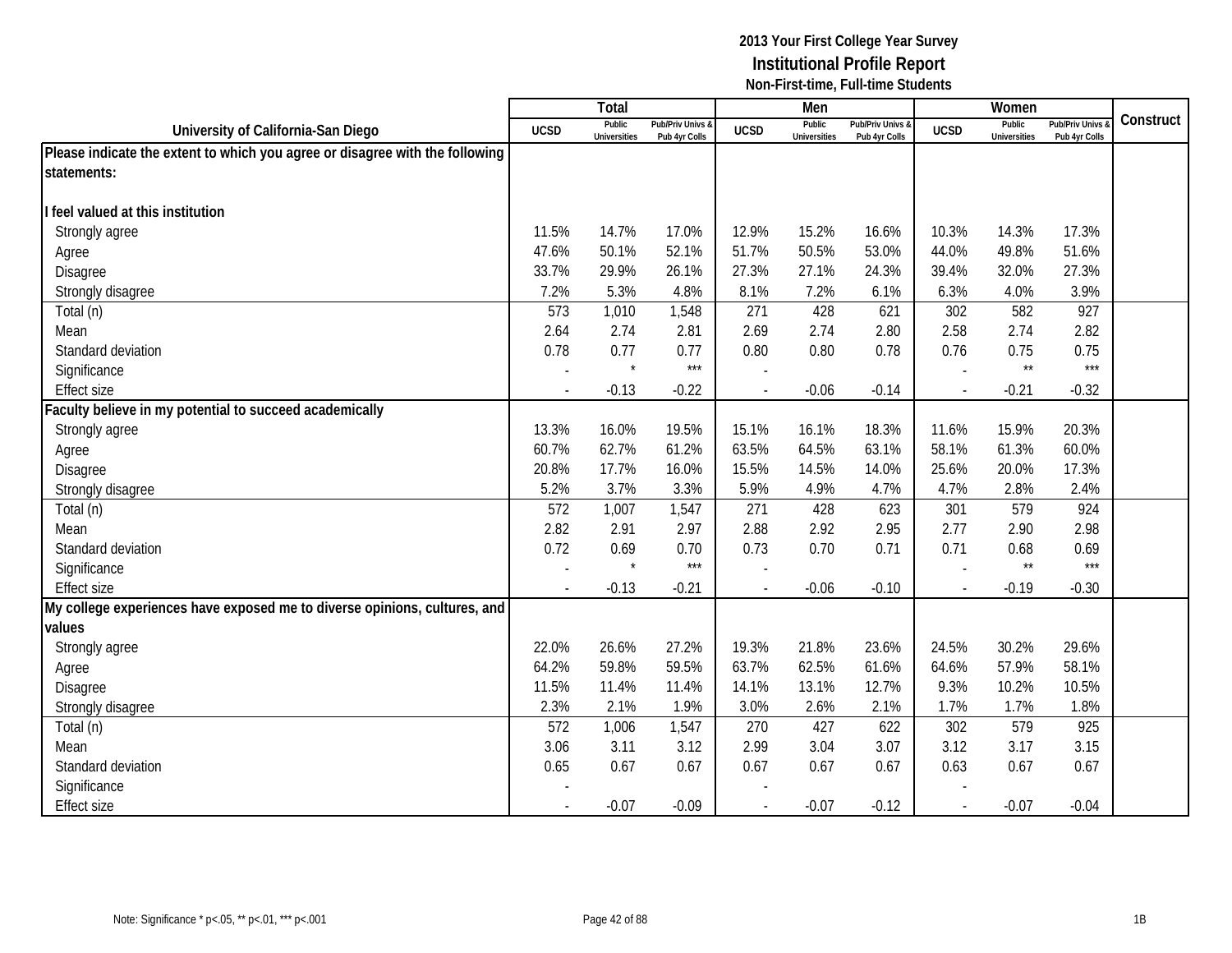**2013 Your First College Year Survey**
**Institutional Profile Report**
**Non-First-time, Full-time Students**

| University of California-San Diego | Total | | | Men | | | Women | | | Construct |
|---|---|---|---|---|---|---|---|---|---|---|
| | UCSD | Public Universities | Pub/Priv Univs & Pub 4yr Colls | UCSD | Public Universities | Pub/Priv Univs & Pub 4yr Colls | UCSD | Public Universities | Pub/Priv Univs & Pub 4yr Colls | |
| **Please indicate the extent to which you agree or disagree with the following statements:** | | | | | | | | | | |
| **I feel valued at this institution** | | | | | | | | | | |
| Strongly agree | 11.5% | 14.7% | 17.0% | 12.9% | 15.2% | 16.6% | 10.3% | 14.3% | 17.3% | |
| Agree | 47.6% | 50.1% | 52.1% | 51.7% | 50.5% | 53.0% | 44.0% | 49.8% | 51.6% | |
| Disagree | 33.7% | 29.9% | 26.1% | 27.3% | 27.1% | 24.3% | 39.4% | 32.0% | 27.3% | |
| Strongly disagree | 7.2% | 5.3% | 4.8% | 8.1% | 7.2% | 6.1% | 6.3% | 4.0% | 3.9% | |
| Total (n) | 573 | 1,010 | 1,548 | 271 | 428 | 621 | 302 | 582 | 927 | |
| Mean | 2.64 | 2.74 | 2.81 | 2.69 | 2.74 | 2.80 | 2.58 | 2.74 | 2.82 | |
| Standard deviation | 0.78 | 0.77 | 0.77 | 0.80 | 0.80 | 0.78 | 0.76 | 0.75 | 0.75 | |
| Significance | - | * | *** | - | | | - | ** | *** | |
| Effect size | - | -0.13 | -0.22 | - | -0.06 | -0.14 | - | -0.21 | -0.32 | |
| **Faculty believe in my potential to succeed academically** | | | | | | | | | | |
| Strongly agree | 13.3% | 16.0% | 19.5% | 15.1% | 16.1% | 18.3% | 11.6% | 15.9% | 20.3% | |
| Agree | 60.7% | 62.7% | 61.2% | 63.5% | 64.5% | 63.1% | 58.1% | 61.3% | 60.0% | |
| Disagree | 20.8% | 17.7% | 16.0% | 15.5% | 14.5% | 14.0% | 25.6% | 20.0% | 17.3% | |
| Strongly disagree | 5.2% | 3.7% | 3.3% | 5.9% | 4.9% | 4.7% | 4.7% | 2.8% | 2.4% | |
| Total (n) | 572 | 1,007 | 1,547 | 271 | 428 | 623 | 301 | 579 | 924 | |
| Mean | 2.82 | 2.91 | 2.97 | 2.88 | 2.92 | 2.95 | 2.77 | 2.90 | 2.98 | |
| Standard deviation | 0.72 | 0.69 | 0.70 | 0.73 | 0.70 | 0.71 | 0.71 | 0.68 | 0.69 | |
| Significance | - | * | *** | - | | | - | ** | *** | |
| Effect size | - | -0.13 | -0.21 | - | -0.06 | -0.10 | - | -0.19 | -0.30 | |
| **My college experiences have exposed me to diverse opinions, cultures, and values** | | | | | | | | | | |
| Strongly agree | 22.0% | 26.6% | 27.2% | 19.3% | 21.8% | 23.6% | 24.5% | 30.2% | 29.6% | |
| Agree | 64.2% | 59.8% | 59.5% | 63.7% | 62.5% | 61.6% | 64.6% | 57.9% | 58.1% | |
| Disagree | 11.5% | 11.4% | 11.4% | 14.1% | 13.1% | 12.7% | 9.3% | 10.2% | 10.5% | |
| Strongly disagree | 2.3% | 2.1% | 1.9% | 3.0% | 2.6% | 2.1% | 1.7% | 1.7% | 1.8% | |
| Total (n) | 572 | 1,006 | 1,547 | 270 | 427 | 622 | 302 | 579 | 925 | |
| Mean | 3.06 | 3.11 | 3.12 | 2.99 | 3.04 | 3.07 | 3.12 | 3.17 | 3.15 | |
| Standard deviation | 0.65 | 0.67 | 0.67 | 0.67 | 0.67 | 0.67 | 0.63 | 0.67 | 0.67 | |
| Significance | - | | | - | | | - | | | |
| Effect size | - | -0.07 | -0.09 | - | -0.07 | -0.12 | - | -0.07 | -0.04 | |

Note: Significance * p<.05, ** p<.01, *** p<.001

1B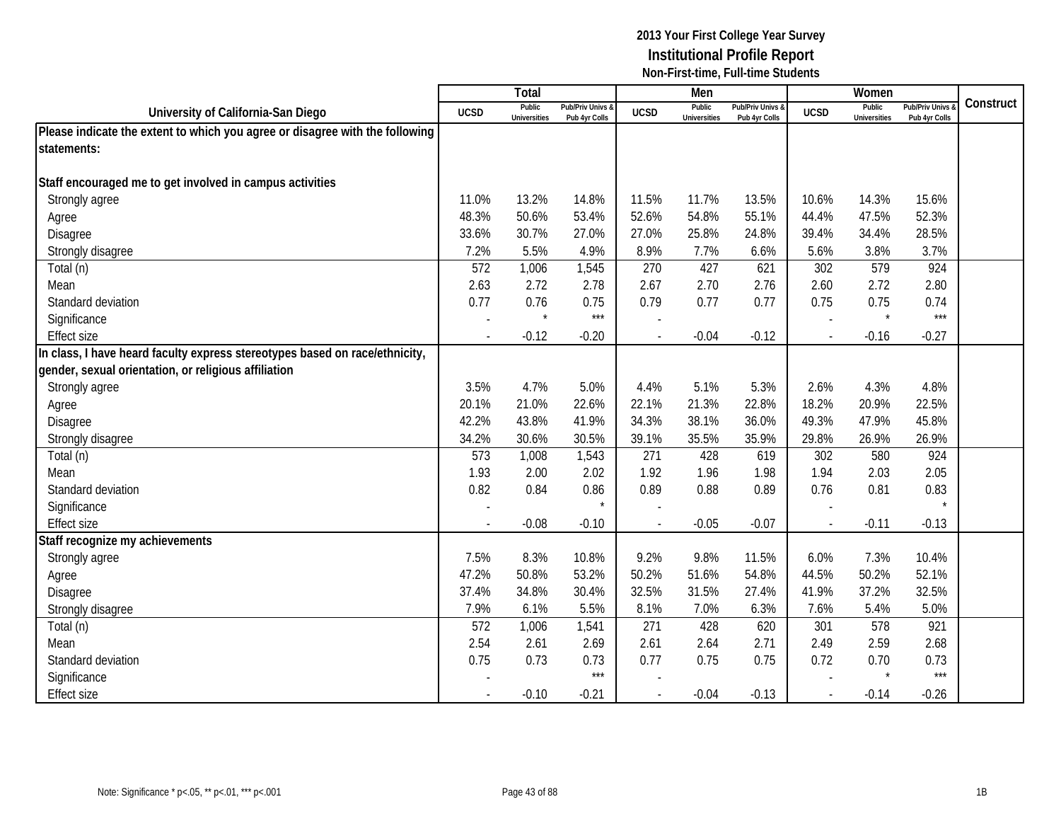**2013 Your First College Year Survey**
**Institutional Profile Report**
**Non-First-time, Full-time Students**

| University of California-San Diego | Total | | | Men | | | Women | | | Construct |
|---|---|---|---|---|---|---|---|---|---|---|
| | UCSD | Public Universities | Pub/Priv Univs & Pub 4yr Colls | UCSD | Public Universities | Pub/Priv Univs & Pub 4yr Colls | UCSD | Public Universities | Pub/Priv Univs & Pub 4yr Colls | |
| **Please indicate the extent to which you agree or disagree with the following statements:** | | | | | | | | | | |
| **Staff encouraged me to get involved in campus activities** | | | | | | | | | | |
| Strongly agree | 11.0% | 13.2% | 14.8% | 11.5% | 11.7% | 13.5% | 10.6% | 14.3% | 15.6% | |
| Agree | 48.3% | 50.6% | 53.4% | 52.6% | 54.8% | 55.1% | 44.4% | 47.5% | 52.3% | |
| Disagree | 33.6% | 30.7% | 27.0% | 27.0% | 25.8% | 24.8% | 39.4% | 34.4% | 28.5% | |
| Strongly disagree | 7.2% | 5.5% | 4.9% | 8.9% | 7.7% | 6.6% | 5.6% | 3.8% | 3.7% | |
| Total (n) | 572 | 1,006 | 1,545 | 270 | 427 | 621 | 302 | 579 | 924 | |
| Mean | 2.63 | 2.72 | 2.78 | 2.67 | 2.70 | 2.76 | 2.60 | 2.72 | 2.80 | |
| Standard deviation | 0.77 | 0.76 | 0.75 | 0.79 | 0.77 | 0.77 | 0.75 | 0.75 | 0.74 | |
| Significance | - | * | *** | - | | | - | * | *** | |
| Effect size | - | -0.12 | -0.20 | - | -0.04 | -0.12 | - | -0.16 | -0.27 | |
| **In class, I have heard faculty express stereotypes based on race/ethnicity, gender, sexual orientation, or religious affiliation** | | | | | | | | | | |
| Strongly agree | 3.5% | 4.7% | 5.0% | 4.4% | 5.1% | 5.3% | 2.6% | 4.3% | 4.8% | |
| Agree | 20.1% | 21.0% | 22.6% | 22.1% | 21.3% | 22.8% | 18.2% | 20.9% | 22.5% | |
| Disagree | 42.2% | 43.8% | 41.9% | 34.3% | 38.1% | 36.0% | 49.3% | 47.9% | 45.8% | |
| Strongly disagree | 34.2% | 30.6% | 30.5% | 39.1% | 35.5% | 35.9% | 29.8% | 26.9% | 26.9% | |
| Total (n) | 573 | 1,008 | 1,543 | 271 | 428 | 619 | 302 | 580 | 924 | |
| Mean | 1.93 | 2.00 | 2.02 | 1.92 | 1.96 | 1.98 | 1.94 | 2.03 | 2.05 | |
| Standard deviation | 0.82 | 0.84 | 0.86 | 0.89 | 0.88 | 0.89 | 0.76 | 0.81 | 0.83 | |
| Significance | - | | * | - | | | - | | * | |
| Effect size | - | -0.08 | -0.10 | - | -0.05 | -0.07 | - | -0.11 | -0.13 | |
| **Staff recognize my achievements** | | | | | | | | | | |
| Strongly agree | 7.5% | 8.3% | 10.8% | 9.2% | 9.8% | 11.5% | 6.0% | 7.3% | 10.4% | |
| Agree | 47.2% | 50.8% | 53.2% | 50.2% | 51.6% | 54.8% | 44.5% | 50.2% | 52.1% | |
| Disagree | 37.4% | 34.8% | 30.4% | 32.5% | 31.5% | 27.4% | 41.9% | 37.2% | 32.5% | |
| Strongly disagree | 7.9% | 6.1% | 5.5% | 8.1% | 7.0% | 6.3% | 7.6% | 5.4% | 5.0% | |
| Total (n) | 572 | 1,006 | 1,541 | 271 | 428 | 620 | 301 | 578 | 921 | |
| Mean | 2.54 | 2.61 | 2.69 | 2.61 | 2.64 | 2.71 | 2.49 | 2.59 | 2.68 | |
| Standard deviation | 0.75 | 0.73 | 0.73 | 0.77 | 0.75 | 0.75 | 0.72 | 0.70 | 0.73 | |
| Significance | - | | *** | - | | | - | * | *** | |
| Effect size | - | -0.10 | -0.21 | - | -0.04 | -0.13 | - | -0.14 | -0.26 | |

Note: Significance * p<.05, ** p<.01, *** p<.001

1B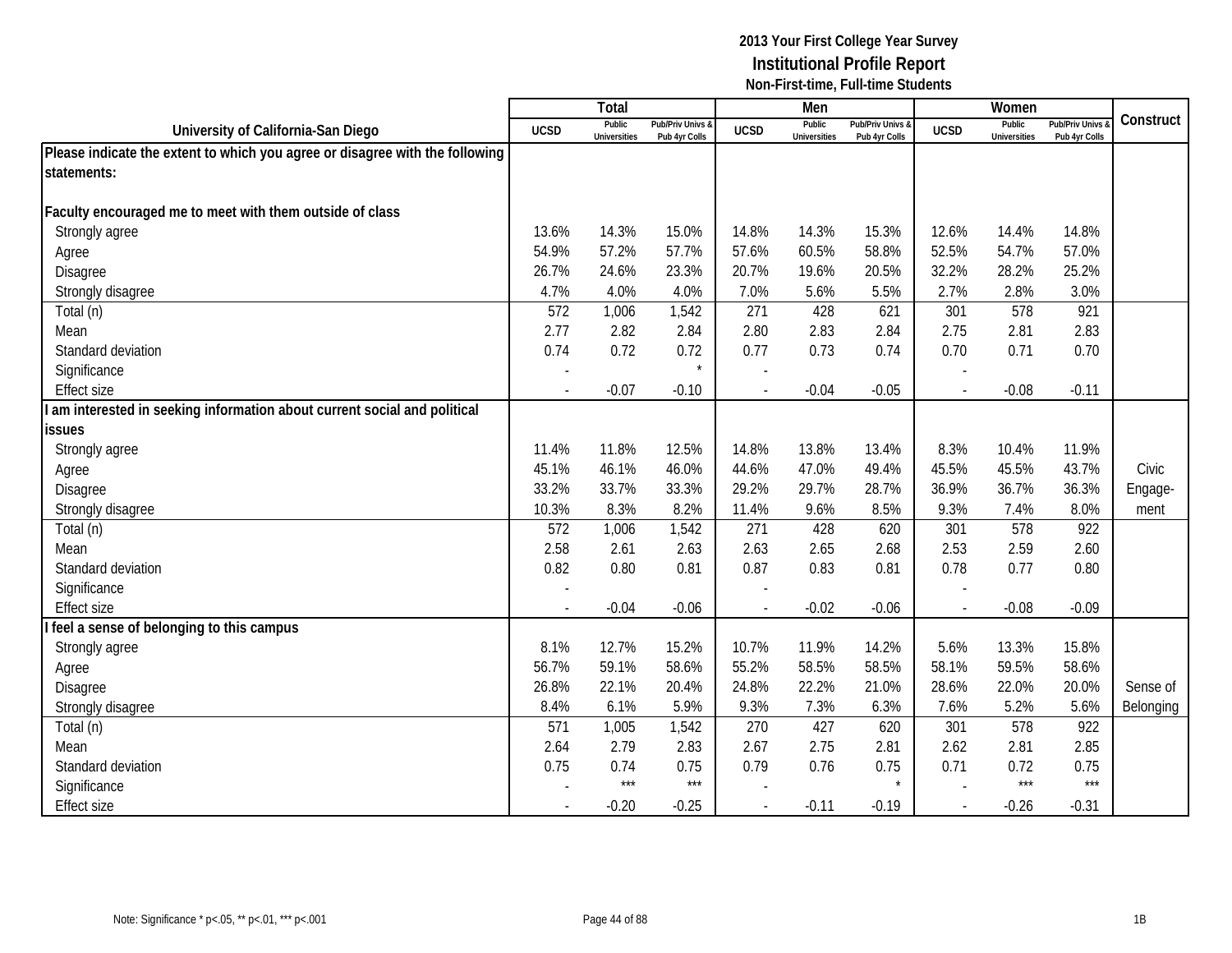## 2013 Your First College Year Survey
## Institutional Profile Report
### Non-First-time, Full-time Students

| University of California-San Diego | Total | | | Men | | | Women | | | Construct |
|---|---|---|---|---|---|---|---|---|---|---|
| | UCSD | Public Universities | Pub/Priv Univs & Pub 4yr Colls | UCSD | Public Universities | Pub/Priv Univs & Pub 4yr Colls | UCSD | Public Universities | Pub/Priv Univs & Pub 4yr Colls | |
| **Please indicate the extent to which you agree or disagree with the following statements:** | | | | | | | | | | |
| **Faculty encouraged me to meet with them outside of class** | | | | | | | | | | |
| Strongly agree | 13.6% | 14.3% | 15.0% | 14.8% | 14.3% | 15.3% | 12.6% | 14.4% | 14.8% | |
| Agree | 54.9% | 57.2% | 57.7% | 57.6% | 60.5% | 58.8% | 52.5% | 54.7% | 57.0% | |
| Disagree | 26.7% | 24.6% | 23.3% | 20.7% | 19.6% | 20.5% | 32.2% | 28.2% | 25.2% | |
| Strongly disagree | 4.7% | 4.0% | 4.0% | 7.0% | 5.6% | 5.5% | 2.7% | 2.8% | 3.0% | |
| Total (n) | 572 | 1,006 | 1,542 | 271 | 428 | 621 | 301 | 578 | 921 | |
| Mean | 2.77 | 2.82 | 2.84 | 2.80 | 2.83 | 2.84 | 2.75 | 2.81 | 2.83 | |
| Standard deviation | 0.74 | 0.72 | 0.72 | 0.77 | 0.73 | 0.74 | 0.70 | 0.71 | 0.70 | |
| Significance | - | | * | - | | | - | | | |
| Effect size | - | -0.07 | -0.10 | - | -0.04 | -0.05 | - | -0.08 | -0.11 | |
| **I am interested in seeking information about current social and political issues** | | | | | | | | | | |
| Strongly agree | 11.4% | 11.8% | 12.5% | 14.8% | 13.8% | 13.4% | 8.3% | 10.4% | 11.9% | |
| Agree | 45.1% | 46.1% | 46.0% | 44.6% | 47.0% | 49.4% | 45.5% | 45.5% | 43.7% | Civic |
| Disagree | 33.2% | 33.7% | 33.3% | 29.2% | 29.7% | 28.7% | 36.9% | 36.7% | 36.3% | Engage- |
| Strongly disagree | 10.3% | 8.3% | 8.2% | 11.4% | 9.6% | 8.5% | 9.3% | 7.4% | 8.0% | ment |
| Total (n) | 572 | 1,006 | 1,542 | 271 | 428 | 620 | 301 | 578 | 922 | |
| Mean | 2.58 | 2.61 | 2.63 | 2.63 | 2.65 | 2.68 | 2.53 | 2.59 | 2.60 | |
| Standard deviation | 0.82 | 0.80 | 0.81 | 0.87 | 0.83 | 0.81 | 0.78 | 0.77 | 0.80 | |
| Significance | - | | | - | | | - | | | |
| Effect size | - | -0.04 | -0.06 | - | -0.02 | -0.06 | - | -0.08 | -0.09 | |
| **I feel a sense of belonging to this campus** | | | | | | | | | | |
| Strongly agree | 8.1% | 12.7% | 15.2% | 10.7% | 11.9% | 14.2% | 5.6% | 13.3% | 15.8% | |
| Agree | 56.7% | 59.1% | 58.6% | 55.2% | 58.5% | 58.5% | 58.1% | 59.5% | 58.6% | |
| Disagree | 26.8% | 22.1% | 20.4% | 24.8% | 22.2% | 21.0% | 28.6% | 22.0% | 20.0% | Sense of |
| Strongly disagree | 8.4% | 6.1% | 5.9% | 9.3% | 7.3% | 6.3% | 7.6% | 5.2% | 5.6% | Belonging |
| Total (n) | 571 | 1,005 | 1,542 | 270 | 427 | 620 | 301 | 578 | 922 | |
| Mean | 2.64 | 2.79 | 2.83 | 2.67 | 2.75 | 2.81 | 2.62 | 2.81 | 2.85 | |
| Standard deviation | 0.75 | 0.74 | 0.75 | 0.79 | 0.76 | 0.75 | 0.71 | 0.72 | 0.75 | |
| Significance | - | *** | *** | - | | * | - | *** | *** | |
| Effect size | - | -0.20 | -0.25 | - | -0.11 | -0.19 | - | -0.26 | -0.31 | |

Note: Significance * p<.05, ** p<.01, *** p<.001

1B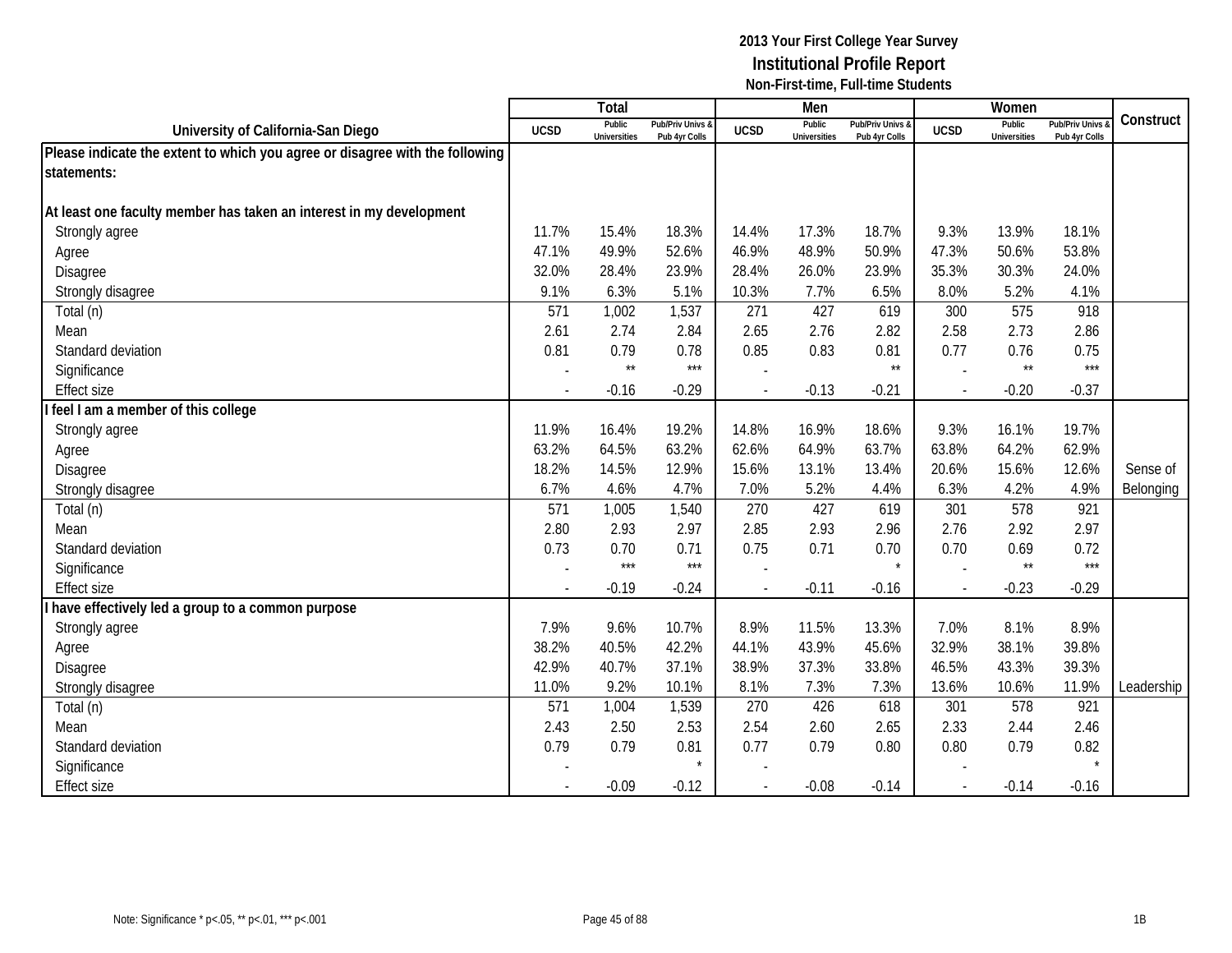**2013 Your First College Year Survey**
**Institutional Profile Report**
**Non-First-time, Full-time Students**

| University of California-San Diego | Total | | | Men | | | Women | | | Construct |
|---|---|---|---|---|---|---|---|---|---|---|
| | UCSD | Public Universities | Pub/Priv Univs & Pub 4yr Colls | UCSD | Public Universities | Pub/Priv Univs & Pub 4yr Colls | UCSD | Public Universities | Pub/Priv Univs & Pub 4yr Colls | |
| **Please indicate the extent to which you agree or disagree with the following statements:** | | | | | | | | | | |
| **At least one faculty member has taken an interest in my development** | | | | | | | | | | |
| Strongly agree | 11.7% | 15.4% | 18.3% | 14.4% | 17.3% | 18.7% | 9.3% | 13.9% | 18.1% | |
| Agree | 47.1% | 49.9% | 52.6% | 46.9% | 48.9% | 50.9% | 47.3% | 50.6% | 53.8% | |
| Disagree | 32.0% | 28.4% | 23.9% | 28.4% | 26.0% | 23.9% | 35.3% | 30.3% | 24.0% | |
| Strongly disagree | 9.1% | 6.3% | 5.1% | 10.3% | 7.7% | 6.5% | 8.0% | 5.2% | 4.1% | |
| Total (n) | 571 | 1,002 | 1,537 | 271 | 427 | 619 | 300 | 575 | 918 | |
| Mean | 2.61 | 2.74 | 2.84 | 2.65 | 2.76 | 2.82 | 2.58 | 2.73 | 2.86 | |
| Standard deviation | 0.81 | 0.79 | 0.78 | 0.85 | 0.83 | 0.81 | 0.77 | 0.76 | 0.75 | |
| Significance | - | ** | *** | - | | ** | - | ** | *** | |
| Effect size | - | -0.16 | -0.29 | - | -0.13 | -0.21 | - | -0.20 | -0.37 | |
| **I feel I am a member of this college** | | | | | | | | | | |
| Strongly agree | 11.9% | 16.4% | 19.2% | 14.8% | 16.9% | 18.6% | 9.3% | 16.1% | 19.7% | |
| Agree | 63.2% | 64.5% | 63.2% | 62.6% | 64.9% | 63.7% | 63.8% | 64.2% | 62.9% | |
| Disagree | 18.2% | 14.5% | 12.9% | 15.6% | 13.1% | 13.4% | 20.6% | 15.6% | 12.6% | Sense of |
| Strongly disagree | 6.7% | 4.6% | 4.7% | 7.0% | 5.2% | 4.4% | 6.3% | 4.2% | 4.9% | Belonging |
| Total (n) | 571 | 1,005 | 1,540 | 270 | 427 | 619 | 301 | 578 | 921 | |
| Mean | 2.80 | 2.93 | 2.97 | 2.85 | 2.93 | 2.96 | 2.76 | 2.92 | 2.97 | |
| Standard deviation | 0.73 | 0.70 | 0.71 | 0.75 | 0.71 | 0.70 | 0.70 | 0.69 | 0.72 | |
| Significance | - | *** | *** | - | | * | - | ** | *** | |
| Effect size | - | -0.19 | -0.24 | - | -0.11 | -0.16 | - | -0.23 | -0.29 | |
| **I have effectively led a group to a common purpose** | | | | | | | | | | |
| Strongly agree | 7.9% | 9.6% | 10.7% | 8.9% | 11.5% | 13.3% | 7.0% | 8.1% | 8.9% | |
| Agree | 38.2% | 40.5% | 42.2% | 44.1% | 43.9% | 45.6% | 32.9% | 38.1% | 39.8% | |
| Disagree | 42.9% | 40.7% | 37.1% | 38.9% | 37.3% | 33.8% | 46.5% | 43.3% | 39.3% | |
| Strongly disagree | 11.0% | 9.2% | 10.1% | 8.1% | 7.3% | 7.3% | 13.6% | 10.6% | 11.9% | Leadership |
| Total (n) | 571 | 1,004 | 1,539 | 270 | 426 | 618 | 301 | 578 | 921 | |
| Mean | 2.43 | 2.50 | 2.53 | 2.54 | 2.60 | 2.65 | 2.33 | 2.44 | 2.46 | |
| Standard deviation | 0.79 | 0.79 | 0.81 | 0.77 | 0.79 | 0.80 | 0.80 | 0.79 | 0.82 | |
| Significance | - | | * | - | | | - | | * | |
| Effect size | - | -0.09 | -0.12 | - | -0.08 | -0.14 | - | -0.14 | -0.16 | |

Note: Significance * p<.05, ** p<.01, *** p<.001

1B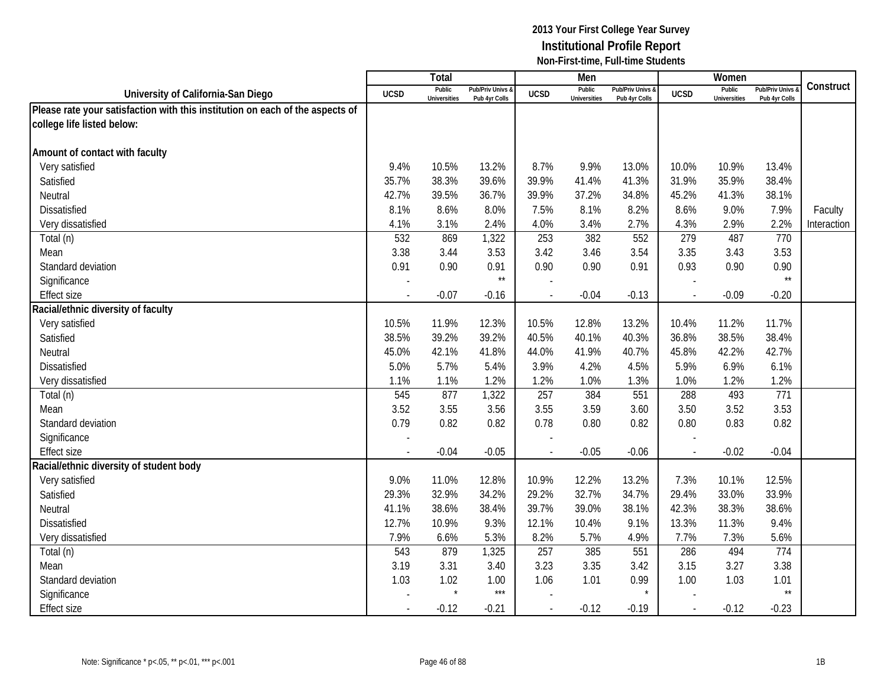# 2013 Your First College Year Survey
## Institutional Profile Report
### Non-First-time, Full-time Students

| University of California-San Diego | Total | | | Men | | | Women | | | Construct |
|---|---|---|---|---|---|---|---|---|---|---|
| | UCSD | Public Universities | Pub/Priv Univs & Pub 4yr Colls | UCSD | Public Universities | Pub/Priv Univs & Pub 4yr Colls | UCSD | Public Universities | Pub/Priv Univs & Pub 4yr Colls | |
| **Please rate your satisfaction with this institution on each of the aspects of college life listed below:** | | | | | | | | | | |
| **Amount of contact with faculty** | | | | | | | | | | |
| Very satisfied | 9.4% | 10.5% | 13.2% | 8.7% | 9.9% | 13.0% | 10.0% | 10.9% | 13.4% | |
| Satisfied | 35.7% | 38.3% | 39.6% | 39.9% | 41.4% | 41.3% | 31.9% | 35.9% | 38.4% | |
| Neutral | 42.7% | 39.5% | 36.7% | 39.9% | 37.2% | 34.8% | 45.2% | 41.3% | 38.1% | |
| Dissatisfied | 8.1% | 8.6% | 8.0% | 7.5% | 8.1% | 8.2% | 8.6% | 9.0% | 7.9% | Faculty |
| Very dissatisfied | 4.1% | 3.1% | 2.4% | 4.0% | 3.4% | 2.7% | 4.3% | 2.9% | 2.2% | Interaction |
| Total (n) | 532 | 869 | 1,322 | 253 | 382 | 552 | 279 | 487 | 770 | |
| Mean | 3.38 | 3.44 | 3.53 | 3.42 | 3.46 | 3.54 | 3.35 | 3.43 | 3.53 | |
| Standard deviation | 0.91 | 0.90 | 0.91 | 0.90 | 0.90 | 0.91 | 0.93 | 0.90 | 0.90 | |
| Significance | - | | ** | - | | | - | | ** | |
| Effect size | - | -0.07 | -0.16 | - | -0.04 | -0.13 | - | -0.09 | -0.20 | |
| **Racial/ethnic diversity of faculty** | | | | | | | | | | |
| Very satisfied | 10.5% | 11.9% | 12.3% | 10.5% | 12.8% | 13.2% | 10.4% | 11.2% | 11.7% | |
| Satisfied | 38.5% | 39.2% | 39.2% | 40.5% | 40.1% | 40.3% | 36.8% | 38.5% | 38.4% | |
| Neutral | 45.0% | 42.1% | 41.8% | 44.0% | 41.9% | 40.7% | 45.8% | 42.2% | 42.7% | |
| Dissatisfied | 5.0% | 5.7% | 5.4% | 3.9% | 4.2% | 4.5% | 5.9% | 6.9% | 6.1% | |
| Very dissatisfied | 1.1% | 1.1% | 1.2% | 1.2% | 1.0% | 1.3% | 1.0% | 1.2% | 1.2% | |
| Total (n) | 545 | 877 | 1,322 | 257 | 384 | 551 | 288 | 493 | 771 | |
| Mean | 3.52 | 3.55 | 3.56 | 3.55 | 3.59 | 3.60 | 3.50 | 3.52 | 3.53 | |
| Standard deviation | 0.79 | 0.82 | 0.82 | 0.78 | 0.80 | 0.82 | 0.80 | 0.83 | 0.82 | |
| Significance | - | | | - | | | - | | | |
| Effect size | - | -0.04 | -0.05 | - | -0.05 | -0.06 | - | -0.02 | -0.04 | |
| **Racial/ethnic diversity of student body** | | | | | | | | | | |
| Very satisfied | 9.0% | 11.0% | 12.8% | 10.9% | 12.2% | 13.2% | 7.3% | 10.1% | 12.5% | |
| Satisfied | 29.3% | 32.9% | 34.2% | 29.2% | 32.7% | 34.7% | 29.4% | 33.0% | 33.9% | |
| Neutral | 41.1% | 38.6% | 38.4% | 39.7% | 39.0% | 38.1% | 42.3% | 38.3% | 38.6% | |
| Dissatisfied | 12.7% | 10.9% | 9.3% | 12.1% | 10.4% | 9.1% | 13.3% | 11.3% | 9.4% | |
| Very dissatisfied | 7.9% | 6.6% | 5.3% | 8.2% | 5.7% | 4.9% | 7.7% | 7.3% | 5.6% | |
| Total (n) | 543 | 879 | 1,325 | 257 | 385 | 551 | 286 | 494 | 774 | |
| Mean | 3.19 | 3.31 | 3.40 | 3.23 | 3.35 | 3.42 | 3.15 | 3.27 | 3.38 | |
| Standard deviation | 1.03 | 1.02 | 1.00 | 1.06 | 1.01 | 0.99 | 1.00 | 1.03 | 1.01 | |
| Significance | - | * | *** | - | | * | - | | ** | |
| Effect size | - | -0.12 | -0.21 | - | -0.12 | -0.19 | - | -0.12 | -0.23 | |

Note: Significance * p<.05, ** p<.01, *** p<.001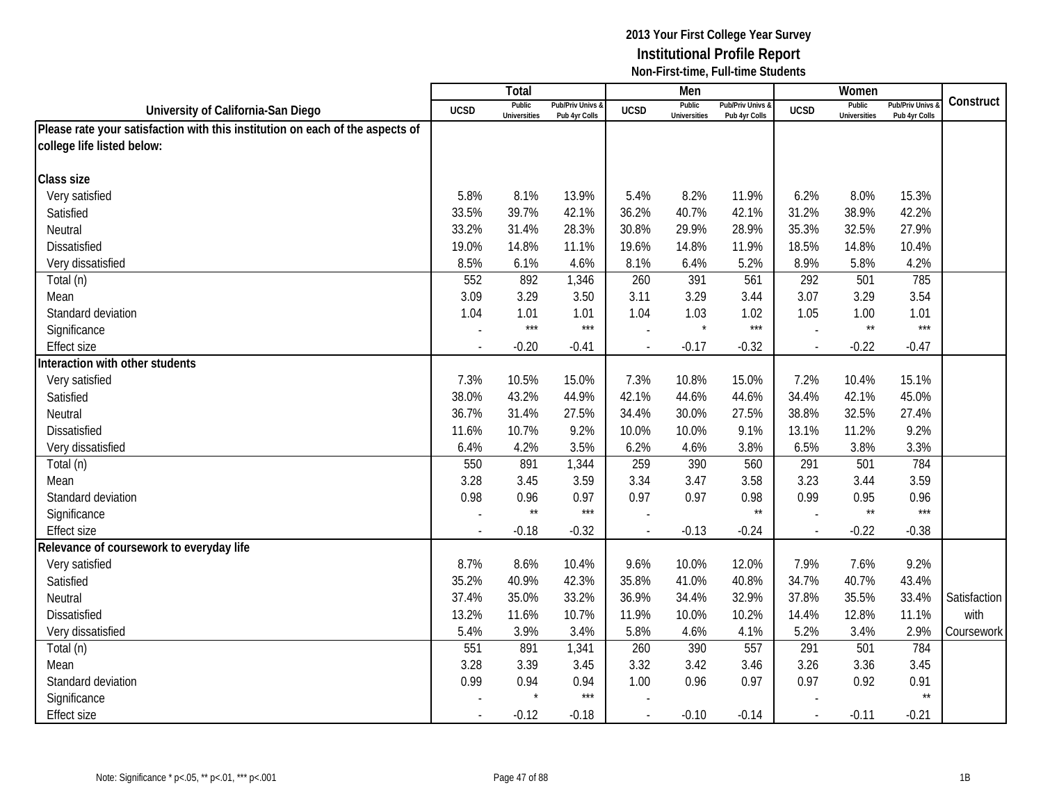**2013 Your First College Year Survey**
**Institutional Profile Report**
**Non-First-time, Full-time Students**

| University of California-San Diego | Total | | | Men | | | Women | | | Construct |
|---|---|---|---|---|---|---|---|---|---|---|
| | UCSD | Public Universities | Pub/Priv Univs & Pub 4yr Colls | UCSD | Public Universities | Pub/Priv Univs & Pub 4yr Colls | UCSD | Public Universities | Pub/Priv Univs & Pub 4yr Colls | |
| **Please rate your satisfaction with this institution on each of the aspects of college life listed below:** | | | | | | | | | | |
| **Class size** | | | | | | | | | | |
| Very satisfied | 5.8% | 8.1% | 13.9% | 5.4% | 8.2% | 11.9% | 6.2% | 8.0% | 15.3% | |
| Satisfied | 33.5% | 39.7% | 42.1% | 36.2% | 40.7% | 42.1% | 31.2% | 38.9% | 42.2% | |
| Neutral | 33.2% | 31.4% | 28.3% | 30.8% | 29.9% | 28.9% | 35.3% | 32.5% | 27.9% | |
| Dissatisfied | 19.0% | 14.8% | 11.1% | 19.6% | 14.8% | 11.9% | 18.5% | 14.8% | 10.4% | |
| Very dissatisfied | 8.5% | 6.1% | 4.6% | 8.1% | 6.4% | 5.2% | 8.9% | 5.8% | 4.2% | |
| Total (n) | 552 | 892 | 1,346 | 260 | 391 | 561 | 292 | 501 | 785 | |
| Mean | 3.09 | 3.29 | 3.50 | 3.11 | 3.29 | 3.44 | 3.07 | 3.29 | 3.54 | |
| Standard deviation | 1.04 | 1.01 | 1.01 | 1.04 | 1.03 | 1.02 | 1.05 | 1.00 | 1.01 | |
| Significance | - | *** | *** | - | * | *** | - | ** | *** | |
| Effect size | - | -0.20 | -0.41 | - | -0.17 | -0.32 | - | -0.22 | -0.47 | |
| **Interaction with other students** | | | | | | | | | | |
| Very satisfied | 7.3% | 10.5% | 15.0% | 7.3% | 10.8% | 15.0% | 7.2% | 10.4% | 15.1% | |
| Satisfied | 38.0% | 43.2% | 44.9% | 42.1% | 44.6% | 44.6% | 34.4% | 42.1% | 45.0% | |
| Neutral | 36.7% | 31.4% | 27.5% | 34.4% | 30.0% | 27.5% | 38.8% | 32.5% | 27.4% | |
| Dissatisfied | 11.6% | 10.7% | 9.2% | 10.0% | 10.0% | 9.1% | 13.1% | 11.2% | 9.2% | |
| Very dissatisfied | 6.4% | 4.2% | 3.5% | 6.2% | 4.6% | 3.8% | 6.5% | 3.8% | 3.3% | |
| Total (n) | 550 | 891 | 1,344 | 259 | 390 | 560 | 291 | 501 | 784 | |
| Mean | 3.28 | 3.45 | 3.59 | 3.34 | 3.47 | 3.58 | 3.23 | 3.44 | 3.59 | |
| Standard deviation | 0.98 | 0.96 | 0.97 | 0.97 | 0.97 | 0.98 | 0.99 | 0.95 | 0.96 | |
| Significance | - | ** | *** | - | | ** | - | ** | *** | |
| Effect size | - | -0.18 | -0.32 | - | -0.13 | -0.24 | - | -0.22 | -0.38 | |
| **Relevance of coursework to everyday life** | | | | | | | | | | |
| Very satisfied | 8.7% | 8.6% | 10.4% | 9.6% | 10.0% | 12.0% | 7.9% | 7.6% | 9.2% | |
| Satisfied | 35.2% | 40.9% | 42.3% | 35.8% | 41.0% | 40.8% | 34.7% | 40.7% | 43.4% | |
| Neutral | 37.4% | 35.0% | 33.2% | 36.9% | 34.4% | 32.9% | 37.8% | 35.5% | 33.4% | Satisfaction |
| Dissatisfied | 13.2% | 11.6% | 10.7% | 11.9% | 10.0% | 10.2% | 14.4% | 12.8% | 11.1% | with |
| Very dissatisfied | 5.4% | 3.9% | 3.4% | 5.8% | 4.6% | 4.1% | 5.2% | 3.4% | 2.9% | Coursework |
| Total (n) | 551 | 891 | 1,341 | 260 | 390 | 557 | 291 | 501 | 784 | |
| Mean | 3.28 | 3.39 | 3.45 | 3.32 | 3.42 | 3.46 | 3.26 | 3.36 | 3.45 | |
| Standard deviation | 0.99 | 0.94 | 0.94 | 1.00 | 0.96 | 0.97 | 0.97 | 0.92 | 0.91 | |
| Significance | - | * | *** | - | | | - | | ** | |
| Effect size | - | -0.12 | -0.18 | - | -0.10 | -0.14 | - | -0.11 | -0.21 | |

Note: Significance * p<.05, ** p<.01, *** p<.001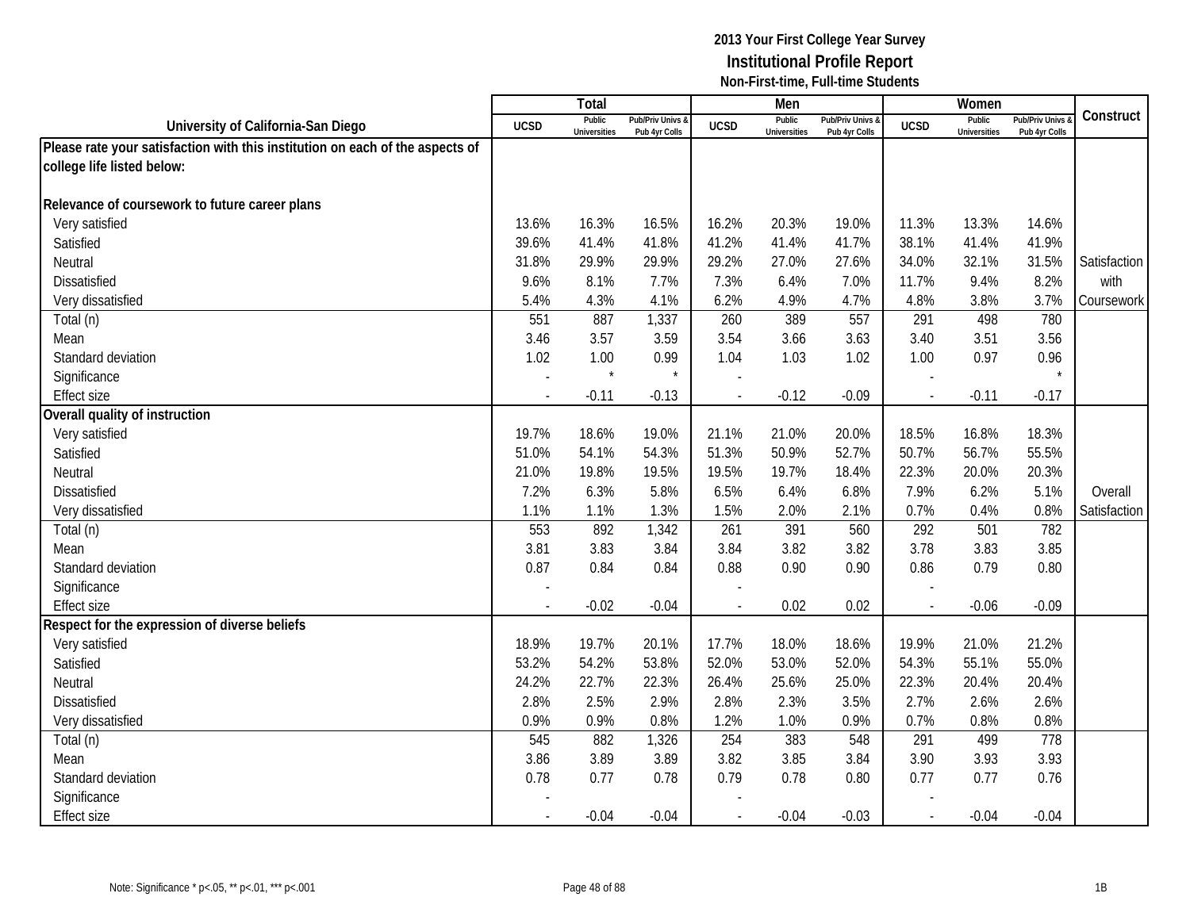## 2013 Your First College Year Survey
## Institutional Profile Report
### Non-First-time, Full-time Students

| University of California-San Diego | Total | | | Men | | | Women | | | Construct |
|---|---|---|---|---|---|---|---|---|---|---|
| | UCSD | Public Universities | Pub/Priv Univs & Pub 4yr Colls | UCSD | Public Universities | Pub/Priv Univs & Pub 4yr Colls | UCSD | Public Universities | Pub/Priv Univs & Pub 4yr Colls | |
| **Please rate your satisfaction with this institution on each of the aspects of college life listed below:** | | | | | | | | | | |
| **Relevance of coursework to future career plans** | | | | | | | | | | |
| Very satisfied | 13.6% | 16.3% | 16.5% | 16.2% | 20.3% | 19.0% | 11.3% | 13.3% | 14.6% | |
| Satisfied | 39.6% | 41.4% | 41.8% | 41.2% | 41.4% | 41.7% | 38.1% | 41.4% | 41.9% | |
| Neutral | 31.8% | 29.9% | 29.9% | 29.2% | 27.0% | 27.6% | 34.0% | 32.1% | 31.5% | Satisfaction |
| Dissatisfied | 9.6% | 8.1% | 7.7% | 7.3% | 6.4% | 7.0% | 11.7% | 9.4% | 8.2% | with |
| Very dissatisfied | 5.4% | 4.3% | 4.1% | 6.2% | 4.9% | 4.7% | 4.8% | 3.8% | 3.7% | Coursework |
| Total (n) | 551 | 887 | 1,337 | 260 | 389 | 557 | 291 | 498 | 780 | |
| Mean | 3.46 | 3.57 | 3.59 | 3.54 | 3.66 | 3.63 | 3.40 | 3.51 | 3.56 | |
| Standard deviation | 1.02 | 1.00 | 0.99 | 1.04 | 1.03 | 1.02 | 1.00 | 0.97 | 0.96 | |
| Significance | - | * | * | - | | | - | | * | |
| Effect size | - | -0.11 | -0.13 | - | -0.12 | -0.09 | - | -0.11 | -0.17 | |
| **Overall quality of instruction** | | | | | | | | | | |
| Very satisfied | 19.7% | 18.6% | 19.0% | 21.1% | 21.0% | 20.0% | 18.5% | 16.8% | 18.3% | |
| Satisfied | 51.0% | 54.1% | 54.3% | 51.3% | 50.9% | 52.7% | 50.7% | 56.7% | 55.5% | |
| Neutral | 21.0% | 19.8% | 19.5% | 19.5% | 19.7% | 18.4% | 22.3% | 20.0% | 20.3% | |
| Dissatisfied | 7.2% | 6.3% | 5.8% | 6.5% | 6.4% | 6.8% | 7.9% | 6.2% | 5.1% | Overall |
| Very dissatisfied | 1.1% | 1.1% | 1.3% | 1.5% | 2.0% | 2.1% | 0.7% | 0.4% | 0.8% | Satisfaction |
| Total (n) | 553 | 892 | 1,342 | 261 | 391 | 560 | 292 | 501 | 782 | |
| Mean | 3.81 | 3.83 | 3.84 | 3.84 | 3.82 | 3.82 | 3.78 | 3.83 | 3.85 | |
| Standard deviation | 0.87 | 0.84 | 0.84 | 0.88 | 0.90 | 0.90 | 0.86 | 0.79 | 0.80 | |
| Significance | - | | | - | | | - | | | |
| Effect size | - | -0.02 | -0.04 | - | 0.02 | 0.02 | - | -0.06 | -0.09 | |
| **Respect for the expression of diverse beliefs** | | | | | | | | | | |
| Very satisfied | 18.9% | 19.7% | 20.1% | 17.7% | 18.0% | 18.6% | 19.9% | 21.0% | 21.2% | |
| Satisfied | 53.2% | 54.2% | 53.8% | 52.0% | 53.0% | 52.0% | 54.3% | 55.1% | 55.0% | |
| Neutral | 24.2% | 22.7% | 22.3% | 26.4% | 25.6% | 25.0% | 22.3% | 20.4% | 20.4% | |
| Dissatisfied | 2.8% | 2.5% | 2.9% | 2.8% | 2.3% | 3.5% | 2.7% | 2.6% | 2.6% | |
| Very dissatisfied | 0.9% | 0.9% | 0.8% | 1.2% | 1.0% | 0.9% | 0.7% | 0.8% | 0.8% | |
| Total (n) | 545 | 882 | 1,326 | 254 | 383 | 548 | 291 | 499 | 778 | |
| Mean | 3.86 | 3.89 | 3.89 | 3.82 | 3.85 | 3.84 | 3.90 | 3.93 | 3.93 | |
| Standard deviation | 0.78 | 0.77 | 0.78 | 0.79 | 0.78 | 0.80 | 0.77 | 0.77 | 0.76 | |
| Significance | - | | | - | | | - | | | |
| Effect size | - | -0.04 | -0.04 | - | -0.04 | -0.03 | - | -0.04 | -0.04 | |

Note: Significance * p<.05, ** p<.01, *** p<.001

1B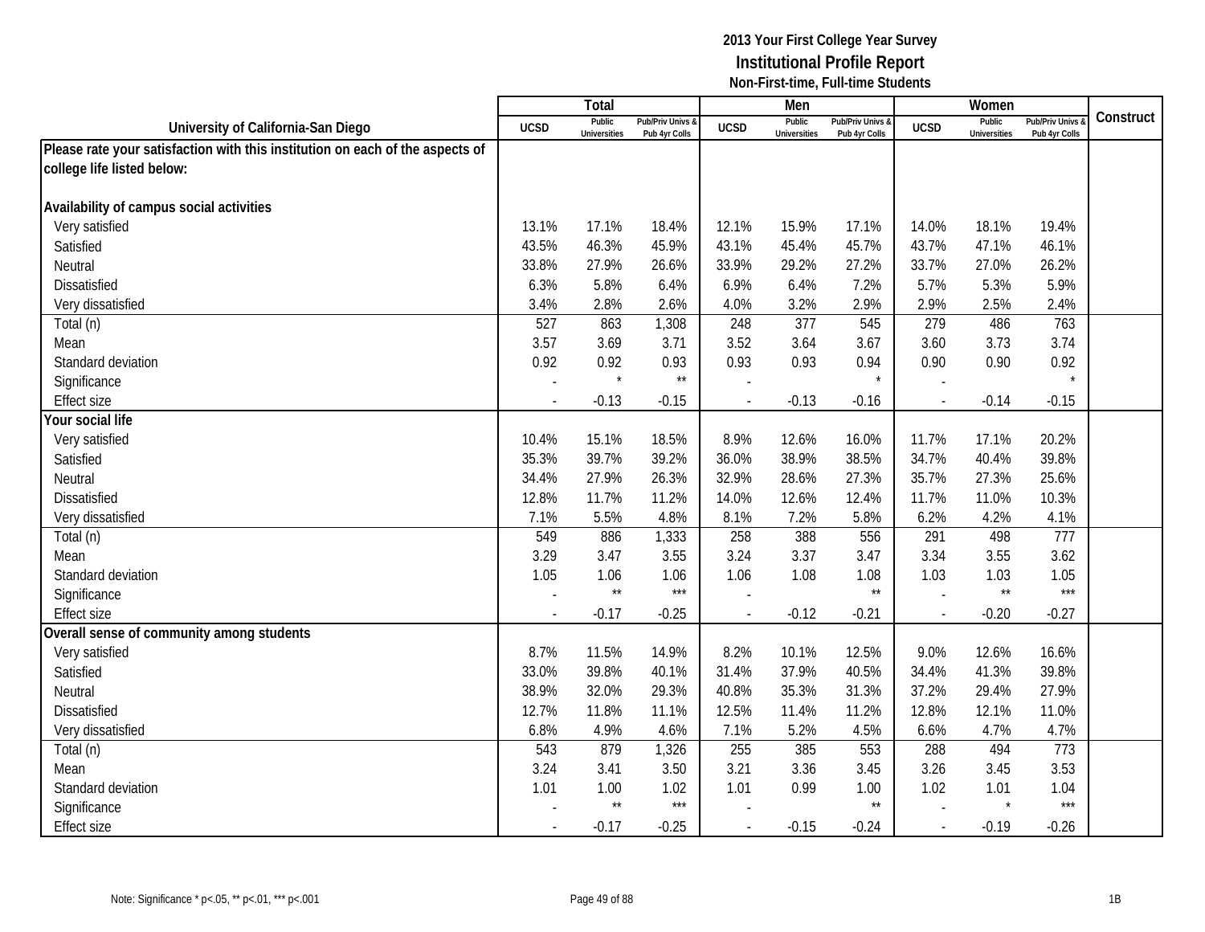# 2013 Your First College Year Survey
## Institutional Profile Report
### Non-First-time, Full-time Students

| University of California-San Diego | Total | | | Men | | | Women | | | Construct |
|---|---|---|---|---|---|---|---|---|---|---|
| | UCSD | Public Universities | Pub/Priv Univs & Pub 4yr Colls | UCSD | Public Universities | Pub/Priv Univs & Pub 4yr Colls | UCSD | Public Universities | Pub/Priv Univs & Pub 4yr Colls | |
| **Please rate your satisfaction with this institution on each of the aspects of college life listed below:** | | | | | | | | | | |
| **Availability of campus social activities** | | | | | | | | | | |
| Very satisfied | 13.1% | 17.1% | 18.4% | 12.1% | 15.9% | 17.1% | 14.0% | 18.1% | 19.4% | |
| Satisfied | 43.5% | 46.3% | 45.9% | 43.1% | 45.4% | 45.7% | 43.7% | 47.1% | 46.1% | |
| Neutral | 33.8% | 27.9% | 26.6% | 33.9% | 29.2% | 27.2% | 33.7% | 27.0% | 26.2% | |
| Dissatisfied | 6.3% | 5.8% | 6.4% | 6.9% | 6.4% | 7.2% | 5.7% | 5.3% | 5.9% | |
| Very dissatisfied | 3.4% | 2.8% | 2.6% | 4.0% | 3.2% | 2.9% | 2.9% | 2.5% | 2.4% | |
| Total (n) | 527 | 863 | 1,308 | 248 | 377 | 545 | 279 | 486 | 763 | |
| Mean | 3.57 | 3.69 | 3.71 | 3.52 | 3.64 | 3.67 | 3.60 | 3.73 | 3.74 | |
| Standard deviation | 0.92 | 0.92 | 0.93 | 0.93 | 0.93 | 0.94 | 0.90 | 0.90 | 0.92 | |
| Significance | - | * | ** | - | | * | - | | * | |
| Effect size | - | -0.13 | -0.15 | - | -0.13 | -0.16 | - | -0.14 | -0.15 | |
| **Your social life** | | | | | | | | | | |
| Very satisfied | 10.4% | 15.1% | 18.5% | 8.9% | 12.6% | 16.0% | 11.7% | 17.1% | 20.2% | |
| Satisfied | 35.3% | 39.7% | 39.2% | 36.0% | 38.9% | 38.5% | 34.7% | 40.4% | 39.8% | |
| Neutral | 34.4% | 27.9% | 26.3% | 32.9% | 28.6% | 27.3% | 35.7% | 27.3% | 25.6% | |
| Dissatisfied | 12.8% | 11.7% | 11.2% | 14.0% | 12.6% | 12.4% | 11.7% | 11.0% | 10.3% | |
| Very dissatisfied | 7.1% | 5.5% | 4.8% | 8.1% | 7.2% | 5.8% | 6.2% | 4.2% | 4.1% | |
| Total (n) | 549 | 886 | 1,333 | 258 | 388 | 556 | 291 | 498 | 777 | |
| Mean | 3.29 | 3.47 | 3.55 | 3.24 | 3.37 | 3.47 | 3.34 | 3.55 | 3.62 | |
| Standard deviation | 1.05 | 1.06 | 1.06 | 1.06 | 1.08 | 1.08 | 1.03 | 1.03 | 1.05 | |
| Significance | - | ** | *** | - | | ** | - | ** | *** | |
| Effect size | - | -0.17 | -0.25 | - | -0.12 | -0.21 | - | -0.20 | -0.27 | |
| **Overall sense of community among students** | | | | | | | | | | |
| Very satisfied | 8.7% | 11.5% | 14.9% | 8.2% | 10.1% | 12.5% | 9.0% | 12.6% | 16.6% | |
| Satisfied | 33.0% | 39.8% | 40.1% | 31.4% | 37.9% | 40.5% | 34.4% | 41.3% | 39.8% | |
| Neutral | 38.9% | 32.0% | 29.3% | 40.8% | 35.3% | 31.3% | 37.2% | 29.4% | 27.9% | |
| Dissatisfied | 12.7% | 11.8% | 11.1% | 12.5% | 11.4% | 11.2% | 12.8% | 12.1% | 11.0% | |
| Very dissatisfied | 6.8% | 4.9% | 4.6% | 7.1% | 5.2% | 4.5% | 6.6% | 4.7% | 4.7% | |
| Total (n) | 543 | 879 | 1,326 | 255 | 385 | 553 | 288 | 494 | 773 | |
| Mean | 3.24 | 3.41 | 3.50 | 3.21 | 3.36 | 3.45 | 3.26 | 3.45 | 3.53 | |
| Standard deviation | 1.01 | 1.00 | 1.02 | 1.01 | 0.99 | 1.00 | 1.02 | 1.01 | 1.04 | |
| Significance | - | ** | *** | - | | ** | - | * | *** | |
| Effect size | - | -0.17 | -0.25 | - | -0.15 | -0.24 | - | -0.19 | -0.26 | |

Note: Significance * p<.05, ** p<.01, *** p<.001

1B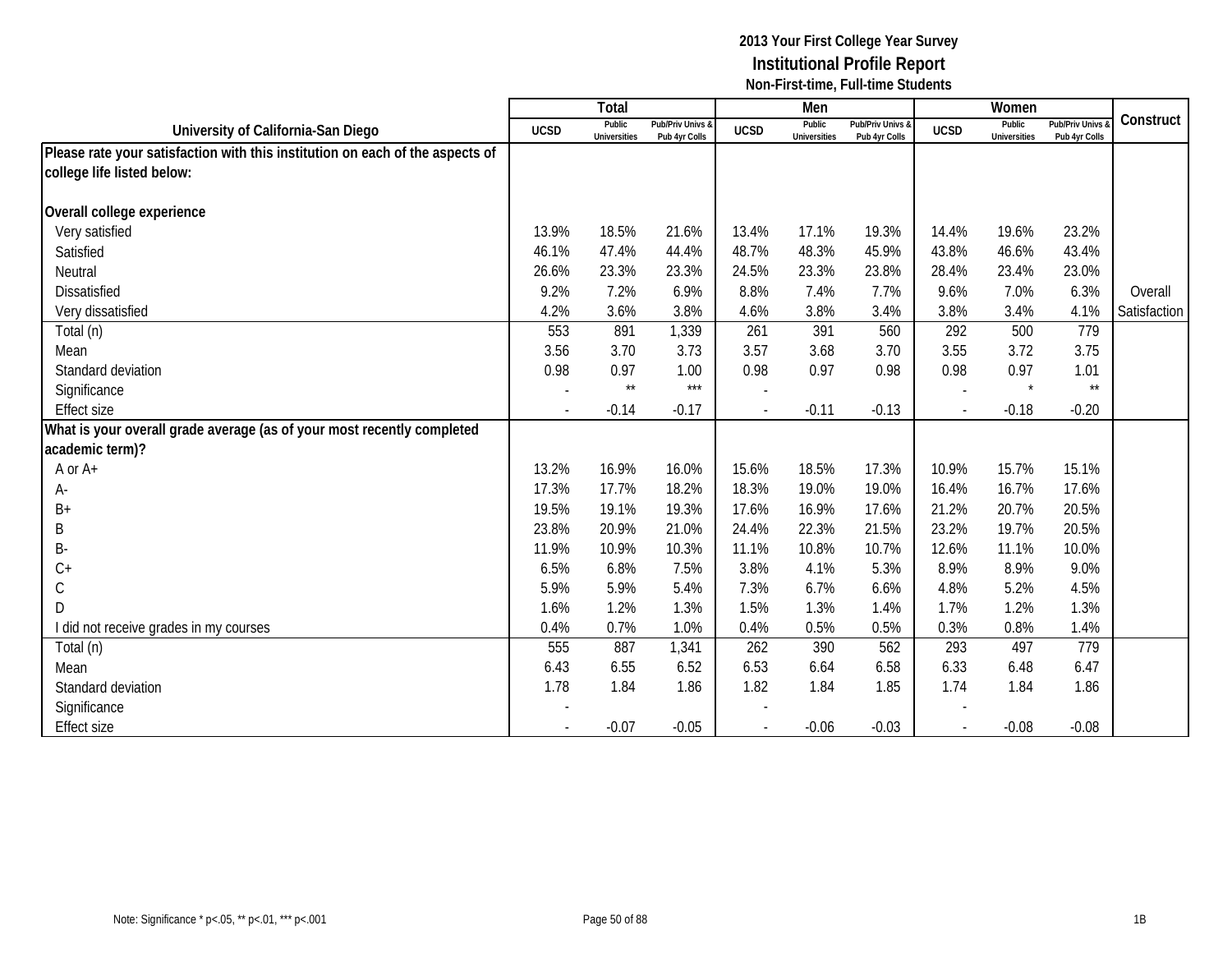**2013 Your First College Year Survey**
**Institutional Profile Report**
**Non-First-time, Full-time Students**

| University of California-San Diego | Total | | | Men | | | Women | | | Construct |
|---|---|---|---|---|---|---|---|---|---|---|
| | UCSD | Public Universities | Pub/Priv Univs & Pub 4yr Colls | UCSD | Public Universities | Pub/Priv Univs & Pub 4yr Colls | UCSD | Public Universities | Pub/Priv Univs & Pub 4yr Colls | |
| **Please rate your satisfaction with this institution on each of the aspects of college life listed below:** | | | | | | | | | | |
| **Overall college experience** | | | | | | | | | | |
| Very satisfied | 13.9% | 18.5% | 21.6% | 13.4% | 17.1% | 19.3% | 14.4% | 19.6% | 23.2% | |
| Satisfied | 46.1% | 47.4% | 44.4% | 48.7% | 48.3% | 45.9% | 43.8% | 46.6% | 43.4% | |
| Neutral | 26.6% | 23.3% | 23.3% | 24.5% | 23.3% | 23.8% | 28.4% | 23.4% | 23.0% | |
| Dissatisfied | 9.2% | 7.2% | 6.9% | 8.8% | 7.4% | 7.7% | 9.6% | 7.0% | 6.3% | Overall |
| Very dissatisfied | 4.2% | 3.6% | 3.8% | 4.6% | 3.8% | 3.4% | 3.8% | 3.4% | 4.1% | Satisfaction |
| Total (n) | 553 | 891 | 1,339 | 261 | 391 | 560 | 292 | 500 | 779 | |
| Mean | 3.56 | 3.70 | 3.73 | 3.57 | 3.68 | 3.70 | 3.55 | 3.72 | 3.75 | |
| Standard deviation | 0.98 | 0.97 | 1.00 | 0.98 | 0.97 | 0.98 | 0.98 | 0.97 | 1.01 | |
| Significance | - | ** | *** | - | | | - | * | ** | |
| Effect size | - | -0.14 | -0.17 | - | -0.11 | -0.13 | - | -0.18 | -0.20 | |
| **What is your overall grade average (as of your most recently completed academic term)?** | | | | | | | | | | |
| A or A+ | 13.2% | 16.9% | 16.0% | 15.6% | 18.5% | 17.3% | 10.9% | 15.7% | 15.1% | |
| A- | 17.3% | 17.7% | 18.2% | 18.3% | 19.0% | 19.0% | 16.4% | 16.7% | 17.6% | |
| B+ | 19.5% | 19.1% | 19.3% | 17.6% | 16.9% | 17.6% | 21.2% | 20.7% | 20.5% | |
| B | 23.8% | 20.9% | 21.0% | 24.4% | 22.3% | 21.5% | 23.2% | 19.7% | 20.5% | |
| B- | 11.9% | 10.9% | 10.3% | 11.1% | 10.8% | 10.7% | 12.6% | 11.1% | 10.0% | |
| C+ | 6.5% | 6.8% | 7.5% | 3.8% | 4.1% | 5.3% | 8.9% | 8.9% | 9.0% | |
| C | 5.9% | 5.9% | 5.4% | 7.3% | 6.7% | 6.6% | 4.8% | 5.2% | 4.5% | |
| D | 1.6% | 1.2% | 1.3% | 1.5% | 1.3% | 1.4% | 1.7% | 1.2% | 1.3% | |
| I did not receive grades in my courses | 0.4% | 0.7% | 1.0% | 0.4% | 0.5% | 0.5% | 0.3% | 0.8% | 1.4% | |
| Total (n) | 555 | 887 | 1,341 | 262 | 390 | 562 | 293 | 497 | 779 | |
| Mean | 6.43 | 6.55 | 6.52 | 6.53 | 6.64 | 6.58 | 6.33 | 6.48 | 6.47 | |
| Standard deviation | 1.78 | 1.84 | 1.86 | 1.82 | 1.84 | 1.85 | 1.74 | 1.84 | 1.86 | |
| Significance | - | | | - | | | - | | | |
| Effect size | - | -0.07 | -0.05 | - | -0.06 | -0.03 | - | -0.08 | -0.08 | |

Note: Significance * p<.05, ** p<.01, *** p<.001

1B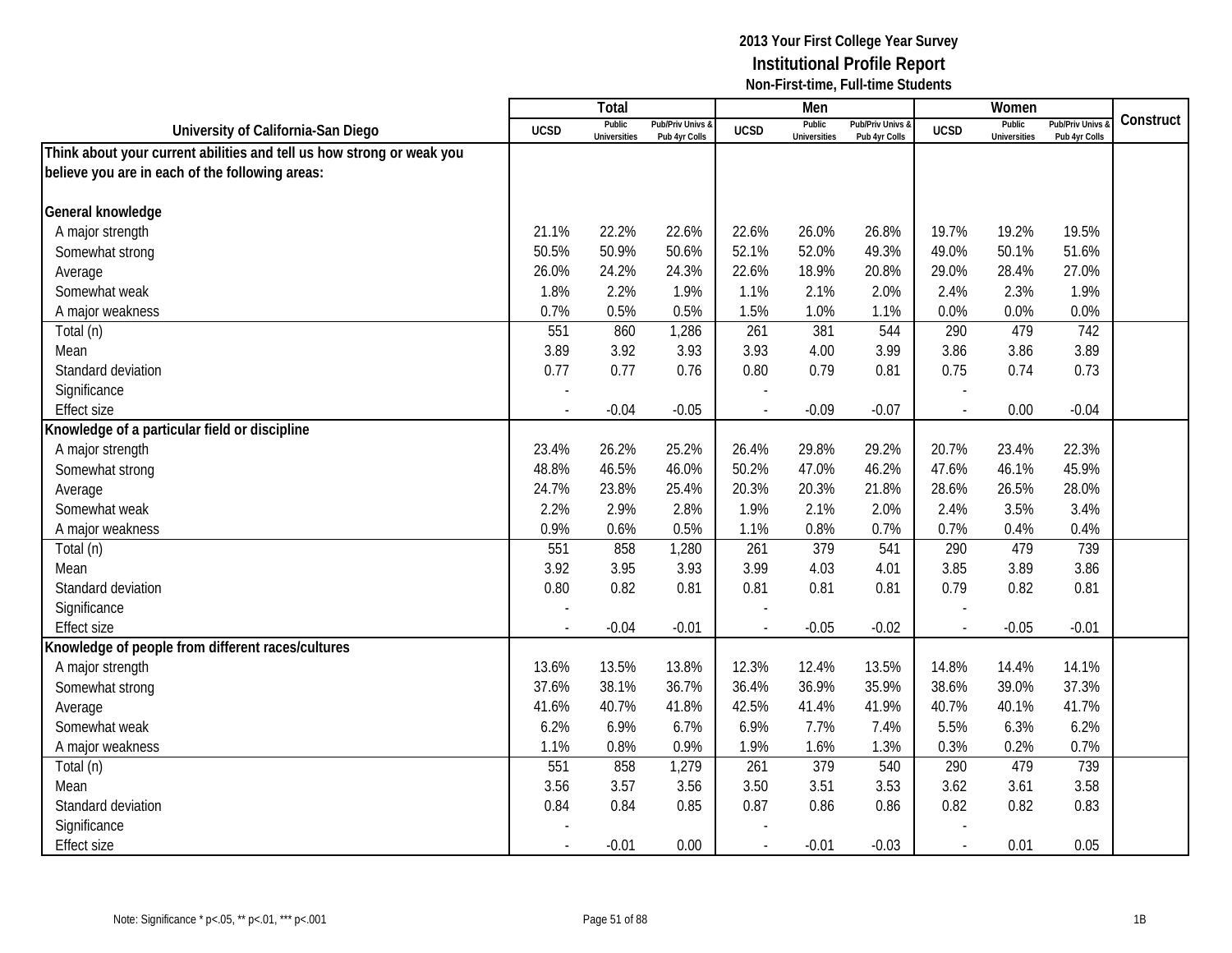**2013 Your First College Year Survey**
**Institutional Profile Report**
**Non-First-time, Full-time Students**

| University of California-San Diego | Total | | | Men | | | Women | | | Construct |
|---|---|---|---|---|---|---|---|---|---|---|
| | UCSD | Public Universities | Pub/Priv Univs & Pub 4yr Colls | UCSD | Public Universities | Pub/Priv Univs & Pub 4yr Colls | UCSD | Public Universities | Pub/Priv Univs & Pub 4yr Colls | |
| **Think about your current abilities and tell us how strong or weak you believe you are in each of the following areas:** | | | | | | | | | | |
| **General knowledge** | | | | | | | | | | |
| A major strength | 21.1% | 22.2% | 22.6% | 22.6% | 26.0% | 26.8% | 19.7% | 19.2% | 19.5% | |
| Somewhat strong | 50.5% | 50.9% | 50.6% | 52.1% | 52.0% | 49.3% | 49.0% | 50.1% | 51.6% | |
| Average | 26.0% | 24.2% | 24.3% | 22.6% | 18.9% | 20.8% | 29.0% | 28.4% | 27.0% | |
| Somewhat weak | 1.8% | 2.2% | 1.9% | 1.1% | 2.1% | 2.0% | 2.4% | 2.3% | 1.9% | |
| A major weakness | 0.7% | 0.5% | 0.5% | 1.5% | 1.0% | 1.1% | 0.0% | 0.0% | 0.0% | |
| Total (n) | 551 | 860 | 1,286 | 261 | 381 | 544 | 290 | 479 | 742 | |
| Mean | 3.89 | 3.92 | 3.93 | 3.93 | 4.00 | 3.99 | 3.86 | 3.86 | 3.89 | |
| Standard deviation | 0.77 | 0.77 | 0.76 | 0.80 | 0.79 | 0.81 | 0.75 | 0.74 | 0.73 | |
| Significance | - | | | - | | | - | | | |
| Effect size | - | -0.04 | -0.05 | - | -0.09 | -0.07 | - | 0.00 | -0.04 | |
| **Knowledge of a particular field or discipline** | | | | | | | | | | |
| A major strength | 23.4% | 26.2% | 25.2% | 26.4% | 29.8% | 29.2% | 20.7% | 23.4% | 22.3% | |
| Somewhat strong | 48.8% | 46.5% | 46.0% | 50.2% | 47.0% | 46.2% | 47.6% | 46.1% | 45.9% | |
| Average | 24.7% | 23.8% | 25.4% | 20.3% | 20.3% | 21.8% | 28.6% | 26.5% | 28.0% | |
| Somewhat weak | 2.2% | 2.9% | 2.8% | 1.9% | 2.1% | 2.0% | 2.4% | 3.5% | 3.4% | |
| A major weakness | 0.9% | 0.6% | 0.5% | 1.1% | 0.8% | 0.7% | 0.7% | 0.4% | 0.4% | |
| Total (n) | 551 | 858 | 1,280 | 261 | 379 | 541 | 290 | 479 | 739 | |
| Mean | 3.92 | 3.95 | 3.93 | 3.99 | 4.03 | 4.01 | 3.85 | 3.89 | 3.86 | |
| Standard deviation | 0.80 | 0.82 | 0.81 | 0.81 | 0.81 | 0.81 | 0.79 | 0.82 | 0.81 | |
| Significance | - | | | - | | | - | | | |
| Effect size | - | -0.04 | -0.01 | - | -0.05 | -0.02 | - | -0.05 | -0.01 | |
| **Knowledge of people from different races/cultures** | | | | | | | | | | |
| A major strength | 13.6% | 13.5% | 13.8% | 12.3% | 12.4% | 13.5% | 14.8% | 14.4% | 14.1% | |
| Somewhat strong | 37.6% | 38.1% | 36.7% | 36.4% | 36.9% | 35.9% | 38.6% | 39.0% | 37.3% | |
| Average | 41.6% | 40.7% | 41.8% | 42.5% | 41.4% | 41.9% | 40.7% | 40.1% | 41.7% | |
| Somewhat weak | 6.2% | 6.9% | 6.7% | 6.9% | 7.7% | 7.4% | 5.5% | 6.3% | 6.2% | |
| A major weakness | 1.1% | 0.8% | 0.9% | 1.9% | 1.6% | 1.3% | 0.3% | 0.2% | 0.7% | |
| Total (n) | 551 | 858 | 1,279 | 261 | 379 | 540 | 290 | 479 | 739 | |
| Mean | 3.56 | 3.57 | 3.56 | 3.50 | 3.51 | 3.53 | 3.62 | 3.61 | 3.58 | |
| Standard deviation | 0.84 | 0.84 | 0.85 | 0.87 | 0.86 | 0.86 | 0.82 | 0.82 | 0.83 | |
| Significance | - | | | - | | | - | | | |
| Effect size | - | -0.01 | 0.00 | - | -0.01 | -0.03 | - | 0.01 | 0.05 | |

Note: Significance * p<.05, ** p<.01, *** p<.001

1B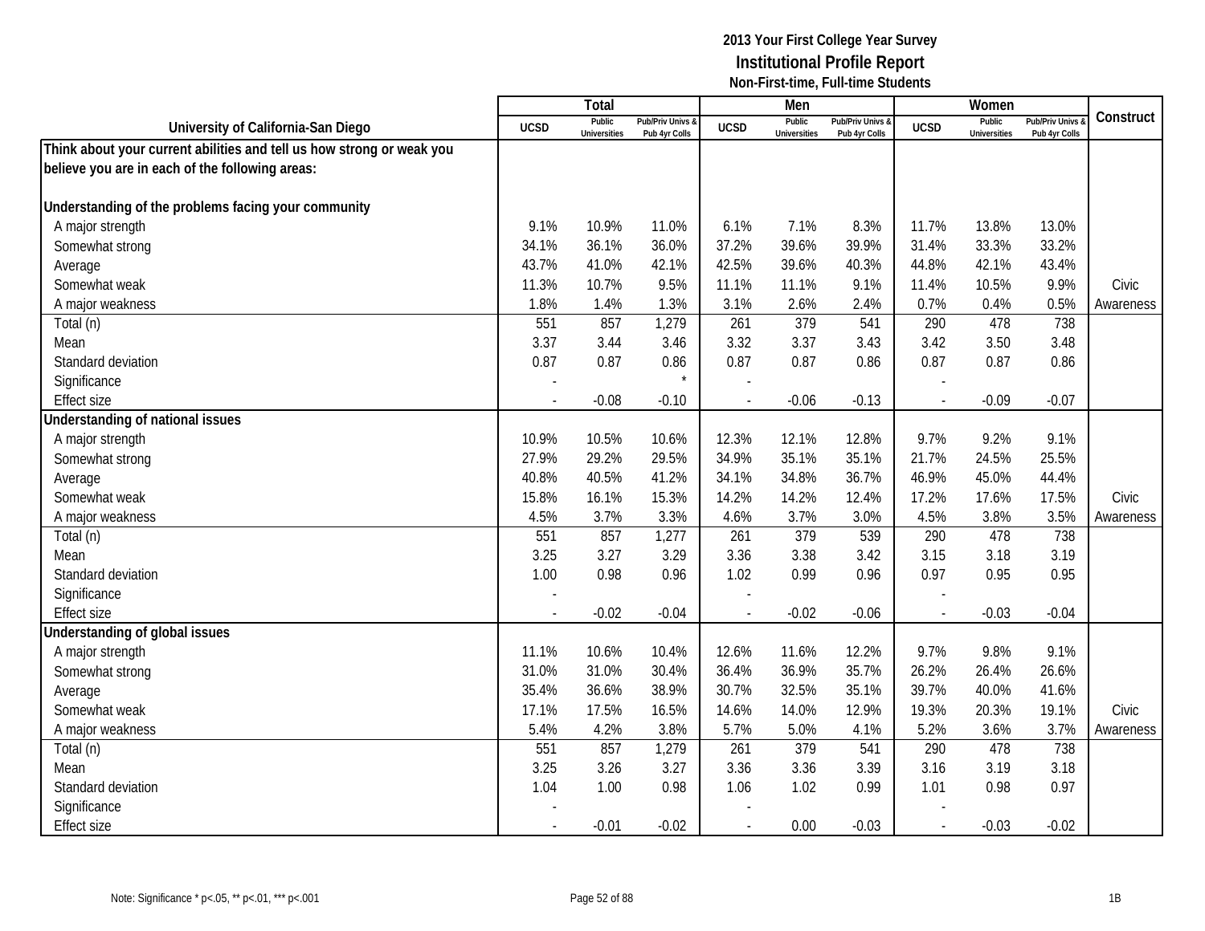# 2013 Your First College Year Survey
## Institutional Profile Report
### Non-First-time, Full-time Students

| University of California-San Diego | Total | | | Men | | | Women | | | Construct |
|---|---|---|---|---|---|---|---|---|---|---|
| | UCSD | Public Universities | Pub/Priv Univs & Pub 4yr Colls | UCSD | Public Universities | Pub/Priv Univs & Pub 4yr Colls | UCSD | Public Universities | Pub/Priv Univs & Pub 4yr Colls | |
| **Think about your current abilities and tell us how strong or weak you believe you are in each of the following areas:** | | | | | | | | | | |
| **Understanding of the problems facing your community** | | | | | | | | | | |
| A major strength | 9.1% | 10.9% | 11.0% | 6.1% | 7.1% | 8.3% | 11.7% | 13.8% | 13.0% | |
| Somewhat strong | 34.1% | 36.1% | 36.0% | 37.2% | 39.6% | 39.9% | 31.4% | 33.3% | 33.2% | |
| Average | 43.7% | 41.0% | 42.1% | 42.5% | 39.6% | 40.3% | 44.8% | 42.1% | 43.4% | |
| Somewhat weak | 11.3% | 10.7% | 9.5% | 11.1% | 11.1% | 9.1% | 11.4% | 10.5% | 9.9% | Civic |
| A major weakness | 1.8% | 1.4% | 1.3% | 3.1% | 2.6% | 2.4% | 0.7% | 0.4% | 0.5% | Awareness |
| Total (n) | 551 | 857 | 1,279 | 261 | 379 | 541 | 290 | 478 | 738 | |
| Mean | 3.37 | 3.44 | 3.46 | 3.32 | 3.37 | 3.43 | 3.42 | 3.50 | 3.48 | |
| Standard deviation | 0.87 | 0.87 | 0.86 | 0.87 | 0.87 | 0.86 | 0.87 | 0.87 | 0.86 | |
| Significance | - | | * | - | | | - | | | |
| Effect size | - | -0.08 | -0.10 | - | -0.06 | -0.13 | - | -0.09 | -0.07 | |
| **Understanding of national issues** | | | | | | | | | | |
| A major strength | 10.9% | 10.5% | 10.6% | 12.3% | 12.1% | 12.8% | 9.7% | 9.2% | 9.1% | |
| Somewhat strong | 27.9% | 29.2% | 29.5% | 34.9% | 35.1% | 35.1% | 21.7% | 24.5% | 25.5% | |
| Average | 40.8% | 40.5% | 41.2% | 34.1% | 34.8% | 36.7% | 46.9% | 45.0% | 44.4% | |
| Somewhat weak | 15.8% | 16.1% | 15.3% | 14.2% | 14.2% | 12.4% | 17.2% | 17.6% | 17.5% | Civic |
| A major weakness | 4.5% | 3.7% | 3.3% | 4.6% | 3.7% | 3.0% | 4.5% | 3.8% | 3.5% | Awareness |
| Total (n) | 551 | 857 | 1,277 | 261 | 379 | 539 | 290 | 478 | 738 | |
| Mean | 3.25 | 3.27 | 3.29 | 3.36 | 3.38 | 3.42 | 3.15 | 3.18 | 3.19 | |
| Standard deviation | 1.00 | 0.98 | 0.96 | 1.02 | 0.99 | 0.96 | 0.97 | 0.95 | 0.95 | |
| Significance | - | | | - | | | - | | | |
| Effect size | - | -0.02 | -0.04 | - | -0.02 | -0.06 | - | -0.03 | -0.04 | |
| **Understanding of global issues** | | | | | | | | | | |
| A major strength | 11.1% | 10.6% | 10.4% | 12.6% | 11.6% | 12.2% | 9.7% | 9.8% | 9.1% | |
| Somewhat strong | 31.0% | 31.0% | 30.4% | 36.4% | 36.9% | 35.7% | 26.2% | 26.4% | 26.6% | |
| Average | 35.4% | 36.6% | 38.9% | 30.7% | 32.5% | 35.1% | 39.7% | 40.0% | 41.6% | |
| Somewhat weak | 17.1% | 17.5% | 16.5% | 14.6% | 14.0% | 12.9% | 19.3% | 20.3% | 19.1% | Civic |
| A major weakness | 5.4% | 4.2% | 3.8% | 5.7% | 5.0% | 4.1% | 5.2% | 3.6% | 3.7% | Awareness |
| Total (n) | 551 | 857 | 1,279 | 261 | 379 | 541 | 290 | 478 | 738 | |
| Mean | 3.25 | 3.26 | 3.27 | 3.36 | 3.36 | 3.39 | 3.16 | 3.19 | 3.18 | |
| Standard deviation | 1.04 | 1.00 | 0.98 | 1.06 | 1.02 | 0.99 | 1.01 | 0.98 | 0.97 | |
| Significance | - | | | - | | | - | | | |
| Effect size | - | -0.01 | -0.02 | - | 0.00 | -0.03 | - | -0.03 | -0.02 | |

Note: Significance * p<.05, ** p<.01, *** p<.001

1B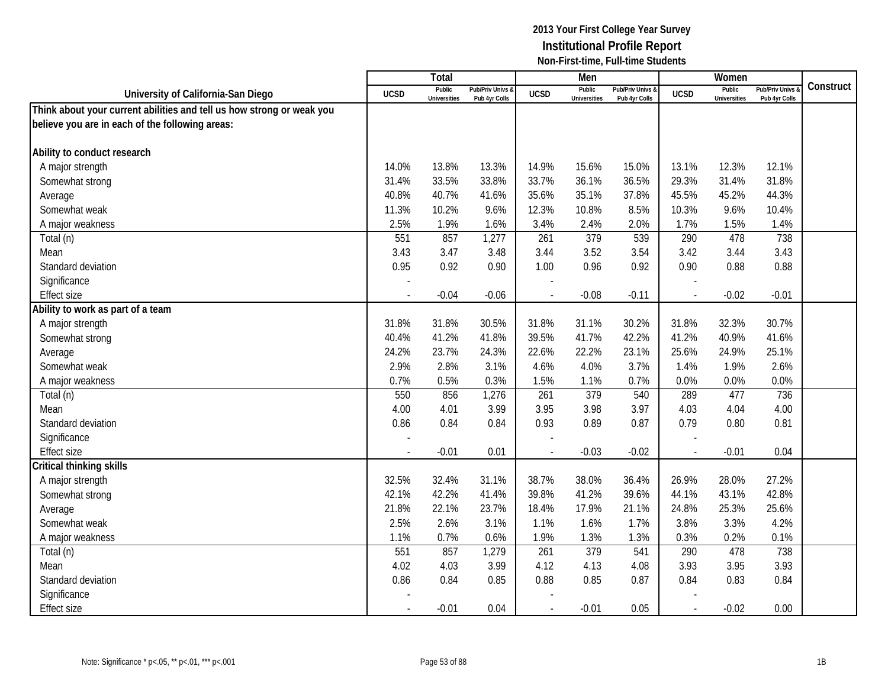# 2013 Your First College Year Survey
## Institutional Profile Report
### Non-First-time, Full-time Students

| University of California-San Diego | Total | | | Men | | | Women | | | Construct |
|---|---|---|---|---|---|---|---|---|---|---|
| | UCSD | Public Universities | Pub/Priv Univs & Pub 4yr Colls | UCSD | Public Universities | Pub/Priv Univs & Pub 4yr Colls | UCSD | Public Universities | Pub/Priv Univs & Pub 4yr Colls | |
| **Think about your current abilities and tell us how strong or weak you believe you are in each of the following areas:** | | | | | | | | | | |
| **Ability to conduct research** | | | | | | | | | | |
| A major strength | 14.0% | 13.8% | 13.3% | 14.9% | 15.6% | 15.0% | 13.1% | 12.3% | 12.1% | |
| Somewhat strong | 31.4% | 33.5% | 33.8% | 33.7% | 36.1% | 36.5% | 29.3% | 31.4% | 31.8% | |
| Average | 40.8% | 40.7% | 41.6% | 35.6% | 35.1% | 37.8% | 45.5% | 45.2% | 44.3% | |
| Somewhat weak | 11.3% | 10.2% | 9.6% | 12.3% | 10.8% | 8.5% | 10.3% | 9.6% | 10.4% | |
| A major weakness | 2.5% | 1.9% | 1.6% | 3.4% | 2.4% | 2.0% | 1.7% | 1.5% | 1.4% | |
| Total (n) | 551 | 857 | 1,277 | 261 | 379 | 539 | 290 | 478 | 738 | |
| Mean | 3.43 | 3.47 | 3.48 | 3.44 | 3.52 | 3.54 | 3.42 | 3.44 | 3.43 | |
| Standard deviation | 0.95 | 0.92 | 0.90 | 1.00 | 0.96 | 0.92 | 0.90 | 0.88 | 0.88 | |
| Significance | - | | | - | | | - | | | |
| Effect size | - | -0.04 | -0.06 | - | -0.08 | -0.11 | - | -0.02 | -0.01 | |
| **Ability to work as part of a team** | | | | | | | | | | |
| A major strength | 31.8% | 31.8% | 30.5% | 31.8% | 31.1% | 30.2% | 31.8% | 32.3% | 30.7% | |
| Somewhat strong | 40.4% | 41.2% | 41.8% | 39.5% | 41.7% | 42.2% | 41.2% | 40.9% | 41.6% | |
| Average | 24.2% | 23.7% | 24.3% | 22.6% | 22.2% | 23.1% | 25.6% | 24.9% | 25.1% | |
| Somewhat weak | 2.9% | 2.8% | 3.1% | 4.6% | 4.0% | 3.7% | 1.4% | 1.9% | 2.6% | |
| A major weakness | 0.7% | 0.5% | 0.3% | 1.5% | 1.1% | 0.7% | 0.0% | 0.0% | 0.0% | |
| Total (n) | 550 | 856 | 1,276 | 261 | 379 | 540 | 289 | 477 | 736 | |
| Mean | 4.00 | 4.01 | 3.99 | 3.95 | 3.98 | 3.97 | 4.03 | 4.04 | 4.00 | |
| Standard deviation | 0.86 | 0.84 | 0.84 | 0.93 | 0.89 | 0.87 | 0.79 | 0.80 | 0.81 | |
| Significance | - | | | - | | | - | | | |
| Effect size | - | -0.01 | 0.01 | - | -0.03 | -0.02 | - | -0.01 | 0.04 | |
| **Critical thinking skills** | | | | | | | | | | |
| A major strength | 32.5% | 32.4% | 31.1% | 38.7% | 38.0% | 36.4% | 26.9% | 28.0% | 27.2% | |
| Somewhat strong | 42.1% | 42.2% | 41.4% | 39.8% | 41.2% | 39.6% | 44.1% | 43.1% | 42.8% | |
| Average | 21.8% | 22.1% | 23.7% | 18.4% | 17.9% | 21.1% | 24.8% | 25.3% | 25.6% | |
| Somewhat weak | 2.5% | 2.6% | 3.1% | 1.1% | 1.6% | 1.7% | 3.8% | 3.3% | 4.2% | |
| A major weakness | 1.1% | 0.7% | 0.6% | 1.9% | 1.3% | 1.3% | 0.3% | 0.2% | 0.1% | |
| Total (n) | 551 | 857 | 1,279 | 261 | 379 | 541 | 290 | 478 | 738 | |
| Mean | 4.02 | 4.03 | 3.99 | 4.12 | 4.13 | 4.08 | 3.93 | 3.95 | 3.93 | |
| Standard deviation | 0.86 | 0.84 | 0.85 | 0.88 | 0.85 | 0.87 | 0.84 | 0.83 | 0.84 | |
| Significance | - | | | - | | | - | | | |
| Effect size | - | -0.01 | 0.04 | - | -0.01 | 0.05 | - | -0.02 | 0.00 | |

Note: Significance * p<.05, ** p<.01, *** p<.001

1B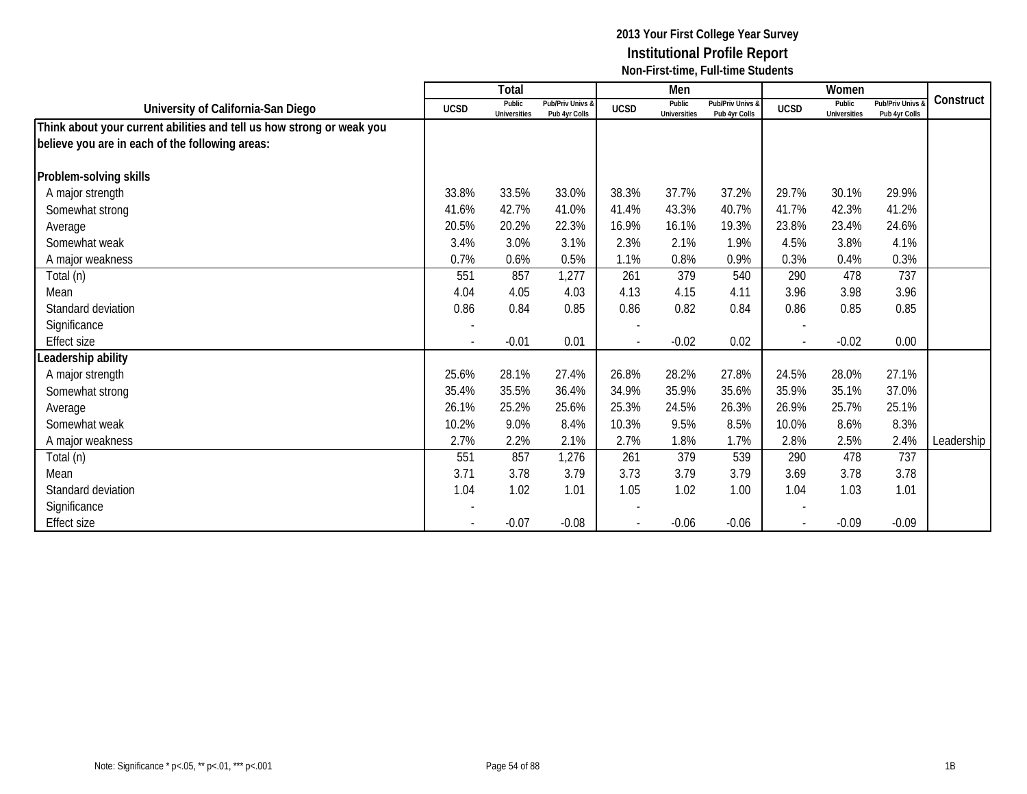**2013 Your First College Year Survey**
**Institutional Profile Report**
**Non-First-time, Full-time Students**

| University of California-San Diego | Total | | | Men | | | Women | | | Construct |
|---|---|---|---|---|---|---|---|---|---|---|
| | UCSD | Public Universities | Pub/Priv Univs & Pub 4yr Colls | UCSD | Public Universities | Pub/Priv Univs & Pub 4yr Colls | UCSD | Public Universities | Pub/Priv Univs & Pub 4yr Colls | |
| **Think about your current abilities and tell us how strong or weak you believe you are in each of the following areas:** | | | | | | | | | | |
| **Problem-solving skills** | | | | | | | | | | |
| A major strength | 33.8% | 33.5% | 33.0% | 38.3% | 37.7% | 37.2% | 29.7% | 30.1% | 29.9% | |
| Somewhat strong | 41.6% | 42.7% | 41.0% | 41.4% | 43.3% | 40.7% | 41.7% | 42.3% | 41.2% | |
| Average | 20.5% | 20.2% | 22.3% | 16.9% | 16.1% | 19.3% | 23.8% | 23.4% | 24.6% | |
| Somewhat weak | 3.4% | 3.0% | 3.1% | 2.3% | 2.1% | 1.9% | 4.5% | 3.8% | 4.1% | |
| A major weakness | 0.7% | 0.6% | 0.5% | 1.1% | 0.8% | 0.9% | 0.3% | 0.4% | 0.3% | |
| Total (n) | 551 | 857 | 1,277 | 261 | 379 | 540 | 290 | 478 | 737 | |
| Mean | 4.04 | 4.05 | 4.03 | 4.13 | 4.15 | 4.11 | 3.96 | 3.98 | 3.96 | |
| Standard deviation | 0.86 | 0.84 | 0.85 | 0.86 | 0.82 | 0.84 | 0.86 | 0.85 | 0.85 | |
| Significance | - | | | - | | | - | | | |
| Effect size | - | -0.01 | 0.01 | - | -0.02 | 0.02 | - | -0.02 | 0.00 | |
| **Leadership ability** | | | | | | | | | | |
| A major strength | 25.6% | 28.1% | 27.4% | 26.8% | 28.2% | 27.8% | 24.5% | 28.0% | 27.1% | |
| Somewhat strong | 35.4% | 35.5% | 36.4% | 34.9% | 35.9% | 35.6% | 35.9% | 35.1% | 37.0% | |
| Average | 26.1% | 25.2% | 25.6% | 25.3% | 24.5% | 26.3% | 26.9% | 25.7% | 25.1% | |
| Somewhat weak | 10.2% | 9.0% | 8.4% | 10.3% | 9.5% | 8.5% | 10.0% | 8.6% | 8.3% | |
| A major weakness | 2.7% | 2.2% | 2.1% | 2.7% | 1.8% | 1.7% | 2.8% | 2.5% | 2.4% | Leadership |
| Total (n) | 551 | 857 | 1,276 | 261 | 379 | 539 | 290 | 478 | 737 | |
| Mean | 3.71 | 3.78 | 3.79 | 3.73 | 3.79 | 3.79 | 3.69 | 3.78 | 3.78 | |
| Standard deviation | 1.04 | 1.02 | 1.01 | 1.05 | 1.02 | 1.00 | 1.04 | 1.03 | 1.01 | |
| Significance | - | | | - | | | - | | | |
| Effect size | - | -0.07 | -0.08 | - | -0.06 | -0.06 | - | -0.09 | -0.09 | |

Note: Significance * p<.05, ** p<.01, *** p<.001

1B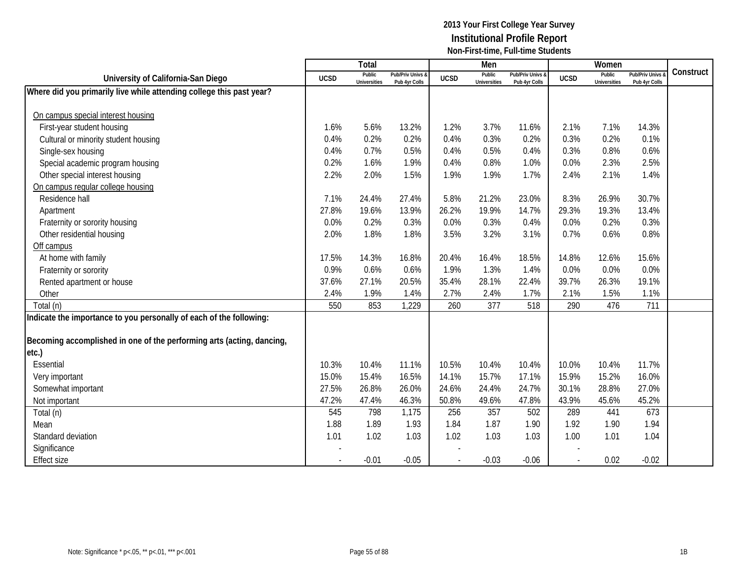**2013 Your First College Year Survey**
**Institutional Profile Report**
**Non-First-time, Full-time Students**

| University of California-San Diego | Total | | | Men | | | Women | | | Construct |
|---|---|---|---|---|---|---|---|---|---|---|
| | UCSD | Public Universities | Pub/Priv Univs & Pub 4yr Colls | UCSD | Public Universities | Pub/Priv Univs & Pub 4yr Colls | UCSD | Public Universities | Pub/Priv Univs & Pub 4yr Colls | |
| **Where did you primarily live while attending college this past year?** | | | | | | | | | | |
| On campus special interest housing | | | | | | | | | | |
| First-year student housing | 1.6% | 5.6% | 13.2% | 1.2% | 3.7% | 11.6% | 2.1% | 7.1% | 14.3% | |
| Cultural or minority student housing | 0.4% | 0.2% | 0.2% | 0.4% | 0.3% | 0.2% | 0.3% | 0.2% | 0.1% | |
| Single-sex housing | 0.4% | 0.7% | 0.5% | 0.4% | 0.5% | 0.4% | 0.3% | 0.8% | 0.6% | |
| Special academic program housing | 0.2% | 1.6% | 1.9% | 0.4% | 0.8% | 1.0% | 0.0% | 2.3% | 2.5% | |
| Other special interest housing | 2.2% | 2.0% | 1.5% | 1.9% | 1.9% | 1.7% | 2.4% | 2.1% | 1.4% | |
| On campus regular college housing | | | | | | | | | | |
| Residence hall | 7.1% | 24.4% | 27.4% | 5.8% | 21.2% | 23.0% | 8.3% | 26.9% | 30.7% | |
| Apartment | 27.8% | 19.6% | 13.9% | 26.2% | 19.9% | 14.7% | 29.3% | 19.3% | 13.4% | |
| Fraternity or sorority housing | 0.0% | 0.2% | 0.3% | 0.0% | 0.3% | 0.4% | 0.0% | 0.2% | 0.3% | |
| Other residential housing | 2.0% | 1.8% | 1.8% | 3.5% | 3.2% | 3.1% | 0.7% | 0.6% | 0.8% | |
| Off campus | | | | | | | | | | |
| At home with family | 17.5% | 14.3% | 16.8% | 20.4% | 16.4% | 18.5% | 14.8% | 12.6% | 15.6% | |
| Fraternity or sorority | 0.9% | 0.6% | 0.6% | 1.9% | 1.3% | 1.4% | 0.0% | 0.0% | 0.0% | |
| Rented apartment or house | 37.6% | 27.1% | 20.5% | 35.4% | 28.1% | 22.4% | 39.7% | 26.3% | 19.1% | |
| Other | 2.4% | 1.9% | 1.4% | 2.7% | 2.4% | 1.7% | 2.1% | 1.5% | 1.1% | |
| Total (n) | 550 | 853 | 1,229 | 260 | 377 | 518 | 290 | 476 | 711 | |
| **Indicate the importance to you personally of each of the following:** | | | | | | | | | | |
| **Becoming accomplished in one of the performing arts (acting, dancing, etc.)** | | | | | | | | | | |
| Essential | 10.3% | 10.4% | 11.1% | 10.5% | 10.4% | 10.4% | 10.0% | 10.4% | 11.7% | |
| Very important | 15.0% | 15.4% | 16.5% | 14.1% | 15.7% | 17.1% | 15.9% | 15.2% | 16.0% | |
| Somewhat important | 27.5% | 26.8% | 26.0% | 24.6% | 24.4% | 24.7% | 30.1% | 28.8% | 27.0% | |
| Not important | 47.2% | 47.4% | 46.3% | 50.8% | 49.6% | 47.8% | 43.9% | 45.6% | 45.2% | |
| Total (n) | 545 | 798 | 1,175 | 256 | 357 | 502 | 289 | 441 | 673 | |
| Mean | 1.88 | 1.89 | 1.93 | 1.84 | 1.87 | 1.90 | 1.92 | 1.90 | 1.94 | |
| Standard deviation | 1.01 | 1.02 | 1.03 | 1.02 | 1.03 | 1.03 | 1.00 | 1.01 | 1.04 | |
| Significance | - | | | - | | | - | | | |
| Effect size | - | -0.01 | -0.05 | - | -0.03 | -0.06 | - | 0.02 | -0.02 | |

Note: Significance * p<.05, ** p<.01, *** p<.001

1B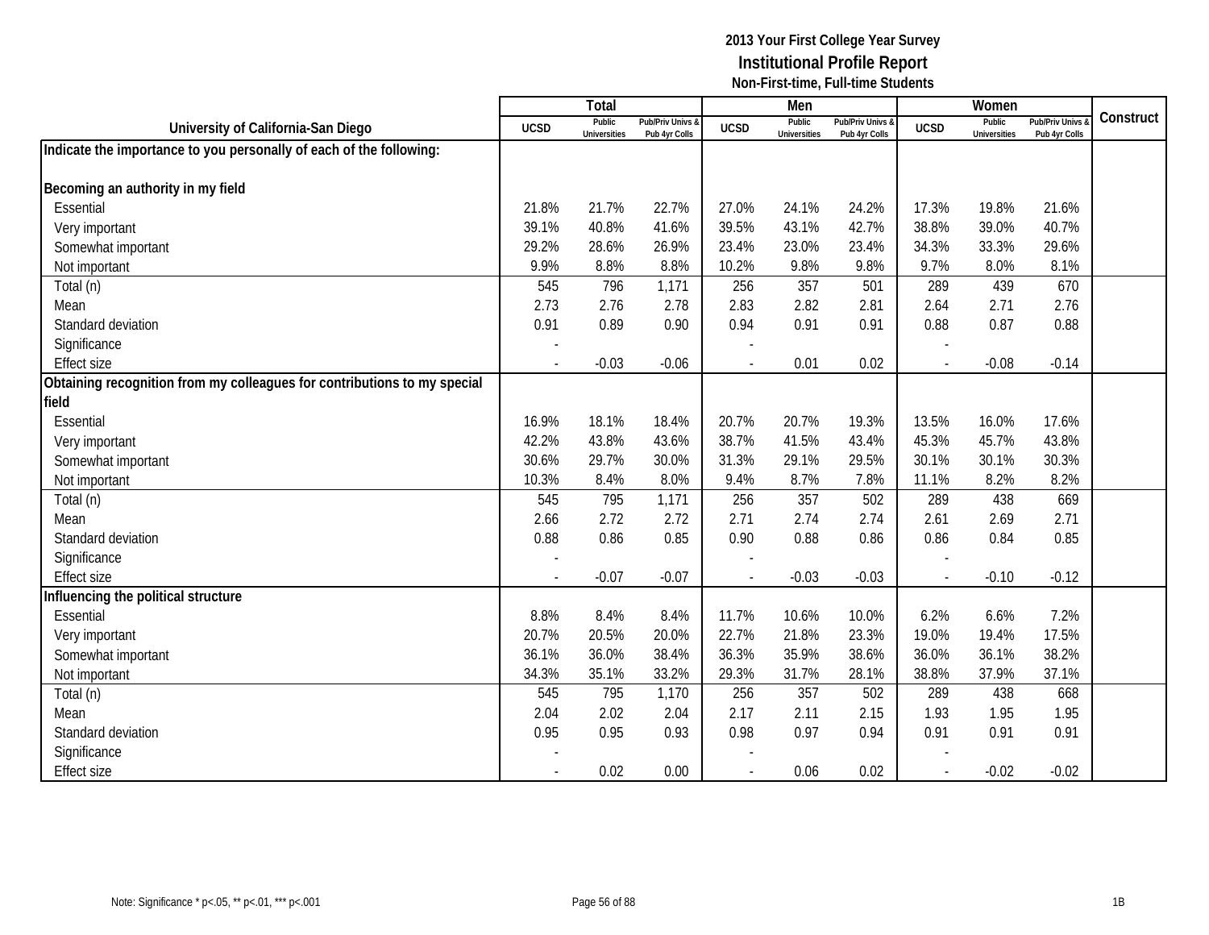# 2013 Your First College Year Survey
## Institutional Profile Report
### Non-First-time, Full-time Students

| University of California-San Diego | Total | | | Men | | | Women | | | Construct |
|---|---|---|---|---|---|---|---|---|---|---|
| | UCSD | Public Universities | Pub/Priv Univs & Pub 4yr Colls | UCSD | Public Universities | Pub/Priv Univs & Pub 4yr Colls | UCSD | Public Universities | Pub/Priv Univs & Pub 4yr Colls | |
| **Indicate the importance to you personally of each of the following:** | | | | | | | | | | |
| **Becoming an authority in my field** | | | | | | | | | | |
| Essential | 21.8% | 21.7% | 22.7% | 27.0% | 24.1% | 24.2% | 17.3% | 19.8% | 21.6% | |
| Very important | 39.1% | 40.8% | 41.6% | 39.5% | 43.1% | 42.7% | 38.8% | 39.0% | 40.7% | |
| Somewhat important | 29.2% | 28.6% | 26.9% | 23.4% | 23.0% | 23.4% | 34.3% | 33.3% | 29.6% | |
| Not important | 9.9% | 8.8% | 8.8% | 10.2% | 9.8% | 9.8% | 9.7% | 8.0% | 8.1% | |
| Total (n) | 545 | 796 | 1,171 | 256 | 357 | 501 | 289 | 439 | 670 | |
| Mean | 2.73 | 2.76 | 2.78 | 2.83 | 2.82 | 2.81 | 2.64 | 2.71 | 2.76 | |
| Standard deviation | 0.91 | 0.89 | 0.90 | 0.94 | 0.91 | 0.91 | 0.88 | 0.87 | 0.88 | |
| Significance | - | | | - | | | - | | | |
| Effect size | - | -0.03 | -0.06 | - | 0.01 | 0.02 | - | -0.08 | -0.14 | |
| **Obtaining recognition from my colleagues for contributions to my special field** | | | | | | | | | | |
| Essential | 16.9% | 18.1% | 18.4% | 20.7% | 20.7% | 19.3% | 13.5% | 16.0% | 17.6% | |
| Very important | 42.2% | 43.8% | 43.6% | 38.7% | 41.5% | 43.4% | 45.3% | 45.7% | 43.8% | |
| Somewhat important | 30.6% | 29.7% | 30.0% | 31.3% | 29.1% | 29.5% | 30.1% | 30.1% | 30.3% | |
| Not important | 10.3% | 8.4% | 8.0% | 9.4% | 8.7% | 7.8% | 11.1% | 8.2% | 8.2% | |
| Total (n) | 545 | 795 | 1,171 | 256 | 357 | 502 | 289 | 438 | 669 | |
| Mean | 2.66 | 2.72 | 2.72 | 2.71 | 2.74 | 2.74 | 2.61 | 2.69 | 2.71 | |
| Standard deviation | 0.88 | 0.86 | 0.85 | 0.90 | 0.88 | 0.86 | 0.86 | 0.84 | 0.85 | |
| Significance | - | | | - | | | - | | | |
| Effect size | - | -0.07 | -0.07 | - | -0.03 | -0.03 | - | -0.10 | -0.12 | |
| **Influencing the political structure** | | | | | | | | | | |
| Essential | 8.8% | 8.4% | 8.4% | 11.7% | 10.6% | 10.0% | 6.2% | 6.6% | 7.2% | |
| Very important | 20.7% | 20.5% | 20.0% | 22.7% | 21.8% | 23.3% | 19.0% | 19.4% | 17.5% | |
| Somewhat important | 36.1% | 36.0% | 38.4% | 36.3% | 35.9% | 38.6% | 36.0% | 36.1% | 38.2% | |
| Not important | 34.3% | 35.1% | 33.2% | 29.3% | 31.7% | 28.1% | 38.8% | 37.9% | 37.1% | |
| Total (n) | 545 | 795 | 1,170 | 256 | 357 | 502 | 289 | 438 | 668 | |
| Mean | 2.04 | 2.02 | 2.04 | 2.17 | 2.11 | 2.15 | 1.93 | 1.95 | 1.95 | |
| Standard deviation | 0.95 | 0.95 | 0.93 | 0.98 | 0.97 | 0.94 | 0.91 | 0.91 | 0.91 | |
| Significance | - | | | - | | | - | | | |
| Effect size | - | 0.02 | 0.00 | - | 0.06 | 0.02 | - | -0.02 | -0.02 | |

Note: Significance * p<.05, ** p<.01, *** p<.001

1B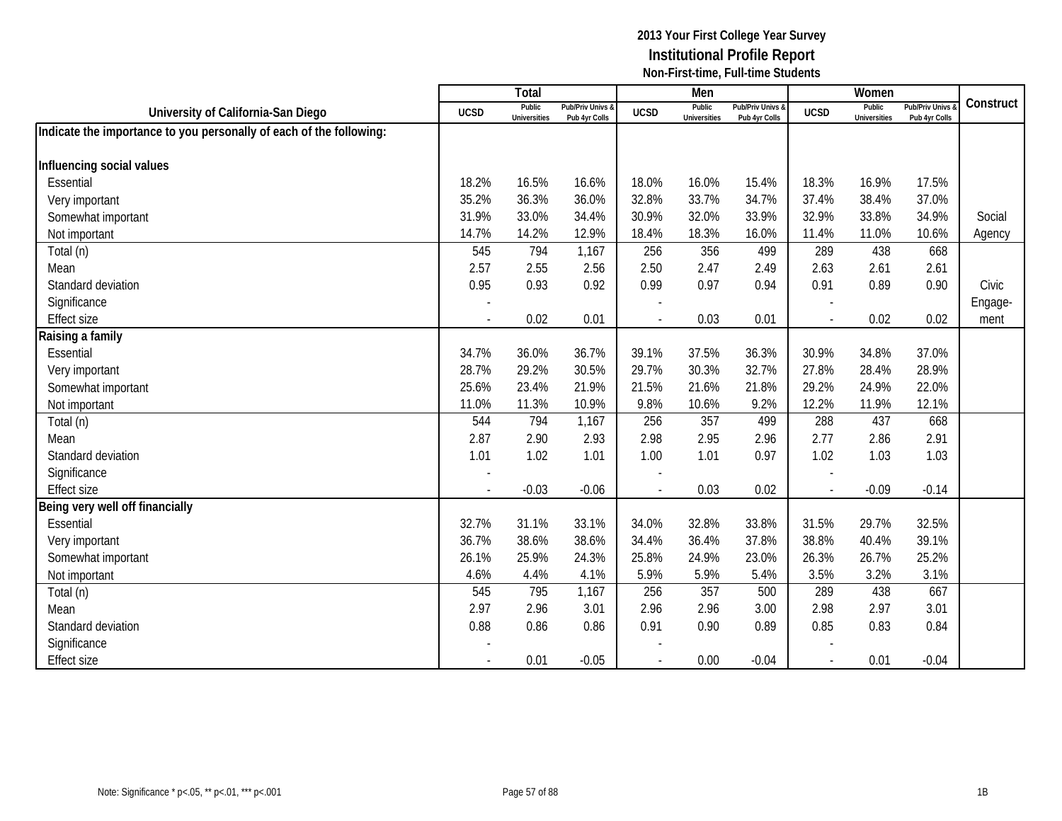**2013 Your First College Year Survey**
**Institutional Profile Report**
**Non-First-time, Full-time Students**

| University of California-San Diego | Total | | | Men | | | Women | | | Construct |
|---|---|---|---|---|---|---|---|---|---|---|
| | UCSD | Public Universities | Pub/Priv Univs & Pub 4yr Colls | UCSD | Public Universities | Pub/Priv Univs & Pub 4yr Colls | UCSD | Public Universities | Pub/Priv Univs & Pub 4yr Colls | |
| **Indicate the importance to you personally of each of the following:** | | | | | | | | | | |
| **Influencing social values** | | | | | | | | | | |
| Essential | 18.2% | 16.5% | 16.6% | 18.0% | 16.0% | 15.4% | 18.3% | 16.9% | 17.5% | |
| Very important | 35.2% | 36.3% | 36.0% | 32.8% | 33.7% | 34.7% | 37.4% | 38.4% | 37.0% | |
| Somewhat important | 31.9% | 33.0% | 34.4% | 30.9% | 32.0% | 33.9% | 32.9% | 33.8% | 34.9% | Social |
| Not important | 14.7% | 14.2% | 12.9% | 18.4% | 18.3% | 16.0% | 11.4% | 11.0% | 10.6% | Agency |
| Total (n) | 545 | 794 | 1,167 | 256 | 356 | 499 | 289 | 438 | 668 | |
| Mean | 2.57 | 2.55 | 2.56 | 2.50 | 2.47 | 2.49 | 2.63 | 2.61 | 2.61 | |
| Standard deviation | 0.95 | 0.93 | 0.92 | 0.99 | 0.97 | 0.94 | 0.91 | 0.89 | 0.90 | Civic |
| Significance | - | | | - | | | - | | | Engage- |
| Effect size | - | 0.02 | 0.01 | - | 0.03 | 0.01 | - | 0.02 | 0.02 | ment |
| **Raising a family** | | | | | | | | | | |
| Essential | 34.7% | 36.0% | 36.7% | 39.1% | 37.5% | 36.3% | 30.9% | 34.8% | 37.0% | |
| Very important | 28.7% | 29.2% | 30.5% | 29.7% | 30.3% | 32.7% | 27.8% | 28.4% | 28.9% | |
| Somewhat important | 25.6% | 23.4% | 21.9% | 21.5% | 21.6% | 21.8% | 29.2% | 24.9% | 22.0% | |
| Not important | 11.0% | 11.3% | 10.9% | 9.8% | 10.6% | 9.2% | 12.2% | 11.9% | 12.1% | |
| Total (n) | 544 | 794 | 1,167 | 256 | 357 | 499 | 288 | 437 | 668 | |
| Mean | 2.87 | 2.90 | 2.93 | 2.98 | 2.95 | 2.96 | 2.77 | 2.86 | 2.91 | |
| Standard deviation | 1.01 | 1.02 | 1.01 | 1.00 | 1.01 | 0.97 | 1.02 | 1.03 | 1.03 | |
| Significance | - | | | - | | | - | | | |
| Effect size | - | -0.03 | -0.06 | - | 0.03 | 0.02 | - | -0.09 | -0.14 | |
| **Being very well off financially** | | | | | | | | | | |
| Essential | 32.7% | 31.1% | 33.1% | 34.0% | 32.8% | 33.8% | 31.5% | 29.7% | 32.5% | |
| Very important | 36.7% | 38.6% | 38.6% | 34.4% | 36.4% | 37.8% | 38.8% | 40.4% | 39.1% | |
| Somewhat important | 26.1% | 25.9% | 24.3% | 25.8% | 24.9% | 23.0% | 26.3% | 26.7% | 25.2% | |
| Not important | 4.6% | 4.4% | 4.1% | 5.9% | 5.9% | 5.4% | 3.5% | 3.2% | 3.1% | |
| Total (n) | 545 | 795 | 1,167 | 256 | 357 | 500 | 289 | 438 | 667 | |
| Mean | 2.97 | 2.96 | 3.01 | 2.96 | 2.96 | 3.00 | 2.98 | 2.97 | 3.01 | |
| Standard deviation | 0.88 | 0.86 | 0.86 | 0.91 | 0.90 | 0.89 | 0.85 | 0.83 | 0.84 | |
| Significance | - | | | - | | | - | | | |
| Effect size | - | 0.01 | -0.05 | - | 0.00 | -0.04 | - | 0.01 | -0.04 | |

Note: Significance * p<.05, ** p<.01, *** p<.001

1B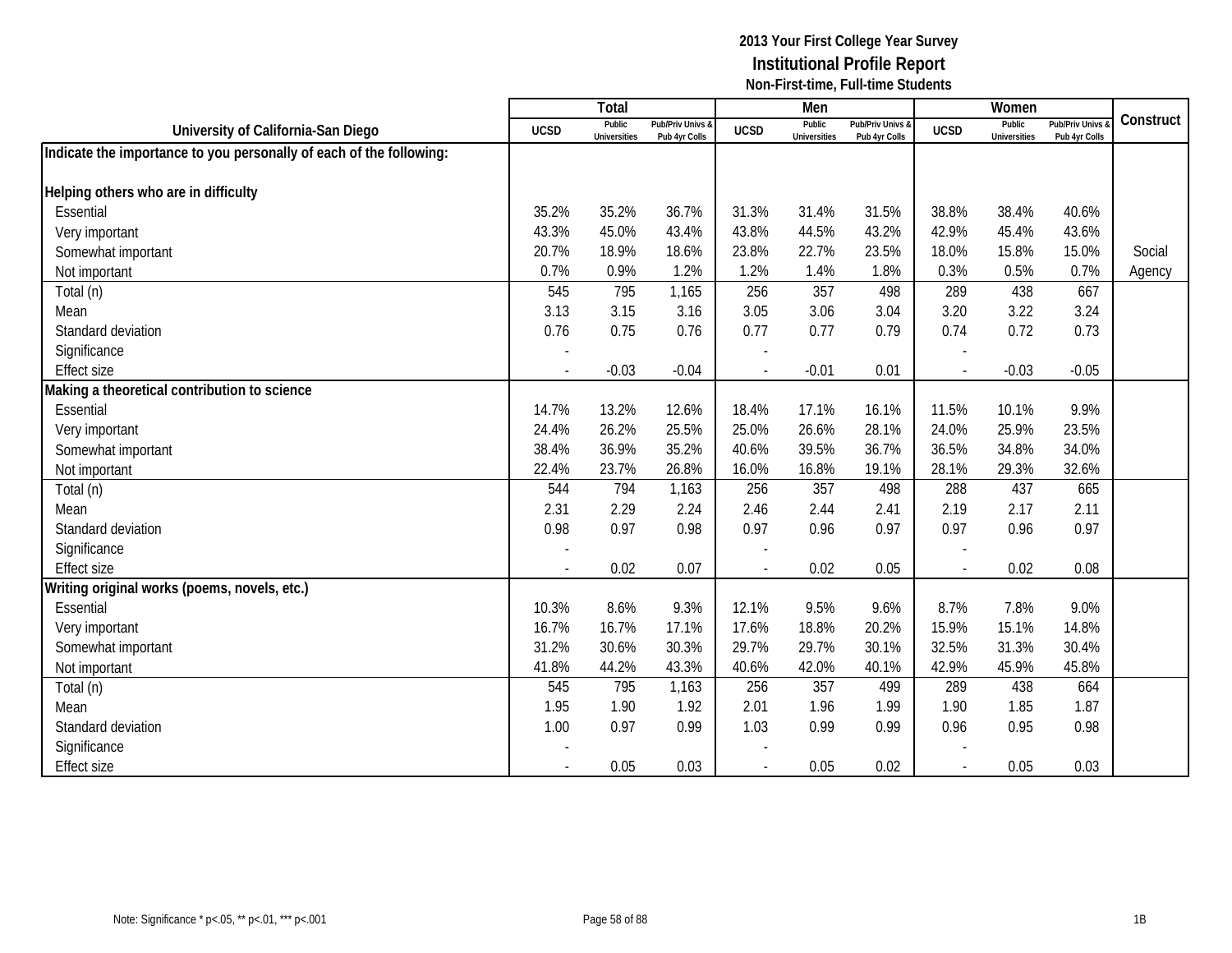# 2013 Your First College Year Survey
## Institutional Profile Report
### Non-First-time, Full-time Students

| University of California-San Diego | Total | | | Men | | | Women | | | Construct |
|---|---|---|---|---|---|---|---|---|---|---|
| | UCSD | Public Universities | Pub/Priv Univs & Pub 4yr Colls | UCSD | Public Universities | Pub/Priv Univs & Pub 4yr Colls | UCSD | Public Universities | Pub/Priv Univs & Pub 4yr Colls | |
| **Indicate the importance to you personally of each of the following:** | | | | | | | | | | |
| **Helping others who are in difficulty** | | | | | | | | | | |
| Essential | 35.2% | 35.2% | 36.7% | 31.3% | 31.4% | 31.5% | 38.8% | 38.4% | 40.6% | |
| Very important | 43.3% | 45.0% | 43.4% | 43.8% | 44.5% | 43.2% | 42.9% | 45.4% | 43.6% | |
| Somewhat important | 20.7% | 18.9% | 18.6% | 23.8% | 22.7% | 23.5% | 18.0% | 15.8% | 15.0% | Social |
| Not important | 0.7% | 0.9% | 1.2% | 1.2% | 1.4% | 1.8% | 0.3% | 0.5% | 0.7% | Agency |
| Total (n) | 545 | 795 | 1,165 | 256 | 357 | 498 | 289 | 438 | 667 | |
| Mean | 3.13 | 3.15 | 3.16 | 3.05 | 3.06 | 3.04 | 3.20 | 3.22 | 3.24 | |
| Standard deviation | 0.76 | 0.75 | 0.76 | 0.77 | 0.77 | 0.79 | 0.74 | 0.72 | 0.73 | |
| Significance | - | | | - | | | - | | | |
| Effect size | - | -0.03 | -0.04 | - | -0.01 | 0.01 | - | -0.03 | -0.05 | |
| **Making a theoretical contribution to science** | | | | | | | | | | |
| Essential | 14.7% | 13.2% | 12.6% | 18.4% | 17.1% | 16.1% | 11.5% | 10.1% | 9.9% | |
| Very important | 24.4% | 26.2% | 25.5% | 25.0% | 26.6% | 28.1% | 24.0% | 25.9% | 23.5% | |
| Somewhat important | 38.4% | 36.9% | 35.2% | 40.6% | 39.5% | 36.7% | 36.5% | 34.8% | 34.0% | |
| Not important | 22.4% | 23.7% | 26.8% | 16.0% | 16.8% | 19.1% | 28.1% | 29.3% | 32.6% | |
| Total (n) | 544 | 794 | 1,163 | 256 | 357 | 498 | 288 | 437 | 665 | |
| Mean | 2.31 | 2.29 | 2.24 | 2.46 | 2.44 | 2.41 | 2.19 | 2.17 | 2.11 | |
| Standard deviation | 0.98 | 0.97 | 0.98 | 0.97 | 0.96 | 0.97 | 0.97 | 0.96 | 0.97 | |
| Significance | - | | | - | | | - | | | |
| Effect size | - | 0.02 | 0.07 | - | 0.02 | 0.05 | - | 0.02 | 0.08 | |
| **Writing original works (poems, novels, etc.)** | | | | | | | | | | |
| Essential | 10.3% | 8.6% | 9.3% | 12.1% | 9.5% | 9.6% | 8.7% | 7.8% | 9.0% | |
| Very important | 16.7% | 16.7% | 17.1% | 17.6% | 18.8% | 20.2% | 15.9% | 15.1% | 14.8% | |
| Somewhat important | 31.2% | 30.6% | 30.3% | 29.7% | 29.7% | 30.1% | 32.5% | 31.3% | 30.4% | |
| Not important | 41.8% | 44.2% | 43.3% | 40.6% | 42.0% | 40.1% | 42.9% | 45.9% | 45.8% | |
| Total (n) | 545 | 795 | 1,163 | 256 | 357 | 499 | 289 | 438 | 664 | |
| Mean | 1.95 | 1.90 | 1.92 | 2.01 | 1.96 | 1.99 | 1.90 | 1.85 | 1.87 | |
| Standard deviation | 1.00 | 0.97 | 0.99 | 1.03 | 0.99 | 0.99 | 0.96 | 0.95 | 0.98 | |
| Significance | - | | | - | | | - | | | |
| Effect size | - | 0.05 | 0.03 | - | 0.05 | 0.02 | - | 0.05 | 0.03 | |

Note: Significance * p<.05, ** p<.01, *** p<.001

1B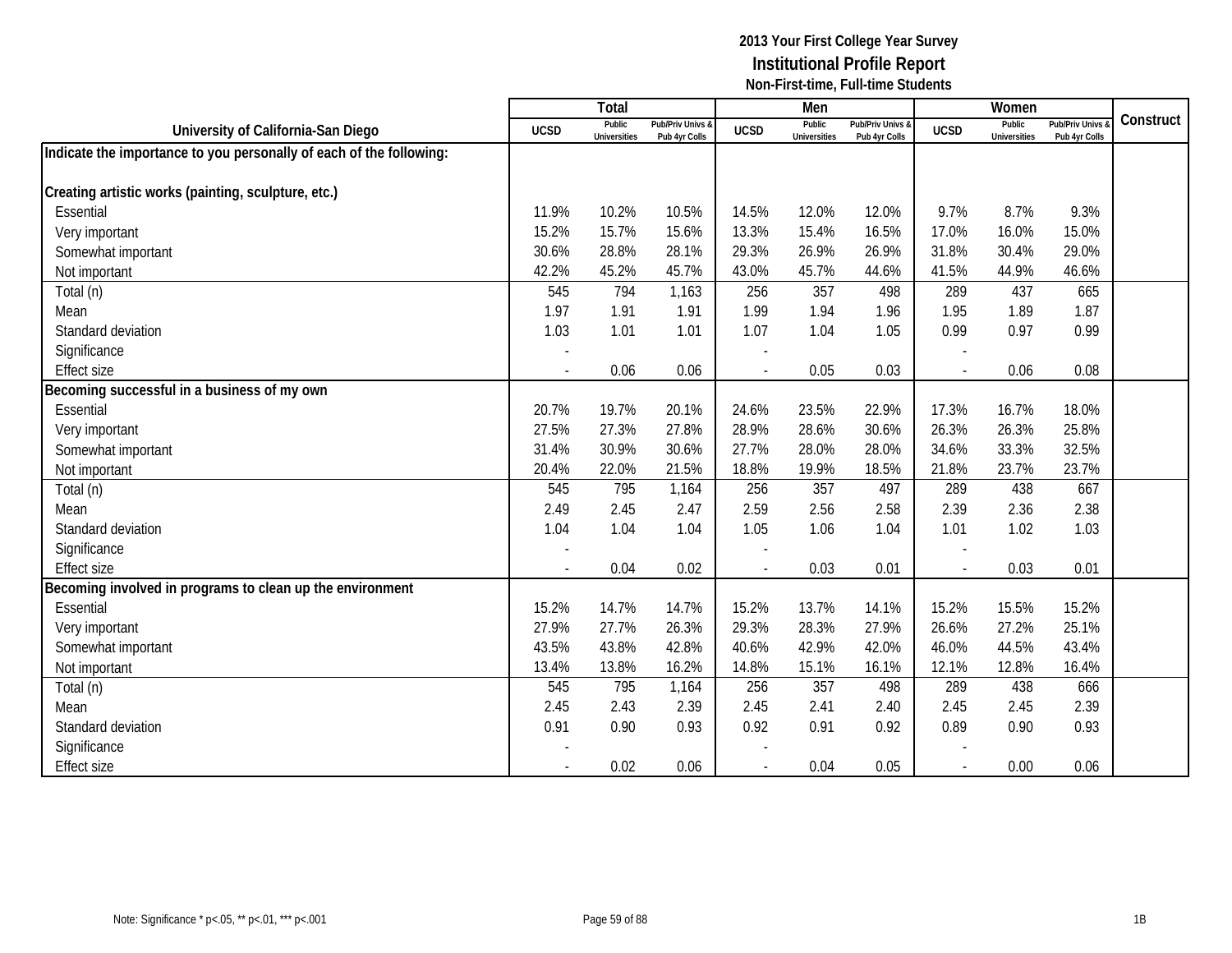**2013 Your First College Year Survey**
**Institutional Profile Report**
**Non-First-time, Full-time Students**

| University of California-San Diego | Total | | | Men | | | Women | | | Construct |
|---|---|---|---|---|---|---|---|---|---|---|
| | UCSD | Public Universities | Pub/Priv Univs & Pub 4yr Colls | UCSD | Public Universities | Pub/Priv Univs & Pub 4yr Colls | UCSD | Public Universities | Pub/Priv Univs & Pub 4yr Colls | |
| **Indicate the importance to you personally of each of the following:** | | | | | | | | | | |
| **Creating artistic works (painting, sculpture, etc.)** | | | | | | | | | | |
| Essential | 11.9% | 10.2% | 10.5% | 14.5% | 12.0% | 12.0% | 9.7% | 8.7% | 9.3% | |
| Very important | 15.2% | 15.7% | 15.6% | 13.3% | 15.4% | 16.5% | 17.0% | 16.0% | 15.0% | |
| Somewhat important | 30.6% | 28.8% | 28.1% | 29.3% | 26.9% | 26.9% | 31.8% | 30.4% | 29.0% | |
| Not important | 42.2% | 45.2% | 45.7% | 43.0% | 45.7% | 44.6% | 41.5% | 44.9% | 46.6% | |
| Total (n) | 545 | 794 | 1,163 | 256 | 357 | 498 | 289 | 437 | 665 | |
| Mean | 1.97 | 1.91 | 1.91 | 1.99 | 1.94 | 1.96 | 1.95 | 1.89 | 1.87 | |
| Standard deviation | 1.03 | 1.01 | 1.01 | 1.07 | 1.04 | 1.05 | 0.99 | 0.97 | 0.99 | |
| Significance | - | | | - | | | - | | | |
| Effect size | - | 0.06 | 0.06 | - | 0.05 | 0.03 | - | 0.06 | 0.08 | |
| **Becoming successful in a business of my own** | | | | | | | | | | |
| Essential | 20.7% | 19.7% | 20.1% | 24.6% | 23.5% | 22.9% | 17.3% | 16.7% | 18.0% | |
| Very important | 27.5% | 27.3% | 27.8% | 28.9% | 28.6% | 30.6% | 26.3% | 26.3% | 25.8% | |
| Somewhat important | 31.4% | 30.9% | 30.6% | 27.7% | 28.0% | 28.0% | 34.6% | 33.3% | 32.5% | |
| Not important | 20.4% | 22.0% | 21.5% | 18.8% | 19.9% | 18.5% | 21.8% | 23.7% | 23.7% | |
| Total (n) | 545 | 795 | 1,164 | 256 | 357 | 497 | 289 | 438 | 667 | |
| Mean | 2.49 | 2.45 | 2.47 | 2.59 | 2.56 | 2.58 | 2.39 | 2.36 | 2.38 | |
| Standard deviation | 1.04 | 1.04 | 1.04 | 1.05 | 1.06 | 1.04 | 1.01 | 1.02 | 1.03 | |
| Significance | - | | | - | | | - | | | |
| Effect size | - | 0.04 | 0.02 | - | 0.03 | 0.01 | - | 0.03 | 0.01 | |
| **Becoming involved in programs to clean up the environment** | | | | | | | | | | |
| Essential | 15.2% | 14.7% | 14.7% | 15.2% | 13.7% | 14.1% | 15.2% | 15.5% | 15.2% | |
| Very important | 27.9% | 27.7% | 26.3% | 29.3% | 28.3% | 27.9% | 26.6% | 27.2% | 25.1% | |
| Somewhat important | 43.5% | 43.8% | 42.8% | 40.6% | 42.9% | 42.0% | 46.0% | 44.5% | 43.4% | |
| Not important | 13.4% | 13.8% | 16.2% | 14.8% | 15.1% | 16.1% | 12.1% | 12.8% | 16.4% | |
| Total (n) | 545 | 795 | 1,164 | 256 | 357 | 498 | 289 | 438 | 666 | |
| Mean | 2.45 | 2.43 | 2.39 | 2.45 | 2.41 | 2.40 | 2.45 | 2.45 | 2.39 | |
| Standard deviation | 0.91 | 0.90 | 0.93 | 0.92 | 0.91 | 0.92 | 0.89 | 0.90 | 0.93 | |
| Significance | - | | | - | | | - | | | |
| Effect size | - | 0.02 | 0.06 | - | 0.04 | 0.05 | - | 0.00 | 0.06 | |

Note: Significance * p<.05, ** p<.01, *** p<.001

1B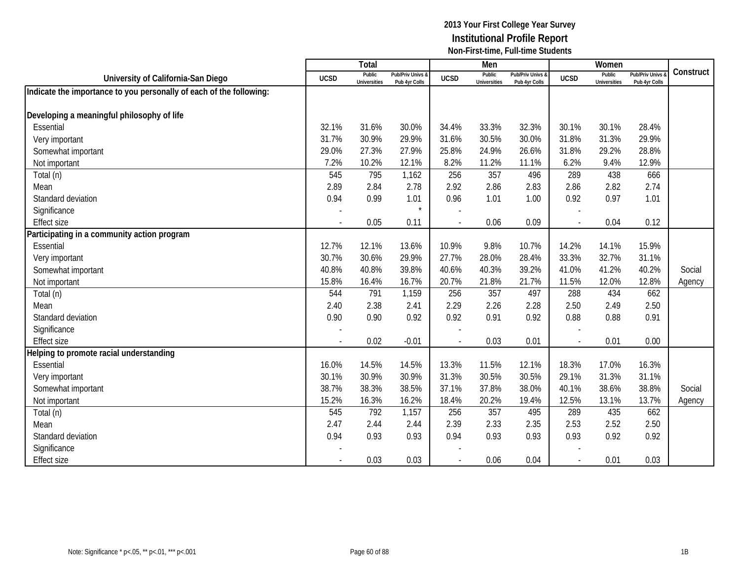# 2013 Your First College Year Survey
## Institutional Profile Report
### Non-First-time, Full-time Students

| University of California-San Diego | Total | | | Men | | | Women | | | Construct |
|---|---|---|---|---|---|---|---|---|---|---|
| | UCSD | Public Universities | Pub/Priv Univs & Pub 4yr Colls | UCSD | Public Universities | Pub/Priv Univs & Pub 4yr Colls | UCSD | Public Universities | Pub/Priv Univs & Pub 4yr Colls | |
| **Indicate the importance to you personally of each of the following:** | | | | | | | | | | |
| **Developing a meaningful philosophy of life** | | | | | | | | | | |
| Essential | 32.1% | 31.6% | 30.0% | 34.4% | 33.3% | 32.3% | 30.1% | 30.1% | 28.4% | |
| Very important | 31.7% | 30.9% | 29.9% | 31.6% | 30.5% | 30.0% | 31.8% | 31.3% | 29.9% | |
| Somewhat important | 29.0% | 27.3% | 27.9% | 25.8% | 24.9% | 26.6% | 31.8% | 29.2% | 28.8% | |
| Not important | 7.2% | 10.2% | 12.1% | 8.2% | 11.2% | 11.1% | 6.2% | 9.4% | 12.9% | |
| Total (n) | 545 | 795 | 1,162 | 256 | 357 | 496 | 289 | 438 | 666 | |
| Mean | 2.89 | 2.84 | 2.78 | 2.92 | 2.86 | 2.83 | 2.86 | 2.82 | 2.74 | |
| Standard deviation | 0.94 | 0.99 | 1.01 | 0.96 | 1.01 | 1.00 | 0.92 | 0.97 | 1.01 | |
| Significance | - | | * | - | | | - | | | |
| Effect size | - | 0.05 | 0.11 | - | 0.06 | 0.09 | - | 0.04 | 0.12 | |
| **Participating in a community action program** | | | | | | | | | | |
| Essential | 12.7% | 12.1% | 13.6% | 10.9% | 9.8% | 10.7% | 14.2% | 14.1% | 15.9% | |
| Very important | 30.7% | 30.6% | 29.9% | 27.7% | 28.0% | 28.4% | 33.3% | 32.7% | 31.1% | |
| Somewhat important | 40.8% | 40.8% | 39.8% | 40.6% | 40.3% | 39.2% | 41.0% | 41.2% | 40.2% | Social |
| Not important | 15.8% | 16.4% | 16.7% | 20.7% | 21.8% | 21.7% | 11.5% | 12.0% | 12.8% | Agency |
| Total (n) | 544 | 791 | 1,159 | 256 | 357 | 497 | 288 | 434 | 662 | |
| Mean | 2.40 | 2.38 | 2.41 | 2.29 | 2.26 | 2.28 | 2.50 | 2.49 | 2.50 | |
| Standard deviation | 0.90 | 0.90 | 0.92 | 0.92 | 0.91 | 0.92 | 0.88 | 0.88 | 0.91 | |
| Significance | - | | | - | | | - | | | |
| Effect size | - | 0.02 | -0.01 | - | 0.03 | 0.01 | - | 0.01 | 0.00 | |
| **Helping to promote racial understanding** | | | | | | | | | | |
| Essential | 16.0% | 14.5% | 14.5% | 13.3% | 11.5% | 12.1% | 18.3% | 17.0% | 16.3% | |
| Very important | 30.1% | 30.9% | 30.9% | 31.3% | 30.5% | 30.5% | 29.1% | 31.3% | 31.1% | |
| Somewhat important | 38.7% | 38.3% | 38.5% | 37.1% | 37.8% | 38.0% | 40.1% | 38.6% | 38.8% | Social |
| Not important | 15.2% | 16.3% | 16.2% | 18.4% | 20.2% | 19.4% | 12.5% | 13.1% | 13.7% | Agency |
| Total (n) | 545 | 792 | 1,157 | 256 | 357 | 495 | 289 | 435 | 662 | |
| Mean | 2.47 | 2.44 | 2.44 | 2.39 | 2.33 | 2.35 | 2.53 | 2.52 | 2.50 | |
| Standard deviation | 0.94 | 0.93 | 0.93 | 0.94 | 0.93 | 0.93 | 0.93 | 0.92 | 0.92 | |
| Significance | - | | | - | | | - | | | |
| Effect size | - | 0.03 | 0.03 | - | 0.06 | 0.04 | - | 0.01 | 0.03 | |

Note: Significance * p<.05, ** p<.01, *** p<.001

1B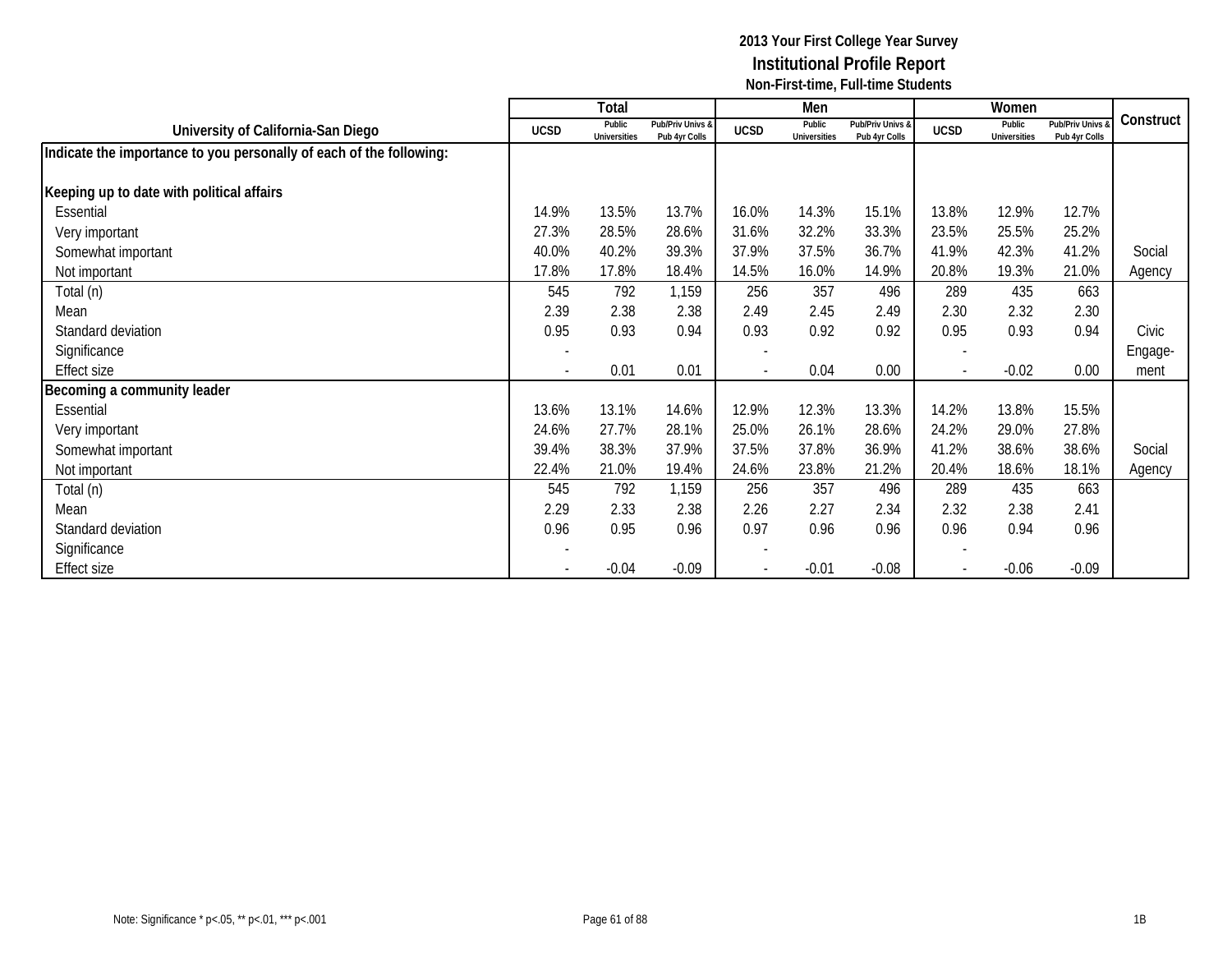# 2013 Your First College Year Survey
## Institutional Profile Report
### Non-First-time, Full-time Students

| University of California-San Diego | Total | | | Men | | | Women | | | Construct |
|---|---|---|---|---|---|---|---|---|---|---|
| | UCSD | Public Universities | Pub/Priv Univs & Pub 4yr Colls | UCSD | Public Universities | Pub/Priv Univs & Pub 4yr Colls | UCSD | Public Universities | Pub/Priv Univs & Pub 4yr Colls | |
| **Indicate the importance to you personally of each of the following:** | | | | | | | | | | |
| **Keeping up to date with political affairs** | | | | | | | | | | |
| Essential | 14.9% | 13.5% | 13.7% | 16.0% | 14.3% | 15.1% | 13.8% | 12.9% | 12.7% | |
| Very important | 27.3% | 28.5% | 28.6% | 31.6% | 32.2% | 33.3% | 23.5% | 25.5% | 25.2% | |
| Somewhat important | 40.0% | 40.2% | 39.3% | 37.9% | 37.5% | 36.7% | 41.9% | 42.3% | 41.2% | Social |
| Not important | 17.8% | 17.8% | 18.4% | 14.5% | 16.0% | 14.9% | 20.8% | 19.3% | 21.0% | Agency |
| Total (n) | 545 | 792 | 1,159 | 256 | 357 | 496 | 289 | 435 | 663 | |
| Mean | 2.39 | 2.38 | 2.38 | 2.49 | 2.45 | 2.49 | 2.30 | 2.32 | 2.30 | |
| Standard deviation | 0.95 | 0.93 | 0.94 | 0.93 | 0.92 | 0.92 | 0.95 | 0.93 | 0.94 | Civic |
| Significance | - | | | - | | | - | | | Engage- |
| Effect size | - | 0.01 | 0.01 | - | 0.04 | 0.00 | - | -0.02 | 0.00 | ment |
| **Becoming a community leader** | | | | | | | | | | |
| Essential | 13.6% | 13.1% | 14.6% | 12.9% | 12.3% | 13.3% | 14.2% | 13.8% | 15.5% | |
| Very important | 24.6% | 27.7% | 28.1% | 25.0% | 26.1% | 28.6% | 24.2% | 29.0% | 27.8% | |
| Somewhat important | 39.4% | 38.3% | 37.9% | 37.5% | 37.8% | 36.9% | 41.2% | 38.6% | 38.6% | Social |
| Not important | 22.4% | 21.0% | 19.4% | 24.6% | 23.8% | 21.2% | 20.4% | 18.6% | 18.1% | Agency |
| Total (n) | 545 | 792 | 1,159 | 256 | 357 | 496 | 289 | 435 | 663 | |
| Mean | 2.29 | 2.33 | 2.38 | 2.26 | 2.27 | 2.34 | 2.32 | 2.38 | 2.41 | |
| Standard deviation | 0.96 | 0.95 | 0.96 | 0.97 | 0.96 | 0.96 | 0.96 | 0.94 | 0.96 | |
| Significance | - | | | - | | | - | | | |
| Effect size | - | -0.04 | -0.09 | - | -0.01 | -0.08 | - | -0.06 | -0.09 | |

Note: Significance * p<.05, ** p<.01, *** p<.001

1B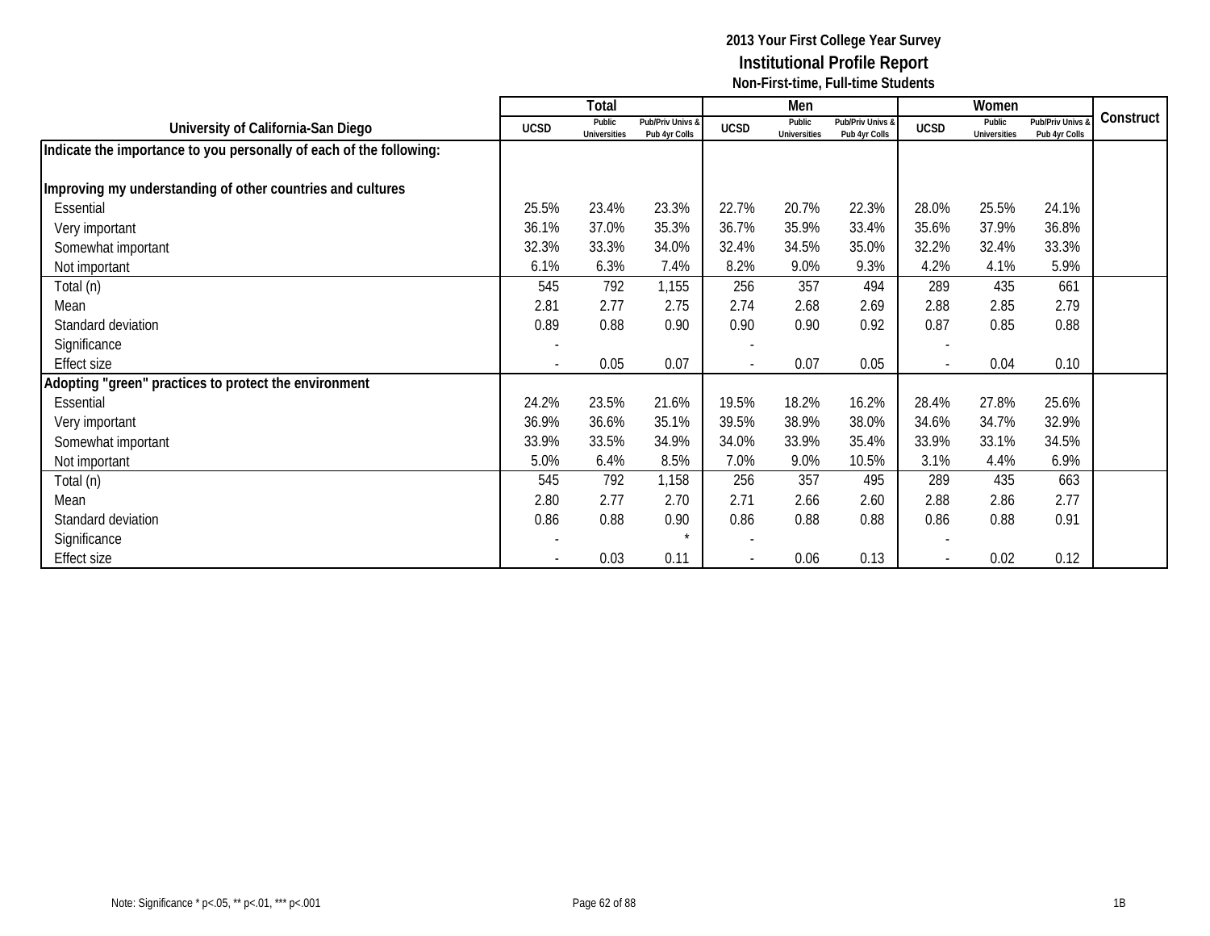# 2013 Your First College Year Survey
## Institutional Profile Report
### Non-First-time, Full-time Students

| University of California-San Diego | Total | | | Men | | | Women | | | Construct |
|---|---|---|---|---|---|---|---|---|---|---|
| | UCSD | Public Universities | Pub/Priv Univs & Pub 4yr Colls | UCSD | Public Universities | Pub/Priv Univs & Pub 4yr Colls | UCSD | Public Universities | Pub/Priv Univs & Pub 4yr Colls | |
| **Indicate the importance to you personally of each of the following:** | | | | | | | | | | |
| **Improving my understanding of other countries and cultures** | | | | | | | | | | |
| Essential | 25.5% | 23.4% | 23.3% | 22.7% | 20.7% | 22.3% | 28.0% | 25.5% | 24.1% | |
| Very important | 36.1% | 37.0% | 35.3% | 36.7% | 35.9% | 33.4% | 35.6% | 37.9% | 36.8% | |
| Somewhat important | 32.3% | 33.3% | 34.0% | 32.4% | 34.5% | 35.0% | 32.2% | 32.4% | 33.3% | |
| Not important | 6.1% | 6.3% | 7.4% | 8.2% | 9.0% | 9.3% | 4.2% | 4.1% | 5.9% | |
| Total (n) | 545 | 792 | 1,155 | 256 | 357 | 494 | 289 | 435 | 661 | |
| Mean | 2.81 | 2.77 | 2.75 | 2.74 | 2.68 | 2.69 | 2.88 | 2.85 | 2.79 | |
| Standard deviation | 0.89 | 0.88 | 0.90 | 0.90 | 0.90 | 0.92 | 0.87 | 0.85 | 0.88 | |
| Significance | - | | | - | | | - | | | |
| Effect size | - | 0.05 | 0.07 | - | 0.07 | 0.05 | - | 0.04 | 0.10 | |
| **Adopting "green" practices to protect the environment** | | | | | | | | | | |
| Essential | 24.2% | 23.5% | 21.6% | 19.5% | 18.2% | 16.2% | 28.4% | 27.8% | 25.6% | |
| Very important | 36.9% | 36.6% | 35.1% | 39.5% | 38.9% | 38.0% | 34.6% | 34.7% | 32.9% | |
| Somewhat important | 33.9% | 33.5% | 34.9% | 34.0% | 33.9% | 35.4% | 33.9% | 33.1% | 34.5% | |
| Not important | 5.0% | 6.4% | 8.5% | 7.0% | 9.0% | 10.5% | 3.1% | 4.4% | 6.9% | |
| Total (n) | 545 | 792 | 1,158 | 256 | 357 | 495 | 289 | 435 | 663 | |
| Mean | 2.80 | 2.77 | 2.70 | 2.71 | 2.66 | 2.60 | 2.88 | 2.86 | 2.77 | |
| Standard deviation | 0.86 | 0.88 | 0.90 | 0.86 | 0.88 | 0.88 | 0.86 | 0.88 | 0.91 | |
| Significance | - | | * | - | | | - | | | |
| Effect size | - | 0.03 | 0.11 | - | 0.06 | 0.13 | - | 0.02 | 0.12 | |

Note: Significance * p<.05, ** p<.01, *** p<.001

1B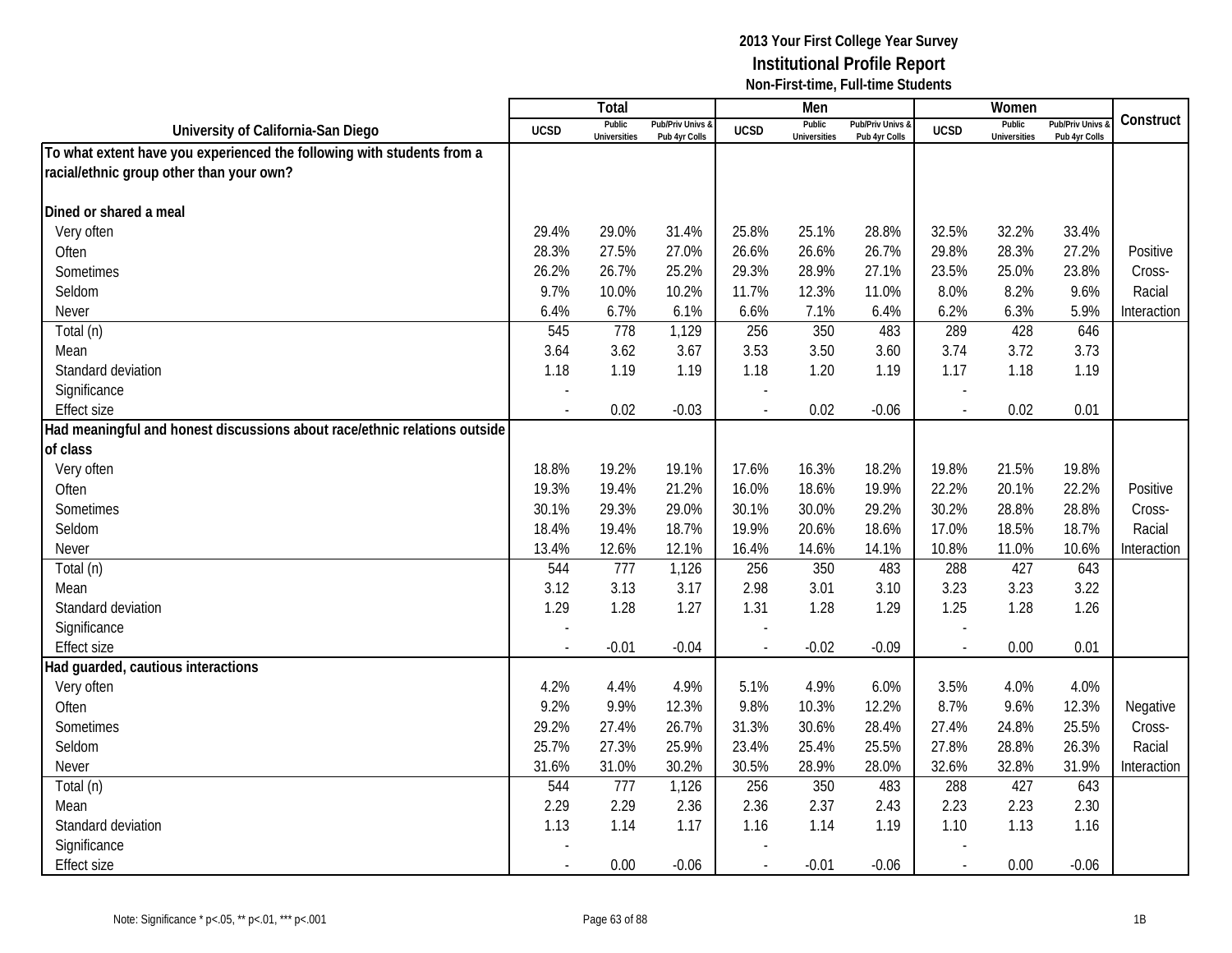**2013 Your First College Year Survey**
**Institutional Profile Report**
**Non-First-time, Full-time Students**

| University of California-San Diego | Total | | | Men | | | Women | | | Construct |
|---|---|---|---|---|---|---|---|---|---|---|
| | UCSD | Public Universities | Pub/Priv Univs & Pub 4yr Colls | UCSD | Public Universities | Pub/Priv Univs & Pub 4yr Colls | UCSD | Public Universities | Pub/Priv Univs & Pub 4yr Colls | |
| **To what extent have you experienced the following with students from a racial/ethnic group other than your own?** | | | | | | | | | | |
| **Dined or shared a meal** | | | | | | | | | | |
| Very often | 29.4% | 29.0% | 31.4% | 25.8% | 25.1% | 28.8% | 32.5% | 32.2% | 33.4% | Positive Cross-Racial Interaction |
| Often | 28.3% | 27.5% | 27.0% | 26.6% | 26.6% | 26.7% | 29.8% | 28.3% | 27.2% | |
| Sometimes | 26.2% | 26.7% | 25.2% | 29.3% | 28.9% | 27.1% | 23.5% | 25.0% | 23.8% | |
| Seldom | 9.7% | 10.0% | 10.2% | 11.7% | 12.3% | 11.0% | 8.0% | 8.2% | 9.6% | |
| Never | 6.4% | 6.7% | 6.1% | 6.6% | 7.1% | 6.4% | 6.2% | 6.3% | 5.9% | |
| Total (n) | 545 | 778 | 1,129 | 256 | 350 | 483 | 289 | 428 | 646 | |
| Mean | 3.64 | 3.62 | 3.67 | 3.53 | 3.50 | 3.60 | 3.74 | 3.72 | 3.73 | |
| Standard deviation | 1.18 | 1.19 | 1.19 | 1.18 | 1.20 | 1.19 | 1.17 | 1.18 | 1.19 | |
| Significance | - | | | - | | | - | | | |
| Effect size | - | 0.02 | -0.03 | - | 0.02 | -0.06 | - | 0.02 | 0.01 | |
| **Had meaningful and honest discussions about race/ethnic relations outside of class** | | | | | | | | | | |
| Very often | 18.8% | 19.2% | 19.1% | 17.6% | 16.3% | 18.2% | 19.8% | 21.5% | 19.8% | Positive Cross-Racial Interaction |
| Often | 19.3% | 19.4% | 21.2% | 16.0% | 18.6% | 19.9% | 22.2% | 20.1% | 22.2% | |
| Sometimes | 30.1% | 29.3% | 29.0% | 30.1% | 30.0% | 29.2% | 30.2% | 28.8% | 28.8% | |
| Seldom | 18.4% | 19.4% | 18.7% | 19.9% | 20.6% | 18.6% | 17.0% | 18.5% | 18.7% | |
| Never | 13.4% | 12.6% | 12.1% | 16.4% | 14.6% | 14.1% | 10.8% | 11.0% | 10.6% | |
| Total (n) | 544 | 777 | 1,126 | 256 | 350 | 483 | 288 | 427 | 643 | |
| Mean | 3.12 | 3.13 | 3.17 | 2.98 | 3.01 | 3.10 | 3.23 | 3.23 | 3.22 | |
| Standard deviation | 1.29 | 1.28 | 1.27 | 1.31 | 1.28 | 1.29 | 1.25 | 1.28 | 1.26 | |
| Significance | - | | | - | | | - | | | |
| Effect size | - | -0.01 | -0.04 | - | -0.02 | -0.09 | - | 0.00 | 0.01 | |
| **Had guarded, cautious interactions** | | | | | | | | | | |
| Very often | 4.2% | 4.4% | 4.9% | 5.1% | 4.9% | 6.0% | 3.5% | 4.0% | 4.0% | Negative Cross-Racial Interaction |
| Often | 9.2% | 9.9% | 12.3% | 9.8% | 10.3% | 12.2% | 8.7% | 9.6% | 12.3% | |
| Sometimes | 29.2% | 27.4% | 26.7% | 31.3% | 30.6% | 28.4% | 27.4% | 24.8% | 25.5% | |
| Seldom | 25.7% | 27.3% | 25.9% | 23.4% | 25.4% | 25.5% | 27.8% | 28.8% | 26.3% | |
| Never | 31.6% | 31.0% | 30.2% | 30.5% | 28.9% | 28.0% | 32.6% | 32.8% | 31.9% | |
| Total (n) | 544 | 777 | 1,126 | 256 | 350 | 483 | 288 | 427 | 643 | |
| Mean | 2.29 | 2.29 | 2.36 | 2.36 | 2.37 | 2.43 | 2.23 | 2.23 | 2.30 | |
| Standard deviation | 1.13 | 1.14 | 1.17 | 1.16 | 1.14 | 1.19 | 1.10 | 1.13 | 1.16 | |
| Significance | - | | | - | | | - | | | |
| Effect size | - | 0.00 | -0.06 | - | -0.01 | -0.06 | - | 0.00 | -0.06 | |

Note: Significance * p<.05, ** p<.01, *** p<.001

1B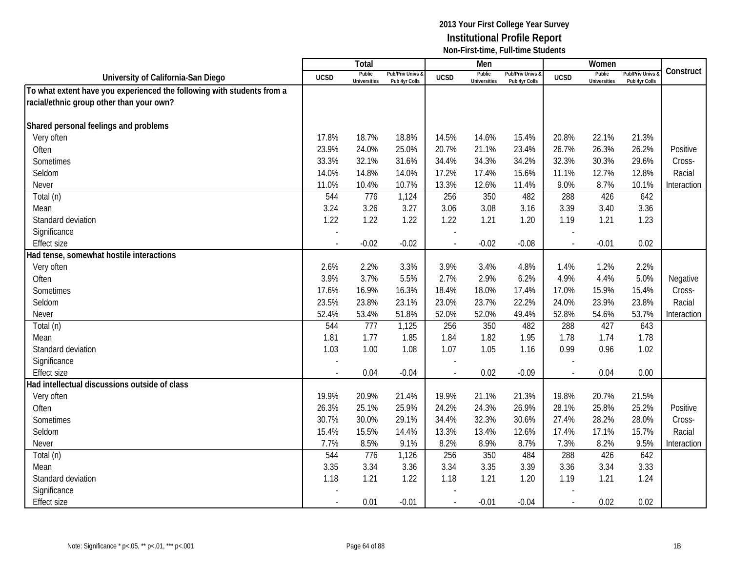# 2013 Your First College Year Survey
## Institutional Profile Report
### Non-First-time, Full-time Students

| University of California-San Diego | Total | | | Men | | | Women | | | Construct |
|---|---|---|---|---|---|---|---|---|---|---|
| | UCSD | Public Universities | Pub/Priv Univs & Pub 4yr Colls | UCSD | Public Universities | Pub/Priv Univs & Pub 4yr Colls | UCSD | Public Universities | Pub/Priv Univs & Pub 4yr Colls | |
| **To what extent have you experienced the following with students from a racial/ethnic group other than your own?** | | | | | | | | | | |
| **Shared personal feelings and problems** | | | | | | | | | | |
| Very often | 17.8% | 18.7% | 18.8% | 14.5% | 14.6% | 15.4% | 20.8% | 22.1% | 21.3% | Positive Cross-Racial Interaction |
| Often | 23.9% | 24.0% | 25.0% | 20.7% | 21.1% | 23.4% | 26.7% | 26.3% | 26.2% | |
| Sometimes | 33.3% | 32.1% | 31.6% | 34.4% | 34.3% | 34.2% | 32.3% | 30.3% | 29.6% | |
| Seldom | 14.0% | 14.8% | 14.0% | 17.2% | 17.4% | 15.6% | 11.1% | 12.7% | 12.8% | |
| Never | 11.0% | 10.4% | 10.7% | 13.3% | 12.6% | 11.4% | 9.0% | 8.7% | 10.1% | |
| Total (n) | 544 | 776 | 1,124 | 256 | 350 | 482 | 288 | 426 | 642 | |
| Mean | 3.24 | 3.26 | 3.27 | 3.06 | 3.08 | 3.16 | 3.39 | 3.40 | 3.36 | |
| Standard deviation | 1.22 | 1.22 | 1.22 | 1.22 | 1.21 | 1.20 | 1.19 | 1.21 | 1.23 | |
| Significance | - | | | - | | | - | | | |
| Effect size | - | -0.02 | -0.02 | - | -0.02 | -0.08 | - | -0.01 | 0.02 | |
| **Had tense, somewhat hostile interactions** | | | | | | | | | | |
| Very often | 2.6% | 2.2% | 3.3% | 3.9% | 3.4% | 4.8% | 1.4% | 1.2% | 2.2% | Negative Cross-Racial Interaction |
| Often | 3.9% | 3.7% | 5.5% | 2.7% | 2.9% | 6.2% | 4.9% | 4.4% | 5.0% | |
| Sometimes | 17.6% | 16.9% | 16.3% | 18.4% | 18.0% | 17.4% | 17.0% | 15.9% | 15.4% | |
| Seldom | 23.5% | 23.8% | 23.1% | 23.0% | 23.7% | 22.2% | 24.0% | 23.9% | 23.8% | |
| Never | 52.4% | 53.4% | 51.8% | 52.0% | 52.0% | 49.4% | 52.8% | 54.6% | 53.7% | |
| Total (n) | 544 | 777 | 1,125 | 256 | 350 | 482 | 288 | 427 | 643 | |
| Mean | 1.81 | 1.77 | 1.85 | 1.84 | 1.82 | 1.95 | 1.78 | 1.74 | 1.78 | |
| Standard deviation | 1.03 | 1.00 | 1.08 | 1.07 | 1.05 | 1.16 | 0.99 | 0.96 | 1.02 | |
| Significance | - | | | - | | | - | | | |
| Effect size | - | 0.04 | -0.04 | - | 0.02 | -0.09 | - | 0.04 | 0.00 | |
| **Had intellectual discussions outside of class** | | | | | | | | | | |
| Very often | 19.9% | 20.9% | 21.4% | 19.9% | 21.1% | 21.3% | 19.8% | 20.7% | 21.5% | Positive Cross-Racial Interaction |
| Often | 26.3% | 25.1% | 25.9% | 24.2% | 24.3% | 26.9% | 28.1% | 25.8% | 25.2% | |
| Sometimes | 30.7% | 30.0% | 29.1% | 34.4% | 32.3% | 30.6% | 27.4% | 28.2% | 28.0% | |
| Seldom | 15.4% | 15.5% | 14.4% | 13.3% | 13.4% | 12.6% | 17.4% | 17.1% | 15.7% | |
| Never | 7.7% | 8.5% | 9.1% | 8.2% | 8.9% | 8.7% | 7.3% | 8.2% | 9.5% | |
| Total (n) | 544 | 776 | 1,126 | 256 | 350 | 484 | 288 | 426 | 642 | |
| Mean | 3.35 | 3.34 | 3.36 | 3.34 | 3.35 | 3.39 | 3.36 | 3.34 | 3.33 | |
| Standard deviation | 1.18 | 1.21 | 1.22 | 1.18 | 1.21 | 1.20 | 1.19 | 1.21 | 1.24 | |
| Significance | - | | | - | | | - | | | |
| Effect size | - | 0.01 | -0.01 | - | -0.01 | -0.04 | - | 0.02 | 0.02 | |

Note: Significance * p<.05, ** p<.01, *** p<.001

1B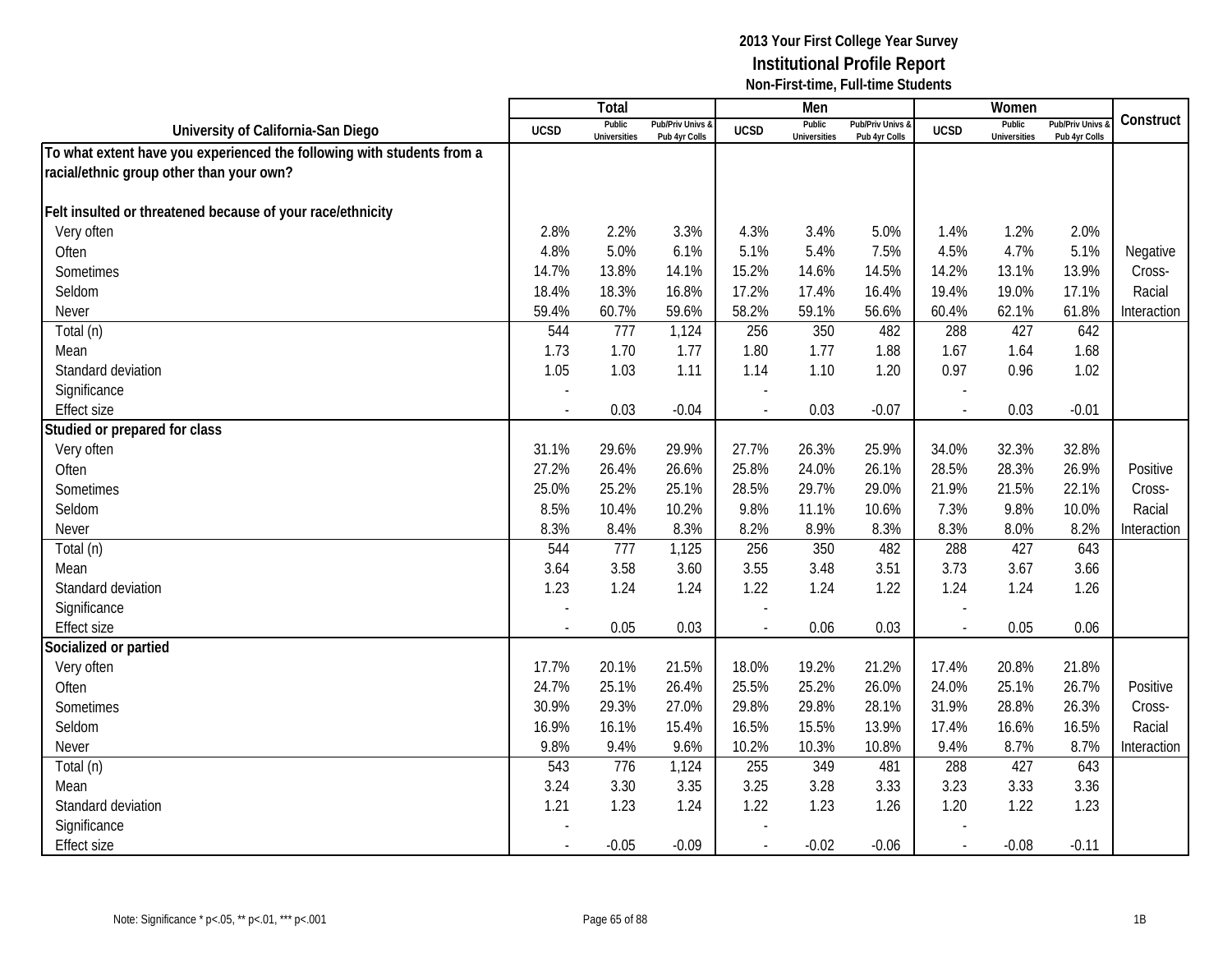2013 Your First College Year Survey
**Institutional Profile Report**
Non-First-time, Full-time Students

| University of California-San Diego | Total | | | Men | | | Women | | | Construct |
|---|---|---|---|---|---|---|---|---|---|---|
| | UCSD | Public Universities | Pub/Priv Univs & Pub 4yr Colls | UCSD | Public Universities | Pub/Priv Univs & Pub 4yr Colls | UCSD | Public Universities | Pub/Priv Univs & Pub 4yr Colls | |
| **To what extent have you experienced the following with students from a racial/ethnic group other than your own?** | | | | | | | | | | |
| **Felt insulted or threatened because of your race/ethnicity** | | | | | | | | | | |
| Very often | 2.8% | 2.2% | 3.3% | 4.3% | 3.4% | 5.0% | 1.4% | 1.2% | 2.0% | Negative Cross-Racial Interaction |
| Often | 4.8% | 5.0% | 6.1% | 5.1% | 5.4% | 7.5% | 4.5% | 4.7% | 5.1% | |
| Sometimes | 14.7% | 13.8% | 14.1% | 15.2% | 14.6% | 14.5% | 14.2% | 13.1% | 13.9% | |
| Seldom | 18.4% | 18.3% | 16.8% | 17.2% | 17.4% | 16.4% | 19.4% | 19.0% | 17.1% | |
| Never | 59.4% | 60.7% | 59.6% | 58.2% | 59.1% | 56.6% | 60.4% | 62.1% | 61.8% | |
| Total (n) | 544 | 777 | 1,124 | 256 | 350 | 482 | 288 | 427 | 642 | |
| Mean | 1.73 | 1.70 | 1.77 | 1.80 | 1.77 | 1.88 | 1.67 | 1.64 | 1.68 | |
| Standard deviation | 1.05 | 1.03 | 1.11 | 1.14 | 1.10 | 1.20 | 0.97 | 0.96 | 1.02 | |
| Significance | - | | | - | | | - | | | |
| Effect size | - | 0.03 | -0.04 | - | 0.03 | -0.07 | - | 0.03 | -0.01 | |
| **Studied or prepared for class** | | | | | | | | | | |
| Very often | 31.1% | 29.6% | 29.9% | 27.7% | 26.3% | 25.9% | 34.0% | 32.3% | 32.8% | Positive Cross-Racial Interaction |
| Often | 27.2% | 26.4% | 26.6% | 25.8% | 24.0% | 26.1% | 28.5% | 28.3% | 26.9% | |
| Sometimes | 25.0% | 25.2% | 25.1% | 28.5% | 29.7% | 29.0% | 21.9% | 21.5% | 22.1% | |
| Seldom | 8.5% | 10.4% | 10.2% | 9.8% | 11.1% | 10.6% | 7.3% | 9.8% | 10.0% | |
| Never | 8.3% | 8.4% | 8.3% | 8.2% | 8.9% | 8.3% | 8.3% | 8.0% | 8.2% | |
| Total (n) | 544 | 777 | 1,125 | 256 | 350 | 482 | 288 | 427 | 643 | |
| Mean | 3.64 | 3.58 | 3.60 | 3.55 | 3.48 | 3.51 | 3.73 | 3.67 | 3.66 | |
| Standard deviation | 1.23 | 1.24 | 1.24 | 1.22 | 1.24 | 1.22 | 1.24 | 1.24 | 1.26 | |
| Significance | - | | | - | | | - | | | |
| Effect size | - | 0.05 | 0.03 | - | 0.06 | 0.03 | - | 0.05 | 0.06 | |
| **Socialized or partied** | | | | | | | | | | |
| Very often | 17.7% | 20.1% | 21.5% | 18.0% | 19.2% | 21.2% | 17.4% | 20.8% | 21.8% | Positive Cross-Racial Interaction |
| Often | 24.7% | 25.1% | 26.4% | 25.5% | 25.2% | 26.0% | 24.0% | 25.1% | 26.7% | |
| Sometimes | 30.9% | 29.3% | 27.0% | 29.8% | 29.8% | 28.1% | 31.9% | 28.8% | 26.3% | |
| Seldom | 16.9% | 16.1% | 15.4% | 16.5% | 15.5% | 13.9% | 17.4% | 16.6% | 16.5% | |
| Never | 9.8% | 9.4% | 9.6% | 10.2% | 10.3% | 10.8% | 9.4% | 8.7% | 8.7% | |
| Total (n) | 543 | 776 | 1,124 | 255 | 349 | 481 | 288 | 427 | 643 | |
| Mean | 3.24 | 3.30 | 3.35 | 3.25 | 3.28 | 3.33 | 3.23 | 3.33 | 3.36 | |
| Standard deviation | 1.21 | 1.23 | 1.24 | 1.22 | 1.23 | 1.26 | 1.20 | 1.22 | 1.23 | |
| Significance | - | | | - | | | - | | | |
| Effect size | - | -0.05 | -0.09 | - | -0.02 | -0.06 | - | -0.08 | -0.11 | |

Note: Significance * p<.05, ** p<.01, *** p<.001

1B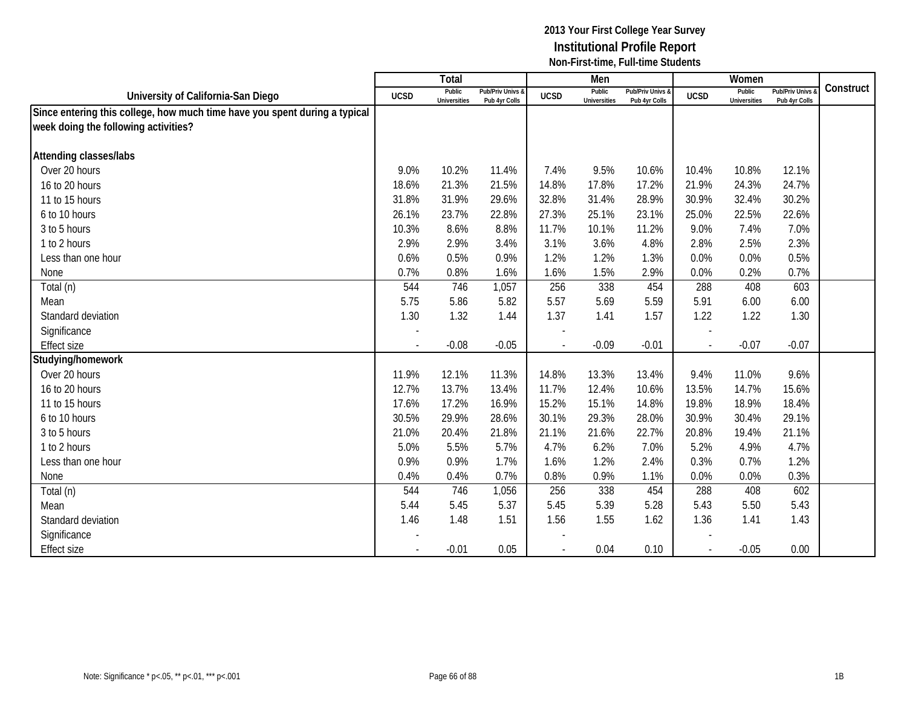## 2013 Your First College Year Survey
## Institutional Profile Report
### Non-First-time, Full-time Students

| University of California-San Diego | Total | | | Men | | | Women | | | Construct |
|---|---|---|---|---|---|---|---|---|---|---|
| | UCSD | Public Universities | Pub/Priv Univs & Pub 4yr Colls | UCSD | Public Universities | Pub/Priv Univs & Pub 4yr Colls | UCSD | Public Universities | Pub/Priv Univs & Pub 4yr Colls | |
| **Since entering this college, how much time have you spent during a typical week doing the following activities?** | | | | | | | | | | |
| **Attending classes/labs** | | | | | | | | | | |
| Over 20 hours | 9.0% | 10.2% | 11.4% | 7.4% | 9.5% | 10.6% | 10.4% | 10.8% | 12.1% | |
| 16 to 20 hours | 18.6% | 21.3% | 21.5% | 14.8% | 17.8% | 17.2% | 21.9% | 24.3% | 24.7% | |
| 11 to 15 hours | 31.8% | 31.9% | 29.6% | 32.8% | 31.4% | 28.9% | 30.9% | 32.4% | 30.2% | |
| 6 to 10 hours | 26.1% | 23.7% | 22.8% | 27.3% | 25.1% | 23.1% | 25.0% | 22.5% | 22.6% | |
| 3 to 5 hours | 10.3% | 8.6% | 8.8% | 11.7% | 10.1% | 11.2% | 9.0% | 7.4% | 7.0% | |
| 1 to 2 hours | 2.9% | 2.9% | 3.4% | 3.1% | 3.6% | 4.8% | 2.8% | 2.5% | 2.3% | |
| Less than one hour | 0.6% | 0.5% | 0.9% | 1.2% | 1.2% | 1.3% | 0.0% | 0.0% | 0.5% | |
| None | 0.7% | 0.8% | 1.6% | 1.6% | 1.5% | 2.9% | 0.0% | 0.2% | 0.7% | |
| Total (n) | 544 | 746 | 1,057 | 256 | 338 | 454 | 288 | 408 | 603 | |
| Mean | 5.75 | 5.86 | 5.82 | 5.57 | 5.69 | 5.59 | 5.91 | 6.00 | 6.00 | |
| Standard deviation | 1.30 | 1.32 | 1.44 | 1.37 | 1.41 | 1.57 | 1.22 | 1.22 | 1.30 | |
| Significance | - | | | - | | | - | | | |
| Effect size | - | -0.08 | -0.05 | - | -0.09 | -0.01 | - | -0.07 | -0.07 | |
| **Studying/homework** | | | | | | | | | | |
| Over 20 hours | 11.9% | 12.1% | 11.3% | 14.8% | 13.3% | 13.4% | 9.4% | 11.0% | 9.6% | |
| 16 to 20 hours | 12.7% | 13.7% | 13.4% | 11.7% | 12.4% | 10.6% | 13.5% | 14.7% | 15.6% | |
| 11 to 15 hours | 17.6% | 17.2% | 16.9% | 15.2% | 15.1% | 14.8% | 19.8% | 18.9% | 18.4% | |
| 6 to 10 hours | 30.5% | 29.9% | 28.6% | 30.1% | 29.3% | 28.0% | 30.9% | 30.4% | 29.1% | |
| 3 to 5 hours | 21.0% | 20.4% | 21.8% | 21.1% | 21.6% | 22.7% | 20.8% | 19.4% | 21.1% | |
| 1 to 2 hours | 5.0% | 5.5% | 5.7% | 4.7% | 6.2% | 7.0% | 5.2% | 4.9% | 4.7% | |
| Less than one hour | 0.9% | 0.9% | 1.7% | 1.6% | 1.2% | 2.4% | 0.3% | 0.7% | 1.2% | |
| None | 0.4% | 0.4% | 0.7% | 0.8% | 0.9% | 1.1% | 0.0% | 0.0% | 0.3% | |
| Total (n) | 544 | 746 | 1,056 | 256 | 338 | 454 | 288 | 408 | 602 | |
| Mean | 5.44 | 5.45 | 5.37 | 5.45 | 5.39 | 5.28 | 5.43 | 5.50 | 5.43 | |
| Standard deviation | 1.46 | 1.48 | 1.51 | 1.56 | 1.55 | 1.62 | 1.36 | 1.41 | 1.43 | |
| Significance | - | | | - | | | - | | | |
| Effect size | - | -0.01 | 0.05 | - | 0.04 | 0.10 | - | -0.05 | 0.00 | |

Note: Significance * p<.05, ** p<.01, *** p<.001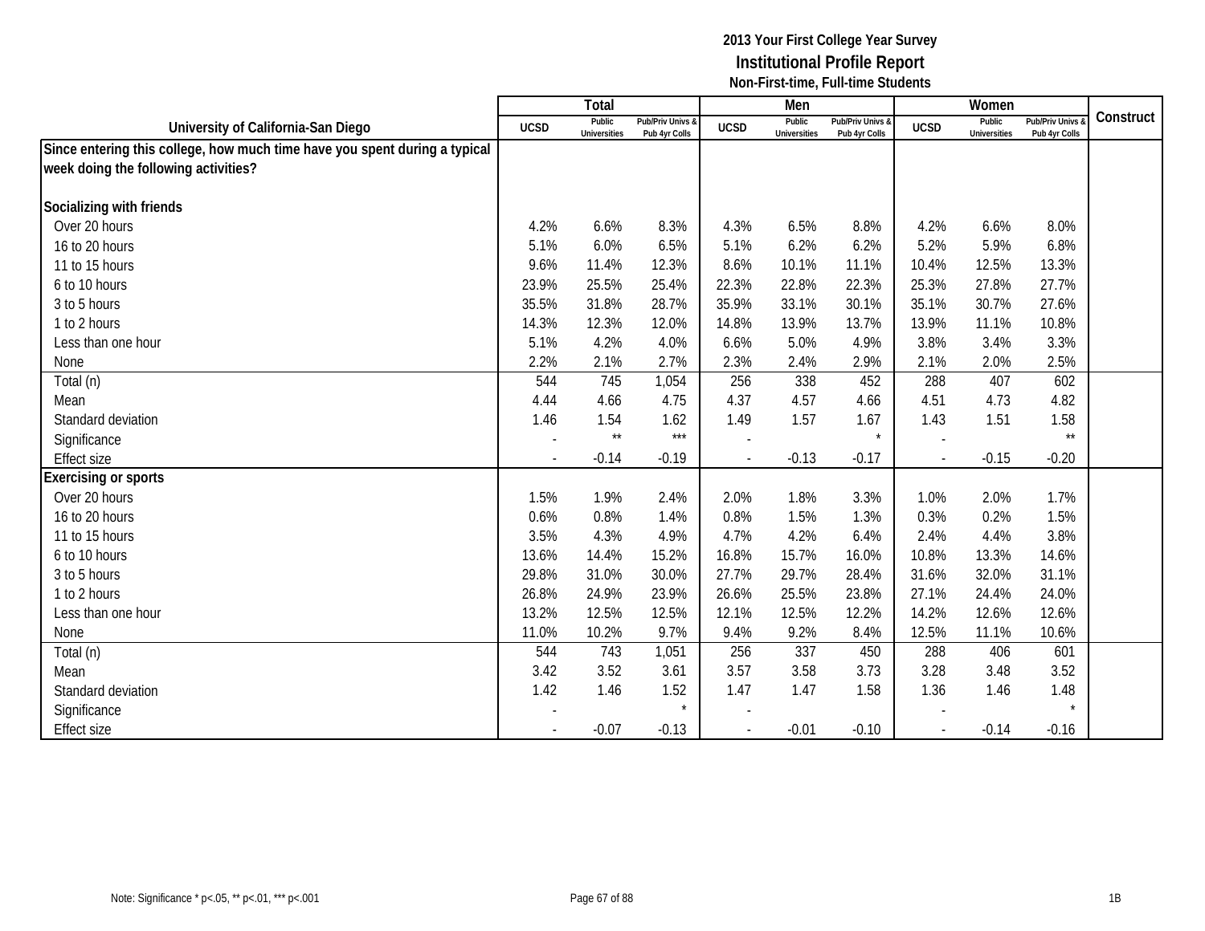**2013 Your First College Year Survey**
**Institutional Profile Report**
**Non-First-time, Full-time Students**

| University of California-San Diego | Total | | | Men | | | Women | | | Construct |
|---|---|---|---|---|---|---|---|---|---|---|
| | UCSD | Public Universities | Pub/Priv Univs & Pub 4yr Colls | UCSD | Public Universities | Pub/Priv Univs & Pub 4yr Colls | UCSD | Public Universities | Pub/Priv Univs & Pub 4yr Colls | |
| **Since entering this college, how much time have you spent during a typical week doing the following activities?** | | | | | | | | | | |
| **Socializing with friends** | | | | | | | | | | |
| Over 20 hours | 4.2% | 6.6% | 8.3% | 4.3% | 6.5% | 8.8% | 4.2% | 6.6% | 8.0% | |
| 16 to 20 hours | 5.1% | 6.0% | 6.5% | 5.1% | 6.2% | 6.2% | 5.2% | 5.9% | 6.8% | |
| 11 to 15 hours | 9.6% | 11.4% | 12.3% | 8.6% | 10.1% | 11.1% | 10.4% | 12.5% | 13.3% | |
| 6 to 10 hours | 23.9% | 25.5% | 25.4% | 22.3% | 22.8% | 22.3% | 25.3% | 27.8% | 27.7% | |
| 3 to 5 hours | 35.5% | 31.8% | 28.7% | 35.9% | 33.1% | 30.1% | 35.1% | 30.7% | 27.6% | |
| 1 to 2 hours | 14.3% | 12.3% | 12.0% | 14.8% | 13.9% | 13.7% | 13.9% | 11.1% | 10.8% | |
| Less than one hour | 5.1% | 4.2% | 4.0% | 6.6% | 5.0% | 4.9% | 3.8% | 3.4% | 3.3% | |
| None | 2.2% | 2.1% | 2.7% | 2.3% | 2.4% | 2.9% | 2.1% | 2.0% | 2.5% | |
| Total (n) | 544 | 745 | 1,054 | 256 | 338 | 452 | 288 | 407 | 602 | |
| Mean | 4.44 | 4.66 | 4.75 | 4.37 | 4.57 | 4.66 | 4.51 | 4.73 | 4.82 | |
| Standard deviation | 1.46 | 1.54 | 1.62 | 1.49 | 1.57 | 1.67 | 1.43 | 1.51 | 1.58 | |
| Significance | - | ** | *** | - | | * | - | | ** | |
| Effect size | - | -0.14 | -0.19 | - | -0.13 | -0.17 | - | -0.15 | -0.20 | |
| **Exercising or sports** | | | | | | | | | | |
| Over 20 hours | 1.5% | 1.9% | 2.4% | 2.0% | 1.8% | 3.3% | 1.0% | 2.0% | 1.7% | |
| 16 to 20 hours | 0.6% | 0.8% | 1.4% | 0.8% | 1.5% | 1.3% | 0.3% | 0.2% | 1.5% | |
| 11 to 15 hours | 3.5% | 4.3% | 4.9% | 4.7% | 4.2% | 6.4% | 2.4% | 4.4% | 3.8% | |
| 6 to 10 hours | 13.6% | 14.4% | 15.2% | 16.8% | 15.7% | 16.0% | 10.8% | 13.3% | 14.6% | |
| 3 to 5 hours | 29.8% | 31.0% | 30.0% | 27.7% | 29.7% | 28.4% | 31.6% | 32.0% | 31.1% | |
| 1 to 2 hours | 26.8% | 24.9% | 23.9% | 26.6% | 25.5% | 23.8% | 27.1% | 24.4% | 24.0% | |
| Less than one hour | 13.2% | 12.5% | 12.5% | 12.1% | 12.5% | 12.2% | 14.2% | 12.6% | 12.6% | |
| None | 11.0% | 10.2% | 9.7% | 9.4% | 9.2% | 8.4% | 12.5% | 11.1% | 10.6% | |
| Total (n) | 544 | 743 | 1,051 | 256 | 337 | 450 | 288 | 406 | 601 | |
| Mean | 3.42 | 3.52 | 3.61 | 3.57 | 3.58 | 3.73 | 3.28 | 3.48 | 3.52 | |
| Standard deviation | 1.42 | 1.46 | 1.52 | 1.47 | 1.47 | 1.58 | 1.36 | 1.46 | 1.48 | |
| Significance | - | | * | - | | | - | | * | |
| Effect size | - | -0.07 | -0.13 | - | -0.01 | -0.10 | - | -0.14 | -0.16 | |

Note: Significance * p<.05, ** p<.01, *** p<.001

1B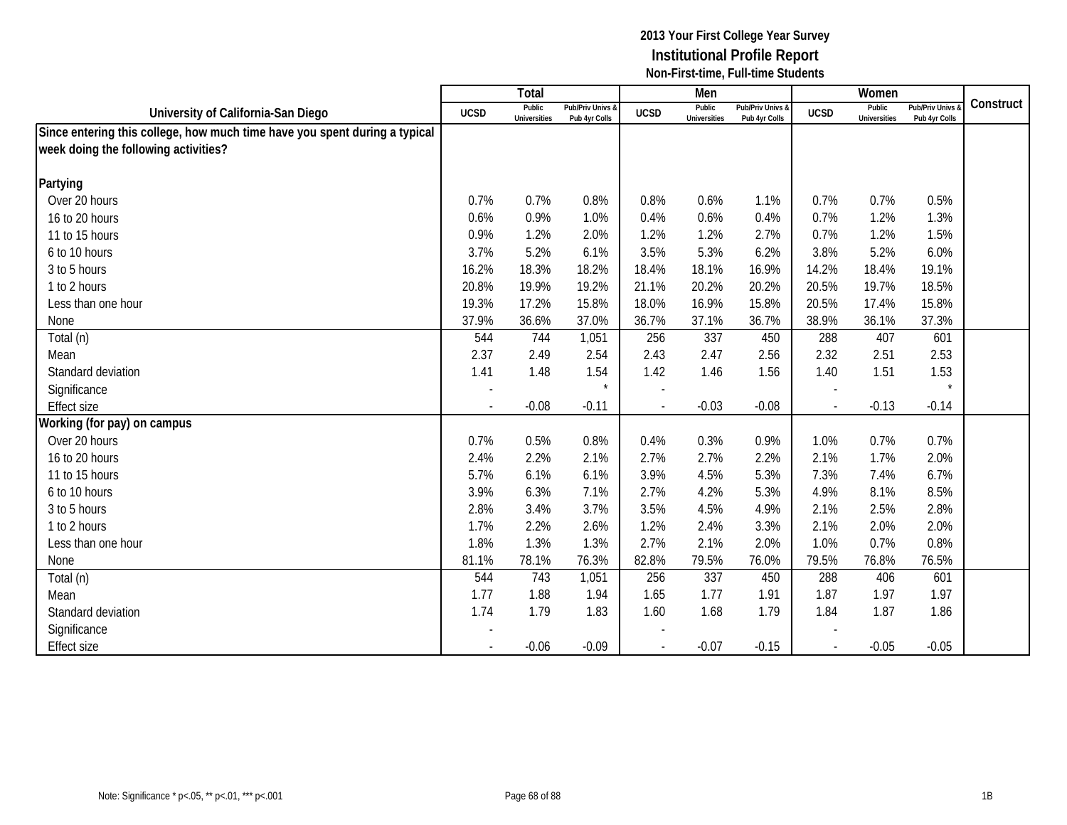**2013 Your First College Year Survey**
**Institutional Profile Report**
**Non-First-time, Full-time Students**

| University of California-San Diego | Total | | | Men | | | Women | | | Construct |
|---|---|---|---|---|---|---|---|---|---|---|
| | UCSD | Public Universities | Pub/Priv Univs & Pub 4yr Colls | UCSD | Public Universities | Pub/Priv Univs & Pub 4yr Colls | UCSD | Public Universities | Pub/Priv Univs & Pub 4yr Colls | |
| **Since entering this college, how much time have you spent during a typical week doing the following activities?** | | | | | | | | | | |
| **Partying** | | | | | | | | | | |
| Over 20 hours | 0.7% | 0.7% | 0.8% | 0.8% | 0.6% | 1.1% | 0.7% | 0.7% | 0.5% | |
| 16 to 20 hours | 0.6% | 0.9% | 1.0% | 0.4% | 0.6% | 0.4% | 0.7% | 1.2% | 1.3% | |
| 11 to 15 hours | 0.9% | 1.2% | 2.0% | 1.2% | 1.2% | 2.7% | 0.7% | 1.2% | 1.5% | |
| 6 to 10 hours | 3.7% | 5.2% | 6.1% | 3.5% | 5.3% | 6.2% | 3.8% | 5.2% | 6.0% | |
| 3 to 5 hours | 16.2% | 18.3% | 18.2% | 18.4% | 18.1% | 16.9% | 14.2% | 18.4% | 19.1% | |
| 1 to 2 hours | 20.8% | 19.9% | 19.2% | 21.1% | 20.2% | 20.2% | 20.5% | 19.7% | 18.5% | |
| Less than one hour | 19.3% | 17.2% | 15.8% | 18.0% | 16.9% | 15.8% | 20.5% | 17.4% | 15.8% | |
| None | 37.9% | 36.6% | 37.0% | 36.7% | 37.1% | 36.7% | 38.9% | 36.1% | 37.3% | |
| Total (n) | 544 | 744 | 1,051 | 256 | 337 | 450 | 288 | 407 | 601 | |
| Mean | 2.37 | 2.49 | 2.54 | 2.43 | 2.47 | 2.56 | 2.32 | 2.51 | 2.53 | |
| Standard deviation | 1.41 | 1.48 | 1.54 | 1.42 | 1.46 | 1.56 | 1.40 | 1.51 | 1.53 | |
| Significance | - | | * | - | | | - | | * | |
| Effect size | - | -0.08 | -0.11 | - | -0.03 | -0.08 | - | -0.13 | -0.14 | |
| **Working (for pay) on campus** | | | | | | | | | | |
| Over 20 hours | 0.7% | 0.5% | 0.8% | 0.4% | 0.3% | 0.9% | 1.0% | 0.7% | 0.7% | |
| 16 to 20 hours | 2.4% | 2.2% | 2.1% | 2.7% | 2.7% | 2.2% | 2.1% | 1.7% | 2.0% | |
| 11 to 15 hours | 5.7% | 6.1% | 6.1% | 3.9% | 4.5% | 5.3% | 7.3% | 7.4% | 6.7% | |
| 6 to 10 hours | 3.9% | 6.3% | 7.1% | 2.7% | 4.2% | 5.3% | 4.9% | 8.1% | 8.5% | |
| 3 to 5 hours | 2.8% | 3.4% | 3.7% | 3.5% | 4.5% | 4.9% | 2.1% | 2.5% | 2.8% | |
| 1 to 2 hours | 1.7% | 2.2% | 2.6% | 1.2% | 2.4% | 3.3% | 2.1% | 2.0% | 2.0% | |
| Less than one hour | 1.8% | 1.3% | 1.3% | 2.7% | 2.1% | 2.0% | 1.0% | 0.7% | 0.8% | |
| None | 81.1% | 78.1% | 76.3% | 82.8% | 79.5% | 76.0% | 79.5% | 76.8% | 76.5% | |
| Total (n) | 544 | 743 | 1,051 | 256 | 337 | 450 | 288 | 406 | 601 | |
| Mean | 1.77 | 1.88 | 1.94 | 1.65 | 1.77 | 1.91 | 1.87 | 1.97 | 1.97 | |
| Standard deviation | 1.74 | 1.79 | 1.83 | 1.60 | 1.68 | 1.79 | 1.84 | 1.87 | 1.86 | |
| Significance | - | | | - | | | - | | | |
| Effect size | - | -0.06 | -0.09 | - | -0.07 | -0.15 | - | -0.05 | -0.05 | |

Note: Significance * p<.05, ** p<.01, *** p<.001

1B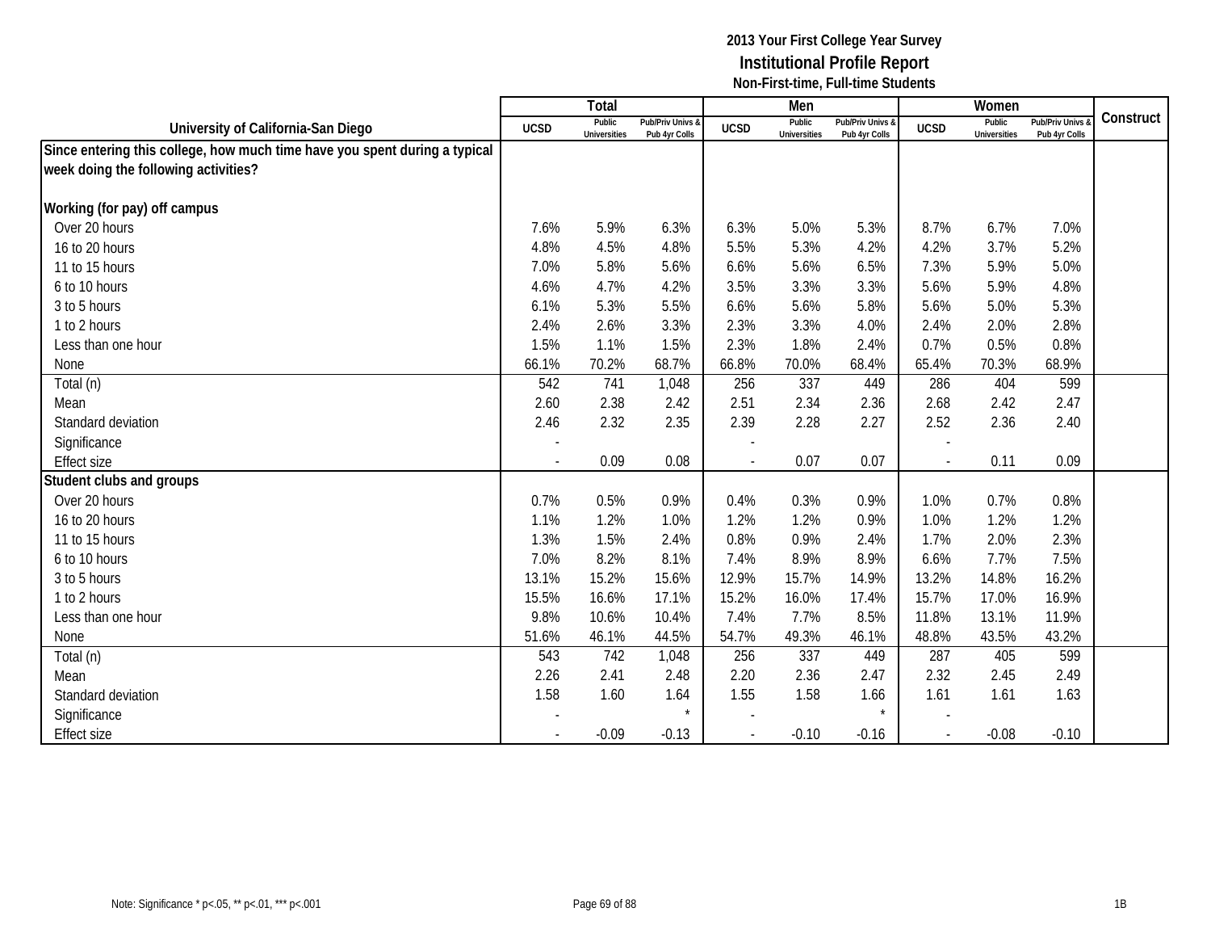# 2013 Your First College Year Survey
## Institutional Profile Report
### Non-First-time, Full-time Students

| University of California-San Diego | Total | | | Men | | | Women | | | Construct |
|---|---|---|---|---|---|---|---|---|---|---|
| | UCSD | Public Universities | Pub/Priv Univs & Pub 4yr Colls | UCSD | Public Universities | Pub/Priv Univs & Pub 4yr Colls | UCSD | Public Universities | Pub/Priv Univs & Pub 4yr Colls | |
| **Since entering this college, how much time have you spent during a typical week doing the following activities?** | | | | | | | | | | |
| **Working (for pay) off campus** | | | | | | | | | | |
| Over 20 hours | 7.6% | 5.9% | 6.3% | 6.3% | 5.0% | 5.3% | 8.7% | 6.7% | 7.0% | |
| 16 to 20 hours | 4.8% | 4.5% | 4.8% | 5.5% | 5.3% | 4.2% | 4.2% | 3.7% | 5.2% | |
| 11 to 15 hours | 7.0% | 5.8% | 5.6% | 6.6% | 5.6% | 6.5% | 7.3% | 5.9% | 5.0% | |
| 6 to 10 hours | 4.6% | 4.7% | 4.2% | 3.5% | 3.3% | 3.3% | 5.6% | 5.9% | 4.8% | |
| 3 to 5 hours | 6.1% | 5.3% | 5.5% | 6.6% | 5.6% | 5.8% | 5.6% | 5.0% | 5.3% | |
| 1 to 2 hours | 2.4% | 2.6% | 3.3% | 2.3% | 3.3% | 4.0% | 2.4% | 2.0% | 2.8% | |
| Less than one hour | 1.5% | 1.1% | 1.5% | 2.3% | 1.8% | 2.4% | 0.7% | 0.5% | 0.8% | |
| None | 66.1% | 70.2% | 68.7% | 66.8% | 70.0% | 68.4% | 65.4% | 70.3% | 68.9% | |
| Total (n) | 542 | 741 | 1,048 | 256 | 337 | 449 | 286 | 404 | 599 | |
| Mean | 2.60 | 2.38 | 2.42 | 2.51 | 2.34 | 2.36 | 2.68 | 2.42 | 2.47 | |
| Standard deviation | 2.46 | 2.32 | 2.35 | 2.39 | 2.28 | 2.27 | 2.52 | 2.36 | 2.40 | |
| Significance | - | | | - | | | - | | | |
| Effect size | - | 0.09 | 0.08 | - | 0.07 | 0.07 | - | 0.11 | 0.09 | |
| **Student clubs and groups** | | | | | | | | | | |
| Over 20 hours | 0.7% | 0.5% | 0.9% | 0.4% | 0.3% | 0.9% | 1.0% | 0.7% | 0.8% | |
| 16 to 20 hours | 1.1% | 1.2% | 1.0% | 1.2% | 1.2% | 0.9% | 1.0% | 1.2% | 1.2% | |
| 11 to 15 hours | 1.3% | 1.5% | 2.4% | 0.8% | 0.9% | 2.4% | 1.7% | 2.0% | 2.3% | |
| 6 to 10 hours | 7.0% | 8.2% | 8.1% | 7.4% | 8.9% | 8.9% | 6.6% | 7.7% | 7.5% | |
| 3 to 5 hours | 13.1% | 15.2% | 15.6% | 12.9% | 15.7% | 14.9% | 13.2% | 14.8% | 16.2% | |
| 1 to 2 hours | 15.5% | 16.6% | 17.1% | 15.2% | 16.0% | 17.4% | 15.7% | 17.0% | 16.9% | |
| Less than one hour | 9.8% | 10.6% | 10.4% | 7.4% | 7.7% | 8.5% | 11.8% | 13.1% | 11.9% | |
| None | 51.6% | 46.1% | 44.5% | 54.7% | 49.3% | 46.1% | 48.8% | 43.5% | 43.2% | |
| Total (n) | 543 | 742 | 1,048 | 256 | 337 | 449 | 287 | 405 | 599 | |
| Mean | 2.26 | 2.41 | 2.48 | 2.20 | 2.36 | 2.47 | 2.32 | 2.45 | 2.49 | |
| Standard deviation | 1.58 | 1.60 | 1.64 | 1.55 | 1.58 | 1.66 | 1.61 | 1.61 | 1.63 | |
| Significance | - | | * | - | | * | - | | | |
| Effect size | - | -0.09 | -0.13 | - | -0.10 | -0.16 | - | -0.08 | -0.10 | |

Note: Significance * p<.05, ** p<.01, *** p<.001

1B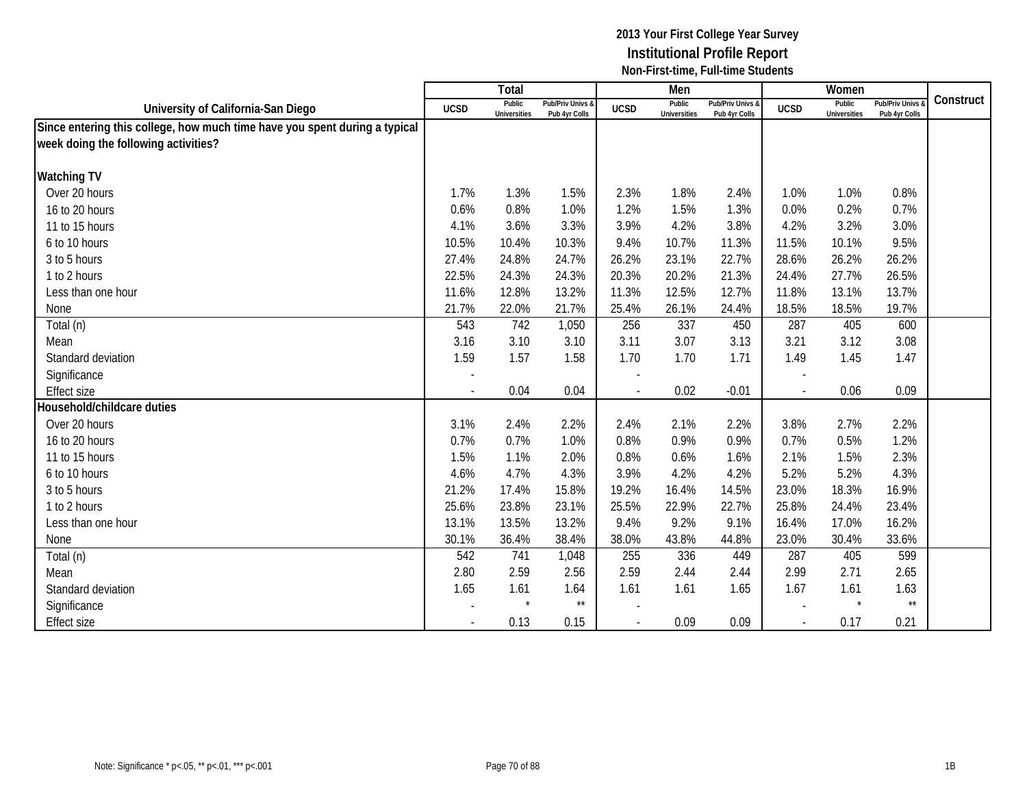**2013 Your First College Year Survey**
**Institutional Profile Report**
**Non-First-time, Full-time Students**

| University of California-San Diego | Total | | | Men | | | Women | | | Construct |
|---|---|---|---|---|---|---|---|---|---|---|
| | UCSD | Public Universities | Pub/Priv Univs & Pub 4yr Colls | UCSD | Public Universities | Pub/Priv Univs & Pub 4yr Colls | UCSD | Public Universities | Pub/Priv Univs & Pub 4yr Colls | |
| **Since entering this college, how much time have you spent during a typical week doing the following activities?** | | | | | | | | | | |
| **Watching TV** | | | | | | | | | | |
| Over 20 hours | 1.7% | 1.3% | 1.5% | 2.3% | 1.8% | 2.4% | 1.0% | 1.0% | 0.8% | |
| 16 to 20 hours | 0.6% | 0.8% | 1.0% | 1.2% | 1.5% | 1.3% | 0.0% | 0.2% | 0.7% | |
| 11 to 15 hours | 4.1% | 3.6% | 3.3% | 3.9% | 4.2% | 3.8% | 4.2% | 3.2% | 3.0% | |
| 6 to 10 hours | 10.5% | 10.4% | 10.3% | 9.4% | 10.7% | 11.3% | 11.5% | 10.1% | 9.5% | |
| 3 to 5 hours | 27.4% | 24.8% | 24.7% | 26.2% | 23.1% | 22.7% | 28.6% | 26.2% | 26.2% | |
| 1 to 2 hours | 22.5% | 24.3% | 24.3% | 20.3% | 20.2% | 21.3% | 24.4% | 27.7% | 26.5% | |
| Less than one hour | 11.6% | 12.8% | 13.2% | 11.3% | 12.5% | 12.7% | 11.8% | 13.1% | 13.7% | |
| None | 21.7% | 22.0% | 21.7% | 25.4% | 26.1% | 24.4% | 18.5% | 18.5% | 19.7% | |
| Total (n) | 543 | 742 | 1,050 | 256 | 337 | 450 | 287 | 405 | 600 | |
| Mean | 3.16 | 3.10 | 3.10 | 3.11 | 3.07 | 3.13 | 3.21 | 3.12 | 3.08 | |
| Standard deviation | 1.59 | 1.57 | 1.58 | 1.70 | 1.70 | 1.71 | 1.49 | 1.45 | 1.47 | |
| Significance | - | | | - | | | - | | | |
| Effect size | - | 0.04 | 0.04 | - | 0.02 | -0.01 | - | 0.06 | 0.09 | |
| **Household/childcare duties** | | | | | | | | | | |
| Over 20 hours | 3.1% | 2.4% | 2.2% | 2.4% | 2.1% | 2.2% | 3.8% | 2.7% | 2.2% | |
| 16 to 20 hours | 0.7% | 0.7% | 1.0% | 0.8% | 0.9% | 0.9% | 0.7% | 0.5% | 1.2% | |
| 11 to 15 hours | 1.5% | 1.1% | 2.0% | 0.8% | 0.6% | 1.6% | 2.1% | 1.5% | 2.3% | |
| 6 to 10 hours | 4.6% | 4.7% | 4.3% | 3.9% | 4.2% | 4.2% | 5.2% | 5.2% | 4.3% | |
| 3 to 5 hours | 21.2% | 17.4% | 15.8% | 19.2% | 16.4% | 14.5% | 23.0% | 18.3% | 16.9% | |
| 1 to 2 hours | 25.6% | 23.8% | 23.1% | 25.5% | 22.9% | 22.7% | 25.8% | 24.4% | 23.4% | |
| Less than one hour | 13.1% | 13.5% | 13.2% | 9.4% | 9.2% | 9.1% | 16.4% | 17.0% | 16.2% | |
| None | 30.1% | 36.4% | 38.4% | 38.0% | 43.8% | 44.8% | 23.0% | 30.4% | 33.6% | |
| Total (n) | 542 | 741 | 1,048 | 255 | 336 | 449 | 287 | 405 | 599 | |
| Mean | 2.80 | 2.59 | 2.56 | 2.59 | 2.44 | 2.44 | 2.99 | 2.71 | 2.65 | |
| Standard deviation | 1.65 | 1.61 | 1.64 | 1.61 | 1.61 | 1.65 | 1.67 | 1.61 | 1.63 | |
| Significance | - | * | ** | - | | | - | * | ** | |
| Effect size | - | 0.13 | 0.15 | - | 0.09 | 0.09 | - | 0.17 | 0.21 | |

Note: Significance * p<.05, ** p<.01, *** p<.001

1B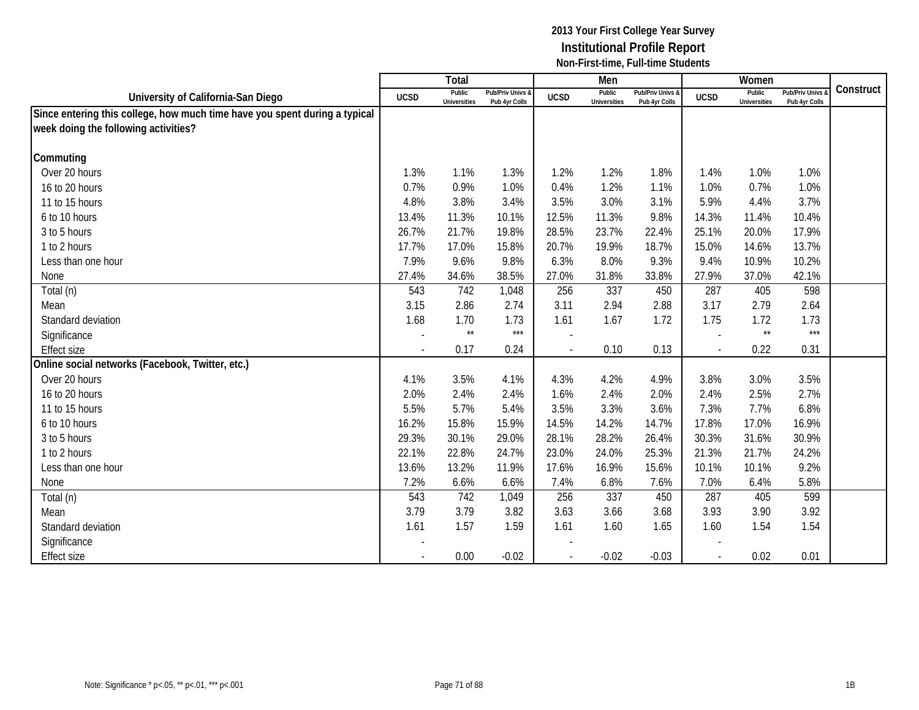# 2013 Your First College Year Survey

## Institutional Profile Report

### Non-First-time, Full-time Students

| University of California-San Diego | Total | | | Men | | | Women | | | Construct |
|---|---|---|---|---|---|---|---|---|---|---|
| | UCSD | Public Universities | Pub/Priv Univs & Pub 4yr Colls | UCSD | Public Universities | Pub/Priv Univs & Pub 4yr Colls | UCSD | Public Universities | Pub/Priv Univs & Pub 4yr Colls | |
| **Since entering this college, how much time have you spent during a typical week doing the following activities?** | | | | | | | | | | |
| **Commuting** | | | | | | | | | | |
| Over 20 hours | 1.3% | 1.1% | 1.3% | 1.2% | 1.2% | 1.8% | 1.4% | 1.0% | 1.0% | |
| 16 to 20 hours | 0.7% | 0.9% | 1.0% | 0.4% | 1.2% | 1.1% | 1.0% | 0.7% | 1.0% | |
| 11 to 15 hours | 4.8% | 3.8% | 3.4% | 3.5% | 3.0% | 3.1% | 5.9% | 4.4% | 3.7% | |
| 6 to 10 hours | 13.4% | 11.3% | 10.1% | 12.5% | 11.3% | 9.8% | 14.3% | 11.4% | 10.4% | |
| 3 to 5 hours | 26.7% | 21.7% | 19.8% | 28.5% | 23.7% | 22.4% | 25.1% | 20.0% | 17.9% | |
| 1 to 2 hours | 17.7% | 17.0% | 15.8% | 20.7% | 19.9% | 18.7% | 15.0% | 14.6% | 13.7% | |
| Less than one hour | 7.9% | 9.6% | 9.8% | 6.3% | 8.0% | 9.3% | 9.4% | 10.9% | 10.2% | |
| None | 27.4% | 34.6% | 38.5% | 27.0% | 31.8% | 33.8% | 27.9% | 37.0% | 42.1% | |
| Total (n) | 543 | 742 | 1,048 | 256 | 337 | 450 | 287 | 405 | 598 | |
| Mean | 3.15 | 2.86 | 2.74 | 3.11 | 2.94 | 2.88 | 3.17 | 2.79 | 2.64 | |
| Standard deviation | 1.68 | 1.70 | 1.73 | 1.61 | 1.67 | 1.72 | 1.75 | 1.72 | 1.73 | |
| Significance | - | ** | *** | - | | | - | ** | *** | |
| Effect size | - | 0.17 | 0.24 | - | 0.10 | 0.13 | - | 0.22 | 0.31 | |
| **Online social networks (Facebook, Twitter, etc.)** | | | | | | | | | | |
| Over 20 hours | 4.1% | 3.5% | 4.1% | 4.3% | 4.2% | 4.9% | 3.8% | 3.0% | 3.5% | |
| 16 to 20 hours | 2.0% | 2.4% | 2.4% | 1.6% | 2.4% | 2.0% | 2.4% | 2.5% | 2.7% | |
| 11 to 15 hours | 5.5% | 5.7% | 5.4% | 3.5% | 3.3% | 3.6% | 7.3% | 7.7% | 6.8% | |
| 6 to 10 hours | 16.2% | 15.8% | 15.9% | 14.5% | 14.2% | 14.7% | 17.8% | 17.0% | 16.9% | |
| 3 to 5 hours | 29.3% | 30.1% | 29.0% | 28.1% | 28.2% | 26.4% | 30.3% | 31.6% | 30.9% | |
| 1 to 2 hours | 22.1% | 22.8% | 24.7% | 23.0% | 24.0% | 25.3% | 21.3% | 21.7% | 24.2% | |
| Less than one hour | 13.6% | 13.2% | 11.9% | 17.6% | 16.9% | 15.6% | 10.1% | 10.1% | 9.2% | |
| None | 7.2% | 6.6% | 6.6% | 7.4% | 6.8% | 7.6% | 7.0% | 6.4% | 5.8% | |
| Total (n) | 543 | 742 | 1,049 | 256 | 337 | 450 | 287 | 405 | 599 | |
| Mean | 3.79 | 3.79 | 3.82 | 3.63 | 3.66 | 3.68 | 3.93 | 3.90 | 3.92 | |
| Standard deviation | 1.61 | 1.57 | 1.59 | 1.61 | 1.60 | 1.65 | 1.60 | 1.54 | 1.54 | |
| Significance | - | | | - | | | - | | | |
| Effect size | - | 0.00 | -0.02 | - | -0.02 | -0.03 | - | 0.02 | 0.01 | |

Note: Significance * p<.05, ** p<.01, *** p<.001

1B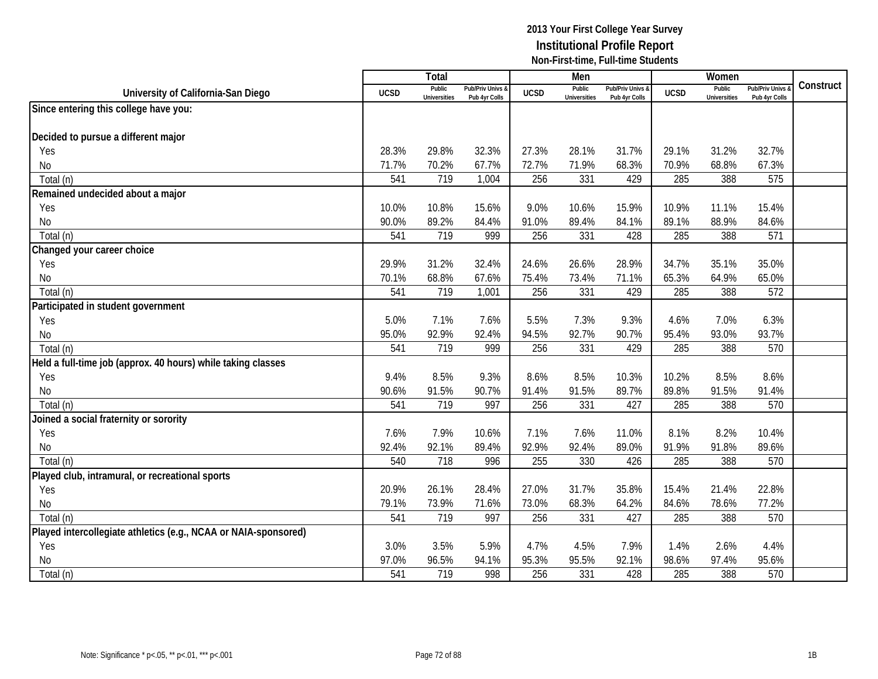# 2013 Your First College Year Survey

## Institutional Profile Report

### Non-First-time, Full-time Students

| University of California-San Diego | Total | | | Men | | | Women | | | Construct |
|---|---|---|---|---|---|---|---|---|---|---|
| | UCSD | Public Universities | Pub/Priv Univs & Pub 4yr Colls | UCSD | Public Universities | Pub/Priv Univs & Pub 4yr Colls | UCSD | Public Universities | Pub/Priv Univs & Pub 4yr Colls | |
| **Since entering this college have you:** | | | | | | | | | | |
| **Decided to pursue a different major** | | | | | | | | | | |
| Yes | 28.3% | 29.8% | 32.3% | 27.3% | 28.1% | 31.7% | 29.1% | 31.2% | 32.7% | |
| No | 71.7% | 70.2% | 67.7% | 72.7% | 71.9% | 68.3% | 70.9% | 68.8% | 67.3% | |
| Total (n) | 541 | 719 | 1,004 | 256 | 331 | 429 | 285 | 388 | 575 | |
| **Remained undecided about a major** | | | | | | | | | | |
| Yes | 10.0% | 10.8% | 15.6% | 9.0% | 10.6% | 15.9% | 10.9% | 11.1% | 15.4% | |
| No | 90.0% | 89.2% | 84.4% | 91.0% | 89.4% | 84.1% | 89.1% | 88.9% | 84.6% | |
| Total (n) | 541 | 719 | 999 | 256 | 331 | 428 | 285 | 388 | 571 | |
| **Changed your career choice** | | | | | | | | | | |
| Yes | 29.9% | 31.2% | 32.4% | 24.6% | 26.6% | 28.9% | 34.7% | 35.1% | 35.0% | |
| No | 70.1% | 68.8% | 67.6% | 75.4% | 73.4% | 71.1% | 65.3% | 64.9% | 65.0% | |
| Total (n) | 541 | 719 | 1,001 | 256 | 331 | 429 | 285 | 388 | 572 | |
| **Participated in student government** | | | | | | | | | | |
| Yes | 5.0% | 7.1% | 7.6% | 5.5% | 7.3% | 9.3% | 4.6% | 7.0% | 6.3% | |
| No | 95.0% | 92.9% | 92.4% | 94.5% | 92.7% | 90.7% | 95.4% | 93.0% | 93.7% | |
| Total (n) | 541 | 719 | 999 | 256 | 331 | 429 | 285 | 388 | 570 | |
| **Held a full-time job (approx. 40 hours) while taking classes** | | | | | | | | | | |
| Yes | 9.4% | 8.5% | 9.3% | 8.6% | 8.5% | 10.3% | 10.2% | 8.5% | 8.6% | |
| No | 90.6% | 91.5% | 90.7% | 91.4% | 91.5% | 89.7% | 89.8% | 91.5% | 91.4% | |
| Total (n) | 541 | 719 | 997 | 256 | 331 | 427 | 285 | 388 | 570 | |
| **Joined a social fraternity or sorority** | | | | | | | | | | |
| Yes | 7.6% | 7.9% | 10.6% | 7.1% | 7.6% | 11.0% | 8.1% | 8.2% | 10.4% | |
| No | 92.4% | 92.1% | 89.4% | 92.9% | 92.4% | 89.0% | 91.9% | 91.8% | 89.6% | |
| Total (n) | 540 | 718 | 996 | 255 | 330 | 426 | 285 | 388 | 570 | |
| **Played club, intramural, or recreational sports** | | | | | | | | | | |
| Yes | 20.9% | 26.1% | 28.4% | 27.0% | 31.7% | 35.8% | 15.4% | 21.4% | 22.8% | |
| No | 79.1% | 73.9% | 71.6% | 73.0% | 68.3% | 64.2% | 84.6% | 78.6% | 77.2% | |
| Total (n) | 541 | 719 | 997 | 256 | 331 | 427 | 285 | 388 | 570 | |
| **Played intercollegiate athletics (e.g., NCAA or NAIA-sponsored)** | | | | | | | | | | |
| Yes | 3.0% | 3.5% | 5.9% | 4.7% | 4.5% | 7.9% | 1.4% | 2.6% | 4.4% | |
| No | 97.0% | 96.5% | 94.1% | 95.3% | 95.5% | 92.1% | 98.6% | 97.4% | 95.6% | |
| Total (n) | 541 | 719 | 998 | 256 | 331 | 428 | 285 | 388 | 570 | |

Note: Significance * p<.05, ** p<.01, *** p<.001

1B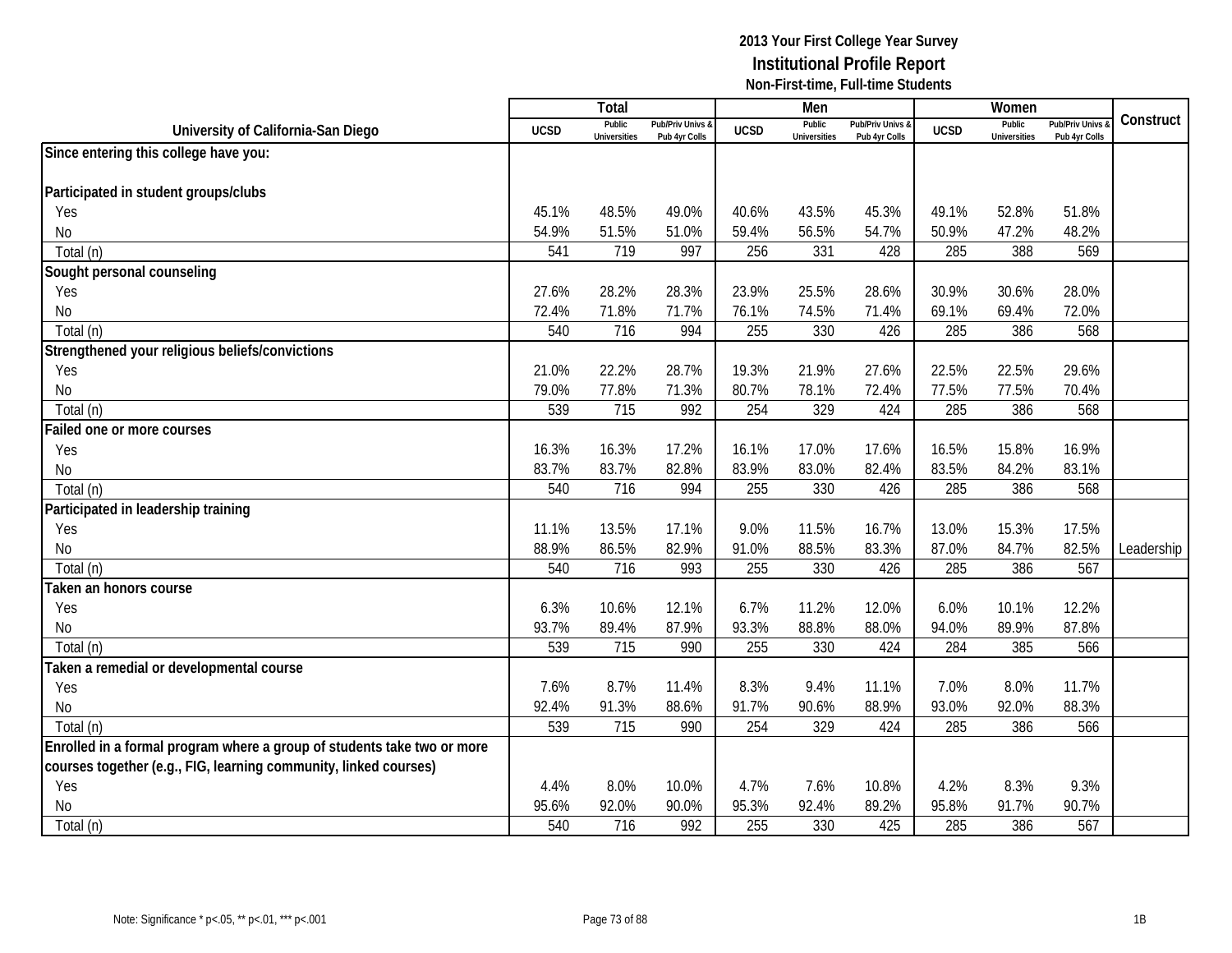**2013 Your First College Year Survey**
**Institutional Profile Report**
**Non-First-time, Full-time Students**

| University of California-San Diego | Total | | | Men | | | Women | | | Construct |
|---|---|---|---|---|---|---|---|---|---|---|
| | UCSD | Public Universities | Pub/Priv Univs & Pub 4yr Colls | UCSD | Public Universities | Pub/Priv Univs & Pub 4yr Colls | UCSD | Public Universities | Pub/Priv Univs & Pub 4yr Colls | |
| **Since entering this college have you:** | | | | | | | | | | |
| **Participated in student groups/clubs** | | | | | | | | | | |
| Yes | 45.1% | 48.5% | 49.0% | 40.6% | 43.5% | 45.3% | 49.1% | 52.8% | 51.8% | |
| No | 54.9% | 51.5% | 51.0% | 59.4% | 56.5% | 54.7% | 50.9% | 47.2% | 48.2% | |
| Total (n) | 541 | 719 | 997 | 256 | 331 | 428 | 285 | 388 | 569 | |
| **Sought personal counseling** | | | | | | | | | | |
| Yes | 27.6% | 28.2% | 28.3% | 23.9% | 25.5% | 28.6% | 30.9% | 30.6% | 28.0% | |
| No | 72.4% | 71.8% | 71.7% | 76.1% | 74.5% | 71.4% | 69.1% | 69.4% | 72.0% | |
| Total (n) | 540 | 716 | 994 | 255 | 330 | 426 | 285 | 386 | 568 | |
| **Strengthened your religious beliefs/convictions** | | | | | | | | | | |
| Yes | 21.0% | 22.2% | 28.7% | 19.3% | 21.9% | 27.6% | 22.5% | 22.5% | 29.6% | |
| No | 79.0% | 77.8% | 71.3% | 80.7% | 78.1% | 72.4% | 77.5% | 77.5% | 70.4% | |
| Total (n) | 539 | 715 | 992 | 254 | 329 | 424 | 285 | 386 | 568 | |
| **Failed one or more courses** | | | | | | | | | | |
| Yes | 16.3% | 16.3% | 17.2% | 16.1% | 17.0% | 17.6% | 16.5% | 15.8% | 16.9% | |
| No | 83.7% | 83.7% | 82.8% | 83.9% | 83.0% | 82.4% | 83.5% | 84.2% | 83.1% | |
| Total (n) | 540 | 716 | 994 | 255 | 330 | 426 | 285 | 386 | 568 | |
| **Participated in leadership training** | | | | | | | | | | |
| Yes | 11.1% | 13.5% | 17.1% | 9.0% | 11.5% | 16.7% | 13.0% | 15.3% | 17.5% | |
| No | 88.9% | 86.5% | 82.9% | 91.0% | 88.5% | 83.3% | 87.0% | 84.7% | 82.5% | Leadership |
| Total (n) | 540 | 716 | 993 | 255 | 330 | 426 | 285 | 386 | 567 | |
| **Taken an honors course** | | | | | | | | | | |
| Yes | 6.3% | 10.6% | 12.1% | 6.7% | 11.2% | 12.0% | 6.0% | 10.1% | 12.2% | |
| No | 93.7% | 89.4% | 87.9% | 93.3% | 88.8% | 88.0% | 94.0% | 89.9% | 87.8% | |
| Total (n) | 539 | 715 | 990 | 255 | 330 | 424 | 284 | 385 | 566 | |
| **Taken a remedial or developmental course** | | | | | | | | | | |
| Yes | 7.6% | 8.7% | 11.4% | 8.3% | 9.4% | 11.1% | 7.0% | 8.0% | 11.7% | |
| No | 92.4% | 91.3% | 88.6% | 91.7% | 90.6% | 88.9% | 93.0% | 92.0% | 88.3% | |
| Total (n) | 539 | 715 | 990 | 254 | 329 | 424 | 285 | 386 | 566 | |
| **Enrolled in a formal program where a group of students take two or more courses together (e.g., FIG, learning community, linked courses)** | | | | | | | | | | |
| Yes | 4.4% | 8.0% | 10.0% | 4.7% | 7.6% | 10.8% | 4.2% | 8.3% | 9.3% | |
| No | 95.6% | 92.0% | 90.0% | 95.3% | 92.4% | 89.2% | 95.8% | 91.7% | 90.7% | |
| Total (n) | 540 | 716 | 992 | 255 | 330 | 425 | 285 | 386 | 567 | |

Note: Significance * p<.05, ** p<.01, *** p<.001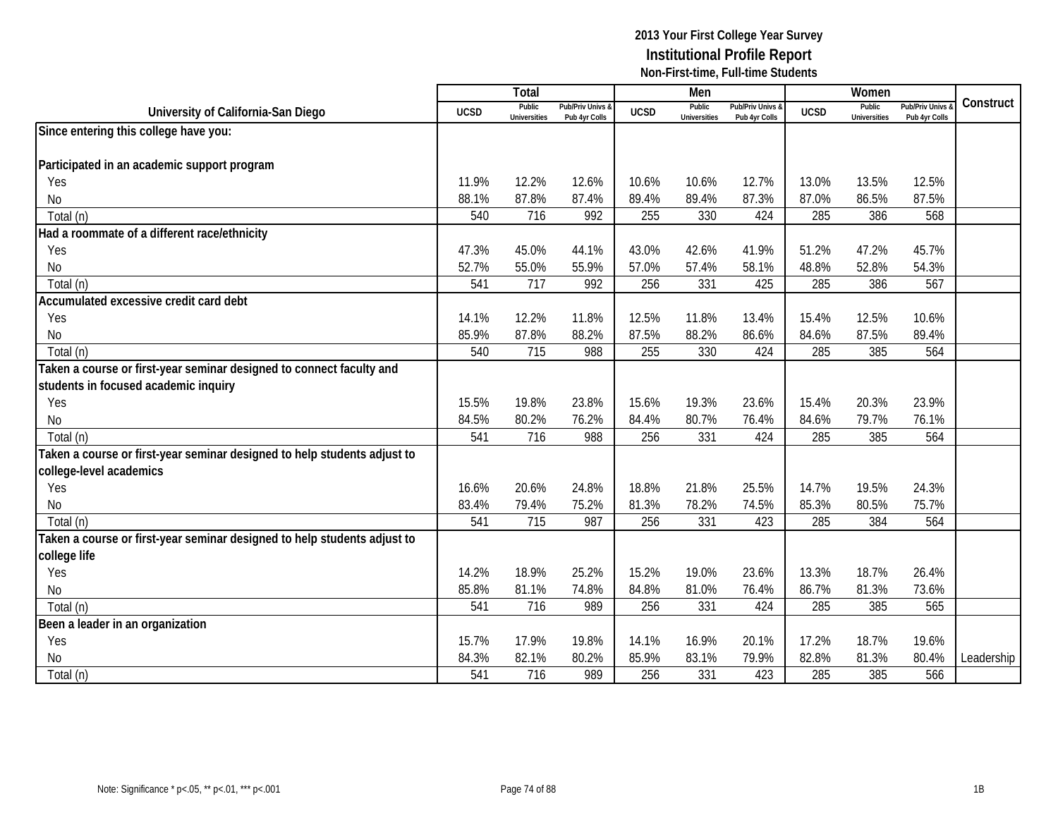**2013 Your First College Year Survey**
**Institutional Profile Report**
**Non-First-time, Full-time Students**

| University of California-San Diego | Total | | | Men | | | Women | | | Construct |
|---|---|---|---|---|---|---|---|---|---|---|
| | UCSD | Public Universities | Pub/Priv Univs & Pub 4yr Colls | UCSD | Public Universities | Pub/Priv Univs & Pub 4yr Colls | UCSD | Public Universities | Pub/Priv Univs & Pub 4yr Colls | |
| **Since entering this college have you:** | | | | | | | | | | |
| **Participated in an academic support program** | | | | | | | | | | |
| Yes | 11.9% | 12.2% | 12.6% | 10.6% | 10.6% | 12.7% | 13.0% | 13.5% | 12.5% | |
| No | 88.1% | 87.8% | 87.4% | 89.4% | 89.4% | 87.3% | 87.0% | 86.5% | 87.5% | |
| Total (n) | 540 | 716 | 992 | 255 | 330 | 424 | 285 | 386 | 568 | |
| **Had a roommate of a different race/ethnicity** | | | | | | | | | | |
| Yes | 47.3% | 45.0% | 44.1% | 43.0% | 42.6% | 41.9% | 51.2% | 47.2% | 45.7% | |
| No | 52.7% | 55.0% | 55.9% | 57.0% | 57.4% | 58.1% | 48.8% | 52.8% | 54.3% | |
| Total (n) | 541 | 717 | 992 | 256 | 331 | 425 | 285 | 386 | 567 | |
| **Accumulated excessive credit card debt** | | | | | | | | | | |
| Yes | 14.1% | 12.2% | 11.8% | 12.5% | 11.8% | 13.4% | 15.4% | 12.5% | 10.6% | |
| No | 85.9% | 87.8% | 88.2% | 87.5% | 88.2% | 86.6% | 84.6% | 87.5% | 89.4% | |
| Total (n) | 540 | 715 | 988 | 255 | 330 | 424 | 285 | 385 | 564 | |
| **Taken a course or first-year seminar designed to connect faculty and students in focused academic inquiry** | | | | | | | | | | |
| Yes | 15.5% | 19.8% | 23.8% | 15.6% | 19.3% | 23.6% | 15.4% | 20.3% | 23.9% | |
| No | 84.5% | 80.2% | 76.2% | 84.4% | 80.7% | 76.4% | 84.6% | 79.7% | 76.1% | |
| Total (n) | 541 | 716 | 988 | 256 | 331 | 424 | 285 | 385 | 564 | |
| **Taken a course or first-year seminar designed to help students adjust to college-level academics** | | | | | | | | | | |
| Yes | 16.6% | 20.6% | 24.8% | 18.8% | 21.8% | 25.5% | 14.7% | 19.5% | 24.3% | |
| No | 83.4% | 79.4% | 75.2% | 81.3% | 78.2% | 74.5% | 85.3% | 80.5% | 75.7% | |
| Total (n) | 541 | 715 | 987 | 256 | 331 | 423 | 285 | 384 | 564 | |
| **Taken a course or first-year seminar designed to help students adjust to college life** | | | | | | | | | | |
| Yes | 14.2% | 18.9% | 25.2% | 15.2% | 19.0% | 23.6% | 13.3% | 18.7% | 26.4% | |
| No | 85.8% | 81.1% | 74.8% | 84.8% | 81.0% | 76.4% | 86.7% | 81.3% | 73.6% | |
| Total (n) | 541 | 716 | 989 | 256 | 331 | 424 | 285 | 385 | 565 | |
| **Been a leader in an organization** | | | | | | | | | | |
| Yes | 15.7% | 17.9% | 19.8% | 14.1% | 16.9% | 20.1% | 17.2% | 18.7% | 19.6% | |
| No | 84.3% | 82.1% | 80.2% | 85.9% | 83.1% | 79.9% | 82.8% | 81.3% | 80.4% | Leadership |
| Total (n) | 541 | 716 | 989 | 256 | 331 | 423 | 285 | 385 | 566 | |

Note: Significance * p<.05, ** p<.01, *** p<.001

1B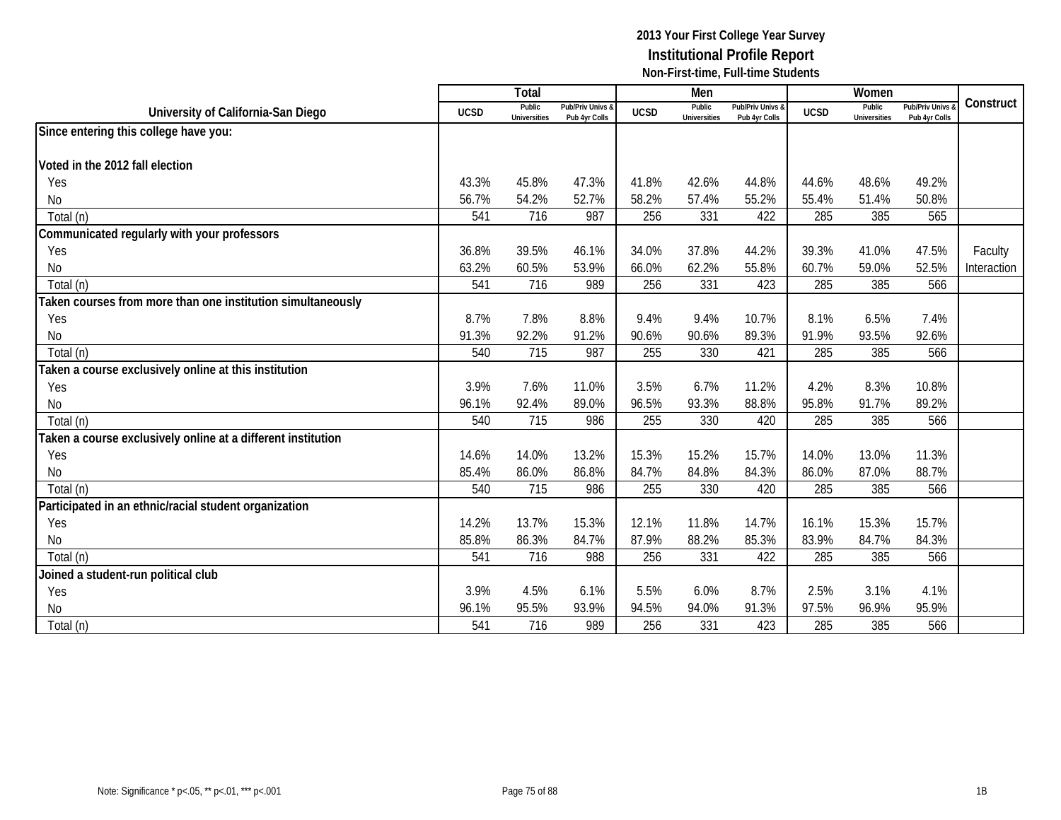# 2013 Your First College Year Survey
## Institutional Profile Report
### Non-First-time, Full-time Students

| University of California-San Diego | Total | | | Men | | | Women | | | Construct |
|---|---|---|---|---|---|---|---|---|---|---|
| | UCSD | Public Universities | Pub/Priv Univs & Pub 4yr Colls | UCSD | Public Universities | Pub/Priv Univs & Pub 4yr Colls | UCSD | Public Universities | Pub/Priv Univs & Pub 4yr Colls | |
| **Since entering this college have you:** | | | | | | | | | | |
| **Voted in the 2012 fall election** | | | | | | | | | | |
| Yes | 43.3% | 45.8% | 47.3% | 41.8% | 42.6% | 44.8% | 44.6% | 48.6% | 49.2% | |
| No | 56.7% | 54.2% | 52.7% | 58.2% | 57.4% | 55.2% | 55.4% | 51.4% | 50.8% | |
| Total (n) | 541 | 716 | 987 | 256 | 331 | 422 | 285 | 385 | 565 | |
| **Communicated regularly with your professors** | | | | | | | | | | |
| Yes | 36.8% | 39.5% | 46.1% | 34.0% | 37.8% | 44.2% | 39.3% | 41.0% | 47.5% | Faculty |
| No | 63.2% | 60.5% | 53.9% | 66.0% | 62.2% | 55.8% | 60.7% | 59.0% | 52.5% | Interaction |
| Total (n) | 541 | 716 | 989 | 256 | 331 | 423 | 285 | 385 | 566 | |
| **Taken courses from more than one institution simultaneously** | | | | | | | | | | |
| Yes | 8.7% | 7.8% | 8.8% | 9.4% | 9.4% | 10.7% | 8.1% | 6.5% | 7.4% | |
| No | 91.3% | 92.2% | 91.2% | 90.6% | 90.6% | 89.3% | 91.9% | 93.5% | 92.6% | |
| Total (n) | 540 | 715 | 987 | 255 | 330 | 421 | 285 | 385 | 566 | |
| **Taken a course exclusively online at this institution** | | | | | | | | | | |
| Yes | 3.9% | 7.6% | 11.0% | 3.5% | 6.7% | 11.2% | 4.2% | 8.3% | 10.8% | |
| No | 96.1% | 92.4% | 89.0% | 96.5% | 93.3% | 88.8% | 95.8% | 91.7% | 89.2% | |
| Total (n) | 540 | 715 | 986 | 255 | 330 | 420 | 285 | 385 | 566 | |
| **Taken a course exclusively online at a different institution** | | | | | | | | | | |
| Yes | 14.6% | 14.0% | 13.2% | 15.3% | 15.2% | 15.7% | 14.0% | 13.0% | 11.3% | |
| No | 85.4% | 86.0% | 86.8% | 84.7% | 84.8% | 84.3% | 86.0% | 87.0% | 88.7% | |
| Total (n) | 540 | 715 | 986 | 255 | 330 | 420 | 285 | 385 | 566 | |
| **Participated in an ethnic/racial student organization** | | | | | | | | | | |
| Yes | 14.2% | 13.7% | 15.3% | 12.1% | 11.8% | 14.7% | 16.1% | 15.3% | 15.7% | |
| No | 85.8% | 86.3% | 84.7% | 87.9% | 88.2% | 85.3% | 83.9% | 84.7% | 84.3% | |
| Total (n) | 541 | 716 | 988 | 256 | 331 | 422 | 285 | 385 | 566 | |
| **Joined a student-run political club** | | | | | | | | | | |
| Yes | 3.9% | 4.5% | 6.1% | 5.5% | 6.0% | 8.7% | 2.5% | 3.1% | 4.1% | |
| No | 96.1% | 95.5% | 93.9% | 94.5% | 94.0% | 91.3% | 97.5% | 96.9% | 95.9% | |
| Total (n) | 541 | 716 | 989 | 256 | 331 | 423 | 285 | 385 | 566 | |

Note: Significance * p<.05, ** p<.01, *** p<.001

1B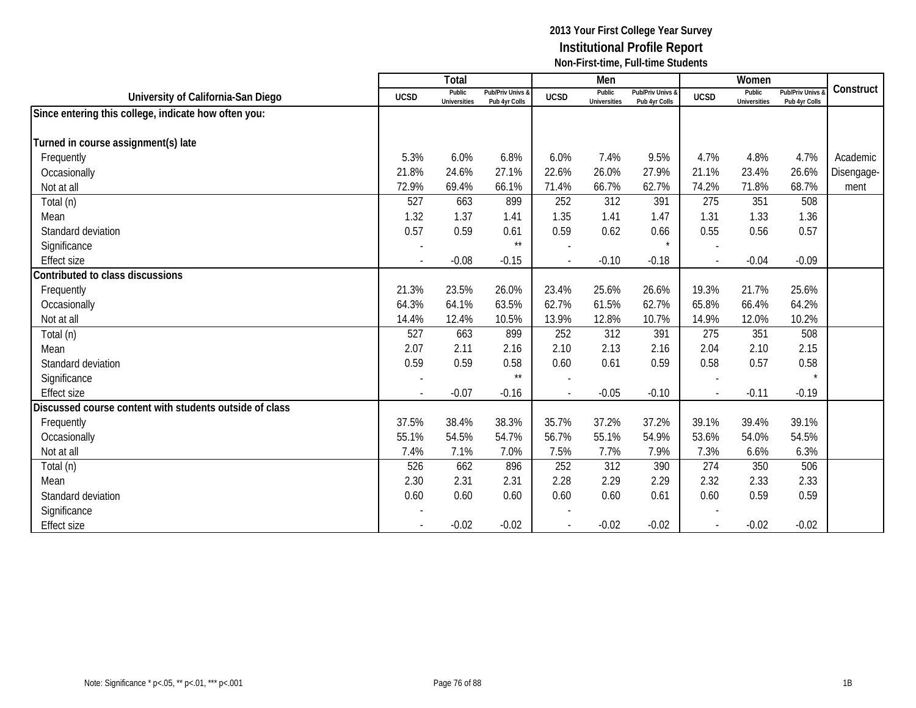# 2013 Your First College Year Survey
## Institutional Profile Report
### Non-First-time, Full-time Students

| University of California-San Diego | Total | | | Men | | | Women | | | Construct |
|---|---|---|---|---|---|---|---|---|---|---|
| | UCSD | Public Universities | Pub/Priv Univs & Pub 4yr Colls | UCSD | Public Universities | Pub/Priv Univs & Pub 4yr Colls | UCSD | Public Universities | Pub/Priv Univs & Pub 4yr Colls | |
| **Since entering this college, indicate how often you:** | | | | | | | | | | |
| **Turned in course assignment(s) late** | | | | | | | | | | |
| Frequently | 5.3% | 6.0% | 6.8% | 6.0% | 7.4% | 9.5% | 4.7% | 4.8% | 4.7% | Academic Disengage-ment |
| Occasionally | 21.8% | 24.6% | 27.1% | 22.6% | 26.0% | 27.9% | 21.1% | 23.4% | 26.6% | |
| Not at all | 72.9% | 69.4% | 66.1% | 71.4% | 66.7% | 62.7% | 74.2% | 71.8% | 68.7% | |
| Total (n) | 527 | 663 | 899 | 252 | 312 | 391 | 275 | 351 | 508 | |
| Mean | 1.32 | 1.37 | 1.41 | 1.35 | 1.41 | 1.47 | 1.31 | 1.33 | 1.36 | |
| Standard deviation | 0.57 | 0.59 | 0.61 | 0.59 | 0.62 | 0.66 | 0.55 | 0.56 | 0.57 | |
| Significance | - | | ** | - | | * | - | | | |
| Effect size | - | -0.08 | -0.15 | - | -0.10 | -0.18 | - | -0.04 | -0.09 | |
| **Contributed to class discussions** | | | | | | | | | | |
| Frequently | 21.3% | 23.5% | 26.0% | 23.4% | 25.6% | 26.6% | 19.3% | 21.7% | 25.6% | |
| Occasionally | 64.3% | 64.1% | 63.5% | 62.7% | 61.5% | 62.7% | 65.8% | 66.4% | 64.2% | |
| Not at all | 14.4% | 12.4% | 10.5% | 13.9% | 12.8% | 10.7% | 14.9% | 12.0% | 10.2% | |
| Total (n) | 527 | 663 | 899 | 252 | 312 | 391 | 275 | 351 | 508 | |
| Mean | 2.07 | 2.11 | 2.16 | 2.10 | 2.13 | 2.16 | 2.04 | 2.10 | 2.15 | |
| Standard deviation | 0.59 | 0.59 | 0.58 | 0.60 | 0.61 | 0.59 | 0.58 | 0.57 | 0.58 | |
| Significance | - | | ** | - | | | - | | * | |
| Effect size | - | -0.07 | -0.16 | - | -0.05 | -0.10 | - | -0.11 | -0.19 | |
| **Discussed course content with students outside of class** | | | | | | | | | | |
| Frequently | 37.5% | 38.4% | 38.3% | 35.7% | 37.2% | 37.2% | 39.1% | 39.4% | 39.1% | |
| Occasionally | 55.1% | 54.5% | 54.7% | 56.7% | 55.1% | 54.9% | 53.6% | 54.0% | 54.5% | |
| Not at all | 7.4% | 7.1% | 7.0% | 7.5% | 7.7% | 7.9% | 7.3% | 6.6% | 6.3% | |
| Total (n) | 526 | 662 | 896 | 252 | 312 | 390 | 274 | 350 | 506 | |
| Mean | 2.30 | 2.31 | 2.31 | 2.28 | 2.29 | 2.29 | 2.32 | 2.33 | 2.33 | |
| Standard deviation | 0.60 | 0.60 | 0.60 | 0.60 | 0.60 | 0.61 | 0.60 | 0.59 | 0.59 | |
| Significance | - | | | - | | | - | | | |
| Effect size | - | -0.02 | -0.02 | - | -0.02 | -0.02 | - | -0.02 | -0.02 | |

Note: Significance * p<.05, ** p<.01, *** p<.001

1B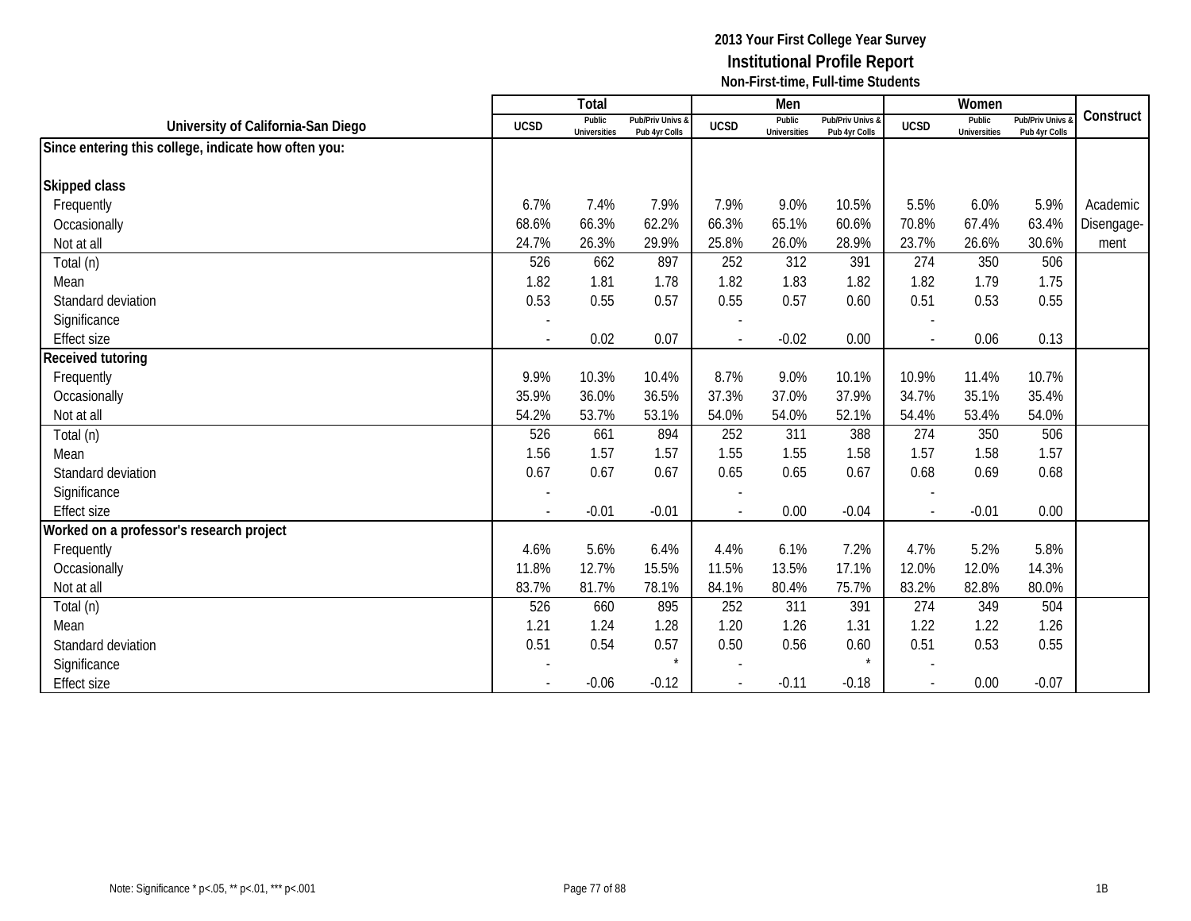2013 Your First College Year Survey
**Institutional Profile Report**
**Non-First-time, Full-time Students**

| University of California-San Diego | Total | | | Men | | | Women | | | Construct |
|---|---|---|---|---|---|---|---|---|---|---|
| | UCSD | Public Universities | Pub/Priv Univs & Pub 4yr Colls | UCSD | Public Universities | Pub/Priv Univs & Pub 4yr Colls | UCSD | Public Universities | Pub/Priv Univs & Pub 4yr Colls | |
| **Since entering this college, indicate how often you:** | | | | | | | | | | |
| **Skipped class** | | | | | | | | | | |
| Frequently | 6.7% | 7.4% | 7.9% | 7.9% | 9.0% | 10.5% | 5.5% | 6.0% | 5.9% | Academic Disengage-ment |
| Occasionally | 68.6% | 66.3% | 62.2% | 66.3% | 65.1% | 60.6% | 70.8% | 67.4% | 63.4% | |
| Not at all | 24.7% | 26.3% | 29.9% | 25.8% | 26.0% | 28.9% | 23.7% | 26.6% | 30.6% | |
| Total (n) | 526 | 662 | 897 | 252 | 312 | 391 | 274 | 350 | 506 | |
| Mean | 1.82 | 1.81 | 1.78 | 1.82 | 1.83 | 1.82 | 1.82 | 1.79 | 1.75 | |
| Standard deviation | 0.53 | 0.55 | 0.57 | 0.55 | 0.57 | 0.60 | 0.51 | 0.53 | 0.55 | |
| Significance | - | | | - | | | - | | | |
| Effect size | - | 0.02 | 0.07 | - | -0.02 | 0.00 | - | 0.06 | 0.13 | |
| **Received tutoring** | | | | | | | | | | |
| Frequently | 9.9% | 10.3% | 10.4% | 8.7% | 9.0% | 10.1% | 10.9% | 11.4% | 10.7% | |
| Occasionally | 35.9% | 36.0% | 36.5% | 37.3% | 37.0% | 37.9% | 34.7% | 35.1% | 35.4% | |
| Not at all | 54.2% | 53.7% | 53.1% | 54.0% | 54.0% | 52.1% | 54.4% | 53.4% | 54.0% | |
| Total (n) | 526 | 661 | 894 | 252 | 311 | 388 | 274 | 350 | 506 | |
| Mean | 1.56 | 1.57 | 1.57 | 1.55 | 1.55 | 1.58 | 1.57 | 1.58 | 1.57 | |
| Standard deviation | 0.67 | 0.67 | 0.67 | 0.65 | 0.65 | 0.67 | 0.68 | 0.69 | 0.68 | |
| Significance | - | | | - | | | - | | | |
| Effect size | - | -0.01 | -0.01 | - | 0.00 | -0.04 | - | -0.01 | 0.00 | |
| **Worked on a professor's research project** | | | | | | | | | | |
| Frequently | 4.6% | 5.6% | 6.4% | 4.4% | 6.1% | 7.2% | 4.7% | 5.2% | 5.8% | |
| Occasionally | 11.8% | 12.7% | 15.5% | 11.5% | 13.5% | 17.1% | 12.0% | 12.0% | 14.3% | |
| Not at all | 83.7% | 81.7% | 78.1% | 84.1% | 80.4% | 75.7% | 83.2% | 82.8% | 80.0% | |
| Total (n) | 526 | 660 | 895 | 252 | 311 | 391 | 274 | 349 | 504 | |
| Mean | 1.21 | 1.24 | 1.28 | 1.20 | 1.26 | 1.31 | 1.22 | 1.22 | 1.26 | |
| Standard deviation | 0.51 | 0.54 | 0.57 | 0.50 | 0.56 | 0.60 | 0.51 | 0.53 | 0.55 | |
| Significance | - | | * | - | | * | - | | | |
| Effect size | - | -0.06 | -0.12 | - | -0.11 | -0.18 | - | 0.00 | -0.07 | |

Note: Significance * p<.05, ** p<.01, *** p<.001

1B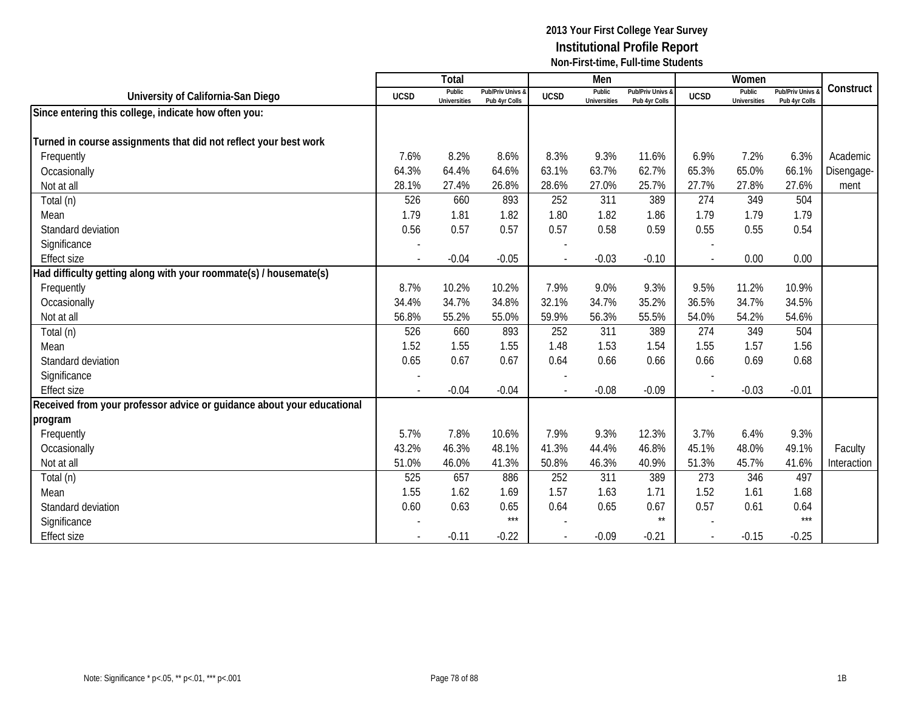# 2013 Your First College Year Survey
## Institutional Profile Report
### Non-First-time, Full-time Students

| University of California-San Diego | Total | | | Men | | | Women | | | Construct |
|---|---|---|---|---|---|---|---|---|---|---|
| | UCSD | Public Universities | Pub/Priv Univs & Pub 4yr Colls | UCSD | Public Universities | Pub/Priv Univs & Pub 4yr Colls | UCSD | Public Universities | Pub/Priv Univs & Pub 4yr Colls | |
| **Since entering this college, indicate how often you:** | | | | | | | | | | |
| **Turned in course assignments that did not reflect your best work** | | | | | | | | | | |
| Frequently | 7.6% | 8.2% | 8.6% | 8.3% | 9.3% | 11.6% | 6.9% | 7.2% | 6.3% | Academic Disengagement |
| Occasionally | 64.3% | 64.4% | 64.6% | 63.1% | 63.7% | 62.7% | 65.3% | 65.0% | 66.1% | |
| Not at all | 28.1% | 27.4% | 26.8% | 28.6% | 27.0% | 25.7% | 27.7% | 27.8% | 27.6% | |
| Total (n) | 526 | 660 | 893 | 252 | 311 | 389 | 274 | 349 | 504 | |
| Mean | 1.79 | 1.81 | 1.82 | 1.80 | 1.82 | 1.86 | 1.79 | 1.79 | 1.79 | |
| Standard deviation | 0.56 | 0.57 | 0.57 | 0.57 | 0.58 | 0.59 | 0.55 | 0.55 | 0.54 | |
| Significance | - | | | - | | | - | | | |
| Effect size | - | -0.04 | -0.05 | - | -0.03 | -0.10 | - | 0.00 | 0.00 | |
| **Had difficulty getting along with your roommate(s) / housemate(s)** | | | | | | | | | | |
| Frequently | 8.7% | 10.2% | 10.2% | 7.9% | 9.0% | 9.3% | 9.5% | 11.2% | 10.9% | |
| Occasionally | 34.4% | 34.7% | 34.8% | 32.1% | 34.7% | 35.2% | 36.5% | 34.7% | 34.5% | |
| Not at all | 56.8% | 55.2% | 55.0% | 59.9% | 56.3% | 55.5% | 54.0% | 54.2% | 54.6% | |
| Total (n) | 526 | 660 | 893 | 252 | 311 | 389 | 274 | 349 | 504 | |
| Mean | 1.52 | 1.55 | 1.55 | 1.48 | 1.53 | 1.54 | 1.55 | 1.57 | 1.56 | |
| Standard deviation | 0.65 | 0.67 | 0.67 | 0.64 | 0.66 | 0.66 | 0.66 | 0.69 | 0.68 | |
| Significance | - | | | - | | | - | | | |
| Effect size | - | -0.04 | -0.04 | - | -0.08 | -0.09 | - | -0.03 | -0.01 | |
| **Received from your professor advice or guidance about your educational program** | | | | | | | | | | |
| Frequently | 5.7% | 7.8% | 10.6% | 7.9% | 9.3% | 12.3% | 3.7% | 6.4% | 9.3% | |
| Occasionally | 43.2% | 46.3% | 48.1% | 41.3% | 44.4% | 46.8% | 45.1% | 48.0% | 49.1% | Faculty Interaction |
| Not at all | 51.0% | 46.0% | 41.3% | 50.8% | 46.3% | 40.9% | 51.3% | 45.7% | 41.6% | |
| Total (n) | 525 | 657 | 886 | 252 | 311 | 389 | 273 | 346 | 497 | |
| Mean | 1.55 | 1.62 | 1.69 | 1.57 | 1.63 | 1.71 | 1.52 | 1.61 | 1.68 | |
| Standard deviation | 0.60 | 0.63 | 0.65 | 0.64 | 0.65 | 0.67 | 0.57 | 0.61 | 0.64 | |
| Significance | - | | *** | - | | ** | - | | *** | |
| Effect size | - | -0.11 | -0.22 | - | -0.09 | -0.21 | - | -0.15 | -0.25 | |

Note: Significance * p<.05, ** p<.01, *** p<.001

1B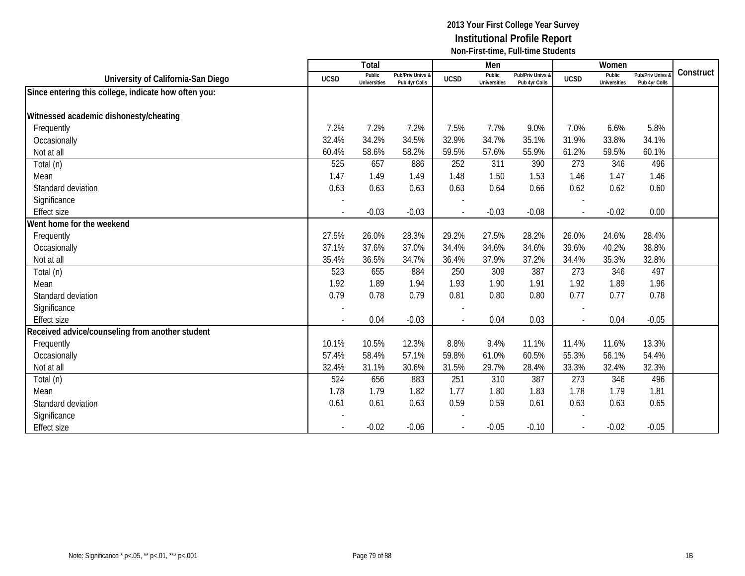# 2013 Your First College Year Survey
## Institutional Profile Report
### Non-First-time, Full-time Students

| University of California-San Diego | Total | | | Men | | | Women | | | Construct |
|---|---|---|---|---|---|---|---|---|---|---|
| | UCSD | Public Universities | Pub/Priv Univs & Pub 4yr Colls | UCSD | Public Universities | Pub/Priv Univs & Pub 4yr Colls | UCSD | Public Universities | Pub/Priv Univs & Pub 4yr Colls | |
| **Since entering this college, indicate how often you:** | | | | | | | | | | |
| **Witnessed academic dishonesty/cheating** | | | | | | | | | | |
| Frequently | 7.2% | 7.2% | 7.2% | 7.5% | 7.7% | 9.0% | 7.0% | 6.6% | 5.8% | |
| Occasionally | 32.4% | 34.2% | 34.5% | 32.9% | 34.7% | 35.1% | 31.9% | 33.8% | 34.1% | |
| Not at all | 60.4% | 58.6% | 58.2% | 59.5% | 57.6% | 55.9% | 61.2% | 59.5% | 60.1% | |
| Total (n) | 525 | 657 | 886 | 252 | 311 | 390 | 273 | 346 | 496 | |
| Mean | 1.47 | 1.49 | 1.49 | 1.48 | 1.50 | 1.53 | 1.46 | 1.47 | 1.46 | |
| Standard deviation | 0.63 | 0.63 | 0.63 | 0.63 | 0.64 | 0.66 | 0.62 | 0.62 | 0.60 | |
| Significance | - | | | - | | | - | | | |
| Effect size | - | -0.03 | -0.03 | - | -0.03 | -0.08 | - | -0.02 | 0.00 | |
| **Went home for the weekend** | | | | | | | | | | |
| Frequently | 27.5% | 26.0% | 28.3% | 29.2% | 27.5% | 28.2% | 26.0% | 24.6% | 28.4% | |
| Occasionally | 37.1% | 37.6% | 37.0% | 34.4% | 34.6% | 34.6% | 39.6% | 40.2% | 38.8% | |
| Not at all | 35.4% | 36.5% | 34.7% | 36.4% | 37.9% | 37.2% | 34.4% | 35.3% | 32.8% | |
| Total (n) | 523 | 655 | 884 | 250 | 309 | 387 | 273 | 346 | 497 | |
| Mean | 1.92 | 1.89 | 1.94 | 1.93 | 1.90 | 1.91 | 1.92 | 1.89 | 1.96 | |
| Standard deviation | 0.79 | 0.78 | 0.79 | 0.81 | 0.80 | 0.80 | 0.77 | 0.77 | 0.78 | |
| Significance | - | | | - | | | - | | | |
| Effect size | - | 0.04 | -0.03 | - | 0.04 | 0.03 | - | 0.04 | -0.05 | |
| **Received advice/counseling from another student** | | | | | | | | | | |
| Frequently | 10.1% | 10.5% | 12.3% | 8.8% | 9.4% | 11.1% | 11.4% | 11.6% | 13.3% | |
| Occasionally | 57.4% | 58.4% | 57.1% | 59.8% | 61.0% | 60.5% | 55.3% | 56.1% | 54.4% | |
| Not at all | 32.4% | 31.1% | 30.6% | 31.5% | 29.7% | 28.4% | 33.3% | 32.4% | 32.3% | |
| Total (n) | 524 | 656 | 883 | 251 | 310 | 387 | 273 | 346 | 496 | |
| Mean | 1.78 | 1.79 | 1.82 | 1.77 | 1.80 | 1.83 | 1.78 | 1.79 | 1.81 | |
| Standard deviation | 0.61 | 0.61 | 0.63 | 0.59 | 0.59 | 0.61 | 0.63 | 0.63 | 0.65 | |
| Significance | - | | | - | | | - | | | |
| Effect size | - | -0.02 | -0.06 | - | -0.05 | -0.10 | - | -0.02 | -0.05 | |

Note: Significance * p<.05, ** p<.01, *** p<.001

1B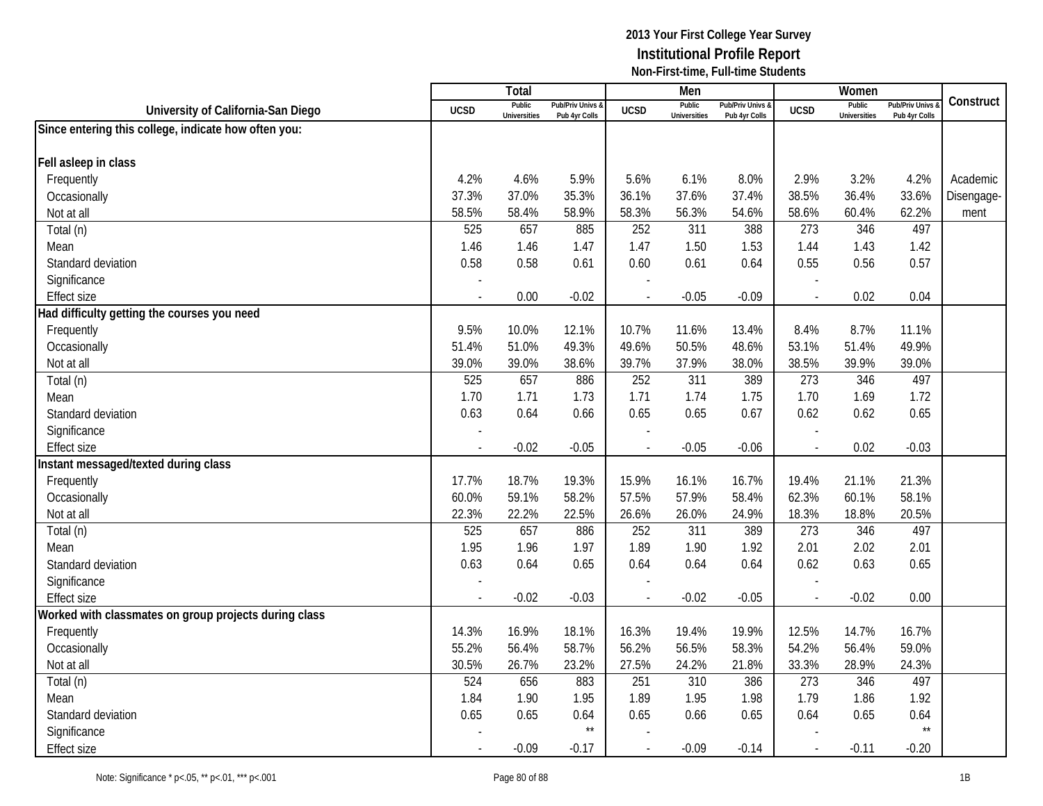**2013 Your First College Year Survey**
**Institutional Profile Report**
**Non-First-time, Full-time Students**

| University of California-San Diego | Total | | | Men | | | Women | | | Construct |
|---|---|---|---|---|---|---|---|---|---|---|
| | UCSD | Public Universities | Pub/Priv Univs & Pub 4yr Colls | UCSD | Public Universities | Pub/Priv Univs & Pub 4yr Colls | UCSD | Public Universities | Pub/Priv Univs & Pub 4yr Colls | |
| **Since entering this college, indicate how often you:** | | | | | | | | | | |
| **Fell asleep in class** | | | | | | | | | | |
| Frequently | 4.2% | 4.6% | 5.9% | 5.6% | 6.1% | 8.0% | 2.9% | 3.2% | 4.2% | Academic Disengage-ment |
| Occasionally | 37.3% | 37.0% | 35.3% | 36.1% | 37.6% | 37.4% | 38.5% | 36.4% | 33.6% | |
| Not at all | 58.5% | 58.4% | 58.9% | 58.3% | 56.3% | 54.6% | 58.6% | 60.4% | 62.2% | |
| Total (n) | 525 | 657 | 885 | 252 | 311 | 388 | 273 | 346 | 497 | |
| Mean | 1.46 | 1.46 | 1.47 | 1.47 | 1.50 | 1.53 | 1.44 | 1.43 | 1.42 | |
| Standard deviation | 0.58 | 0.58 | 0.61 | 0.60 | 0.61 | 0.64 | 0.55 | 0.56 | 0.57 | |
| Significance | - | | | - | | | - | | | |
| Effect size | - | 0.00 | -0.02 | - | -0.05 | -0.09 | - | 0.02 | 0.04 | |
| **Had difficulty getting the courses you need** | | | | | | | | | | |
| Frequently | 9.5% | 10.0% | 12.1% | 10.7% | 11.6% | 13.4% | 8.4% | 8.7% | 11.1% | |
| Occasionally | 51.4% | 51.0% | 49.3% | 49.6% | 50.5% | 48.6% | 53.1% | 51.4% | 49.9% | |
| Not at all | 39.0% | 39.0% | 38.6% | 39.7% | 37.9% | 38.0% | 38.5% | 39.9% | 39.0% | |
| Total (n) | 525 | 657 | 886 | 252 | 311 | 389 | 273 | 346 | 497 | |
| Mean | 1.70 | 1.71 | 1.73 | 1.71 | 1.74 | 1.75 | 1.70 | 1.69 | 1.72 | |
| Standard deviation | 0.63 | 0.64 | 0.66 | 0.65 | 0.65 | 0.67 | 0.62 | 0.62 | 0.65 | |
| Significance | - | | | - | | | - | | | |
| Effect size | - | -0.02 | -0.05 | - | -0.05 | -0.06 | - | 0.02 | -0.03 | |
| **Instant messaged/texted during class** | | | | | | | | | | |
| Frequently | 17.7% | 18.7% | 19.3% | 15.9% | 16.1% | 16.7% | 19.4% | 21.1% | 21.3% | |
| Occasionally | 60.0% | 59.1% | 58.2% | 57.5% | 57.9% | 58.4% | 62.3% | 60.1% | 58.1% | |
| Not at all | 22.3% | 22.2% | 22.5% | 26.6% | 26.0% | 24.9% | 18.3% | 18.8% | 20.5% | |
| Total (n) | 525 | 657 | 886 | 252 | 311 | 389 | 273 | 346 | 497 | |
| Mean | 1.95 | 1.96 | 1.97 | 1.89 | 1.90 | 1.92 | 2.01 | 2.02 | 2.01 | |
| Standard deviation | 0.63 | 0.64 | 0.65 | 0.64 | 0.64 | 0.64 | 0.62 | 0.63 | 0.65 | |
| Significance | - | | | - | | | - | | | |
| Effect size | - | -0.02 | -0.03 | - | -0.02 | -0.05 | - | -0.02 | 0.00 | |
| **Worked with classmates on group projects during class** | | | | | | | | | | |
| Frequently | 14.3% | 16.9% | 18.1% | 16.3% | 19.4% | 19.9% | 12.5% | 14.7% | 16.7% | |
| Occasionally | 55.2% | 56.4% | 58.7% | 56.2% | 56.5% | 58.3% | 54.2% | 56.4% | 59.0% | |
| Not at all | 30.5% | 26.7% | 23.2% | 27.5% | 24.2% | 21.8% | 33.3% | 28.9% | 24.3% | |
| Total (n) | 524 | 656 | 883 | 251 | 310 | 386 | 273 | 346 | 497 | |
| Mean | 1.84 | 1.90 | 1.95 | 1.89 | 1.95 | 1.98 | 1.79 | 1.86 | 1.92 | |
| Standard deviation | 0.65 | 0.65 | 0.64 | 0.65 | 0.66 | 0.65 | 0.64 | 0.65 | 0.64 | |
| Significance | - | | ** | - | | | - | | ** | |
| Effect size | - | -0.09 | -0.17 | - | -0.09 | -0.14 | - | -0.11 | -0.20 | |

Note: Significance * p<.05, ** p<.01, *** p<.001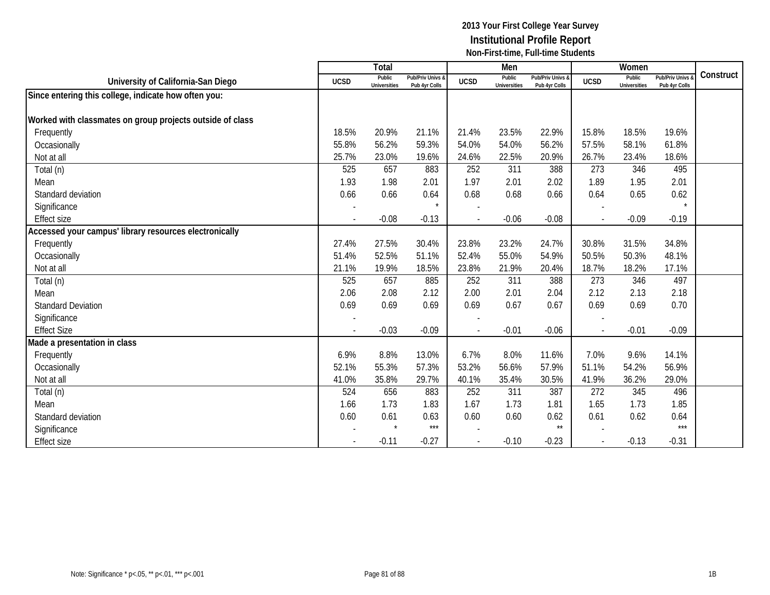**2013 Your First College Year Survey**
**Institutional Profile Report**
**Non-First-time, Full-time Students**

| University of California-San Diego | Total | | | Men | | | Women | | | Construct |
|---|---|---|---|---|---|---|---|---|---|---|
| | UCSD | Public Universities | Pub/Priv Univs & Pub 4yr Colls | UCSD | Public Universities | Pub/Priv Univs & Pub 4yr Colls | UCSD | Public Universities | Pub/Priv Univs & Pub 4yr Colls | |
| **Since entering this college, indicate how often you:** | | | | | | | | | | |
| **Worked with classmates on group projects outside of class** | | | | | | | | | | |
| Frequently | 18.5% | 20.9% | 21.1% | 21.4% | 23.5% | 22.9% | 15.8% | 18.5% | 19.6% | |
| Occasionally | 55.8% | 56.2% | 59.3% | 54.0% | 54.0% | 56.2% | 57.5% | 58.1% | 61.8% | |
| Not at all | 25.7% | 23.0% | 19.6% | 24.6% | 22.5% | 20.9% | 26.7% | 23.4% | 18.6% | |
| Total (n) | 525 | 657 | 883 | 252 | 311 | 388 | 273 | 346 | 495 | |
| Mean | 1.93 | 1.98 | 2.01 | 1.97 | 2.01 | 2.02 | 1.89 | 1.95 | 2.01 | |
| Standard deviation | 0.66 | 0.66 | 0.64 | 0.68 | 0.68 | 0.66 | 0.64 | 0.65 | 0.62 | |
| Significance | - | | * | - | | | - | | * | |
| Effect size | - | -0.08 | -0.13 | - | -0.06 | -0.08 | - | -0.09 | -0.19 | |
| **Accessed your campus' library resources electronically** | | | | | | | | | | |
| Frequently | 27.4% | 27.5% | 30.4% | 23.8% | 23.2% | 24.7% | 30.8% | 31.5% | 34.8% | |
| Occasionally | 51.4% | 52.5% | 51.1% | 52.4% | 55.0% | 54.9% | 50.5% | 50.3% | 48.1% | |
| Not at all | 21.1% | 19.9% | 18.5% | 23.8% | 21.9% | 20.4% | 18.7% | 18.2% | 17.1% | |
| Total (n) | 525 | 657 | 885 | 252 | 311 | 388 | 273 | 346 | 497 | |
| Mean | 2.06 | 2.08 | 2.12 | 2.00 | 2.01 | 2.04 | 2.12 | 2.13 | 2.18 | |
| Standard Deviation | 0.69 | 0.69 | 0.69 | 0.69 | 0.67 | 0.67 | 0.69 | 0.69 | 0.70 | |
| Significance | - | | | - | | | - | | | |
| Effect Size | - | -0.03 | -0.09 | - | -0.01 | -0.06 | - | -0.01 | -0.09 | |
| **Made a presentation in class** | | | | | | | | | | |
| Frequently | 6.9% | 8.8% | 13.0% | 6.7% | 8.0% | 11.6% | 7.0% | 9.6% | 14.1% | |
| Occasionally | 52.1% | 55.3% | 57.3% | 53.2% | 56.6% | 57.9% | 51.1% | 54.2% | 56.9% | |
| Not at all | 41.0% | 35.8% | 29.7% | 40.1% | 35.4% | 30.5% | 41.9% | 36.2% | 29.0% | |
| Total (n) | 524 | 656 | 883 | 252 | 311 | 387 | 272 | 345 | 496 | |
| Mean | 1.66 | 1.73 | 1.83 | 1.67 | 1.73 | 1.81 | 1.65 | 1.73 | 1.85 | |
| Standard deviation | 0.60 | 0.61 | 0.63 | 0.60 | 0.60 | 0.62 | 0.61 | 0.62 | 0.64 | |
| Significance | - | * | *** | - | | ** | - | | *** | |
| Effect size | - | -0.11 | -0.27 | - | -0.10 | -0.23 | - | -0.13 | -0.31 | |

Note: Significance * p<.05, ** p<.01, *** p<.001

1B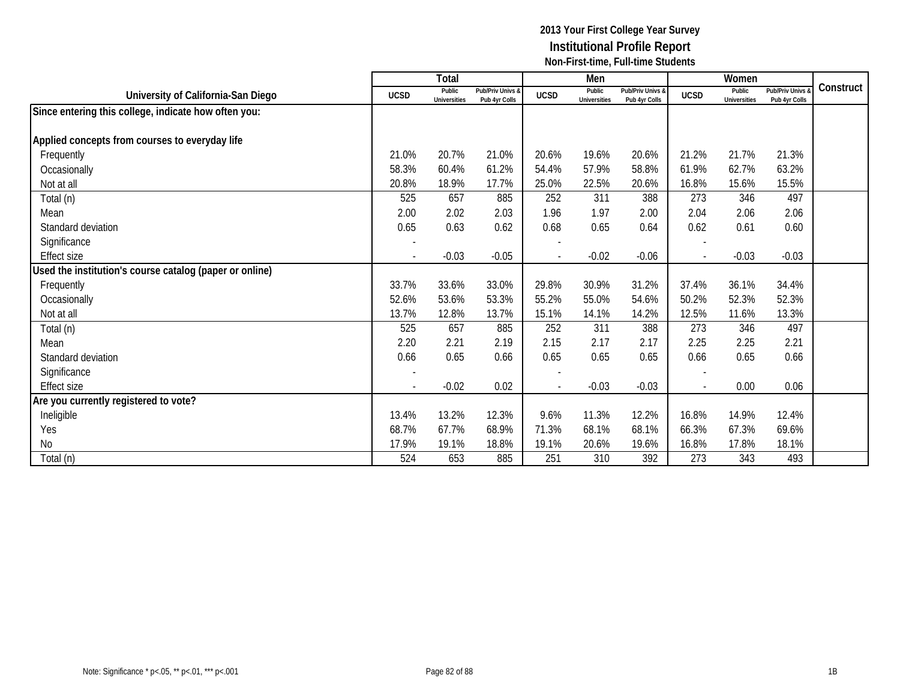# 2013 Your First College Year Survey
## Institutional Profile Report
### Non-First-time, Full-time Students

| University of California-San Diego | Total | | | Men | | | Women | | | Construct |
|---|---|---|---|---|---|---|---|---|---|---|
| | UCSD | Public Universities | Pub/Priv Univs & Pub 4yr Colls | UCSD | Public Universities | Pub/Priv Univs & Pub 4yr Colls | UCSD | Public Universities | Pub/Priv Univs & Pub 4yr Colls | |
| **Since entering this college, indicate how often you:** | | | | | | | | | | |
| **Applied concepts from courses to everyday life** | | | | | | | | | | |
| Frequently | 21.0% | 20.7% | 21.0% | 20.6% | 19.6% | 20.6% | 21.2% | 21.7% | 21.3% | |
| Occasionally | 58.3% | 60.4% | 61.2% | 54.4% | 57.9% | 58.8% | 61.9% | 62.7% | 63.2% | |
| Not at all | 20.8% | 18.9% | 17.7% | 25.0% | 22.5% | 20.6% | 16.8% | 15.6% | 15.5% | |
| Total (n) | 525 | 657 | 885 | 252 | 311 | 388 | 273 | 346 | 497 | |
| Mean | 2.00 | 2.02 | 2.03 | 1.96 | 1.97 | 2.00 | 2.04 | 2.06 | 2.06 | |
| Standard deviation | 0.65 | 0.63 | 0.62 | 0.68 | 0.65 | 0.64 | 0.62 | 0.61 | 0.60 | |
| Significance | - | | | - | | | - | | | |
| Effect size | - | -0.03 | -0.05 | - | -0.02 | -0.06 | - | -0.03 | -0.03 | |
| **Used the institution's course catalog (paper or online)** | | | | | | | | | | |
| Frequently | 33.7% | 33.6% | 33.0% | 29.8% | 30.9% | 31.2% | 37.4% | 36.1% | 34.4% | |
| Occasionally | 52.6% | 53.6% | 53.3% | 55.2% | 55.0% | 54.6% | 50.2% | 52.3% | 52.3% | |
| Not at all | 13.7% | 12.8% | 13.7% | 15.1% | 14.1% | 14.2% | 12.5% | 11.6% | 13.3% | |
| Total (n) | 525 | 657 | 885 | 252 | 311 | 388 | 273 | 346 | 497 | |
| Mean | 2.20 | 2.21 | 2.19 | 2.15 | 2.17 | 2.17 | 2.25 | 2.25 | 2.21 | |
| Standard deviation | 0.66 | 0.65 | 0.66 | 0.65 | 0.65 | 0.65 | 0.66 | 0.65 | 0.66 | |
| Significance | - | | | - | | | - | | | |
| Effect size | - | -0.02 | 0.02 | - | -0.03 | -0.03 | - | 0.00 | 0.06 | |
| **Are you currently registered to vote?** | | | | | | | | | | |
| Ineligible | 13.4% | 13.2% | 12.3% | 9.6% | 11.3% | 12.2% | 16.8% | 14.9% | 12.4% | |
| Yes | 68.7% | 67.7% | 68.9% | 71.3% | 68.1% | 68.1% | 66.3% | 67.3% | 69.6% | |
| No | 17.9% | 19.1% | 18.8% | 19.1% | 20.6% | 19.6% | 16.8% | 17.8% | 18.1% | |
| Total (n) | 524 | 653 | 885 | 251 | 310 | 392 | 273 | 343 | 493 | |

Note: Significance * p<.05, ** p<.01, *** p<.001

1B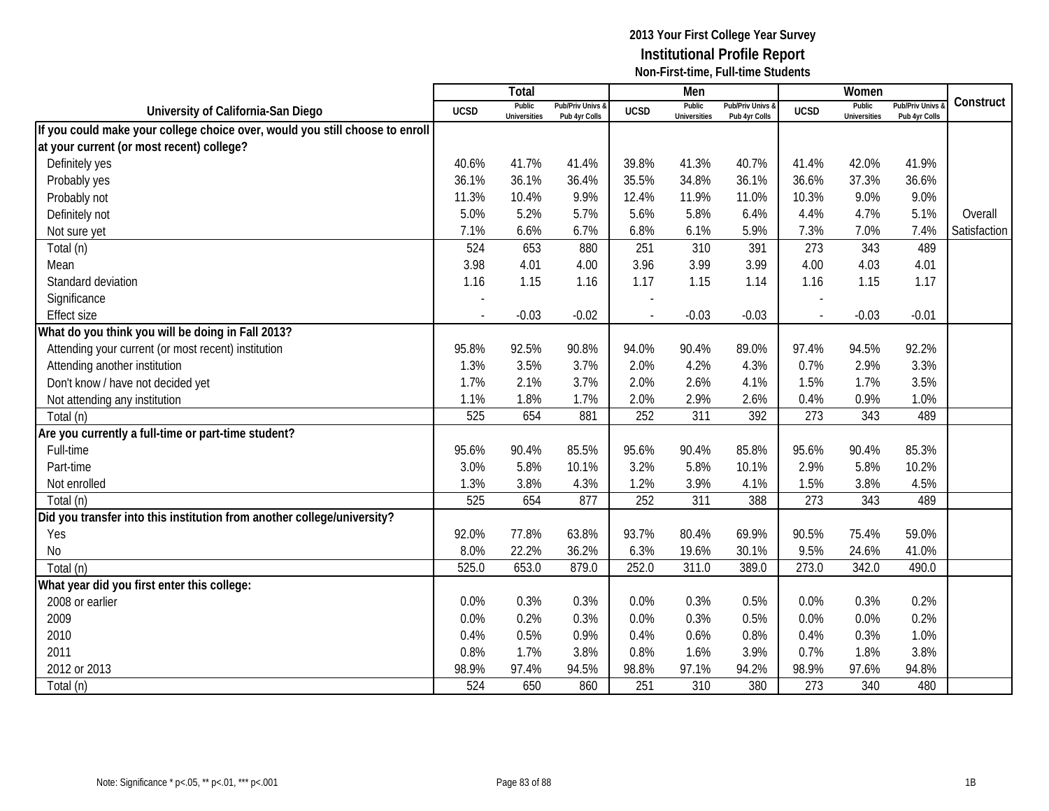# 2013 Your First College Year Survey
## Institutional Profile Report
### Non-First-time, Full-time Students

| University of California-San Diego | Total | | | Men | | | Women | | | Construct |
|---|---|---|---|---|---|---|---|---|---|---|
| | UCSD | Public Universities | Pub/Priv Univs & Pub 4yr Colls | UCSD | Public Universities | Pub/Priv Univs & Pub 4yr Colls | UCSD | Public Universities | Pub/Priv Univs & Pub 4yr Colls | |
| **If you could make your college choice over, would you still choose to enroll at your current (or most recent) college?** | | | | | | | | | | |
| Definitely yes | 40.6% | 41.7% | 41.4% | 39.8% | 41.3% | 40.7% | 41.4% | 42.0% | 41.9% | |
| Probably yes | 36.1% | 36.1% | 36.4% | 35.5% | 34.8% | 36.1% | 36.6% | 37.3% | 36.6% | |
| Probably not | 11.3% | 10.4% | 9.9% | 12.4% | 11.9% | 11.0% | 10.3% | 9.0% | 9.0% | |
| Definitely not | 5.0% | 5.2% | 5.7% | 5.6% | 5.8% | 6.4% | 4.4% | 4.7% | 5.1% | Overall |
| Not sure yet | 7.1% | 6.6% | 6.7% | 6.8% | 6.1% | 5.9% | 7.3% | 7.0% | 7.4% | Satisfaction |
| Total (n) | 524 | 653 | 880 | 251 | 310 | 391 | 273 | 343 | 489 | |
| Mean | 3.98 | 4.01 | 4.00 | 3.96 | 3.99 | 3.99 | 4.00 | 4.03 | 4.01 | |
| Standard deviation | 1.16 | 1.15 | 1.16 | 1.17 | 1.15 | 1.14 | 1.16 | 1.15 | 1.17 | |
| Significance | - | | | - | | | - | | | |
| Effect size | - | -0.03 | -0.02 | - | -0.03 | -0.03 | - | -0.03 | -0.01 | |
| **What do you think you will be doing in Fall 2013?** | | | | | | | | | | |
| Attending your current (or most recent) institution | 95.8% | 92.5% | 90.8% | 94.0% | 90.4% | 89.0% | 97.4% | 94.5% | 92.2% | |
| Attending another institution | 1.3% | 3.5% | 3.7% | 2.0% | 4.2% | 4.3% | 0.7% | 2.9% | 3.3% | |
| Don't know / have not decided yet | 1.7% | 2.1% | 3.7% | 2.0% | 2.6% | 4.1% | 1.5% | 1.7% | 3.5% | |
| Not attending any institution | 1.1% | 1.8% | 1.7% | 2.0% | 2.9% | 2.6% | 0.4% | 0.9% | 1.0% | |
| Total (n) | 525 | 654 | 881 | 252 | 311 | 392 | 273 | 343 | 489 | |
| **Are you currently a full-time or part-time student?** | | | | | | | | | | |
| Full-time | 95.6% | 90.4% | 85.5% | 95.6% | 90.4% | 85.8% | 95.6% | 90.4% | 85.3% | |
| Part-time | 3.0% | 5.8% | 10.1% | 3.2% | 5.8% | 10.1% | 2.9% | 5.8% | 10.2% | |
| Not enrolled | 1.3% | 3.8% | 4.3% | 1.2% | 3.9% | 4.1% | 1.5% | 3.8% | 4.5% | |
| Total (n) | 525 | 654 | 877 | 252 | 311 | 388 | 273 | 343 | 489 | |
| **Did you transfer into this institution from another college/university?** | | | | | | | | | | |
| Yes | 92.0% | 77.8% | 63.8% | 93.7% | 80.4% | 69.9% | 90.5% | 75.4% | 59.0% | |
| No | 8.0% | 22.2% | 36.2% | 6.3% | 19.6% | 30.1% | 9.5% | 24.6% | 41.0% | |
| Total (n) | 525.0 | 653.0 | 879.0 | 252.0 | 311.0 | 389.0 | 273.0 | 342.0 | 490.0 | |
| **What year did you first enter this college:** | | | | | | | | | | |
| 2008 or earlier | 0.0% | 0.3% | 0.3% | 0.0% | 0.3% | 0.5% | 0.0% | 0.3% | 0.2% | |
| 2009 | 0.0% | 0.2% | 0.3% | 0.0% | 0.3% | 0.5% | 0.0% | 0.0% | 0.2% | |
| 2010 | 0.4% | 0.5% | 0.9% | 0.4% | 0.6% | 0.8% | 0.4% | 0.3% | 1.0% | |
| 2011 | 0.8% | 1.7% | 3.8% | 0.8% | 1.6% | 3.9% | 0.7% | 1.8% | 3.8% | |
| 2012 or 2013 | 98.9% | 97.4% | 94.5% | 98.8% | 97.1% | 94.2% | 98.9% | 97.6% | 94.8% | |
| Total (n) | 524 | 650 | 860 | 251 | 310 | 380 | 273 | 340 | 480 | |

Note: Significance * p<.05, ** p<.01, *** p<.001

1B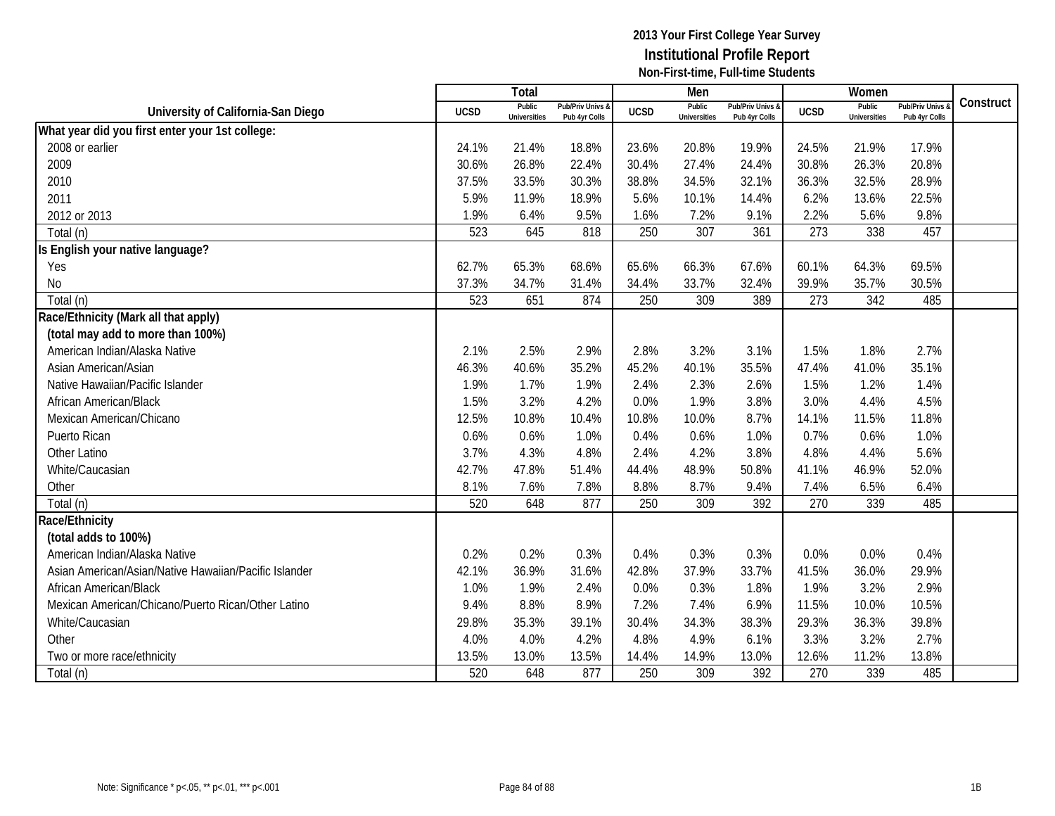**2013 Your First College Year Survey**
**Institutional Profile Report**
**Non-First-time, Full-time Students**

| University of California-San Diego | Total | | | Men | | | Women | | | Construct |
|---|---|---|---|---|---|---|---|---|---|---|
| | UCSD | Public Universities | Pub/Priv Univs & Pub 4yr Colls | UCSD | Public Universities | Pub/Priv Univs & Pub 4yr Colls | UCSD | Public Universities | Pub/Priv Univs & Pub 4yr Colls | |
| **What year did you first enter your 1st college:** | | | | | | | | | | |
| 2008 or earlier | 24.1% | 21.4% | 18.8% | 23.6% | 20.8% | 19.9% | 24.5% | 21.9% | 17.9% | |
| 2009 | 30.6% | 26.8% | 22.4% | 30.4% | 27.4% | 24.4% | 30.8% | 26.3% | 20.8% | |
| 2010 | 37.5% | 33.5% | 30.3% | 38.8% | 34.5% | 32.1% | 36.3% | 32.5% | 28.9% | |
| 2011 | 5.9% | 11.9% | 18.9% | 5.6% | 10.1% | 14.4% | 6.2% | 13.6% | 22.5% | |
| 2012 or 2013 | 1.9% | 6.4% | 9.5% | 1.6% | 7.2% | 9.1% | 2.2% | 5.6% | 9.8% | |
| Total (n) | 523 | 645 | 818 | 250 | 307 | 361 | 273 | 338 | 457 | |
| **Is English your native language?** | | | | | | | | | | |
| Yes | 62.7% | 65.3% | 68.6% | 65.6% | 66.3% | 67.6% | 60.1% | 64.3% | 69.5% | |
| No | 37.3% | 34.7% | 31.4% | 34.4% | 33.7% | 32.4% | 39.9% | 35.7% | 30.5% | |
| Total (n) | 523 | 651 | 874 | 250 | 309 | 389 | 273 | 342 | 485 | |
| **Race/Ethnicity (Mark all that apply)** | | | | | | | | | | |
| **(total may add to more than 100%)** | | | | | | | | | | |
| American Indian/Alaska Native | 2.1% | 2.5% | 2.9% | 2.8% | 3.2% | 3.1% | 1.5% | 1.8% | 2.7% | |
| Asian American/Asian | 46.3% | 40.6% | 35.2% | 45.2% | 40.1% | 35.5% | 47.4% | 41.0% | 35.1% | |
| Native Hawaiian/Pacific Islander | 1.9% | 1.7% | 1.9% | 2.4% | 2.3% | 2.6% | 1.5% | 1.2% | 1.4% | |
| African American/Black | 1.5% | 3.2% | 4.2% | 0.0% | 1.9% | 3.8% | 3.0% | 4.4% | 4.5% | |
| Mexican American/Chicano | 12.5% | 10.8% | 10.4% | 10.8% | 10.0% | 8.7% | 14.1% | 11.5% | 11.8% | |
| Puerto Rican | 0.6% | 0.6% | 1.0% | 0.4% | 0.6% | 1.0% | 0.7% | 0.6% | 1.0% | |
| Other Latino | 3.7% | 4.3% | 4.8% | 2.4% | 4.2% | 3.8% | 4.8% | 4.4% | 5.6% | |
| White/Caucasian | 42.7% | 47.8% | 51.4% | 44.4% | 48.9% | 50.8% | 41.1% | 46.9% | 52.0% | |
| Other | 8.1% | 7.6% | 7.8% | 8.8% | 8.7% | 9.4% | 7.4% | 6.5% | 6.4% | |
| Total (n) | 520 | 648 | 877 | 250 | 309 | 392 | 270 | 339 | 485 | |
| **Race/Ethnicity** | | | | | | | | | | |
| **(total adds to 100%)** | | | | | | | | | | |
| American Indian/Alaska Native | 0.2% | 0.2% | 0.3% | 0.4% | 0.3% | 0.3% | 0.0% | 0.0% | 0.4% | |
| Asian American/Asian/Native Hawaiian/Pacific Islander | 42.1% | 36.9% | 31.6% | 42.8% | 37.9% | 33.7% | 41.5% | 36.0% | 29.9% | |
| African American/Black | 1.0% | 1.9% | 2.4% | 0.0% | 0.3% | 1.8% | 1.9% | 3.2% | 2.9% | |
| Mexican American/Chicano/Puerto Rican/Other Latino | 9.4% | 8.8% | 8.9% | 7.2% | 7.4% | 6.9% | 11.5% | 10.0% | 10.5% | |
| White/Caucasian | 29.8% | 35.3% | 39.1% | 30.4% | 34.3% | 38.3% | 29.3% | 36.3% | 39.8% | |
| Other | 4.0% | 4.0% | 4.2% | 4.8% | 4.9% | 6.1% | 3.3% | 3.2% | 2.7% | |
| Two or more race/ethnicity | 13.5% | 13.0% | 13.5% | 14.4% | 14.9% | 13.0% | 12.6% | 11.2% | 13.8% | |
| Total (n) | 520 | 648 | 877 | 250 | 309 | 392 | 270 | 339 | 485 | |

Note: Significance * p<.05, ** p<.01, *** p<.001

1B